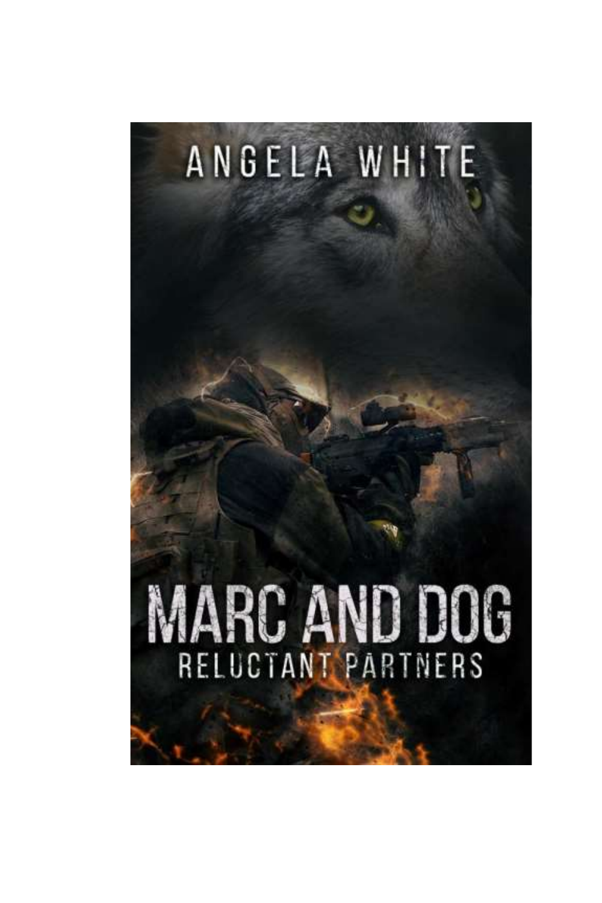ANGELA WHITE

# MARC AND DOG

## RELUCTANT PARTNERS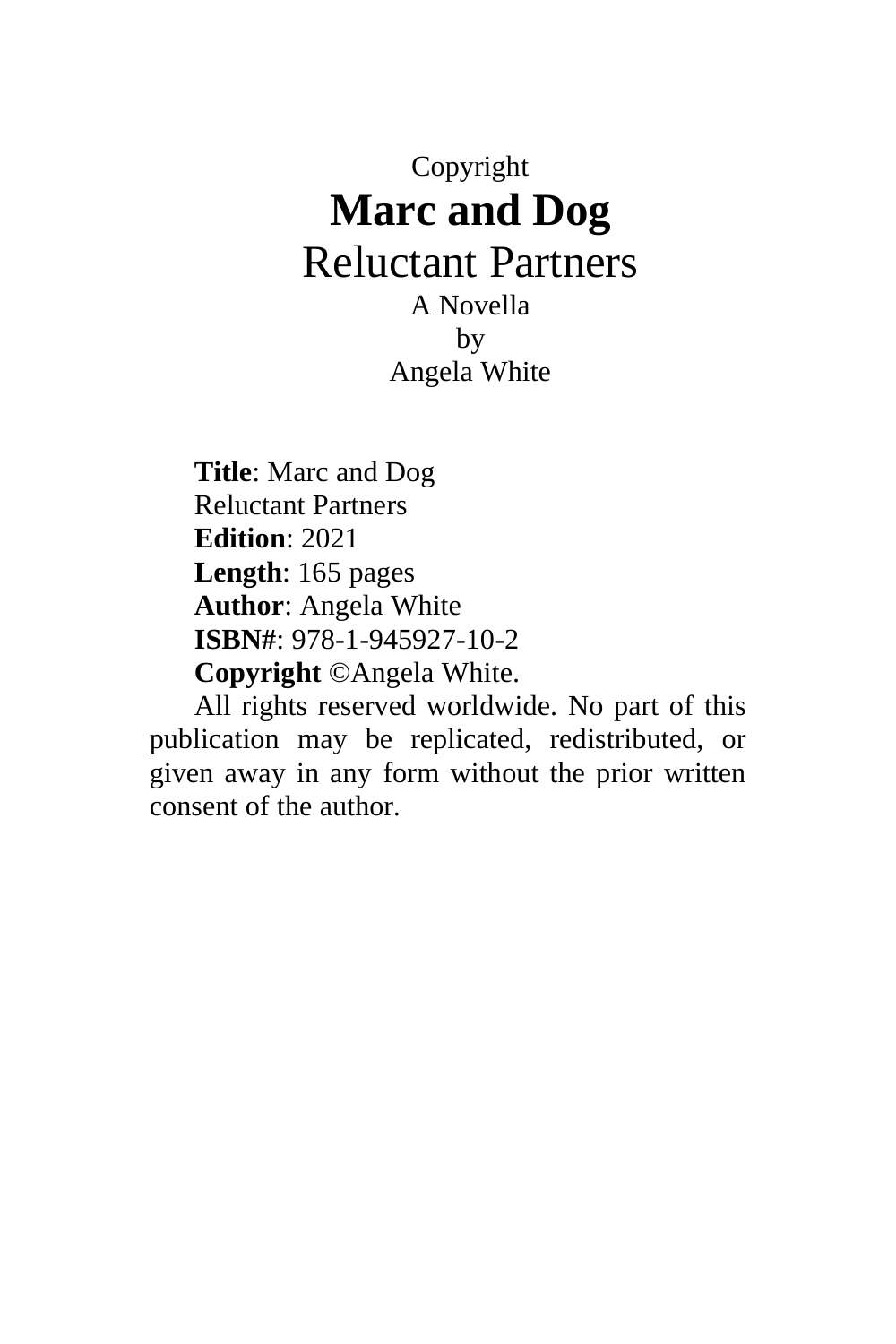Copyright

# Marc and Dog

## Reluctant Partners

A Novella

by

Angela White

**Title**: Marc and Dog
Reluctant Partners
**Edition**: 2021
**Length**: 165 pages
**Author**: Angela White
**ISBN#**: 978-1-945927-10-2
**Copyright** ©Angela White.

All rights reserved worldwide. No part of this publication may be replicated, redistributed, or given away in any form without the prior written consent of the author.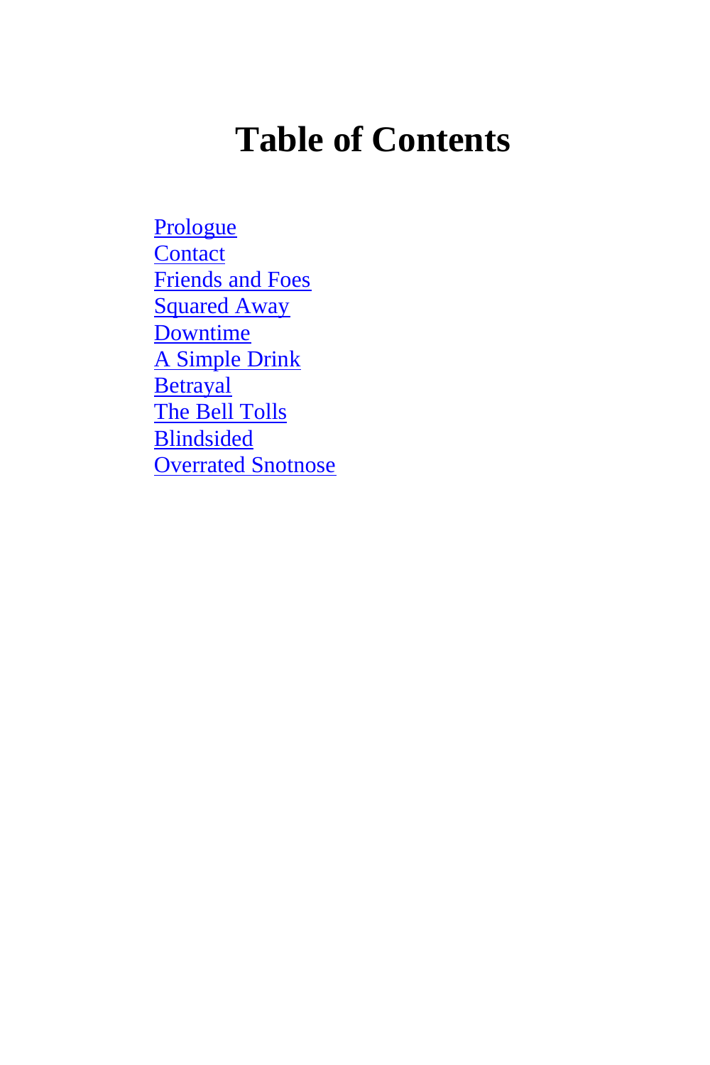# Table of Contents

Prologue
Contact
Friends and Foes
Squared Away
Downtime
A Simple Drink
Betrayal
The Bell Tolls
Blindsided
Overrated Snotnose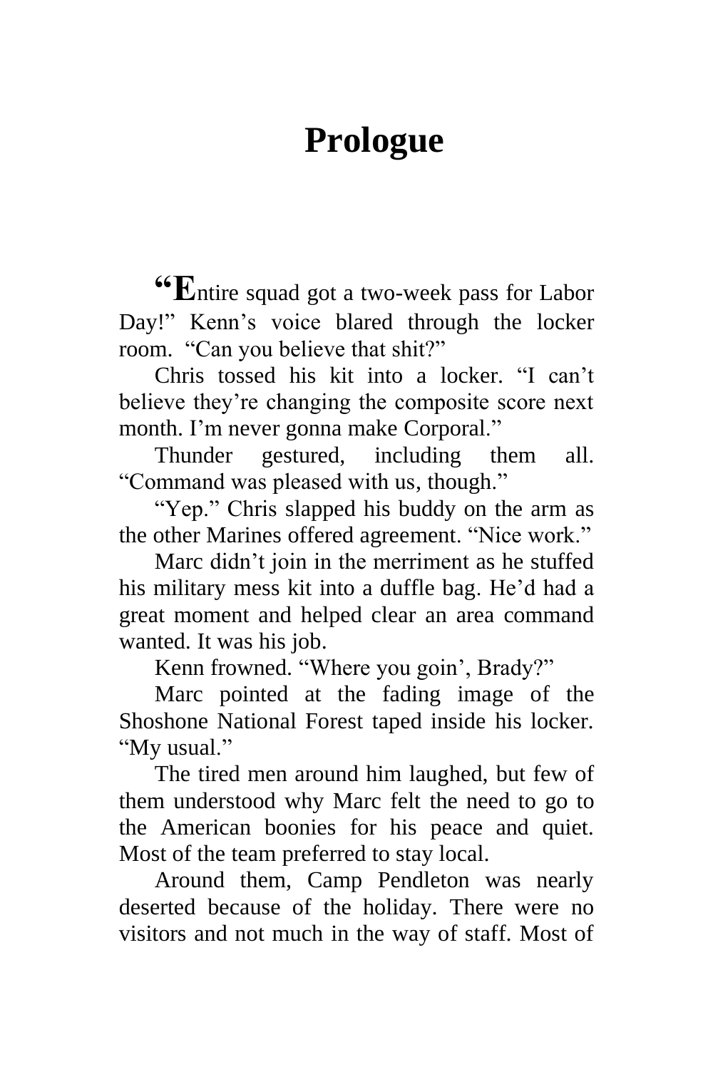# Prologue

"Entire squad got a two-week pass for Labor Day!" Kenn's voice blared through the locker room. "Can you believe that shit?"

Chris tossed his kit into a locker. "I can't believe they're changing the composite score next month. I'm never gonna make Corporal."

Thunder gestured, including them all. "Command was pleased with us, though."

"Yep." Chris slapped his buddy on the arm as the other Marines offered agreement. "Nice work."

Marc didn't join in the merriment as he stuffed his military mess kit into a duffle bag. He'd had a great moment and helped clear an area command wanted. It was his job.

Kenn frowned. "Where you goin', Brady?"

Marc pointed at the fading image of the Shoshone National Forest taped inside his locker. "My usual."

The tired men around him laughed, but few of them understood why Marc felt the need to go to the American boonies for his peace and quiet. Most of the team preferred to stay local.

Around them, Camp Pendleton was nearly deserted because of the holiday. There were no visitors and not much in the way of staff. Most of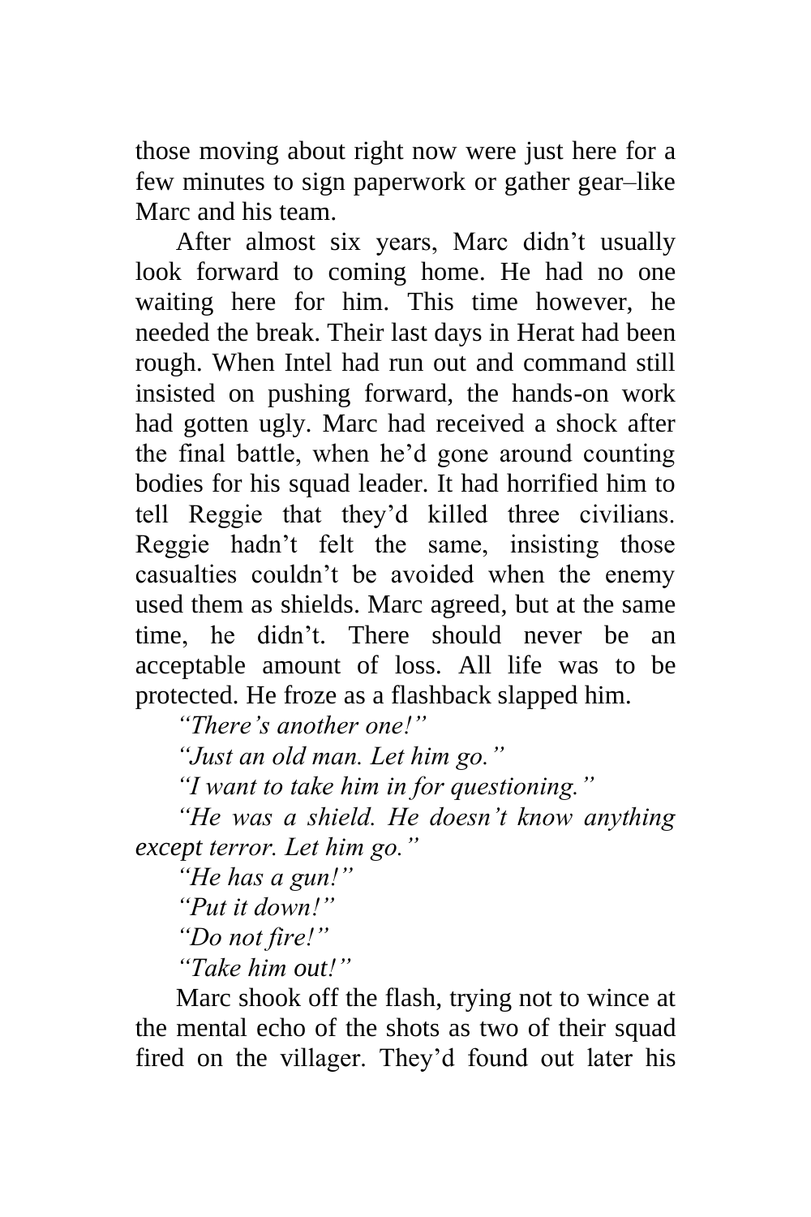those moving about right now were just here for a few minutes to sign paperwork or gather gear–like Marc and his team.

After almost six years, Marc didn't usually look forward to coming home. He had no one waiting here for him. This time however, he needed the break. Their last days in Herat had been rough. When Intel had run out and command still insisted on pushing forward, the hands-on work had gotten ugly. Marc had received a shock after the final battle, when he'd gone around counting bodies for his squad leader. It had horrified him to tell Reggie that they'd killed three civilians. Reggie hadn't felt the same, insisting those casualties couldn't be avoided when the enemy used them as shields. Marc agreed, but at the same time, he didn't. There should never be an acceptable amount of loss. All life was to be protected. He froze as a flashback slapped him.

*"There's another one!"*

*"Just an old man. Let him go."*

*"I want to take him in for questioning."*

*"He was a shield. He doesn't know anything except terror. Let him go."*

*"He has a gun!"*

*"Put it down!"*

*"Do not fire!"*

*"Take him out!"*

Marc shook off the flash, trying not to wince at the mental echo of the shots as two of their squad fired on the villager. They'd found out later his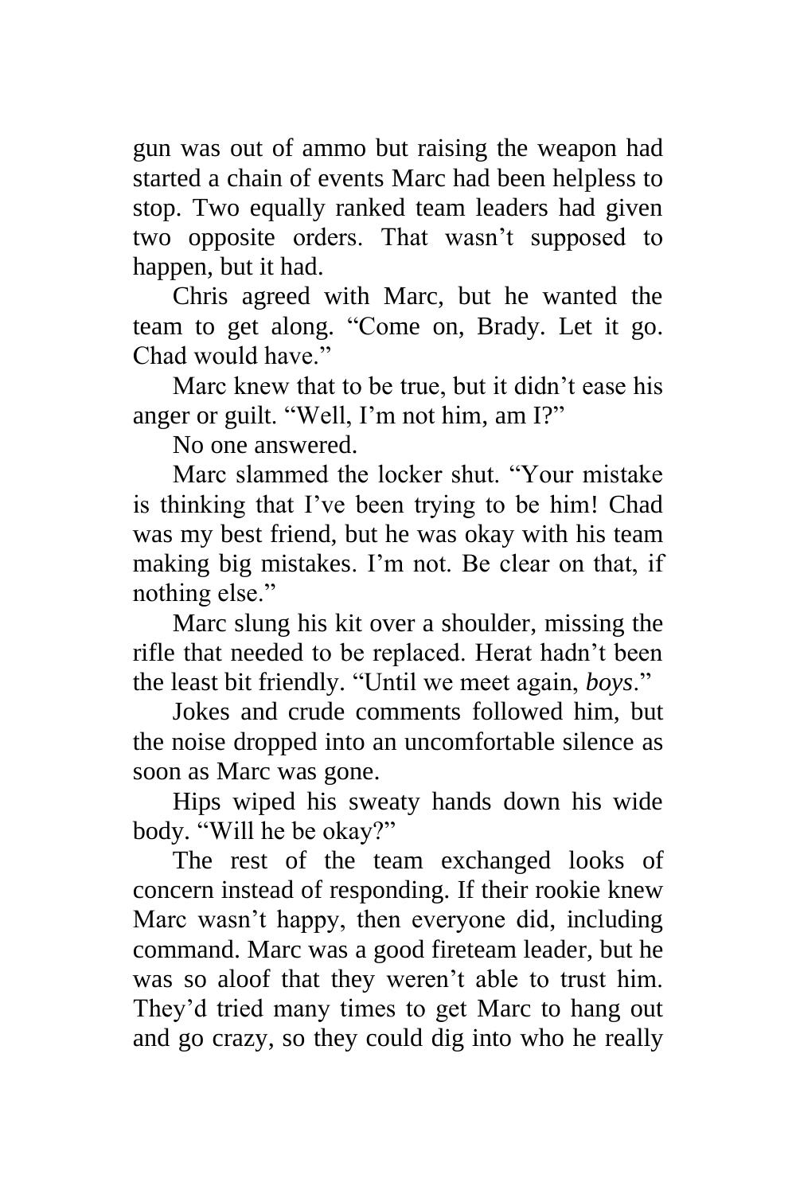gun was out of ammo but raising the weapon had started a chain of events Marc had been helpless to stop. Two equally ranked team leaders had given two opposite orders. That wasn't supposed to happen, but it had.

Chris agreed with Marc, but he wanted the team to get along. "Come on, Brady. Let it go. Chad would have."

Marc knew that to be true, but it didn't ease his anger or guilt. "Well, I'm not him, am I?"

No one answered.

Marc slammed the locker shut. "Your mistake is thinking that I've been trying to be him! Chad was my best friend, but he was okay with his team making big mistakes. I'm not. Be clear on that, if nothing else."

Marc slung his kit over a shoulder, missing the rifle that needed to be replaced. Herat hadn't been the least bit friendly. "Until we meet again, *boys*."

Jokes and crude comments followed him, but the noise dropped into an uncomfortable silence as soon as Marc was gone.

Hips wiped his sweaty hands down his wide body. "Will he be okay?"

The rest of the team exchanged looks of concern instead of responding. If their rookie knew Marc wasn't happy, then everyone did, including command. Marc was a good fireteam leader, but he was so aloof that they weren't able to trust him. They'd tried many times to get Marc to hang out and go crazy, so they could dig into who he really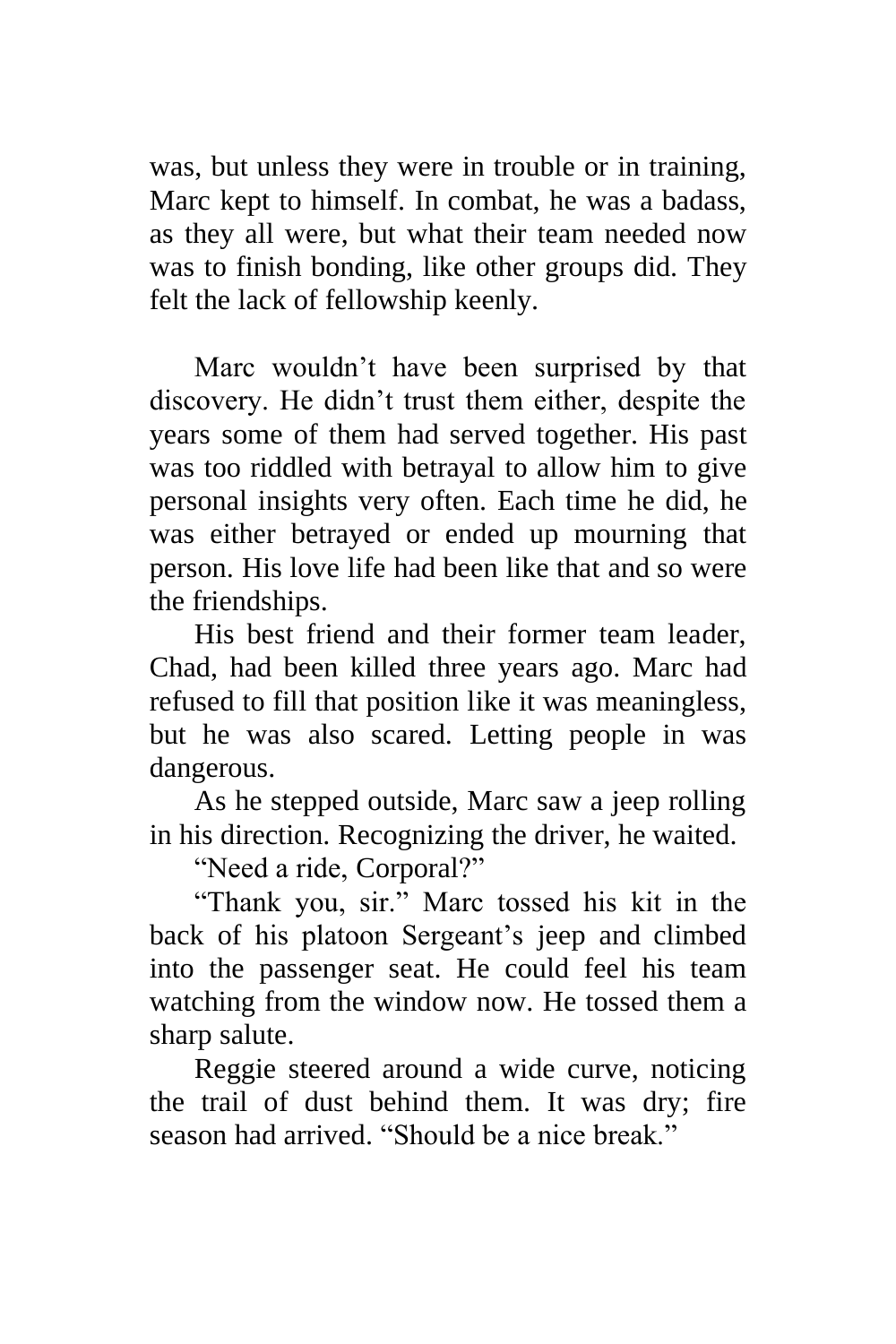was, but unless they were in trouble or in training, Marc kept to himself. In combat, he was a badass, as they all were, but what their team needed now was to finish bonding, like other groups did. They felt the lack of fellowship keenly.

Marc wouldn't have been surprised by that discovery. He didn't trust them either, despite the years some of them had served together. His past was too riddled with betrayal to allow him to give personal insights very often. Each time he did, he was either betrayed or ended up mourning that person. His love life had been like that and so were the friendships.

His best friend and their former team leader, Chad, had been killed three years ago. Marc had refused to fill that position like it was meaningless, but he was also scared. Letting people in was dangerous.

As he stepped outside, Marc saw a jeep rolling in his direction. Recognizing the driver, he waited.

"Need a ride, Corporal?"

"Thank you, sir." Marc tossed his kit in the back of his platoon Sergeant's jeep and climbed into the passenger seat. He could feel his team watching from the window now. He tossed them a sharp salute.

Reggie steered around a wide curve, noticing the trail of dust behind them. It was dry; fire season had arrived. "Should be a nice break."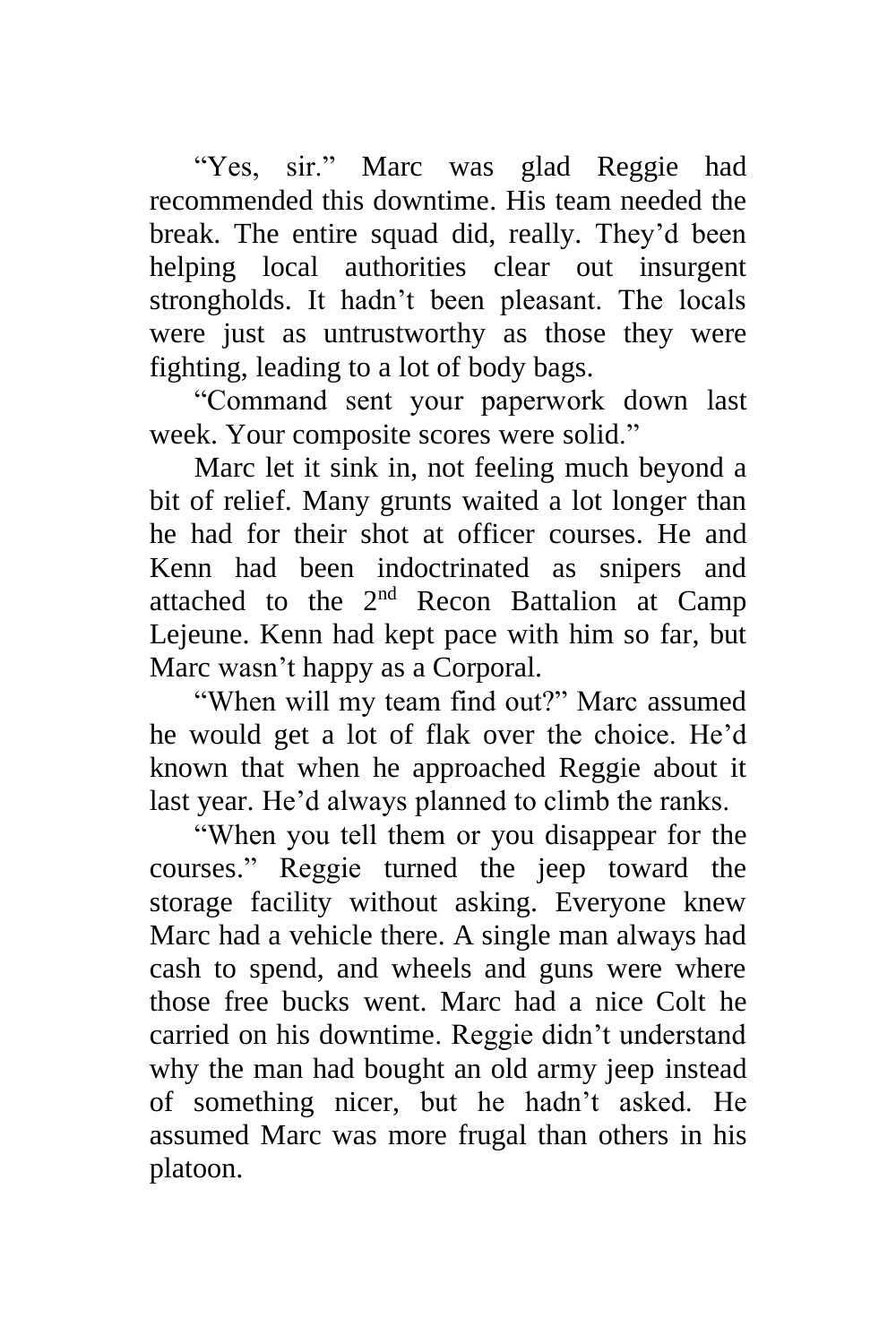"Yes, sir." Marc was glad Reggie had recommended this downtime. His team needed the break. The entire squad did, really. They'd been helping local authorities clear out insurgent strongholds. It hadn't been pleasant. The locals were just as untrustworthy as those they were fighting, leading to a lot of body bags.

"Command sent your paperwork down last week. Your composite scores were solid."

Marc let it sink in, not feeling much beyond a bit of relief. Many grunts waited a lot longer than he had for their shot at officer courses. He and Kenn had been indoctrinated as snipers and attached to the 2nd Recon Battalion at Camp Lejeune. Kenn had kept pace with him so far, but Marc wasn't happy as a Corporal.

"When will my team find out?" Marc assumed he would get a lot of flak over the choice. He'd known that when he approached Reggie about it last year. He'd always planned to climb the ranks.

"When you tell them or you disappear for the courses." Reggie turned the jeep toward the storage facility without asking. Everyone knew Marc had a vehicle there. A single man always had cash to spend, and wheels and guns were where those free bucks went. Marc had a nice Colt he carried on his downtime. Reggie didn't understand why the man had bought an old army jeep instead of something nicer, but he hadn't asked. He assumed Marc was more frugal than others in his platoon.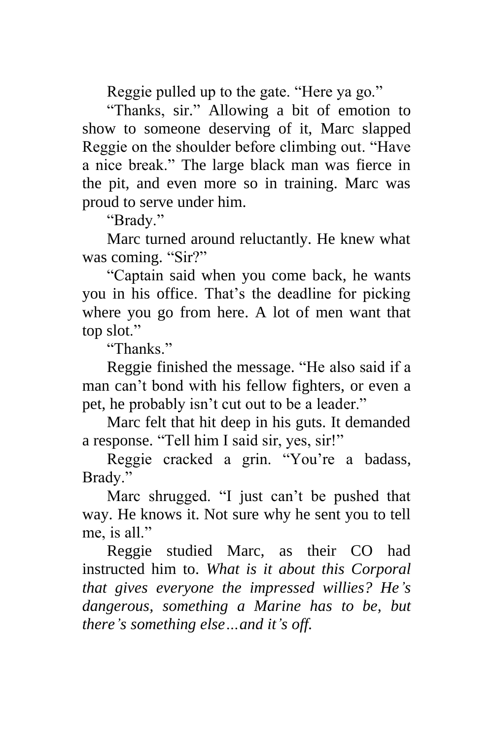Reggie pulled up to the gate. "Here ya go."

"Thanks, sir." Allowing a bit of emotion to show to someone deserving of it, Marc slapped Reggie on the shoulder before climbing out. "Have a nice break." The large black man was fierce in the pit, and even more so in training. Marc was proud to serve under him.

"Brady."

Marc turned around reluctantly. He knew what was coming. "Sir?"

"Captain said when you come back, he wants you in his office. That's the deadline for picking where you go from here. A lot of men want that top slot."

"Thanks."

Reggie finished the message. "He also said if a man can't bond with his fellow fighters, or even a pet, he probably isn't cut out to be a leader."

Marc felt that hit deep in his guts. It demanded a response. "Tell him I said sir, yes, sir!"

Reggie cracked a grin. "You're a badass, Brady."

Marc shrugged. "I just can't be pushed that way. He knows it. Not sure why he sent you to tell me, is all."

Reggie studied Marc, as their CO had instructed him to. *What is it about this Corporal that gives everyone the impressed willies? He's dangerous, something a Marine has to be, but there's something else…and it's off.*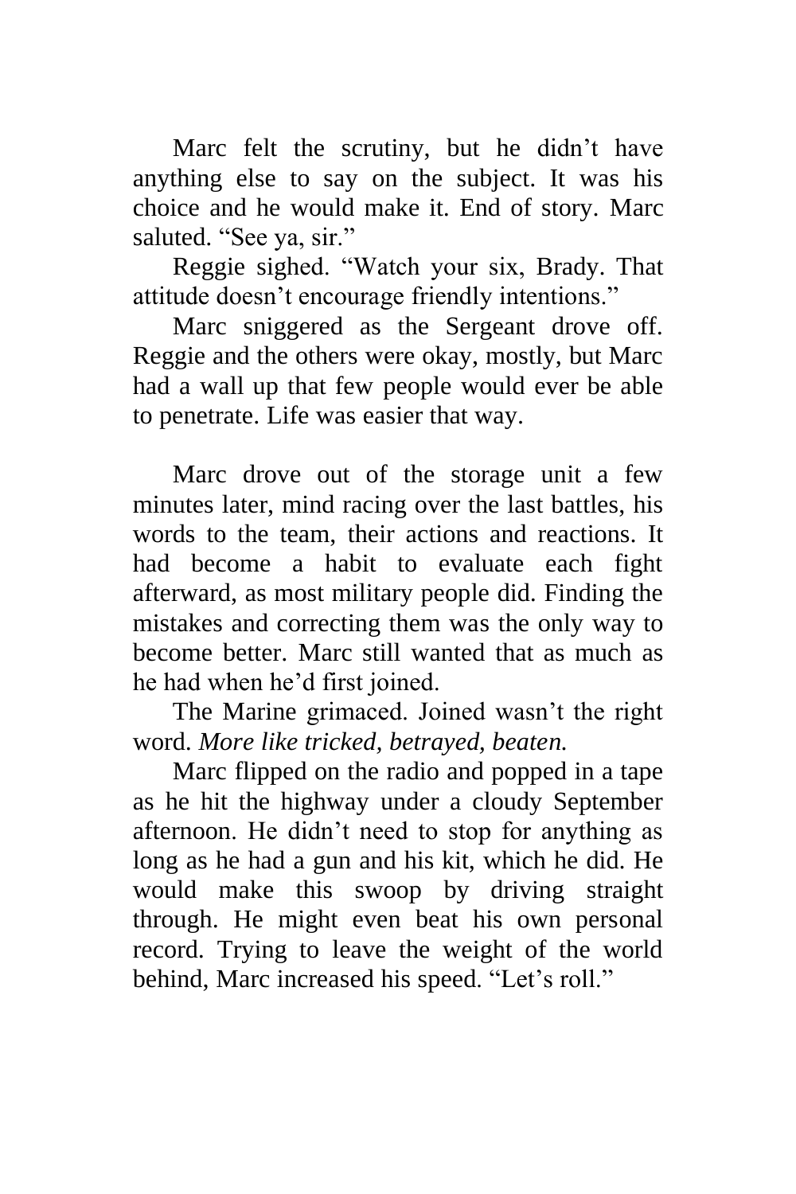Marc felt the scrutiny, but he didn't have anything else to say on the subject. It was his choice and he would make it. End of story. Marc saluted. "See ya, sir."

Reggie sighed. "Watch your six, Brady. That attitude doesn't encourage friendly intentions."

Marc sniggered as the Sergeant drove off. Reggie and the others were okay, mostly, but Marc had a wall up that few people would ever be able to penetrate. Life was easier that way.

Marc drove out of the storage unit a few minutes later, mind racing over the last battles, his words to the team, their actions and reactions. It had become a habit to evaluate each fight afterward, as most military people did. Finding the mistakes and correcting them was the only way to become better. Marc still wanted that as much as he had when he'd first joined.

The Marine grimaced. Joined wasn't the right word. *More like tricked, betrayed, beaten.*

Marc flipped on the radio and popped in a tape as he hit the highway under a cloudy September afternoon. He didn't need to stop for anything as long as he had a gun and his kit, which he did. He would make this swoop by driving straight through. He might even beat his own personal record. Trying to leave the weight of the world behind, Marc increased his speed. "Let's roll."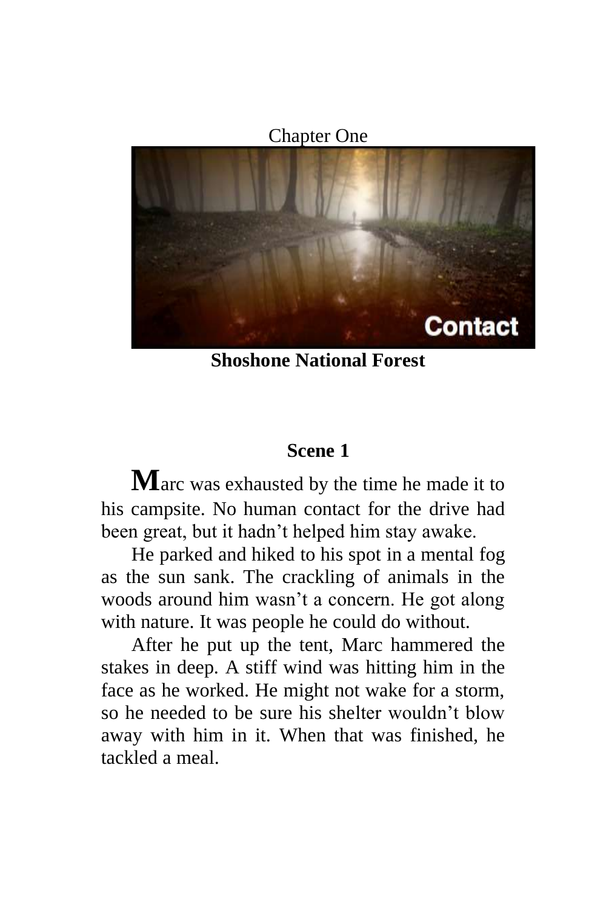# Chapter One

**Shoshone National Forest**

## Scene 1

Marc was exhausted by the time he made it to his campsite. No human contact for the drive had been great, but it hadn't helped him stay awake.

He parked and hiked to his spot in a mental fog as the sun sank. The crackling of animals in the woods around him wasn't a concern. He got along with nature. It was people he could do without.

After he put up the tent, Marc hammered the stakes in deep. A stiff wind was hitting him in the face as he worked. He might not wake for a storm, so he needed to be sure his shelter wouldn't blow away with him in it. When that was finished, he tackled a meal.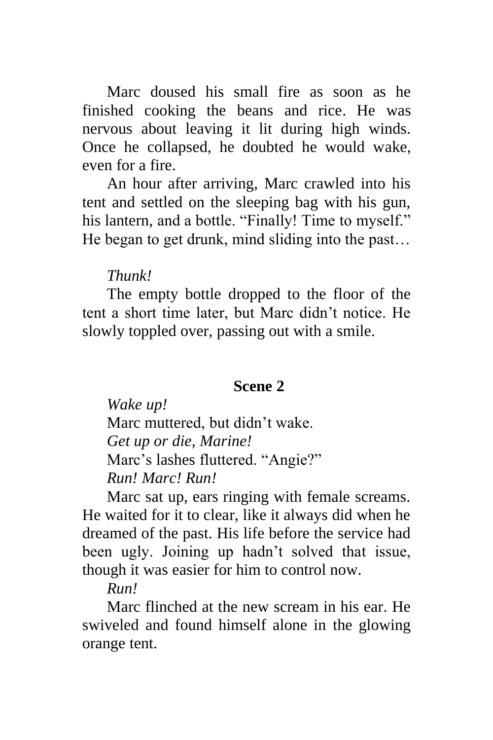Marc doused his small fire as soon as he finished cooking the beans and rice. He was nervous about leaving it lit during high winds. Once he collapsed, he doubted he would wake, even for a fire.

An hour after arriving, Marc crawled into his tent and settled on the sleeping bag with his gun, his lantern, and a bottle. “Finally! Time to myself.” He began to get drunk, mind sliding into the past…

*Thunk!*

The empty bottle dropped to the floor of the tent a short time later, but Marc didn’t notice. He slowly toppled over, passing out with a smile.

### Scene 2

*Wake up!*

Marc muttered, but didn’t wake.

*Get up or die, Marine!*

Marc’s lashes fluttered. “Angie?”

*Run! Marc! Run!*

Marc sat up, ears ringing with female screams. He waited for it to clear, like it always did when he dreamed of the past. His life before the service had been ugly. Joining up hadn’t solved that issue, though it was easier for him to control now.

*Run!*

Marc flinched at the new scream in his ear. He swiveled and found himself alone in the glowing orange tent.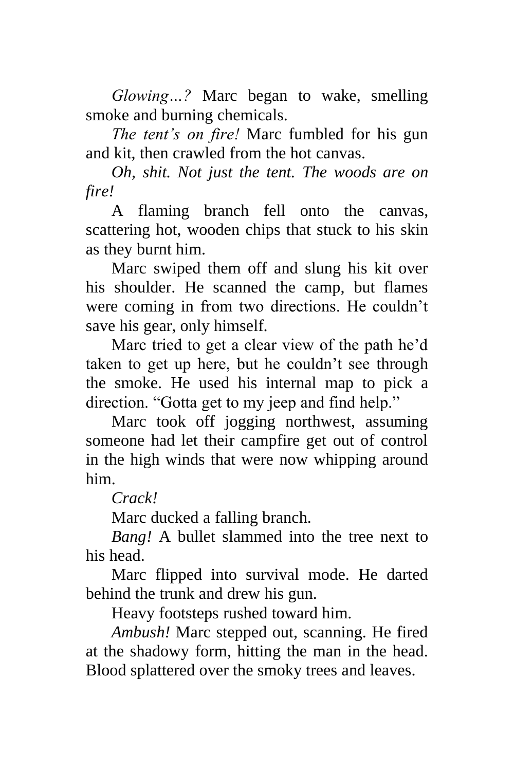*Glowing…?* Marc began to wake, smelling smoke and burning chemicals.

*The tent's on fire!* Marc fumbled for his gun and kit, then crawled from the hot canvas.

*Oh, shit. Not just the tent. The woods are on fire!*

A flaming branch fell onto the canvas, scattering hot, wooden chips that stuck to his skin as they burnt him.

Marc swiped them off and slung his kit over his shoulder. He scanned the camp, but flames were coming in from two directions. He couldn't save his gear, only himself.

Marc tried to get a clear view of the path he'd taken to get up here, but he couldn't see through the smoke. He used his internal map to pick a direction. "Gotta get to my jeep and find help."

Marc took off jogging northwest, assuming someone had let their campfire get out of control in the high winds that were now whipping around him.

*Crack!*

Marc ducked a falling branch.

*Bang!* A bullet slammed into the tree next to his head.

Marc flipped into survival mode. He darted behind the trunk and drew his gun.

Heavy footsteps rushed toward him.

*Ambush!* Marc stepped out, scanning. He fired at the shadowy form, hitting the man in the head. Blood splattered over the smoky trees and leaves.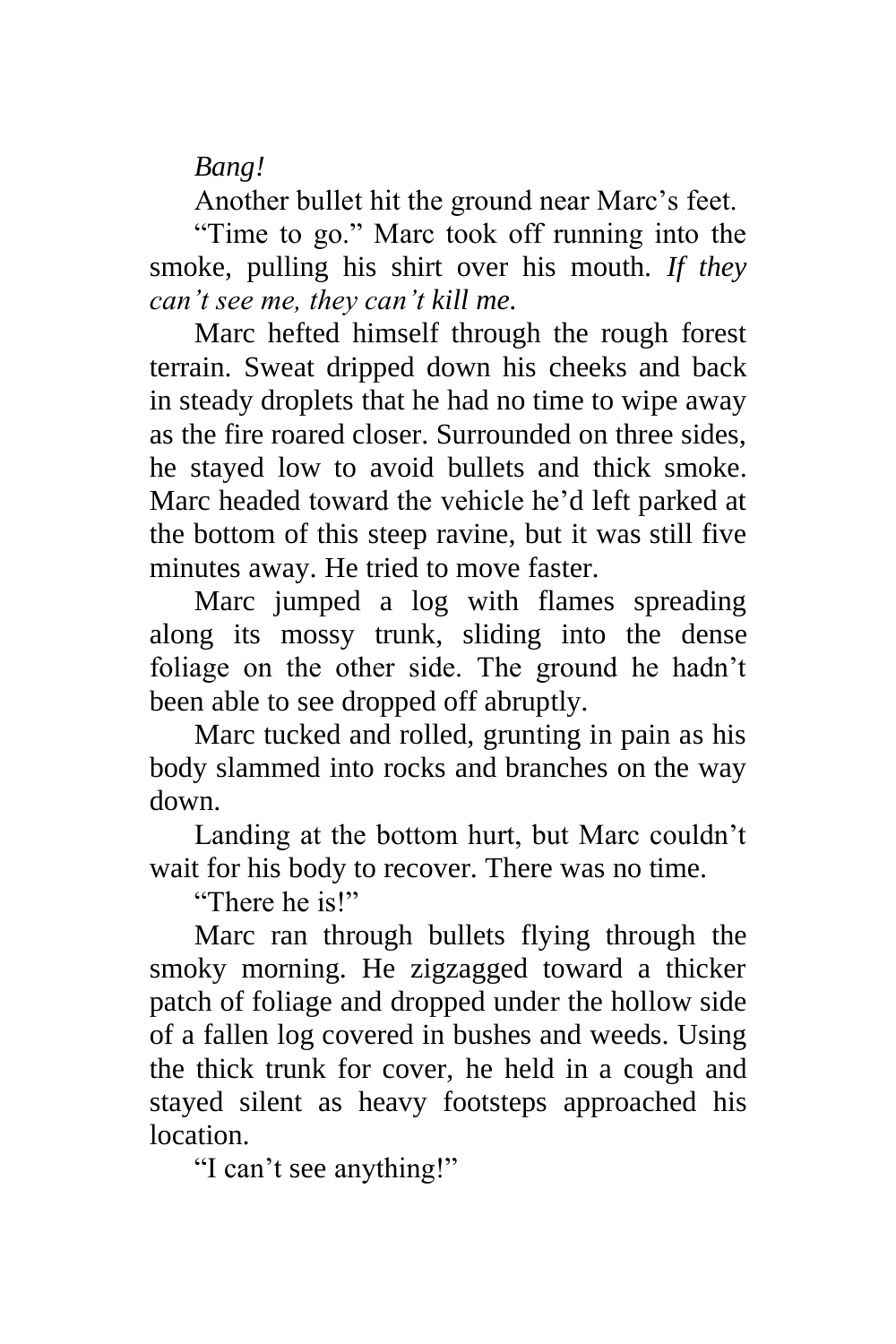*Bang!*

Another bullet hit the ground near Marc's feet.

"Time to go." Marc took off running into the smoke, pulling his shirt over his mouth. *If they can't see me, they can't kill me.*

Marc hefted himself through the rough forest terrain. Sweat dripped down his cheeks and back in steady droplets that he had no time to wipe away as the fire roared closer. Surrounded on three sides, he stayed low to avoid bullets and thick smoke. Marc headed toward the vehicle he'd left parked at the bottom of this steep ravine, but it was still five minutes away. He tried to move faster.

Marc jumped a log with flames spreading along its mossy trunk, sliding into the dense foliage on the other side. The ground he hadn't been able to see dropped off abruptly.

Marc tucked and rolled, grunting in pain as his body slammed into rocks and branches on the way down.

Landing at the bottom hurt, but Marc couldn't wait for his body to recover. There was no time.

"There he is!"

Marc ran through bullets flying through the smoky morning. He zigzagged toward a thicker patch of foliage and dropped under the hollow side of a fallen log covered in bushes and weeds. Using the thick trunk for cover, he held in a cough and stayed silent as heavy footsteps approached his location.

"I can't see anything!"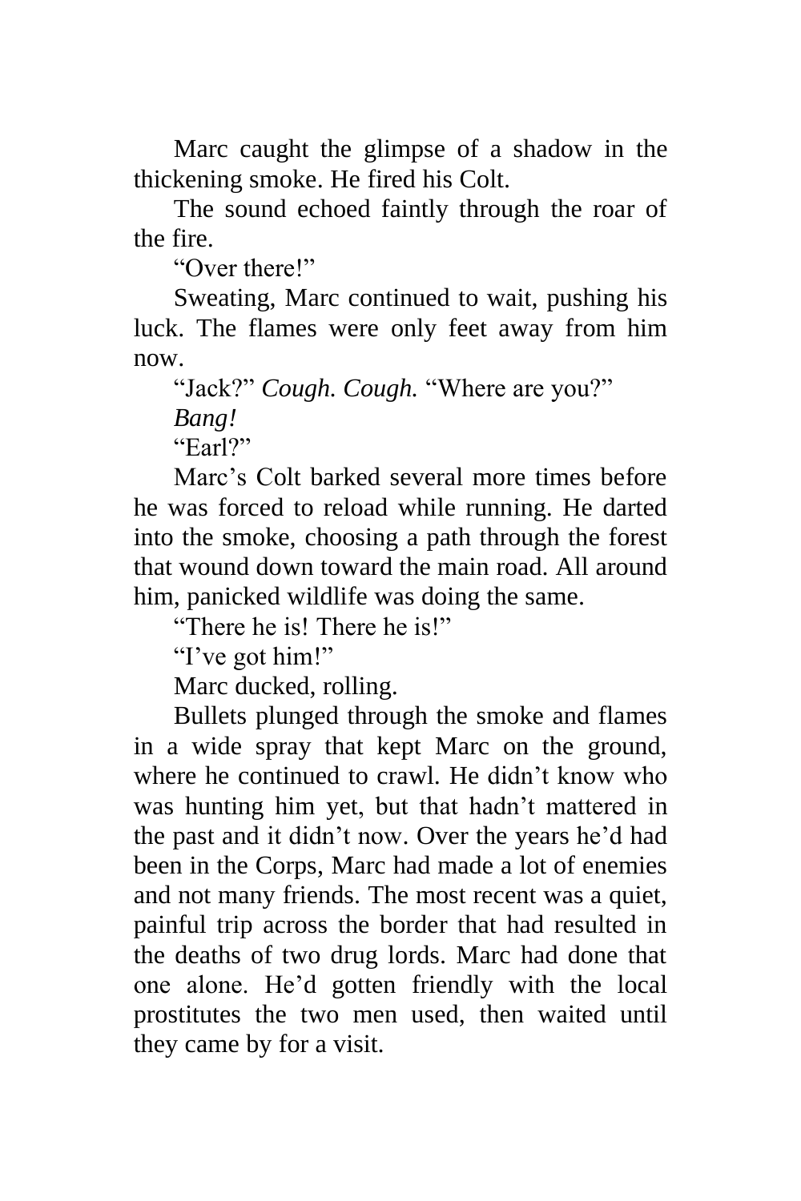Marc caught the glimpse of a shadow in the thickening smoke. He fired his Colt.

The sound echoed faintly through the roar of the fire.

"Over there!"

Sweating, Marc continued to wait, pushing his luck. The flames were only feet away from him now.

"Jack?" *Cough. Cough.* "Where are you?"

*Bang!*

"Earl?"

Marc's Colt barked several more times before he was forced to reload while running. He darted into the smoke, choosing a path through the forest that wound down toward the main road. All around him, panicked wildlife was doing the same.

"There he is! There he is!"

"I've got him!"

Marc ducked, rolling.

Bullets plunged through the smoke and flames in a wide spray that kept Marc on the ground, where he continued to crawl. He didn't know who was hunting him yet, but that hadn't mattered in the past and it didn't now. Over the years he'd had been in the Corps, Marc had made a lot of enemies and not many friends. The most recent was a quiet, painful trip across the border that had resulted in the deaths of two drug lords. Marc had done that one alone. He'd gotten friendly with the local prostitutes the two men used, then waited until they came by for a visit.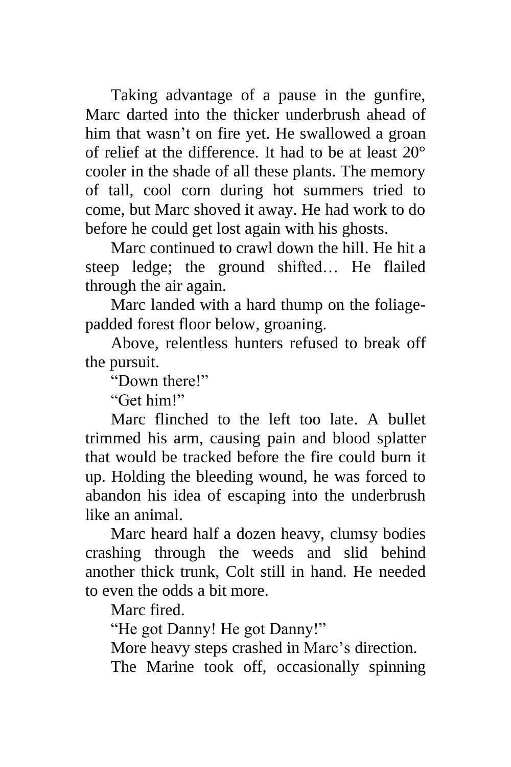Taking advantage of a pause in the gunfire, Marc darted into the thicker underbrush ahead of him that wasn't on fire yet. He swallowed a groan of relief at the difference. It had to be at least 20° cooler in the shade of all these plants. The memory of tall, cool corn during hot summers tried to come, but Marc shoved it away. He had work to do before he could get lost again with his ghosts.

Marc continued to crawl down the hill. He hit a steep ledge; the ground shifted… He flailed through the air again.

Marc landed with a hard thump on the foliage-padded forest floor below, groaning.

Above, relentless hunters refused to break off the pursuit.

"Down there!"

"Get him!"

Marc flinched to the left too late. A bullet trimmed his arm, causing pain and blood splatter that would be tracked before the fire could burn it up. Holding the bleeding wound, he was forced to abandon his idea of escaping into the underbrush like an animal.

Marc heard half a dozen heavy, clumsy bodies crashing through the weeds and slid behind another thick trunk, Colt still in hand. He needed to even the odds a bit more.

Marc fired.

"He got Danny! He got Danny!"

More heavy steps crashed in Marc's direction.

The Marine took off, occasionally spinning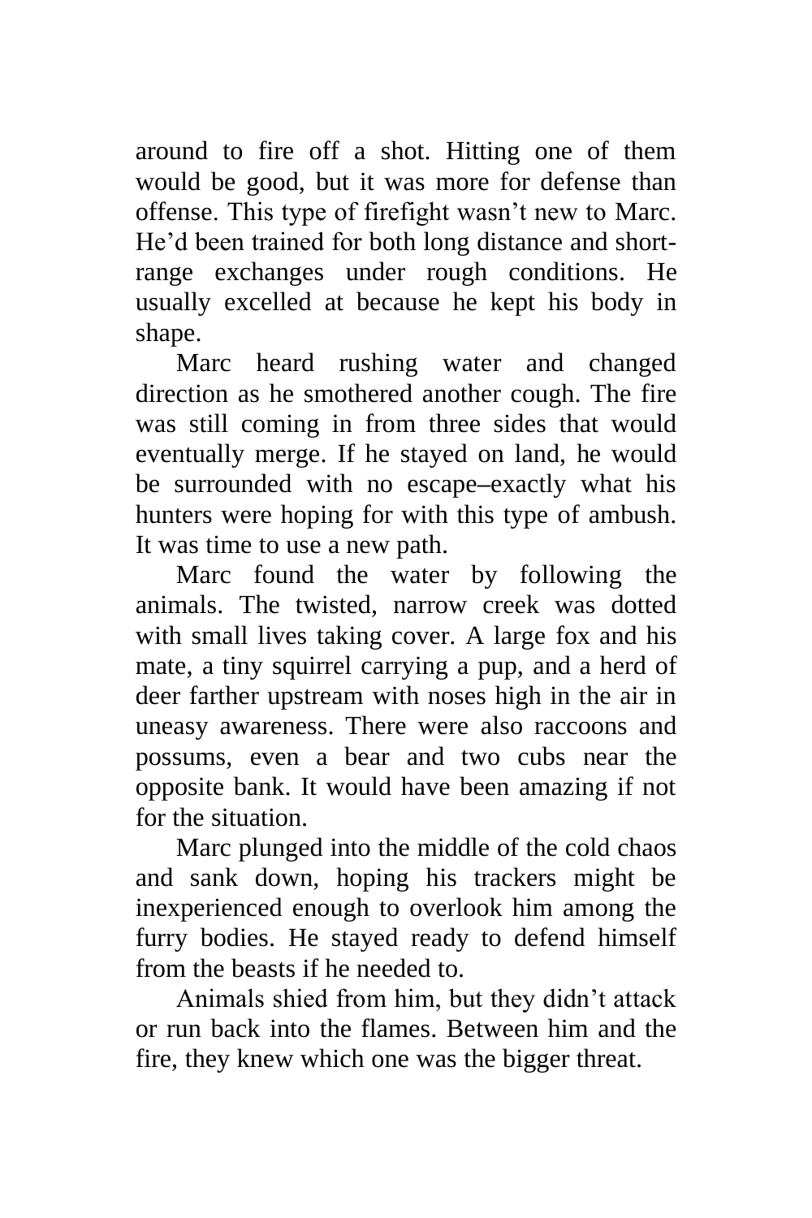around to fire off a shot. Hitting one of them would be good, but it was more for defense than offense. This type of firefight wasn't new to Marc. He'd been trained for both long distance and short-range exchanges under rough conditions. He usually excelled at because he kept his body in shape.

Marc heard rushing water and changed direction as he smothered another cough. The fire was still coming in from three sides that would eventually merge. If he stayed on land, he would be surrounded with no escape–exactly what his hunters were hoping for with this type of ambush. It was time to use a new path.

Marc found the water by following the animals. The twisted, narrow creek was dotted with small lives taking cover. A large fox and his mate, a tiny squirrel carrying a pup, and a herd of deer farther upstream with noses high in the air in uneasy awareness. There were also raccoons and possums, even a bear and two cubs near the opposite bank. It would have been amazing if not for the situation.

Marc plunged into the middle of the cold chaos and sank down, hoping his trackers might be inexperienced enough to overlook him among the furry bodies. He stayed ready to defend himself from the beasts if he needed to.

Animals shied from him, but they didn't attack or run back into the flames. Between him and the fire, they knew which one was the bigger threat.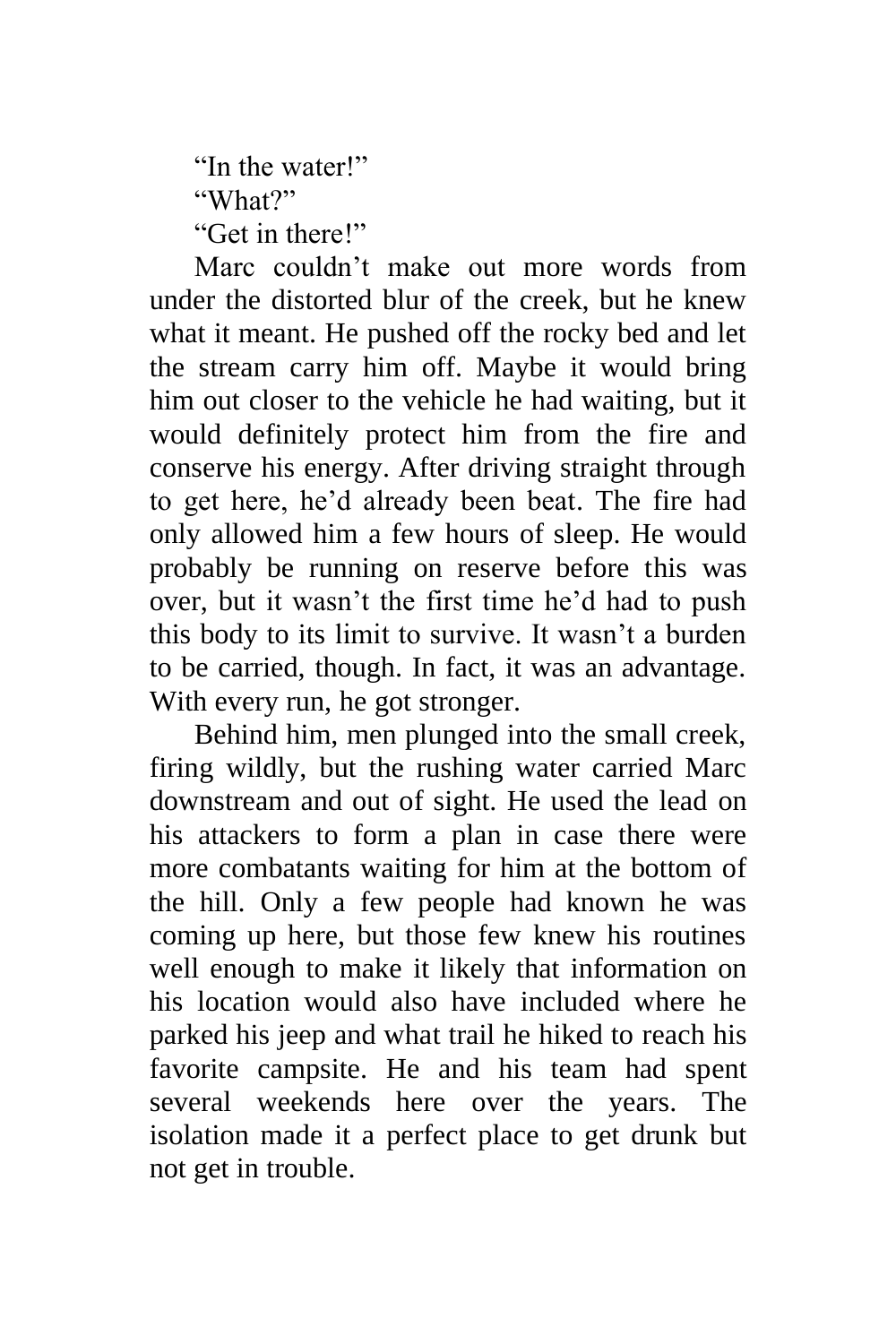"In the water!"

"What?"

"Get in there!"

Marc couldn't make out more words from under the distorted blur of the creek, but he knew what it meant. He pushed off the rocky bed and let the stream carry him off. Maybe it would bring him out closer to the vehicle he had waiting, but it would definitely protect him from the fire and conserve his energy. After driving straight through to get here, he'd already been beat. The fire had only allowed him a few hours of sleep. He would probably be running on reserve before this was over, but it wasn't the first time he'd had to push this body to its limit to survive. It wasn't a burden to be carried, though. In fact, it was an advantage. With every run, he got stronger.

Behind him, men plunged into the small creek, firing wildly, but the rushing water carried Marc downstream and out of sight. He used the lead on his attackers to form a plan in case there were more combatants waiting for him at the bottom of the hill. Only a few people had known he was coming up here, but those few knew his routines well enough to make it likely that information on his location would also have included where he parked his jeep and what trail he hiked to reach his favorite campsite. He and his team had spent several weekends here over the years. The isolation made it a perfect place to get drunk but not get in trouble.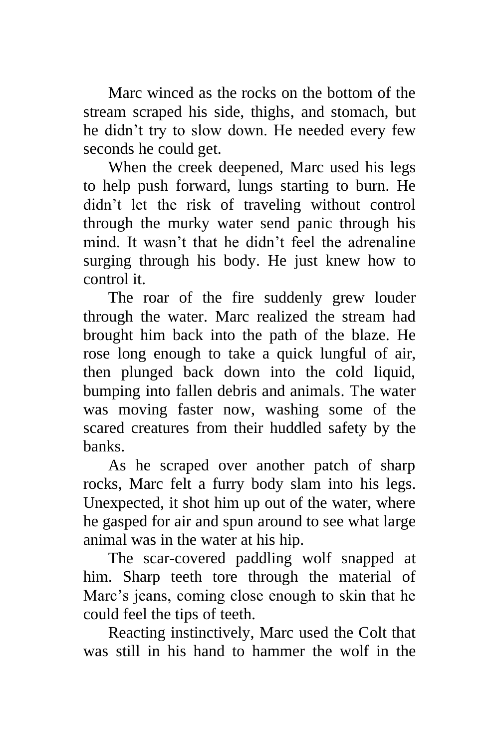Marc winced as the rocks on the bottom of the stream scraped his side, thighs, and stomach, but he didn't try to slow down. He needed every few seconds he could get.

When the creek deepened, Marc used his legs to help push forward, lungs starting to burn. He didn't let the risk of traveling without control through the murky water send panic through his mind. It wasn't that he didn't feel the adrenaline surging through his body. He just knew how to control it.

The roar of the fire suddenly grew louder through the water. Marc realized the stream had brought him back into the path of the blaze. He rose long enough to take a quick lungful of air, then plunged back down into the cold liquid, bumping into fallen debris and animals. The water was moving faster now, washing some of the scared creatures from their huddled safety by the banks.

As he scraped over another patch of sharp rocks, Marc felt a furry body slam into his legs. Unexpected, it shot him up out of the water, where he gasped for air and spun around to see what large animal was in the water at his hip.

The scar-covered paddling wolf snapped at him. Sharp teeth tore through the material of Marc's jeans, coming close enough to skin that he could feel the tips of teeth.

Reacting instinctively, Marc used the Colt that was still in his hand to hammer the wolf in the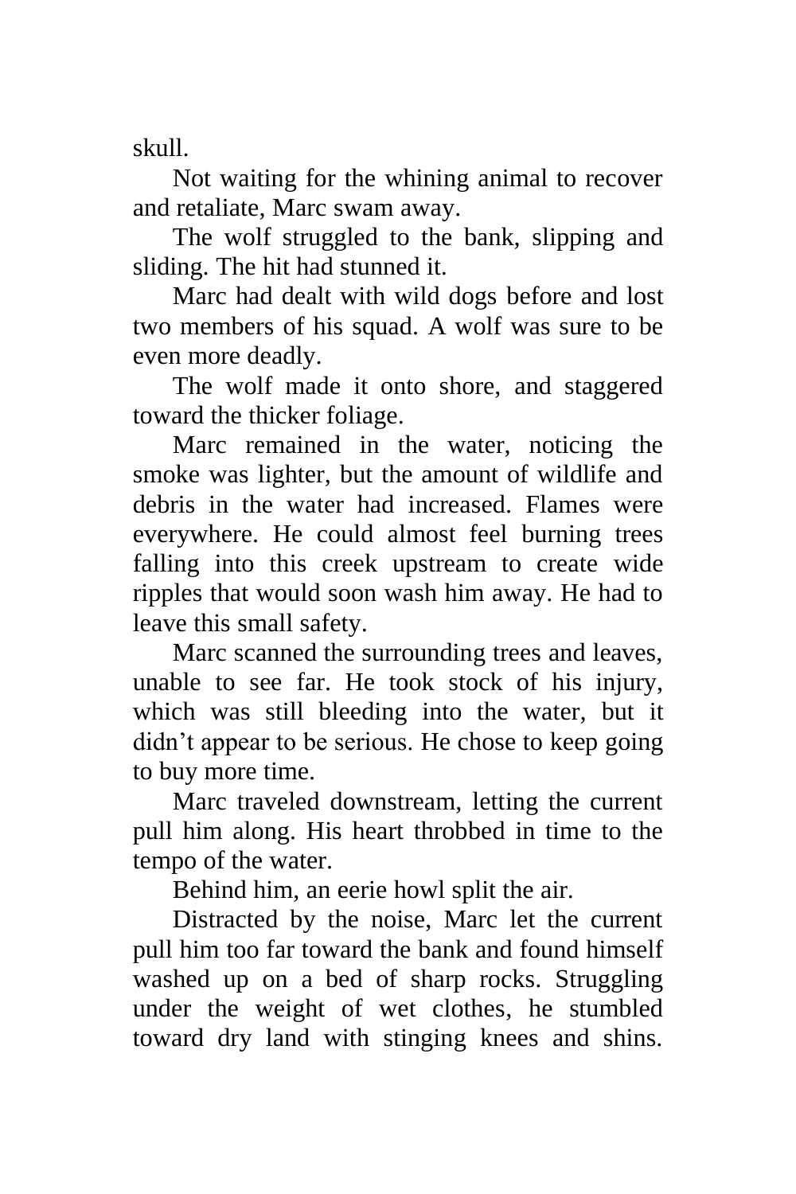skull.

Not waiting for the whining animal to recover and retaliate, Marc swam away.

The wolf struggled to the bank, slipping and sliding. The hit had stunned it.

Marc had dealt with wild dogs before and lost two members of his squad. A wolf was sure to be even more deadly.

The wolf made it onto shore, and staggered toward the thicker foliage.

Marc remained in the water, noticing the smoke was lighter, but the amount of wildlife and debris in the water had increased. Flames were everywhere. He could almost feel burning trees falling into this creek upstream to create wide ripples that would soon wash him away. He had to leave this small safety.

Marc scanned the surrounding trees and leaves, unable to see far. He took stock of his injury, which was still bleeding into the water, but it didn't appear to be serious. He chose to keep going to buy more time.

Marc traveled downstream, letting the current pull him along. His heart throbbed in time to the tempo of the water.

Behind him, an eerie howl split the air.

Distracted by the noise, Marc let the current pull him too far toward the bank and found himself washed up on a bed of sharp rocks. Struggling under the weight of wet clothes, he stumbled toward dry land with stinging knees and shins.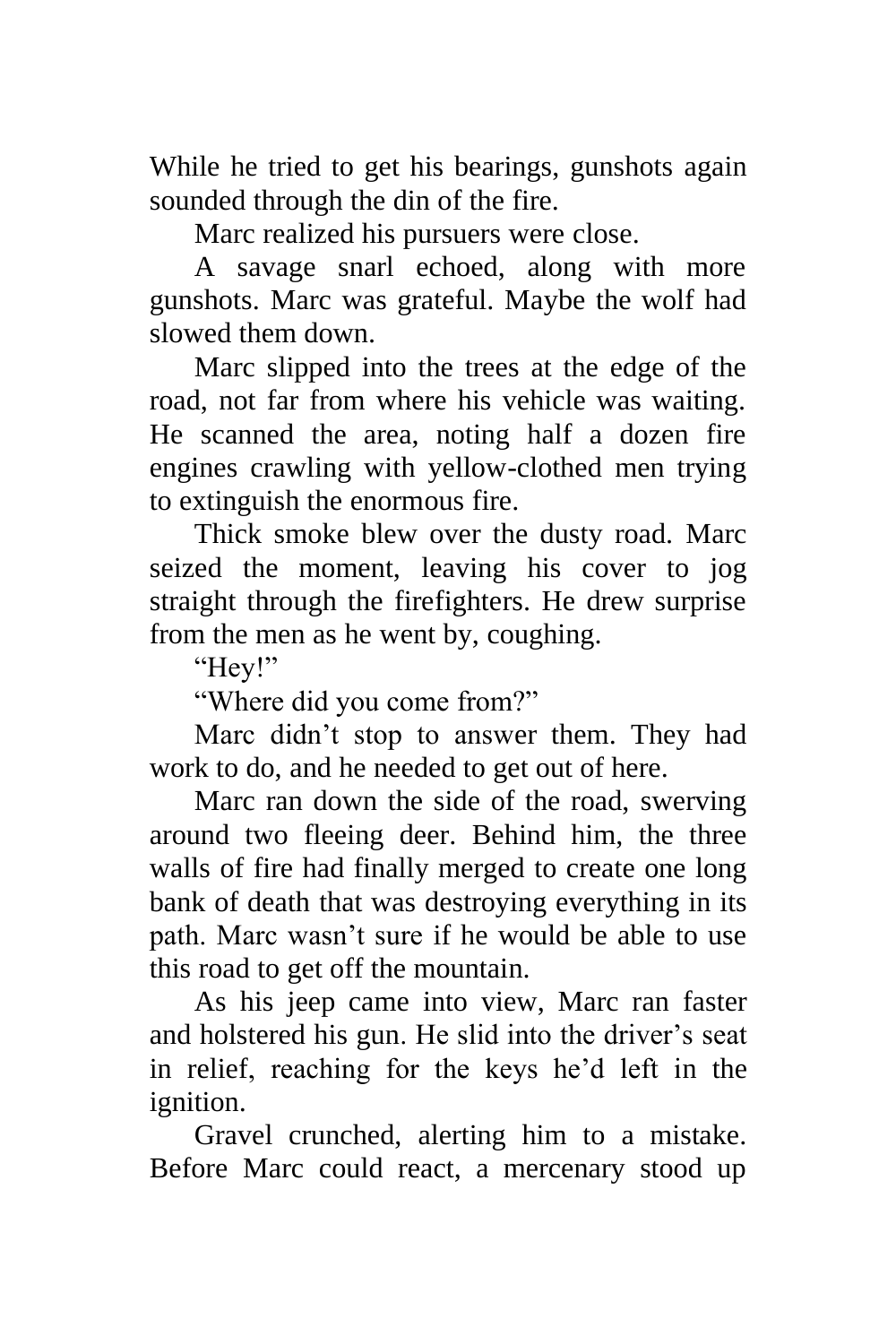While he tried to get his bearings, gunshots again sounded through the din of the fire.

Marc realized his pursuers were close.

A savage snarl echoed, along with more gunshots. Marc was grateful. Maybe the wolf had slowed them down.

Marc slipped into the trees at the edge of the road, not far from where his vehicle was waiting. He scanned the area, noting half a dozen fire engines crawling with yellow-clothed men trying to extinguish the enormous fire.

Thick smoke blew over the dusty road. Marc seized the moment, leaving his cover to jog straight through the firefighters. He drew surprise from the men as he went by, coughing.

"Hey!"

"Where did you come from?"

Marc didn't stop to answer them. They had work to do, and he needed to get out of here.

Marc ran down the side of the road, swerving around two fleeing deer. Behind him, the three walls of fire had finally merged to create one long bank of death that was destroying everything in its path. Marc wasn't sure if he would be able to use this road to get off the mountain.

As his jeep came into view, Marc ran faster and holstered his gun. He slid into the driver's seat in relief, reaching for the keys he'd left in the ignition.

Gravel crunched, alerting him to a mistake. Before Marc could react, a mercenary stood up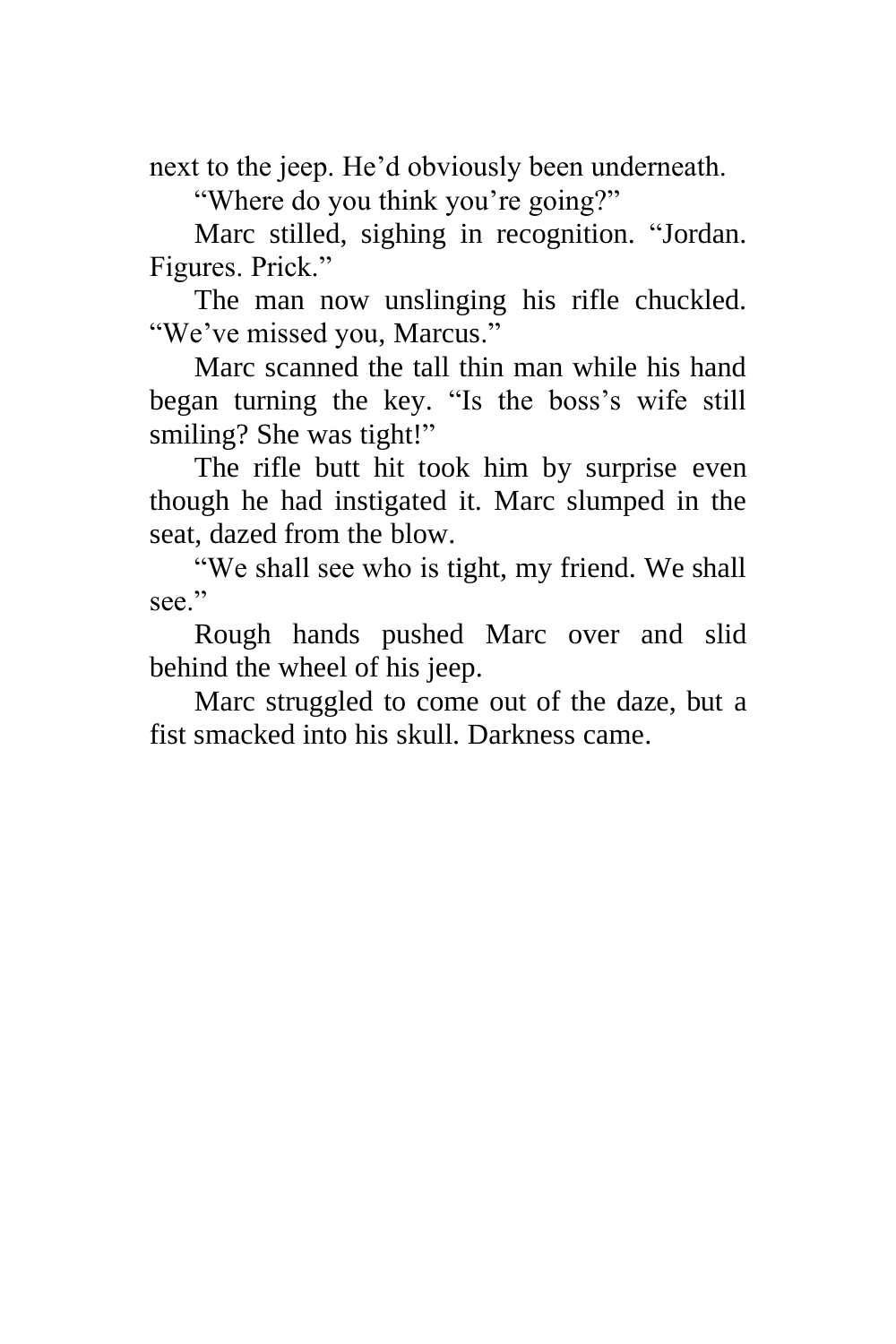next to the jeep. He'd obviously been underneath.

"Where do you think you're going?"

Marc stilled, sighing in recognition. "Jordan. Figures. Prick."

The man now unslinging his rifle chuckled. "We've missed you, Marcus."

Marc scanned the tall thin man while his hand began turning the key. "Is the boss's wife still smiling? She was tight!"

The rifle butt hit took him by surprise even though he had instigated it. Marc slumped in the seat, dazed from the blow.

"We shall see who is tight, my friend. We shall see."

Rough hands pushed Marc over and slid behind the wheel of his jeep.

Marc struggled to come out of the daze, but a fist smacked into his skull. Darkness came.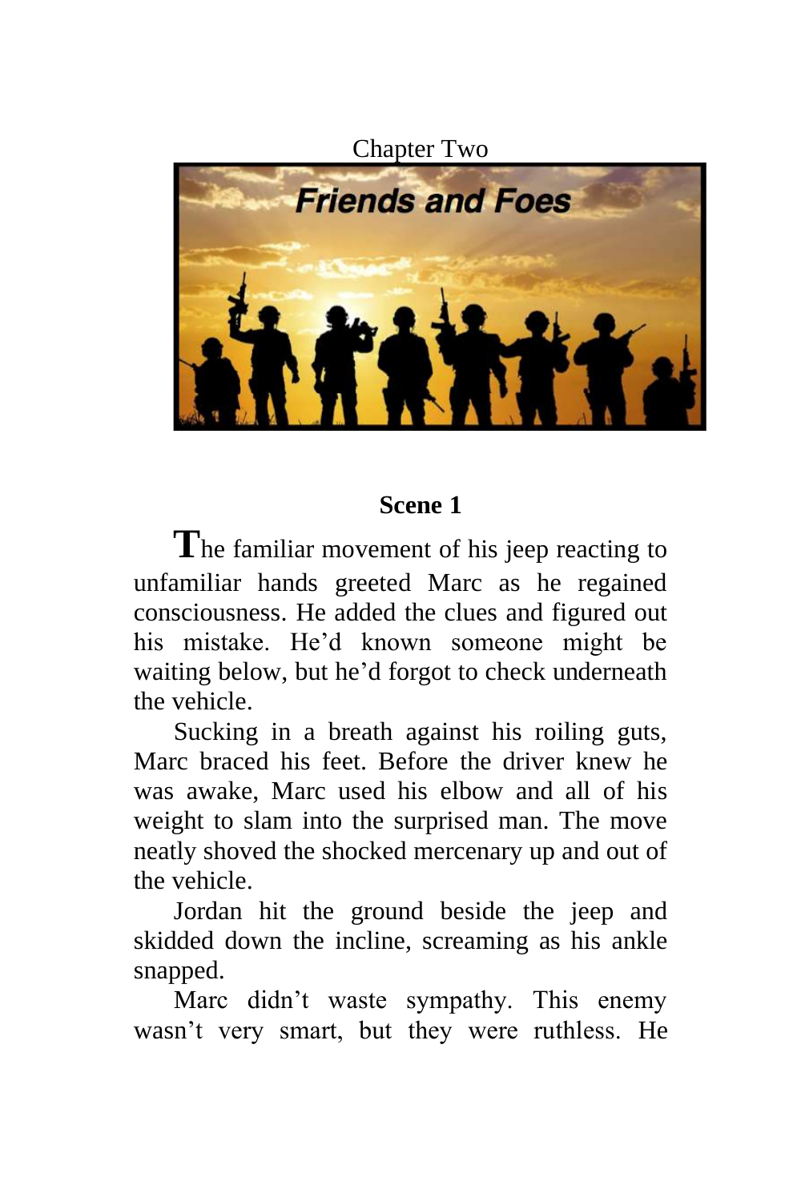# Chapter Two

## Friends and Foes

### Scene 1

The familiar movement of his jeep reacting to unfamiliar hands greeted Marc as he regained consciousness. He added the clues and figured out his mistake. He'd known someone might be waiting below, but he'd forgot to check underneath the vehicle.

Sucking in a breath against his roiling guts, Marc braced his feet. Before the driver knew he was awake, Marc used his elbow and all of his weight to slam into the surprised man. The move neatly shoved the shocked mercenary up and out of the vehicle.

Jordan hit the ground beside the jeep and skidded down the incline, screaming as his ankle snapped.

Marc didn't waste sympathy. This enemy wasn't very smart, but they were ruthless. He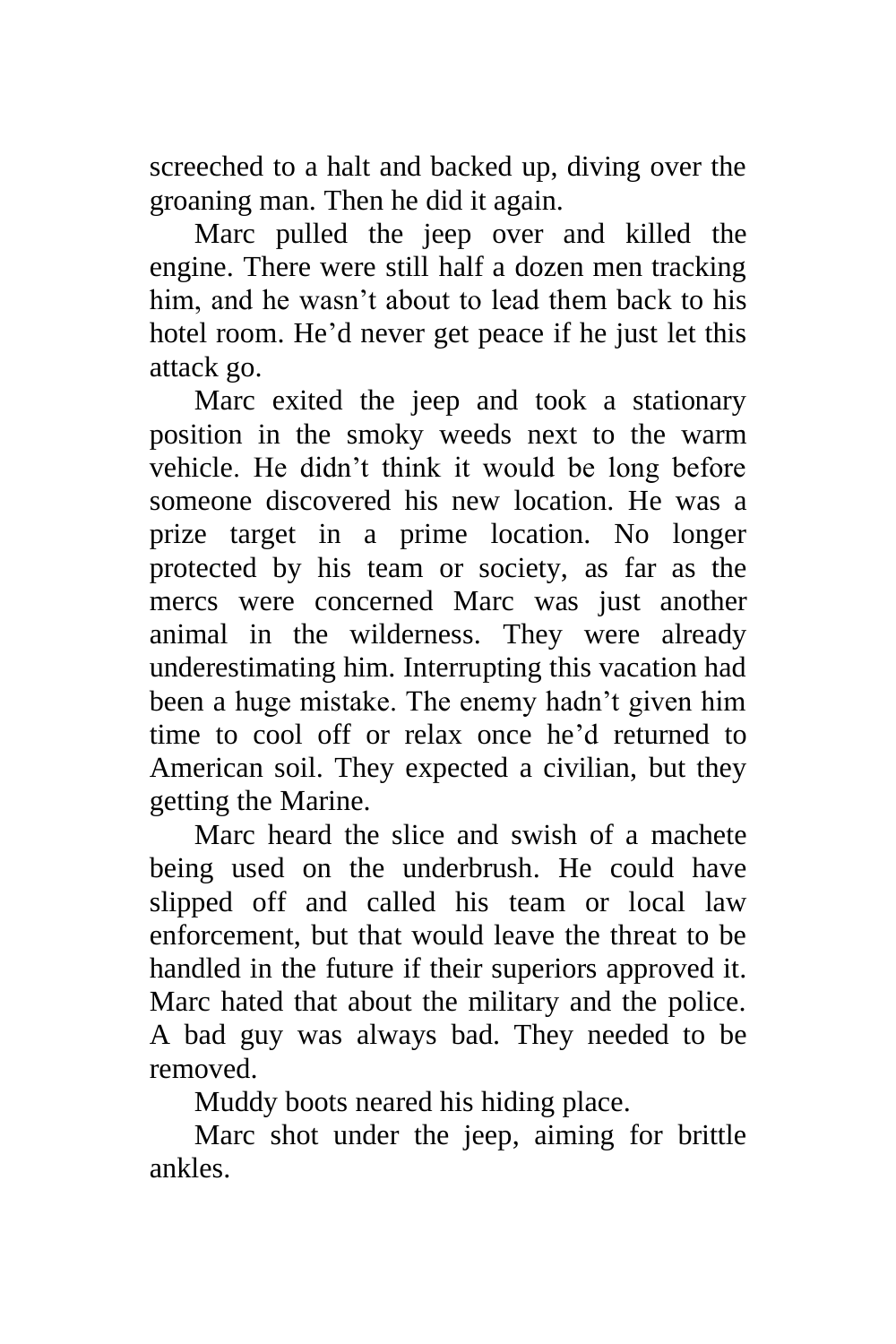screeched to a halt and backed up, diving over the groaning man. Then he did it again.

Marc pulled the jeep over and killed the engine. There were still half a dozen men tracking him, and he wasn't about to lead them back to his hotel room. He'd never get peace if he just let this attack go.

Marc exited the jeep and took a stationary position in the smoky weeds next to the warm vehicle. He didn't think it would be long before someone discovered his new location. He was a prize target in a prime location. No longer protected by his team or society, as far as the mercs were concerned Marc was just another animal in the wilderness. They were already underestimating him. Interrupting this vacation had been a huge mistake. The enemy hadn't given him time to cool off or relax once he'd returned to American soil. They expected a civilian, but they getting the Marine.

Marc heard the slice and swish of a machete being used on the underbrush. He could have slipped off and called his team or local law enforcement, but that would leave the threat to be handled in the future if their superiors approved it. Marc hated that about the military and the police. A bad guy was always bad. They needed to be removed.

Muddy boots neared his hiding place.

Marc shot under the jeep, aiming for brittle ankles.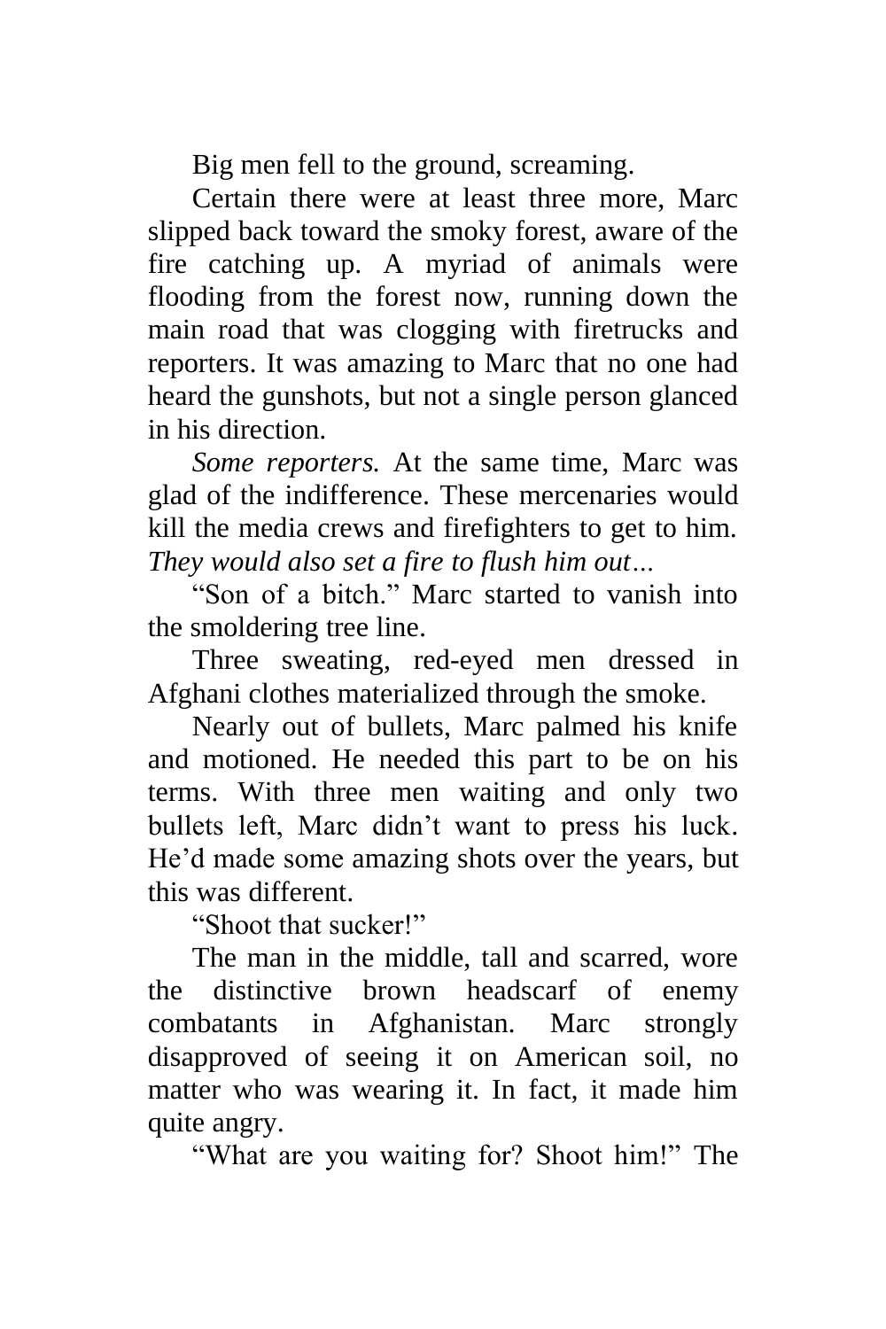Big men fell to the ground, screaming.

Certain there were at least three more, Marc slipped back toward the smoky forest, aware of the fire catching up. A myriad of animals were flooding from the forest now, running down the main road that was clogging with firetrucks and reporters. It was amazing to Marc that no one had heard the gunshots, but not a single person glanced in his direction.

*Some reporters.* At the same time, Marc was glad of the indifference. These mercenaries would kill the media crews and firefighters to get to him. *They would also set a fire to flush him out…*

"Son of a bitch." Marc started to vanish into the smoldering tree line.

Three sweating, red-eyed men dressed in Afghani clothes materialized through the smoke.

Nearly out of bullets, Marc palmed his knife and motioned. He needed this part to be on his terms. With three men waiting and only two bullets left, Marc didn't want to press his luck. He'd made some amazing shots over the years, but this was different.

"Shoot that sucker!"

The man in the middle, tall and scarred, wore the distinctive brown headscarf of enemy combatants in Afghanistan. Marc strongly disapproved of seeing it on American soil, no matter who was wearing it. In fact, it made him quite angry.

"What are you waiting for? Shoot him!" The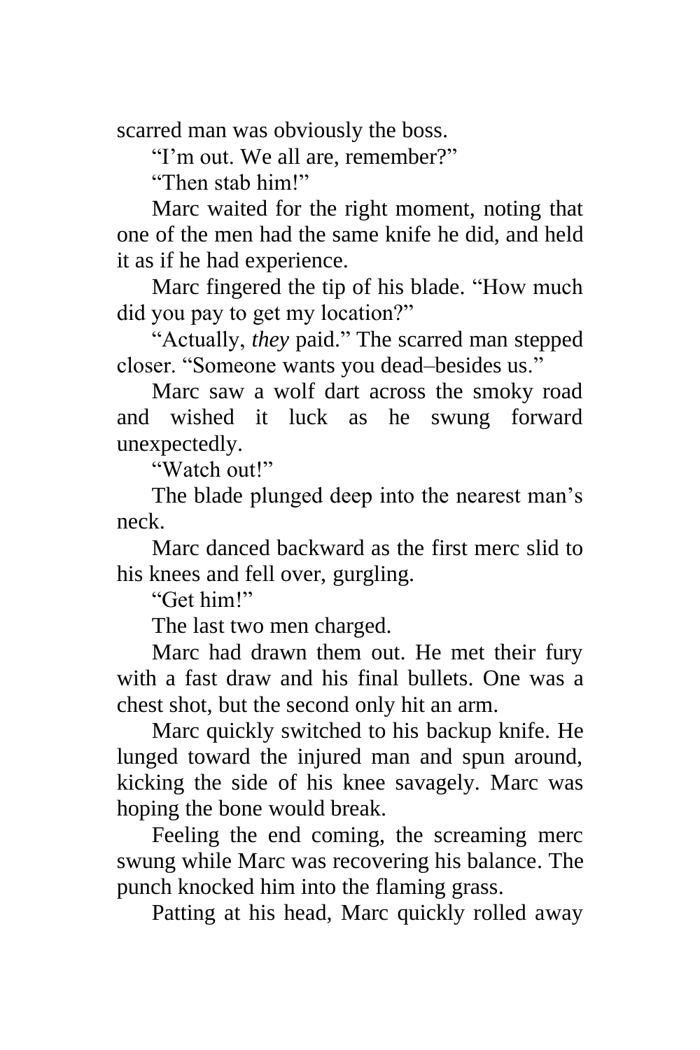scarred man was obviously the boss.

"I'm out. We all are, remember?"

"Then stab him!"

Marc waited for the right moment, noting that one of the men had the same knife he did, and held it as if he had experience.

Marc fingered the tip of his blade. "How much did you pay to get my location?"

"Actually, *they* paid." The scarred man stepped closer. "Someone wants you dead–besides us."

Marc saw a wolf dart across the smoky road and wished it luck as he swung forward unexpectedly.

"Watch out!"

The blade plunged deep into the nearest man's neck.

Marc danced backward as the first merc slid to his knees and fell over, gurgling.

"Get him!"

The last two men charged.

Marc had drawn them out. He met their fury with a fast draw and his final bullets. One was a chest shot, but the second only hit an arm.

Marc quickly switched to his backup knife. He lunged toward the injured man and spun around, kicking the side of his knee savagely. Marc was hoping the bone would break.

Feeling the end coming, the screaming merc swung while Marc was recovering his balance. The punch knocked him into the flaming grass.

Patting at his head, Marc quickly rolled away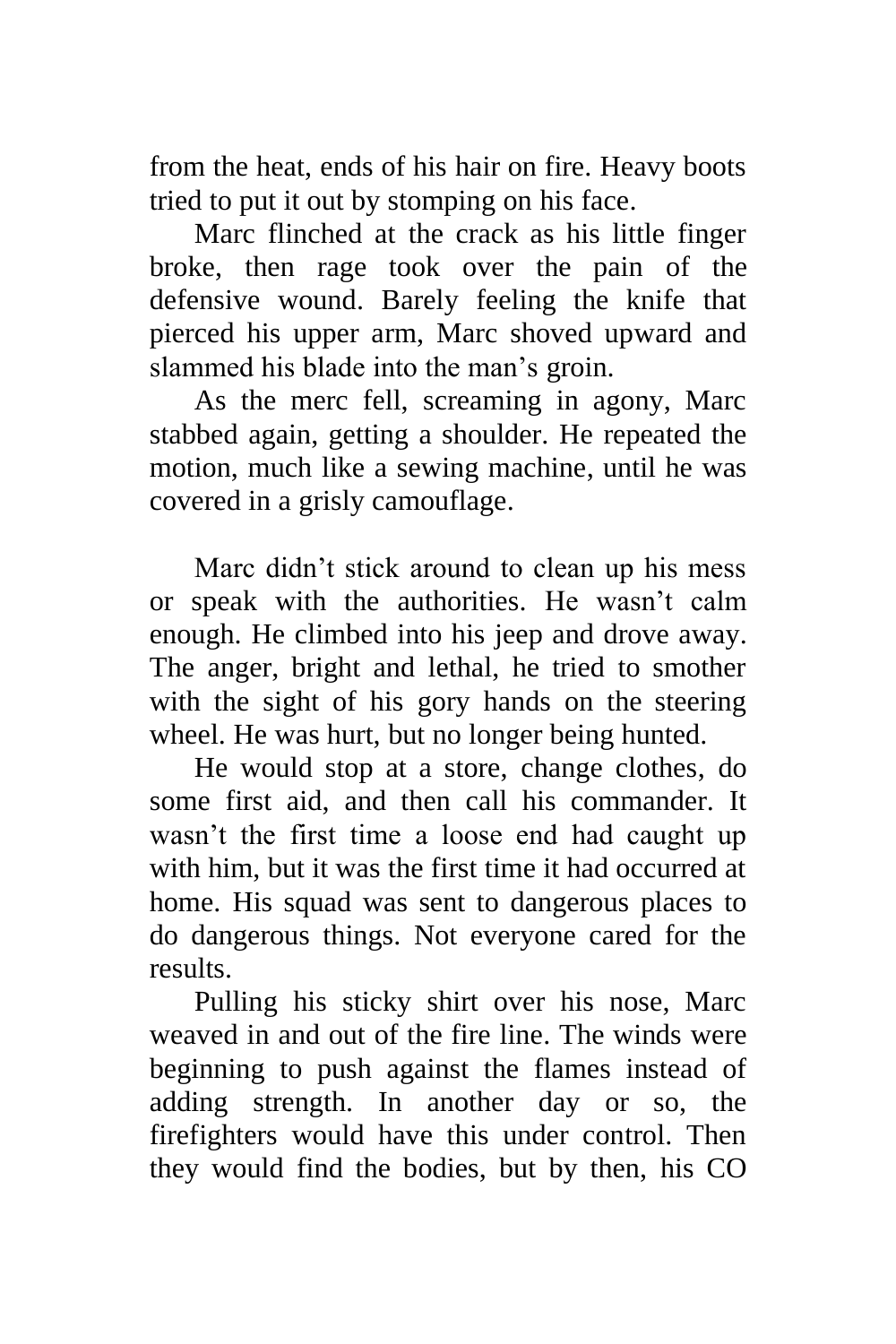from the heat, ends of his hair on fire. Heavy boots tried to put it out by stomping on his face.

Marc flinched at the crack as his little finger broke, then rage took over the pain of the defensive wound. Barely feeling the knife that pierced his upper arm, Marc shoved upward and slammed his blade into the man's groin.

As the merc fell, screaming in agony, Marc stabbed again, getting a shoulder. He repeated the motion, much like a sewing machine, until he was covered in a grisly camouflage.

Marc didn't stick around to clean up his mess or speak with the authorities. He wasn't calm enough. He climbed into his jeep and drove away. The anger, bright and lethal, he tried to smother with the sight of his gory hands on the steering wheel. He was hurt, but no longer being hunted.

He would stop at a store, change clothes, do some first aid, and then call his commander. It wasn't the first time a loose end had caught up with him, but it was the first time it had occurred at home. His squad was sent to dangerous places to do dangerous things. Not everyone cared for the results.

Pulling his sticky shirt over his nose, Marc weaved in and out of the fire line. The winds were beginning to push against the flames instead of adding strength. In another day or so, the firefighters would have this under control. Then they would find the bodies, but by then, his CO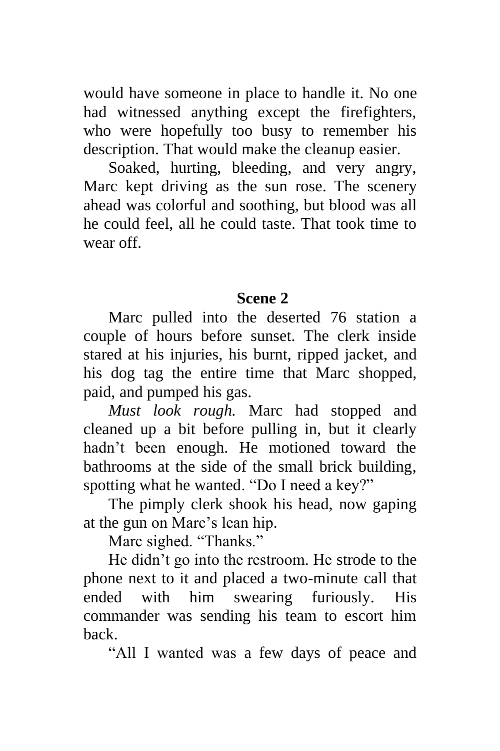would have someone in place to handle it. No one had witnessed anything except the firefighters, who were hopefully too busy to remember his description. That would make the cleanup easier.

Soaked, hurting, bleeding, and very angry, Marc kept driving as the sun rose. The scenery ahead was colorful and soothing, but blood was all he could feel, all he could taste. That took time to wear off.

### Scene 2

Marc pulled into the deserted 76 station a couple of hours before sunset. The clerk inside stared at his injuries, his burnt, ripped jacket, and his dog tag the entire time that Marc shopped, paid, and pumped his gas.

*Must look rough.* Marc had stopped and cleaned up a bit before pulling in, but it clearly hadn't been enough. He motioned toward the bathrooms at the side of the small brick building, spotting what he wanted. "Do I need a key?"

The pimply clerk shook his head, now gaping at the gun on Marc's lean hip.

Marc sighed. "Thanks."

He didn't go into the restroom. He strode to the phone next to it and placed a two-minute call that ended with him swearing furiously. His commander was sending his team to escort him back.

"All I wanted was a few days of peace and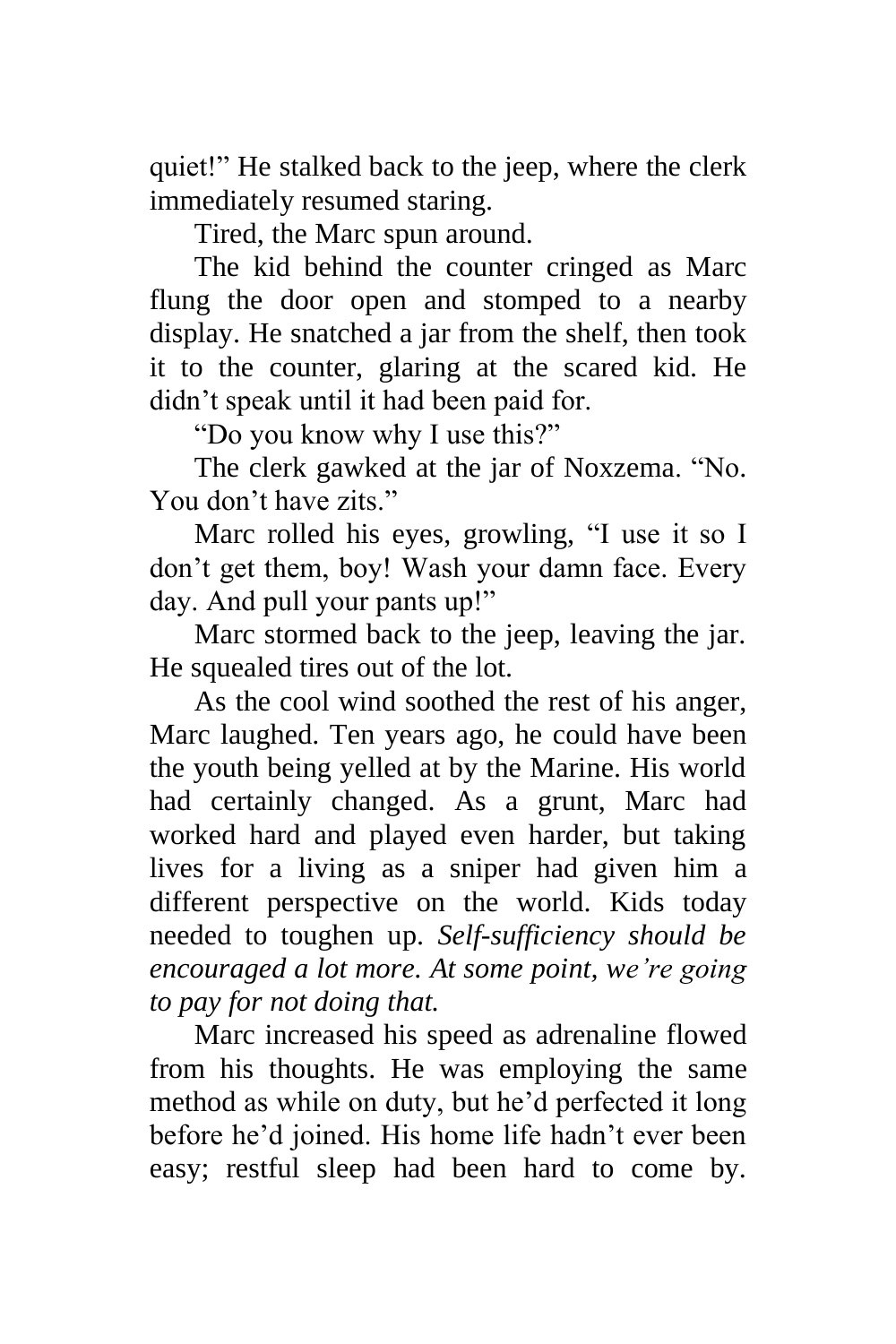quiet!" He stalked back to the jeep, where the clerk immediately resumed staring.

Tired, the Marc spun around.

The kid behind the counter cringed as Marc flung the door open and stomped to a nearby display. He snatched a jar from the shelf, then took it to the counter, glaring at the scared kid. He didn't speak until it had been paid for.

"Do you know why I use this?"

The clerk gawked at the jar of Noxzema. "No. You don't have zits."

Marc rolled his eyes, growling, "I use it so I don't get them, boy! Wash your damn face. Every day. And pull your pants up!"

Marc stormed back to the jeep, leaving the jar. He squealed tires out of the lot.

As the cool wind soothed the rest of his anger, Marc laughed. Ten years ago, he could have been the youth being yelled at by the Marine. His world had certainly changed. As a grunt, Marc had worked hard and played even harder, but taking lives for a living as a sniper had given him a different perspective on the world. Kids today needed to toughen up. *Self-sufficiency should be encouraged a lot more. At some point, we're going to pay for not doing that.*

Marc increased his speed as adrenaline flowed from his thoughts. He was employing the same method as while on duty, but he'd perfected it long before he'd joined. His home life hadn't ever been easy; restful sleep had been hard to come by.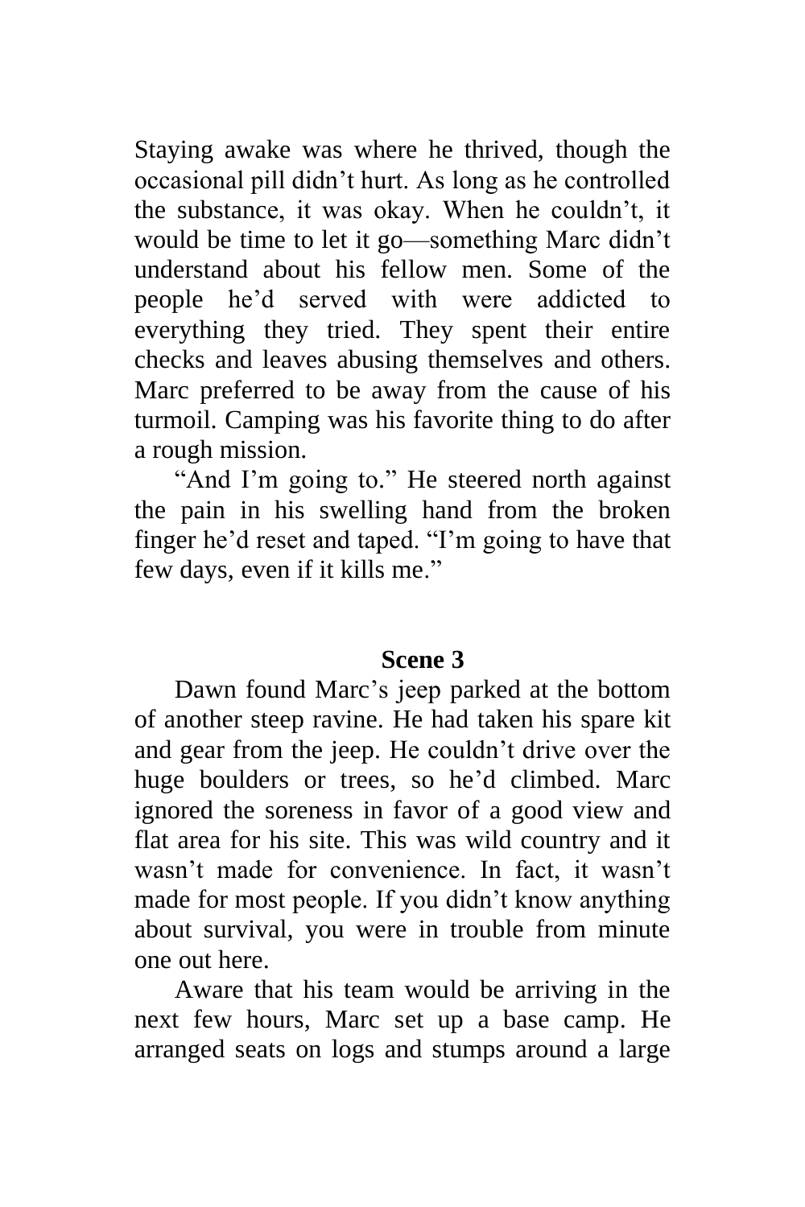Staying awake was where he thrived, though the occasional pill didn't hurt. As long as he controlled the substance, it was okay. When he couldn't, it would be time to let it go—something Marc didn't understand about his fellow men. Some of the people he'd served with were addicted to everything they tried. They spent their entire checks and leaves abusing themselves and others. Marc preferred to be away from the cause of his turmoil. Camping was his favorite thing to do after a rough mission.

"And I'm going to." He steered north against the pain in his swelling hand from the broken finger he'd reset and taped. "I'm going to have that few days, even if it kills me."

### Scene 3

Dawn found Marc's jeep parked at the bottom of another steep ravine. He had taken his spare kit and gear from the jeep. He couldn't drive over the huge boulders or trees, so he'd climbed. Marc ignored the soreness in favor of a good view and flat area for his site. This was wild country and it wasn't made for convenience. In fact, it wasn't made for most people. If you didn't know anything about survival, you were in trouble from minute one out here.

Aware that his team would be arriving in the next few hours, Marc set up a base camp. He arranged seats on logs and stumps around a large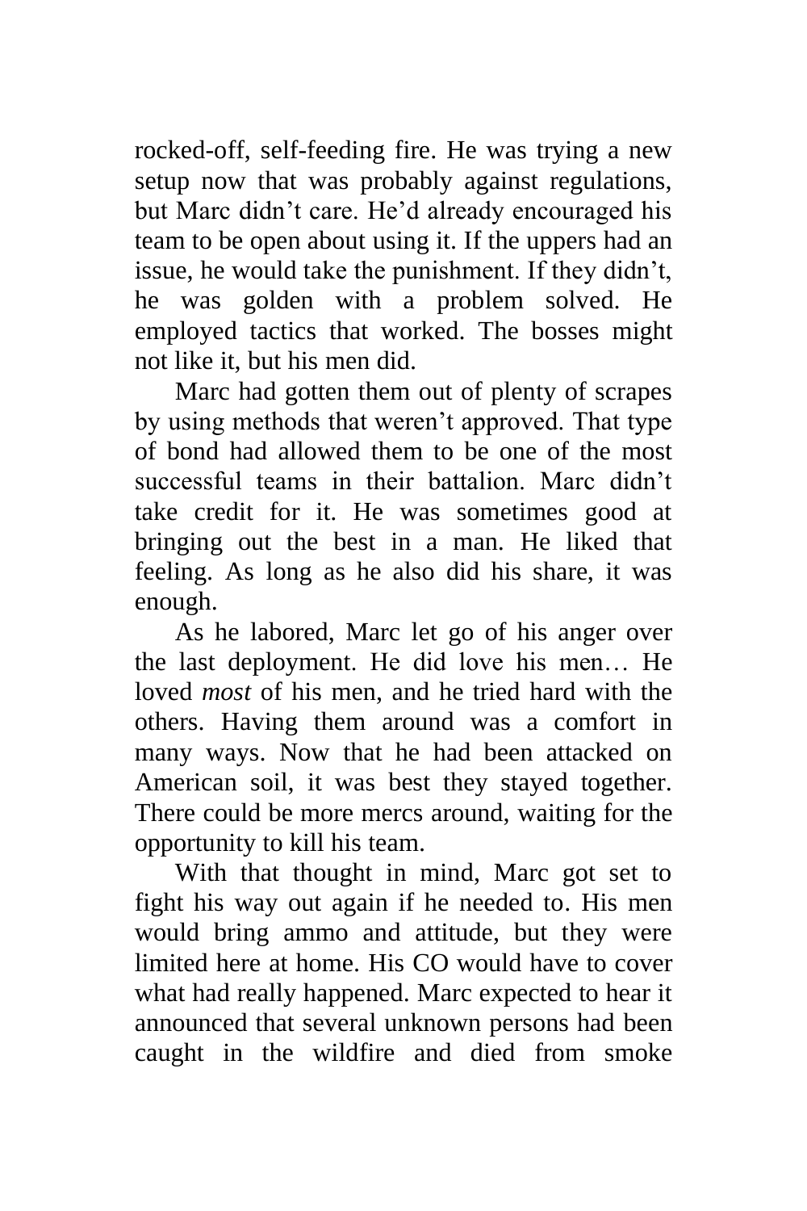rocked-off, self-feeding fire. He was trying a new setup now that was probably against regulations, but Marc didn't care. He'd already encouraged his team to be open about using it. If the uppers had an issue, he would take the punishment. If they didn't, he was golden with a problem solved. He employed tactics that worked. The bosses might not like it, but his men did.

Marc had gotten them out of plenty of scrapes by using methods that weren't approved. That type of bond had allowed them to be one of the most successful teams in their battalion. Marc didn't take credit for it. He was sometimes good at bringing out the best in a man. He liked that feeling. As long as he also did his share, it was enough.

As he labored, Marc let go of his anger over the last deployment. He did love his men… He loved *most* of his men, and he tried hard with the others. Having them around was a comfort in many ways. Now that he had been attacked on American soil, it was best they stayed together. There could be more mercs around, waiting for the opportunity to kill his team.

With that thought in mind, Marc got set to fight his way out again if he needed to. His men would bring ammo and attitude, but they were limited here at home. His CO would have to cover what had really happened. Marc expected to hear it announced that several unknown persons had been caught in the wildfire and died from smoke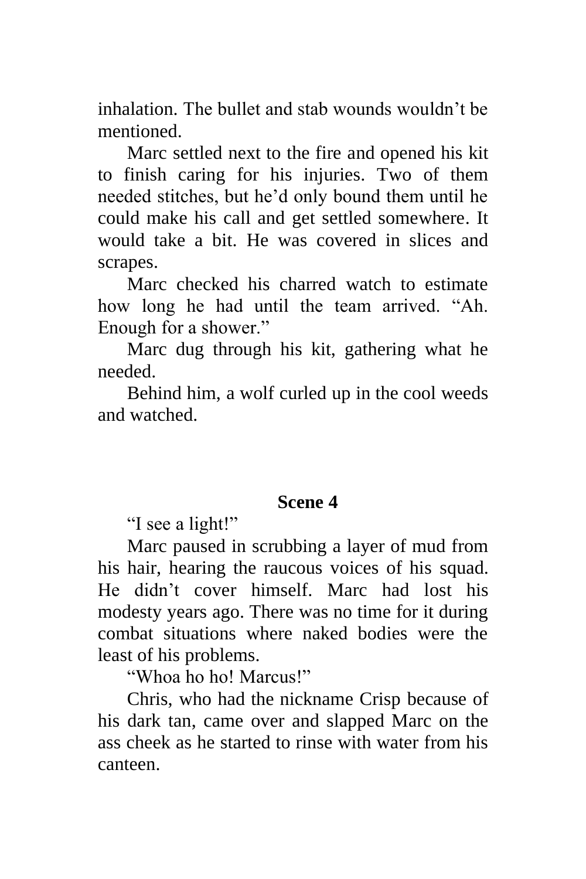inhalation. The bullet and stab wounds wouldn't be mentioned.

Marc settled next to the fire and opened his kit to finish caring for his injuries. Two of them needed stitches, but he'd only bound them until he could make his call and get settled somewhere. It would take a bit. He was covered in slices and scrapes.

Marc checked his charred watch to estimate how long he had until the team arrived. "Ah. Enough for a shower."

Marc dug through his kit, gathering what he needed.

Behind him, a wolf curled up in the cool weeds and watched.

## Scene 4

"I see a light!"

Marc paused in scrubbing a layer of mud from his hair, hearing the raucous voices of his squad. He didn't cover himself. Marc had lost his modesty years ago. There was no time for it during combat situations where naked bodies were the least of his problems.

"Whoa ho ho! Marcus!"

Chris, who had the nickname Crisp because of his dark tan, came over and slapped Marc on the ass cheek as he started to rinse with water from his canteen.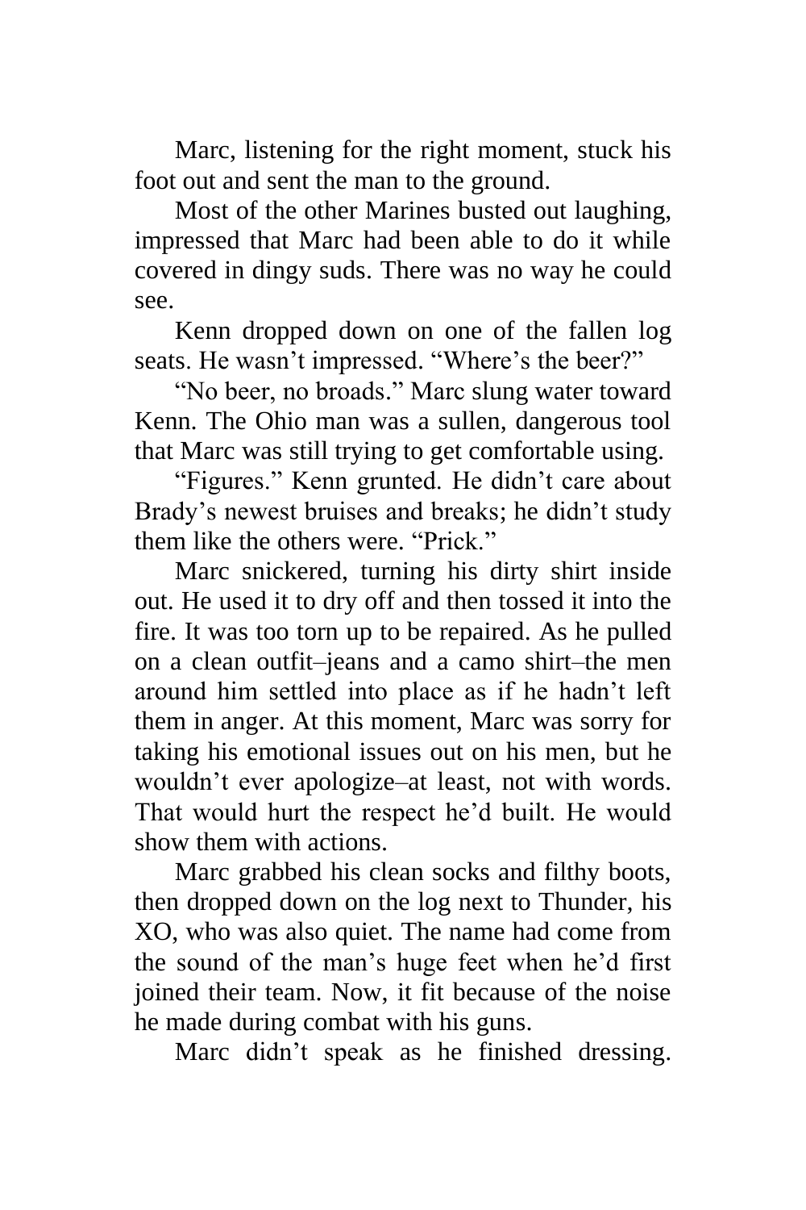Marc, listening for the right moment, stuck his foot out and sent the man to the ground.

Most of the other Marines busted out laughing, impressed that Marc had been able to do it while covered in dingy suds. There was no way he could see.

Kenn dropped down on one of the fallen log seats. He wasn't impressed. "Where's the beer?"

"No beer, no broads." Marc slung water toward Kenn. The Ohio man was a sullen, dangerous tool that Marc was still trying to get comfortable using.

"Figures." Kenn grunted. He didn't care about Brady's newest bruises and breaks; he didn't study them like the others were. "Prick."

Marc snickered, turning his dirty shirt inside out. He used it to dry off and then tossed it into the fire. It was too torn up to be repaired. As he pulled on a clean outfit–jeans and a camo shirt–the men around him settled into place as if he hadn't left them in anger. At this moment, Marc was sorry for taking his emotional issues out on his men, but he wouldn't ever apologize–at least, not with words. That would hurt the respect he'd built. He would show them with actions.

Marc grabbed his clean socks and filthy boots, then dropped down on the log next to Thunder, his XO, who was also quiet. The name had come from the sound of the man's huge feet when he'd first joined their team. Now, it fit because of the noise he made during combat with his guns.

Marc didn't speak as he finished dressing.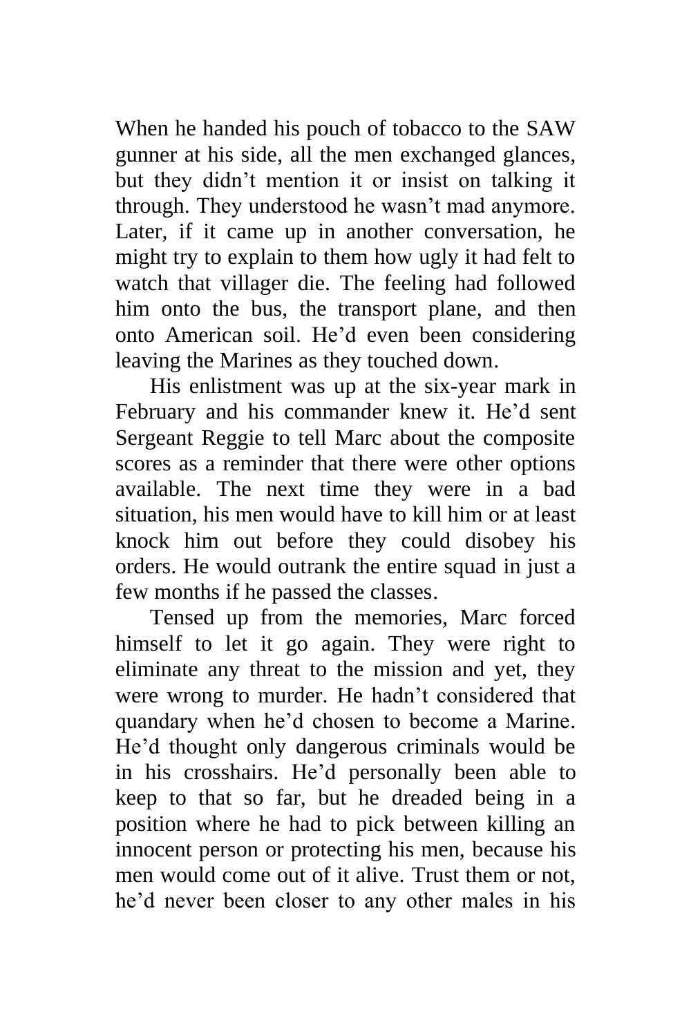When he handed his pouch of tobacco to the SAW gunner at his side, all the men exchanged glances, but they didn't mention it or insist on talking it through. They understood he wasn't mad anymore. Later, if it came up in another conversation, he might try to explain to them how ugly it had felt to watch that villager die. The feeling had followed him onto the bus, the transport plane, and then onto American soil. He'd even been considering leaving the Marines as they touched down.

His enlistment was up at the six-year mark in February and his commander knew it. He'd sent Sergeant Reggie to tell Marc about the composite scores as a reminder that there were other options available. The next time they were in a bad situation, his men would have to kill him or at least knock him out before they could disobey his orders. He would outrank the entire squad in just a few months if he passed the classes.

Tensed up from the memories, Marc forced himself to let it go again. They were right to eliminate any threat to the mission and yet, they were wrong to murder. He hadn't considered that quandary when he'd chosen to become a Marine. He'd thought only dangerous criminals would be in his crosshairs. He'd personally been able to keep to that so far, but he dreaded being in a position where he had to pick between killing an innocent person or protecting his men, because his men would come out of it alive. Trust them or not, he'd never been closer to any other males in his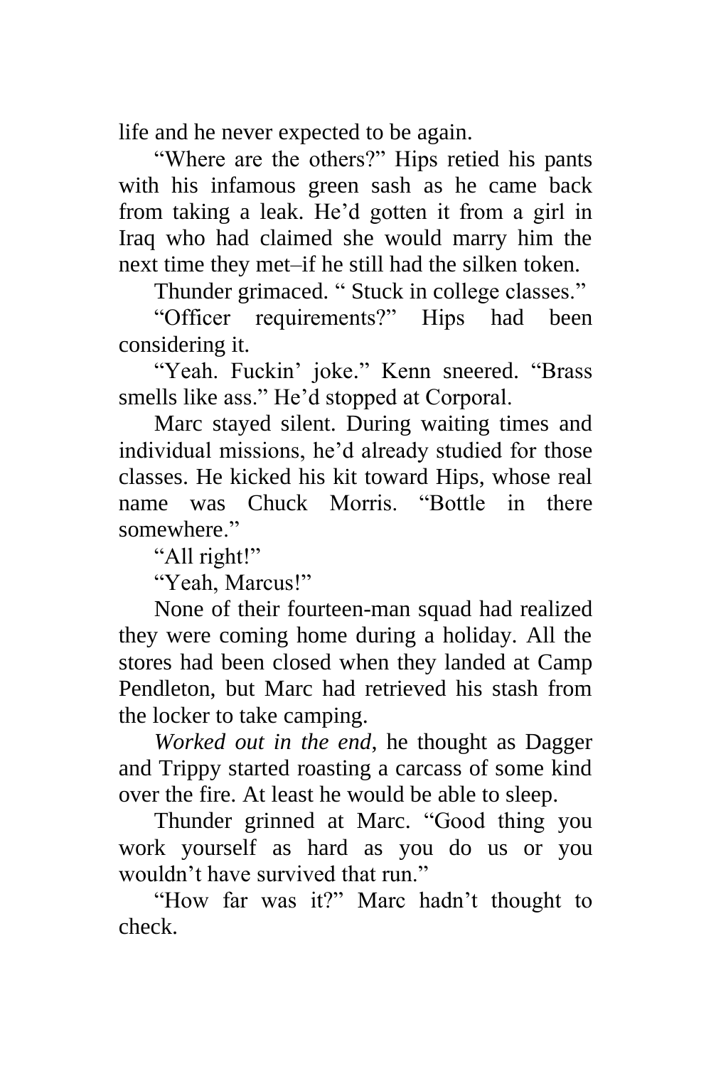life and he never expected to be again.

“Where are the others?” Hips retied his pants with his infamous green sash as he came back from taking a leak. He’d gotten it from a girl in Iraq who had claimed she would marry him the next time they met–if he still had the silken token.

Thunder grimaced. “ Stuck in college classes.”

“Officer requirements?” Hips had been considering it.

“Yeah. Fuckin’ joke.” Kenn sneered. “Brass smells like ass.” He’d stopped at Corporal.

Marc stayed silent. During waiting times and individual missions, he’d already studied for those classes. He kicked his kit toward Hips, whose real name was Chuck Morris. “Bottle in there somewhere.”

“All right!”

“Yeah, Marcus!”

None of their fourteen-man squad had realized they were coming home during a holiday. All the stores had been closed when they landed at Camp Pendleton, but Marc had retrieved his stash from the locker to take camping.

*Worked out in the end,* he thought as Dagger and Trippy started roasting a carcass of some kind over the fire. At least he would be able to sleep.

Thunder grinned at Marc. “Good thing you work yourself as hard as you do us or you wouldn’t have survived that run.”

“How far was it?” Marc hadn’t thought to check.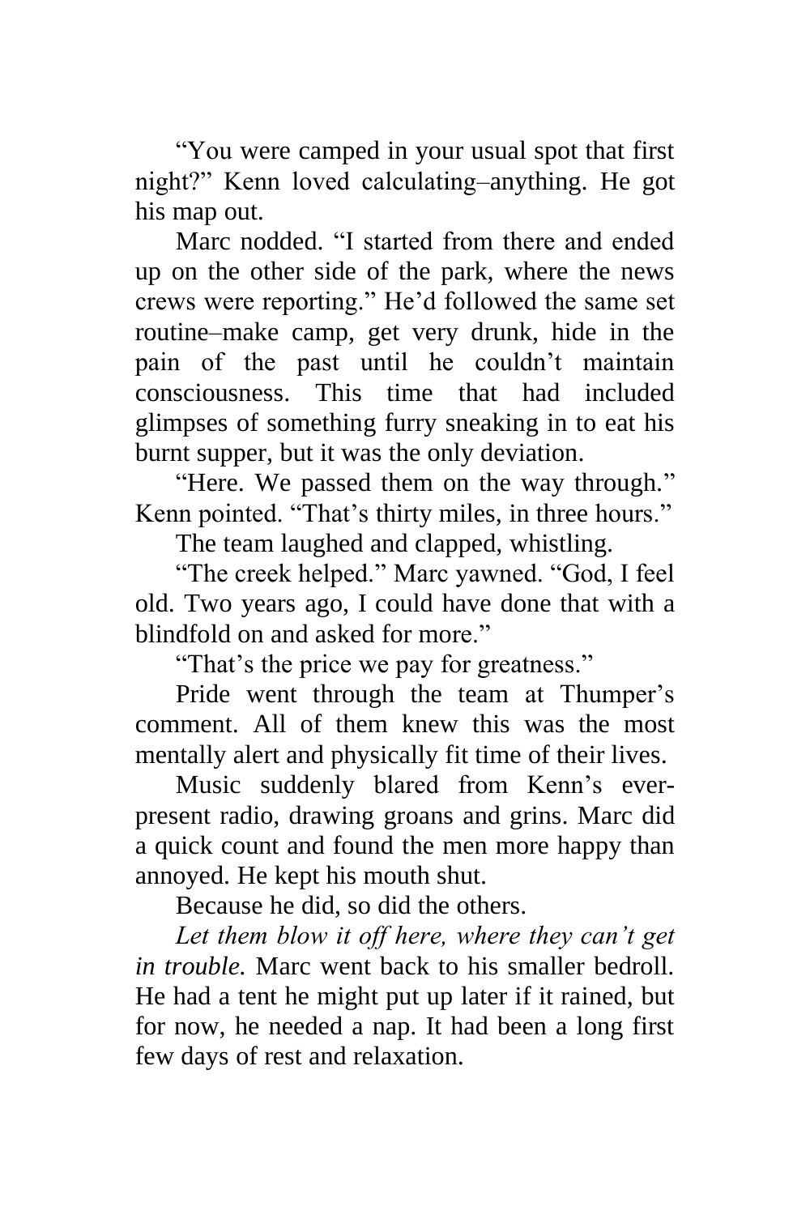"You were camped in your usual spot that first night?" Kenn loved calculating–anything. He got his map out.

Marc nodded. "I started from there and ended up on the other side of the park, where the news crews were reporting." He'd followed the same set routine–make camp, get very drunk, hide in the pain of the past until he couldn't maintain consciousness. This time that had included glimpses of something furry sneaking in to eat his burnt supper, but it was the only deviation.

"Here. We passed them on the way through." Kenn pointed. "That's thirty miles, in three hours."

The team laughed and clapped, whistling.

"The creek helped." Marc yawned. "God, I feel old. Two years ago, I could have done that with a blindfold on and asked for more."

"That's the price we pay for greatness."

Pride went through the team at Thumper's comment. All of them knew this was the most mentally alert and physically fit time of their lives.

Music suddenly blared from Kenn's ever-present radio, drawing groans and grins. Marc did a quick count and found the men more happy than annoyed. He kept his mouth shut.

Because he did, so did the others.

*Let them blow it off here, where they can't get in trouble.* Marc went back to his smaller bedroll. He had a tent he might put up later if it rained, but for now, he needed a nap. It had been a long first few days of rest and relaxation.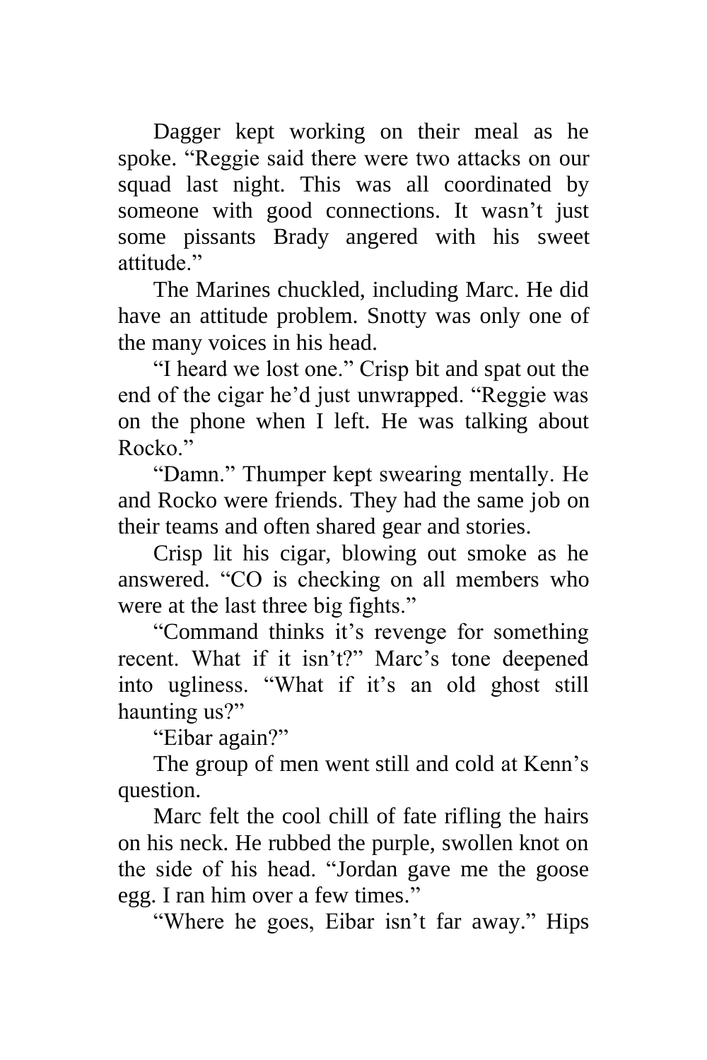Dagger kept working on their meal as he spoke. “Reggie said there were two attacks on our squad last night. This was all coordinated by someone with good connections. It wasn’t just some pissants Brady angered with his sweet attitude.”

The Marines chuckled, including Marc. He did have an attitude problem. Snotty was only one of the many voices in his head.

“I heard we lost one.” Crisp bit and spat out the end of the cigar he’d just unwrapped. “Reggie was on the phone when I left. He was talking about Rocko.”

“Damn.” Thumper kept swearing mentally. He and Rocko were friends. They had the same job on their teams and often shared gear and stories.

Crisp lit his cigar, blowing out smoke as he answered. “CO is checking on all members who were at the last three big fights.”

“Command thinks it’s revenge for something recent. What if it isn’t?” Marc’s tone deepened into ugliness. “What if it’s an old ghost still haunting us?”

“Eibar again?”

The group of men went still and cold at Kenn’s question.

Marc felt the cool chill of fate rifling the hairs on his neck. He rubbed the purple, swollen knot on the side of his head. “Jordan gave me the goose egg. I ran him over a few times.”

“Where he goes, Eibar isn’t far away.” Hips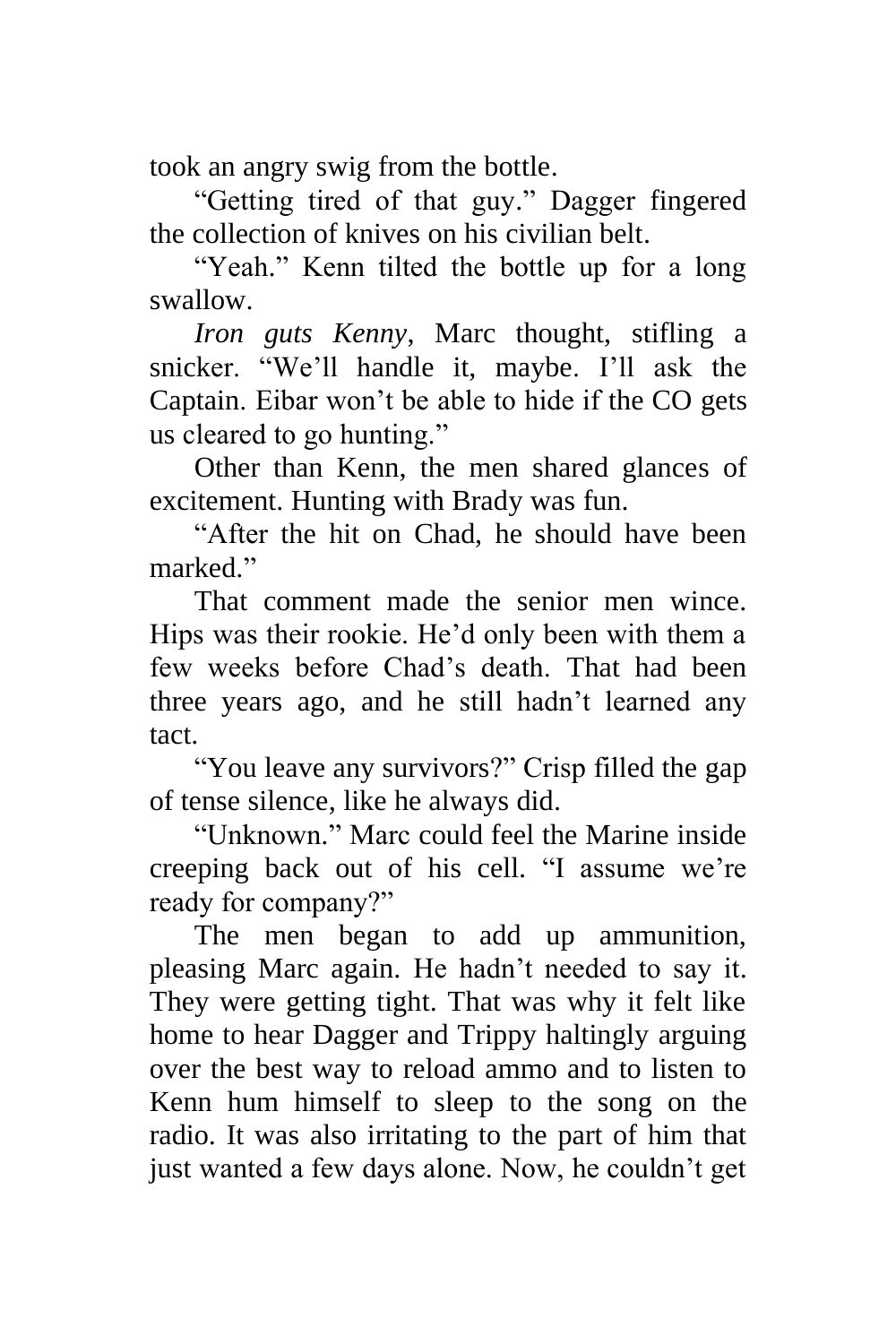took an angry swig from the bottle.

"Getting tired of that guy." Dagger fingered the collection of knives on his civilian belt.

"Yeah." Kenn tilted the bottle up for a long swallow.

*Iron guts Kenny*, Marc thought, stifling a snicker. "We'll handle it, maybe. I'll ask the Captain. Eibar won't be able to hide if the CO gets us cleared to go hunting."

Other than Kenn, the men shared glances of excitement. Hunting with Brady was fun.

"After the hit on Chad, he should have been marked."

That comment made the senior men wince. Hips was their rookie. He'd only been with them a few weeks before Chad's death. That had been three years ago, and he still hadn't learned any tact.

"You leave any survivors?" Crisp filled the gap of tense silence, like he always did.

"Unknown." Marc could feel the Marine inside creeping back out of his cell. "I assume we're ready for company?"

The men began to add up ammunition, pleasing Marc again. He hadn't needed to say it. They were getting tight. That was why it felt like home to hear Dagger and Trippy haltingly arguing over the best way to reload ammo and to listen to Kenn hum himself to sleep to the song on the radio. It was also irritating to the part of him that just wanted a few days alone. Now, he couldn't get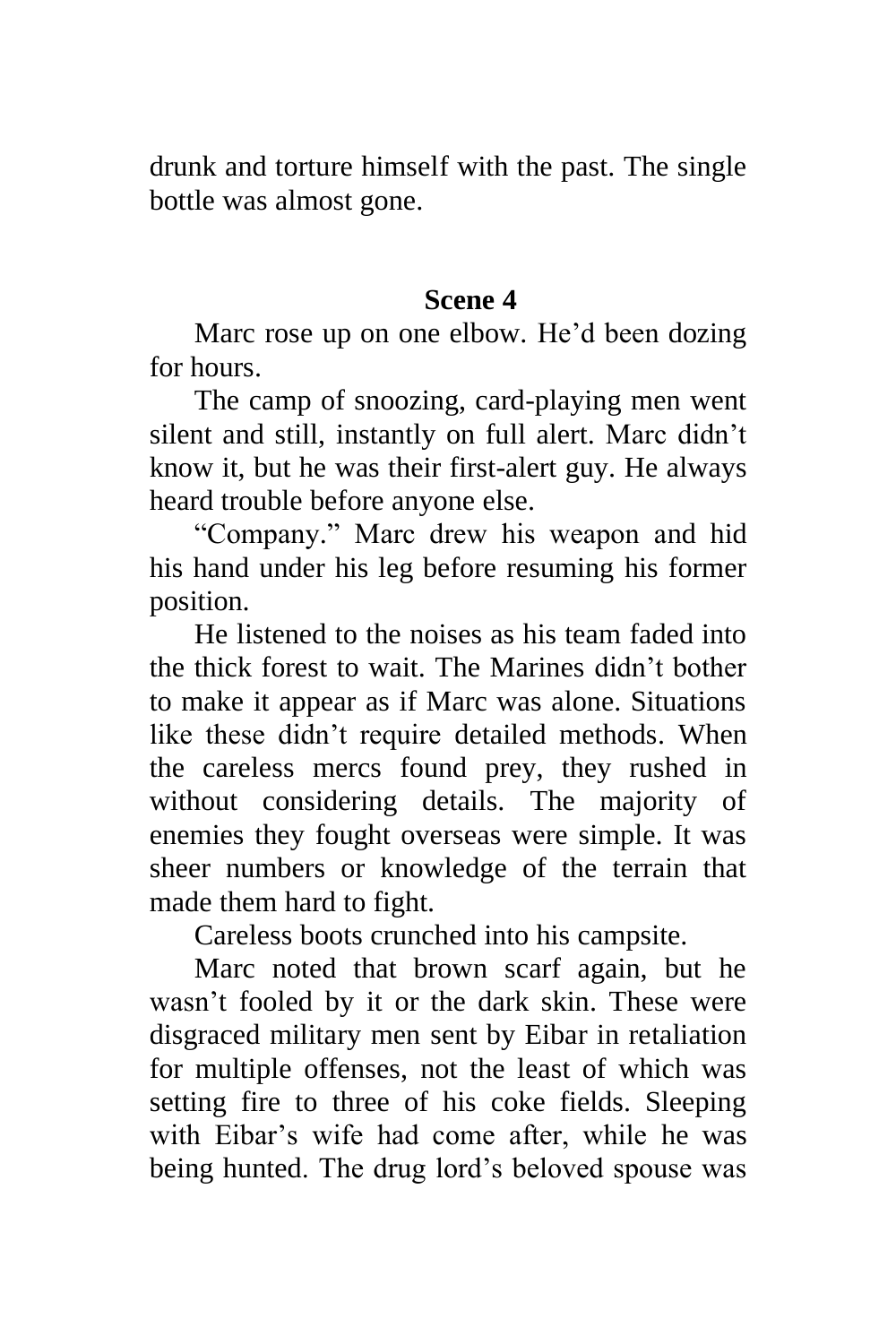drunk and torture himself with the past. The single bottle was almost gone.

## Scene 4

Marc rose up on one elbow. He'd been dozing for hours.

The camp of snoozing, card-playing men went silent and still, instantly on full alert. Marc didn't know it, but he was their first-alert guy. He always heard trouble before anyone else.

"Company." Marc drew his weapon and hid his hand under his leg before resuming his former position.

He listened to the noises as his team faded into the thick forest to wait. The Marines didn't bother to make it appear as if Marc was alone. Situations like these didn't require detailed methods. When the careless mercs found prey, they rushed in without considering details. The majority of enemies they fought overseas were simple. It was sheer numbers or knowledge of the terrain that made them hard to fight.

Careless boots crunched into his campsite.

Marc noted that brown scarf again, but he wasn't fooled by it or the dark skin. These were disgraced military men sent by Eibar in retaliation for multiple offenses, not the least of which was setting fire to three of his coke fields. Sleeping with Eibar's wife had come after, while he was being hunted. The drug lord's beloved spouse was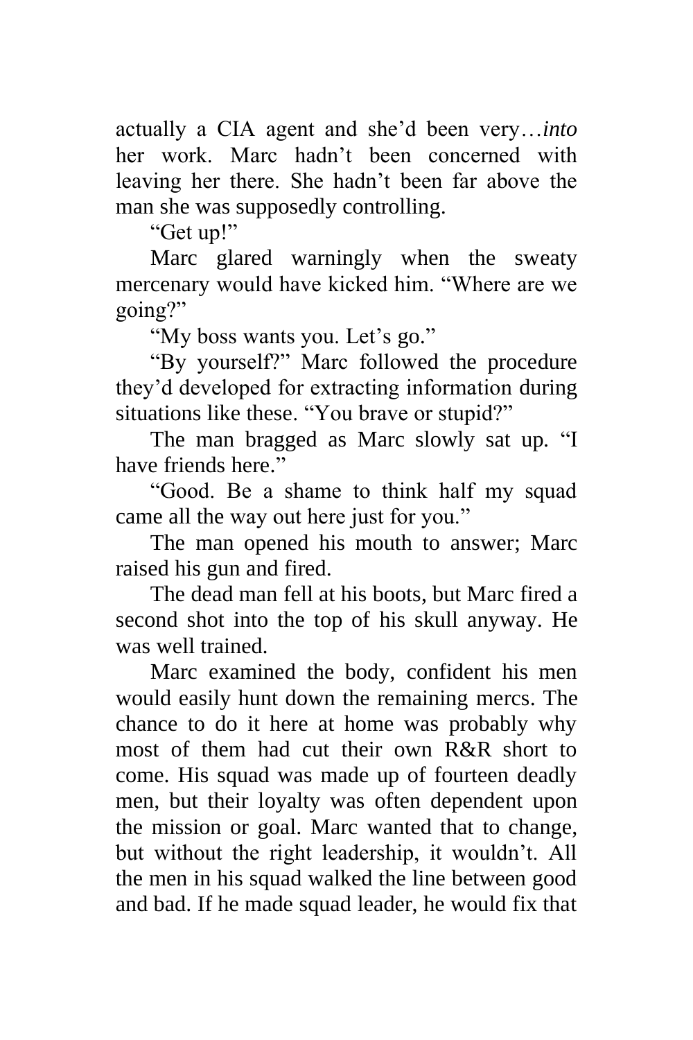actually a CIA agent and she'd been very…*into* her work. Marc hadn't been concerned with leaving her there. She hadn't been far above the man she was supposedly controlling.

"Get up!"

Marc glared warningly when the sweaty mercenary would have kicked him. "Where are we going?"

"My boss wants you. Let's go."

"By yourself?" Marc followed the procedure they'd developed for extracting information during situations like these. "You brave or stupid?"

The man bragged as Marc slowly sat up. "I have friends here."

"Good. Be a shame to think half my squad came all the way out here just for you."

The man opened his mouth to answer; Marc raised his gun and fired.

The dead man fell at his boots, but Marc fired a second shot into the top of his skull anyway. He was well trained.

Marc examined the body, confident his men would easily hunt down the remaining mercs. The chance to do it here at home was probably why most of them had cut their own R&R short to come. His squad was made up of fourteen deadly men, but their loyalty was often dependent upon the mission or goal. Marc wanted that to change, but without the right leadership, it wouldn't. All the men in his squad walked the line between good and bad. If he made squad leader, he would fix that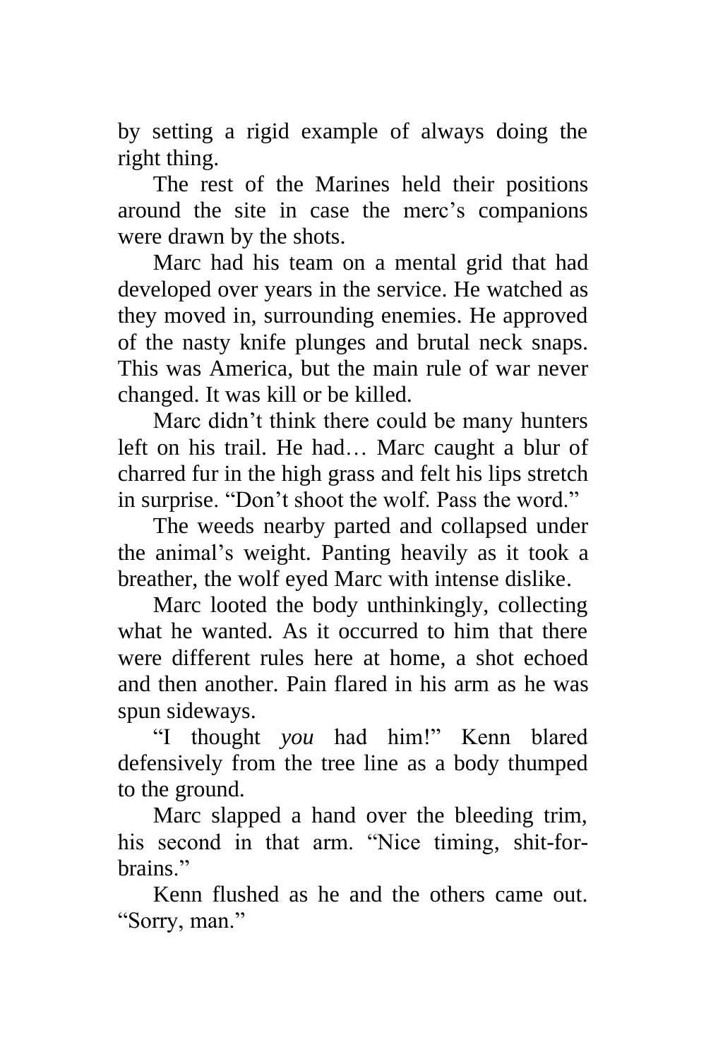by setting a rigid example of always doing the right thing.

The rest of the Marines held their positions around the site in case the merc's companions were drawn by the shots.

Marc had his team on a mental grid that had developed over years in the service. He watched as they moved in, surrounding enemies. He approved of the nasty knife plunges and brutal neck snaps. This was America, but the main rule of war never changed. It was kill or be killed.

Marc didn't think there could be many hunters left on his trail. He had… Marc caught a blur of charred fur in the high grass and felt his lips stretch in surprise. "Don't shoot the wolf. Pass the word."

The weeds nearby parted and collapsed under the animal's weight. Panting heavily as it took a breather, the wolf eyed Marc with intense dislike.

Marc looted the body unthinkingly, collecting what he wanted. As it occurred to him that there were different rules here at home, a shot echoed and then another. Pain flared in his arm as he was spun sideways.

"I thought *you* had him!" Kenn blared defensively from the tree line as a body thumped to the ground.

Marc slapped a hand over the bleeding trim, his second in that arm. "Nice timing, shit-for-brains."

Kenn flushed as he and the others came out. "Sorry, man."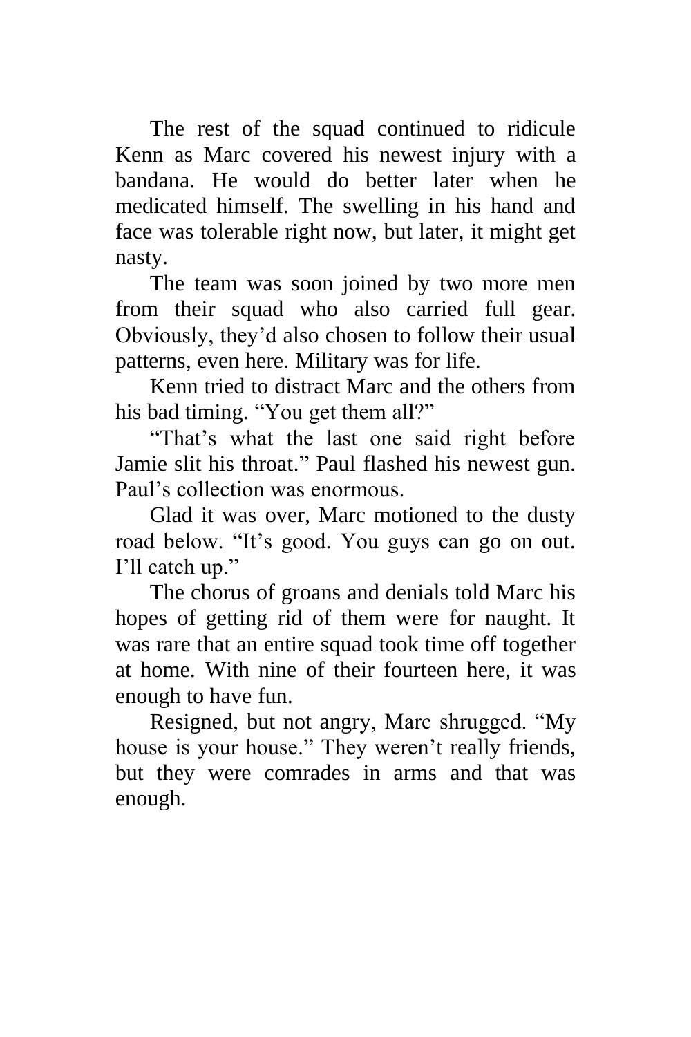The rest of the squad continued to ridicule Kenn as Marc covered his newest injury with a bandana. He would do better later when he medicated himself. The swelling in his hand and face was tolerable right now, but later, it might get nasty.

The team was soon joined by two more men from their squad who also carried full gear. Obviously, they'd also chosen to follow their usual patterns, even here. Military was for life.

Kenn tried to distract Marc and the others from his bad timing. "You get them all?"

"That's what the last one said right before Jamie slit his throat." Paul flashed his newest gun. Paul's collection was enormous.

Glad it was over, Marc motioned to the dusty road below. "It's good. You guys can go on out. I'll catch up."

The chorus of groans and denials told Marc his hopes of getting rid of them were for naught. It was rare that an entire squad took time off together at home. With nine of their fourteen here, it was enough to have fun.

Resigned, but not angry, Marc shrugged. "My house is your house." They weren't really friends, but they were comrades in arms and that was enough.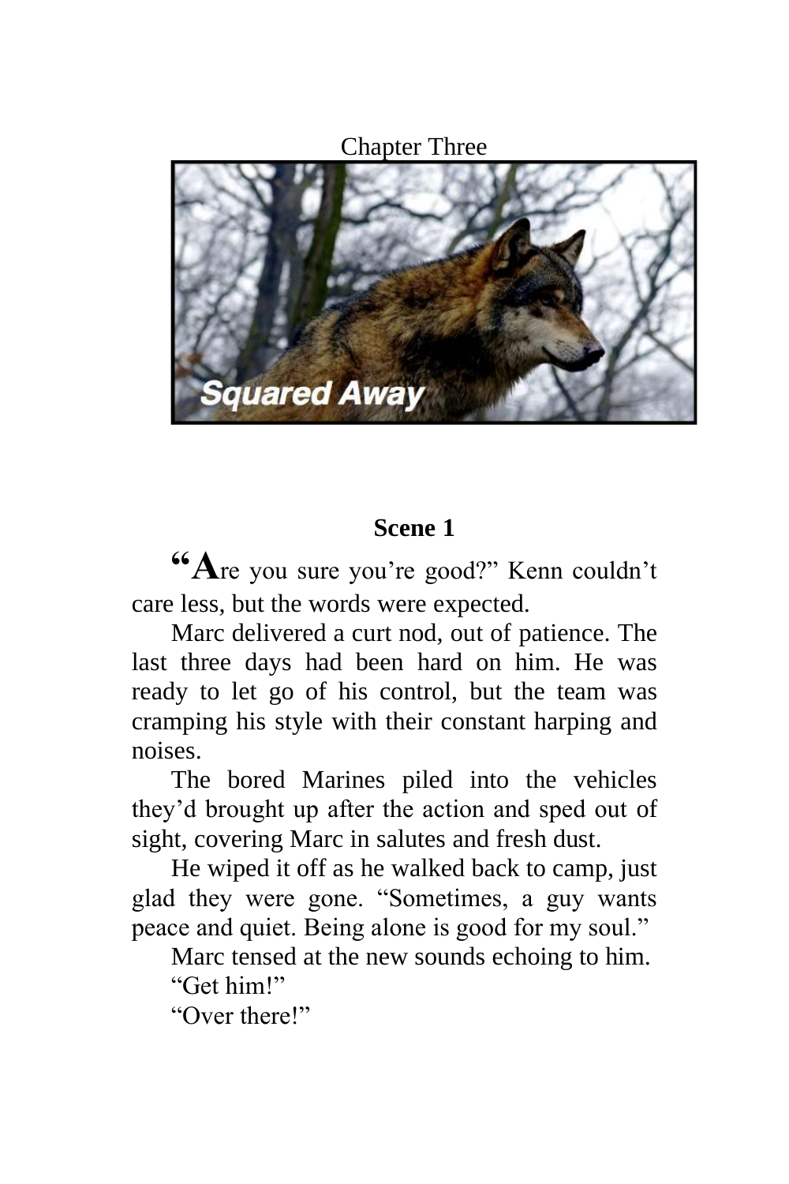# Chapter Three

Squared Away

## Scene 1

"Are you sure you're good?" Kenn couldn't care less, but the words were expected.

Marc delivered a curt nod, out of patience. The last three days had been hard on him. He was ready to let go of his control, but the team was cramping his style with their constant harping and noises.

The bored Marines piled into the vehicles they'd brought up after the action and sped out of sight, covering Marc in salutes and fresh dust.

He wiped it off as he walked back to camp, just glad they were gone. "Sometimes, a guy wants peace and quiet. Being alone is good for my soul."

Marc tensed at the new sounds echoing to him.

"Get him!"

"Over there!"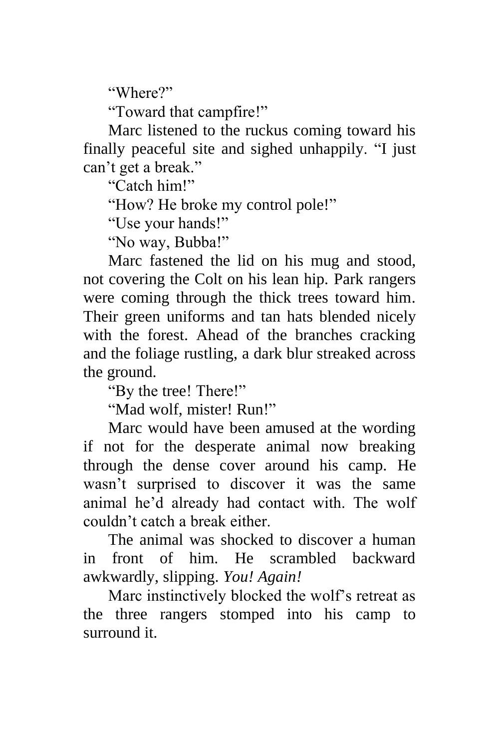"Where?"

"Toward that campfire!"

Marc listened to the ruckus coming toward his finally peaceful site and sighed unhappily. "I just can't get a break."

"Catch him!"

"How? He broke my control pole!"

"Use your hands!"

"No way, Bubba!"

Marc fastened the lid on his mug and stood, not covering the Colt on his lean hip. Park rangers were coming through the thick trees toward him. Their green uniforms and tan hats blended nicely with the forest. Ahead of the branches cracking and the foliage rustling, a dark blur streaked across the ground.

"By the tree! There!"

"Mad wolf, mister! Run!"

Marc would have been amused at the wording if not for the desperate animal now breaking through the dense cover around his camp. He wasn't surprised to discover it was the same animal he'd already had contact with. The wolf couldn't catch a break either.

The animal was shocked to discover a human in front of him. He scrambled backward awkwardly, slipping. *You! Again!*

Marc instinctively blocked the wolf's retreat as the three rangers stomped into his camp to surround it.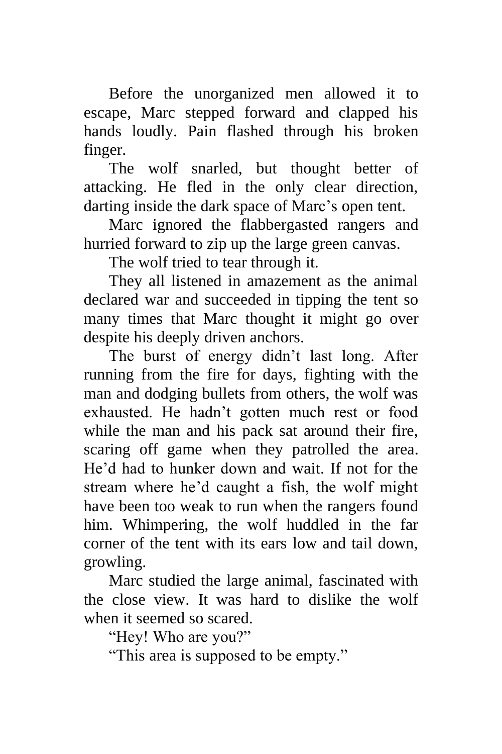Before the unorganized men allowed it to escape, Marc stepped forward and clapped his hands loudly. Pain flashed through his broken finger.

The wolf snarled, but thought better of attacking. He fled in the only clear direction, darting inside the dark space of Marc's open tent.

Marc ignored the flabbergasted rangers and hurried forward to zip up the large green canvas.

The wolf tried to tear through it.

They all listened in amazement as the animal declared war and succeeded in tipping the tent so many times that Marc thought it might go over despite his deeply driven anchors.

The burst of energy didn't last long. After running from the fire for days, fighting with the man and dodging bullets from others, the wolf was exhausted. He hadn't gotten much rest or food while the man and his pack sat around their fire, scaring off game when they patrolled the area. He'd had to hunker down and wait. If not for the stream where he'd caught a fish, the wolf might have been too weak to run when the rangers found him. Whimpering, the wolf huddled in the far corner of the tent with its ears low and tail down, growling.

Marc studied the large animal, fascinated with the close view. It was hard to dislike the wolf when it seemed so scared.

"Hey! Who are you?"

"This area is supposed to be empty."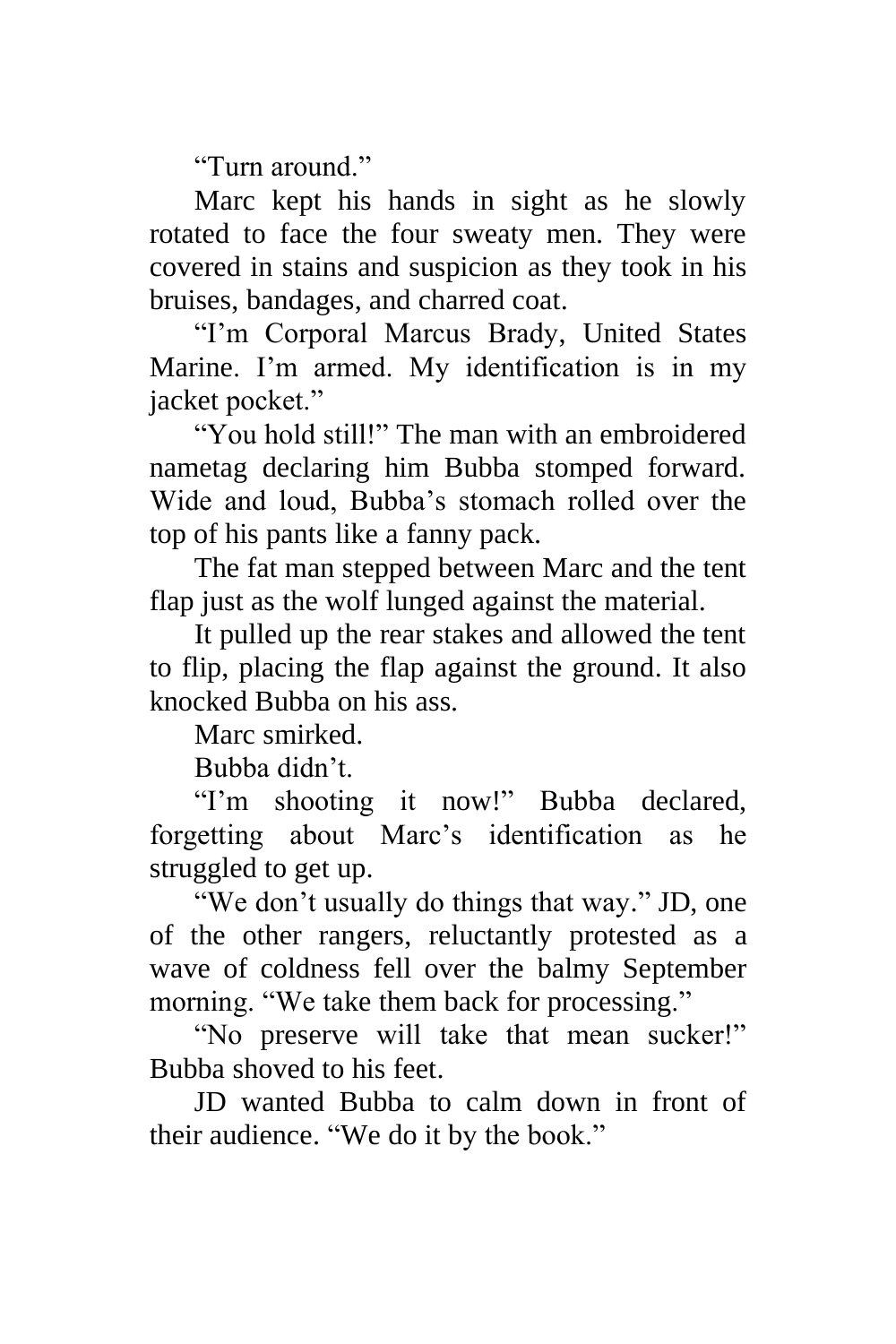"Turn around."

Marc kept his hands in sight as he slowly rotated to face the four sweaty men. They were covered in stains and suspicion as they took in his bruises, bandages, and charred coat.

"I'm Corporal Marcus Brady, United States Marine. I'm armed. My identification is in my jacket pocket."

"You hold still!" The man with an embroidered nametag declaring him Bubba stomped forward. Wide and loud, Bubba's stomach rolled over the top of his pants like a fanny pack.

The fat man stepped between Marc and the tent flap just as the wolf lunged against the material.

It pulled up the rear stakes and allowed the tent to flip, placing the flap against the ground. It also knocked Bubba on his ass.

Marc smirked.

Bubba didn't.

"I'm shooting it now!" Bubba declared, forgetting about Marc's identification as he struggled to get up.

"We don't usually do things that way." JD, one of the other rangers, reluctantly protested as a wave of coldness fell over the balmy September morning. "We take them back for processing."

"No preserve will take that mean sucker!" Bubba shoved to his feet.

JD wanted Bubba to calm down in front of their audience. "We do it by the book."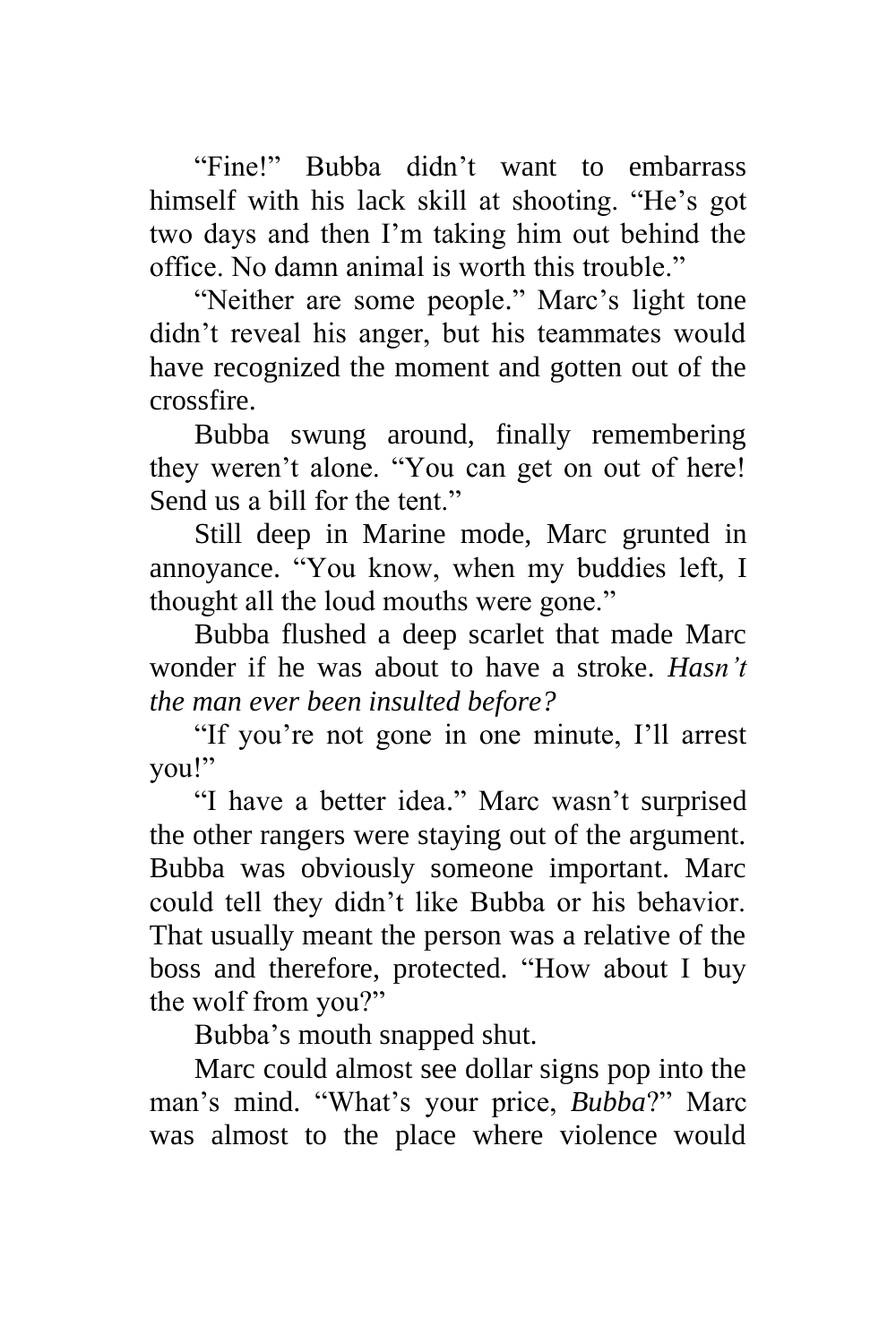"Fine!" Bubba didn't want to embarrass himself with his lack skill at shooting. "He's got two days and then I'm taking him out behind the office. No damn animal is worth this trouble."

"Neither are some people." Marc's light tone didn't reveal his anger, but his teammates would have recognized the moment and gotten out of the crossfire.

Bubba swung around, finally remembering they weren't alone. "You can get on out of here! Send us a bill for the tent."

Still deep in Marine mode, Marc grunted in annoyance. "You know, when my buddies left, I thought all the loud mouths were gone."

Bubba flushed a deep scarlet that made Marc wonder if he was about to have a stroke. *Hasn't the man ever been insulted before?*

"If you're not gone in one minute, I'll arrest you!"

"I have a better idea." Marc wasn't surprised the other rangers were staying out of the argument. Bubba was obviously someone important. Marc could tell they didn't like Bubba or his behavior. That usually meant the person was a relative of the boss and therefore, protected. "How about I buy the wolf from you?"

Bubba's mouth snapped shut.

Marc could almost see dollar signs pop into the man's mind. "What's your price, *Bubba*?" Marc was almost to the place where violence would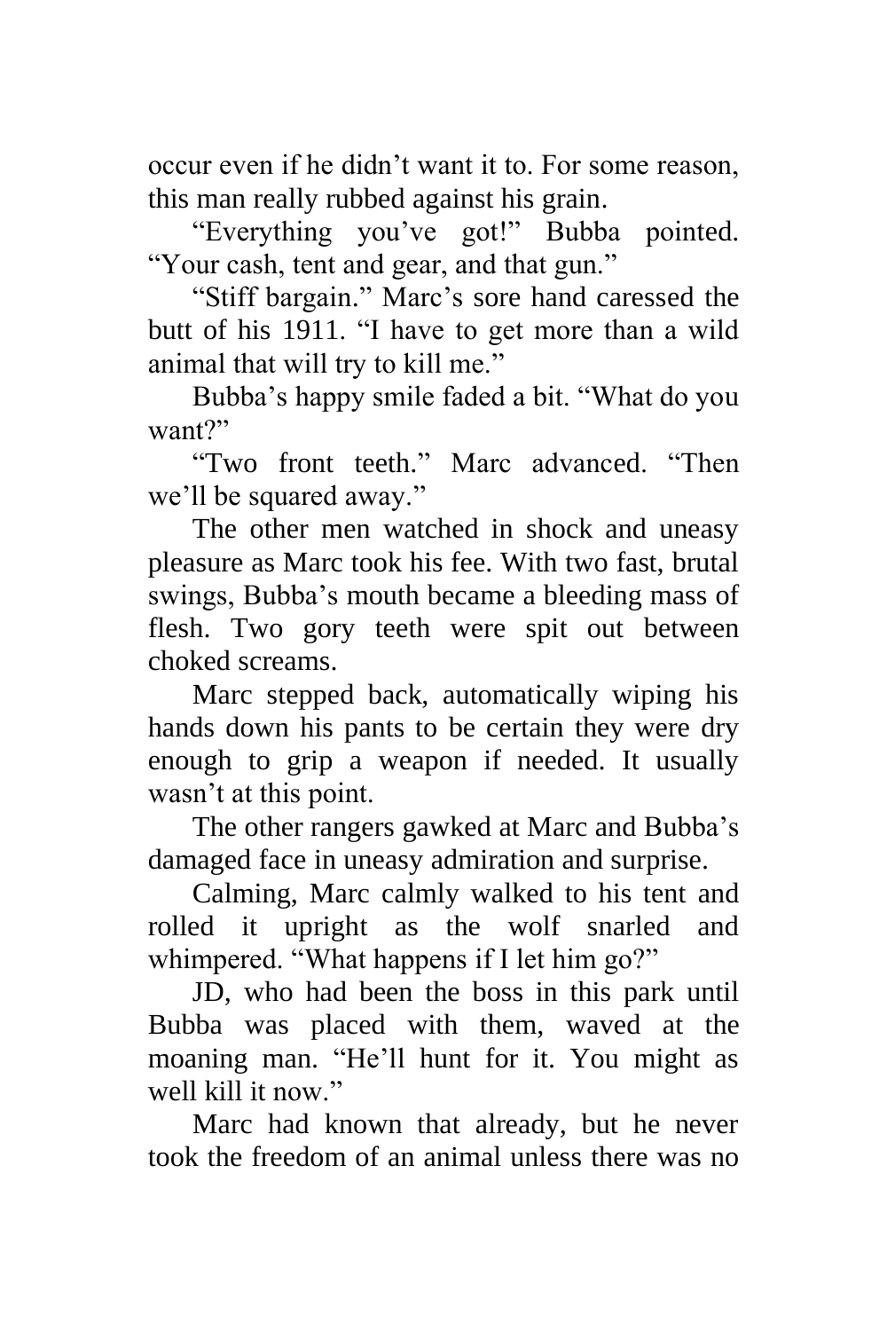occur even if he didn't want it to. For some reason, this man really rubbed against his grain.

"Everything you've got!" Bubba pointed. "Your cash, tent and gear, and that gun."

"Stiff bargain." Marc's sore hand caressed the butt of his 1911. "I have to get more than a wild animal that will try to kill me."

Bubba's happy smile faded a bit. "What do you want?"

"Two front teeth." Marc advanced. "Then we'll be squared away."

The other men watched in shock and uneasy pleasure as Marc took his fee. With two fast, brutal swings, Bubba's mouth became a bleeding mass of flesh. Two gory teeth were spit out between choked screams.

Marc stepped back, automatically wiping his hands down his pants to be certain they were dry enough to grip a weapon if needed. It usually wasn't at this point.

The other rangers gawked at Marc and Bubba's damaged face in uneasy admiration and surprise.

Calming, Marc calmly walked to his tent and rolled it upright as the wolf snarled and whimpered. "What happens if I let him go?"

JD, who had been the boss in this park until Bubba was placed with them, waved at the moaning man. "He'll hunt for it. You might as well kill it now."

Marc had known that already, but he never took the freedom of an animal unless there was no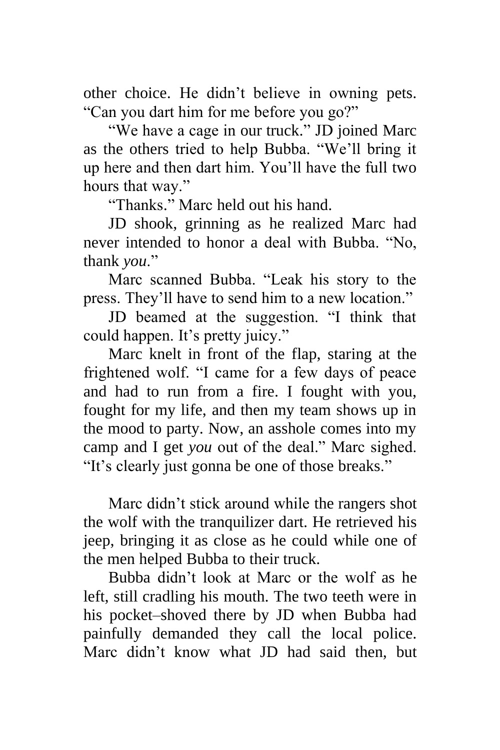other choice. He didn't believe in owning pets. "Can you dart him for me before you go?"

"We have a cage in our truck." JD joined Marc as the others tried to help Bubba. "We'll bring it up here and then dart him. You'll have the full two hours that way."

"Thanks." Marc held out his hand.

JD shook, grinning as he realized Marc had never intended to honor a deal with Bubba. "No, thank *you*."

Marc scanned Bubba. "Leak his story to the press. They'll have to send him to a new location."

JD beamed at the suggestion. "I think that could happen. It's pretty juicy."

Marc knelt in front of the flap, staring at the frightened wolf. "I came for a few days of peace and had to run from a fire. I fought with you, fought for my life, and then my team shows up in the mood to party. Now, an asshole comes into my camp and I get *you* out of the deal." Marc sighed. "It's clearly just gonna be one of those breaks."

Marc didn't stick around while the rangers shot the wolf with the tranquilizer dart. He retrieved his jeep, bringing it as close as he could while one of the men helped Bubba to their truck.

Bubba didn't look at Marc or the wolf as he left, still cradling his mouth. The two teeth were in his pocket–shoved there by JD when Bubba had painfully demanded they call the local police. Marc didn't know what JD had said then, but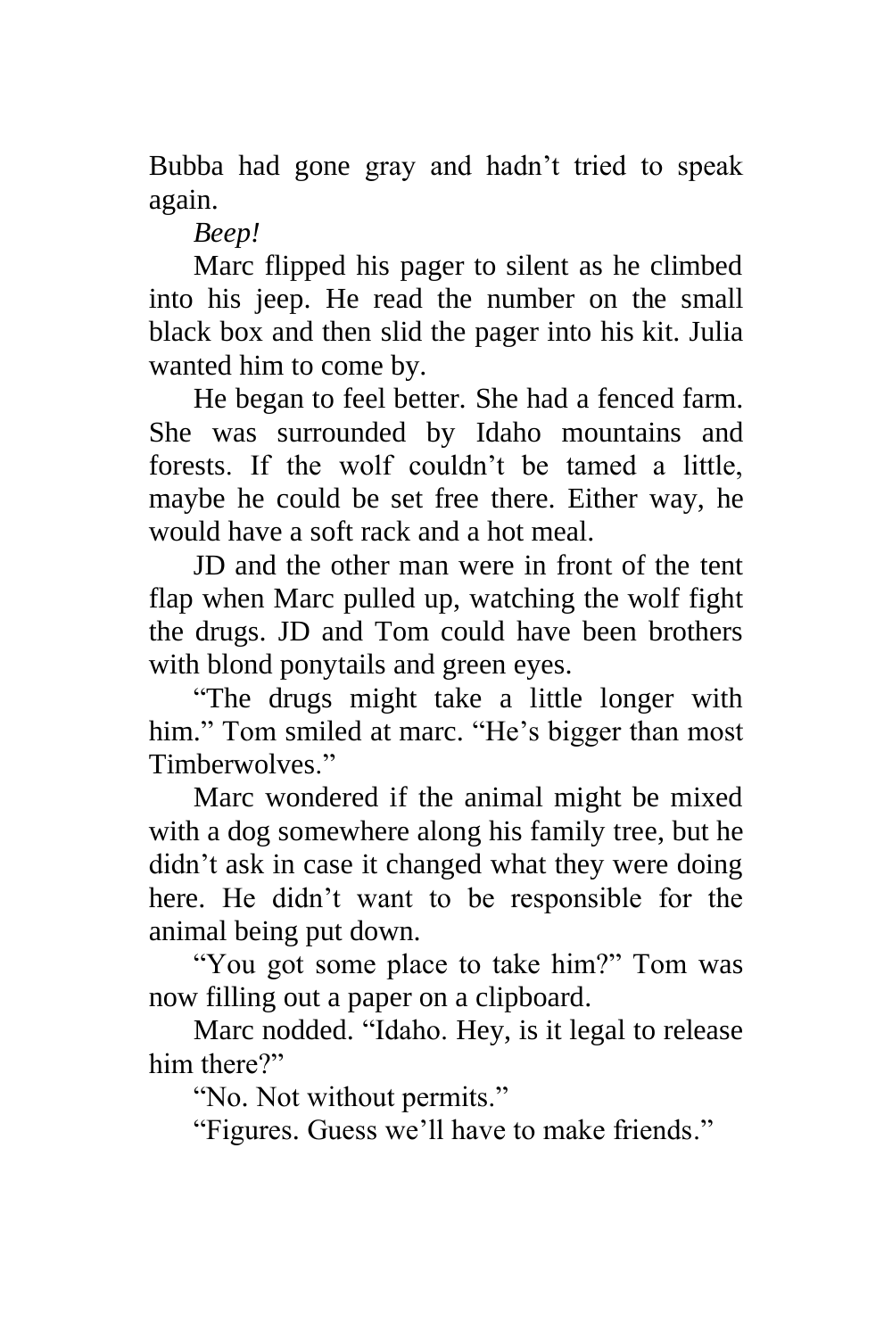Bubba had gone gray and hadn't tried to speak again.

*Beep!*

Marc flipped his pager to silent as he climbed into his jeep. He read the number on the small black box and then slid the pager into his kit. Julia wanted him to come by.

He began to feel better. She had a fenced farm. She was surrounded by Idaho mountains and forests. If the wolf couldn't be tamed a little, maybe he could be set free there. Either way, he would have a soft rack and a hot meal.

JD and the other man were in front of the tent flap when Marc pulled up, watching the wolf fight the drugs. JD and Tom could have been brothers with blond ponytails and green eyes.

"The drugs might take a little longer with him." Tom smiled at marc. "He's bigger than most Timberwolves."

Marc wondered if the animal might be mixed with a dog somewhere along his family tree, but he didn't ask in case it changed what they were doing here. He didn't want to be responsible for the animal being put down.

"You got some place to take him?" Tom was now filling out a paper on a clipboard.

Marc nodded. "Idaho. Hey, is it legal to release him there?"

"No. Not without permits."

"Figures. Guess we'll have to make friends."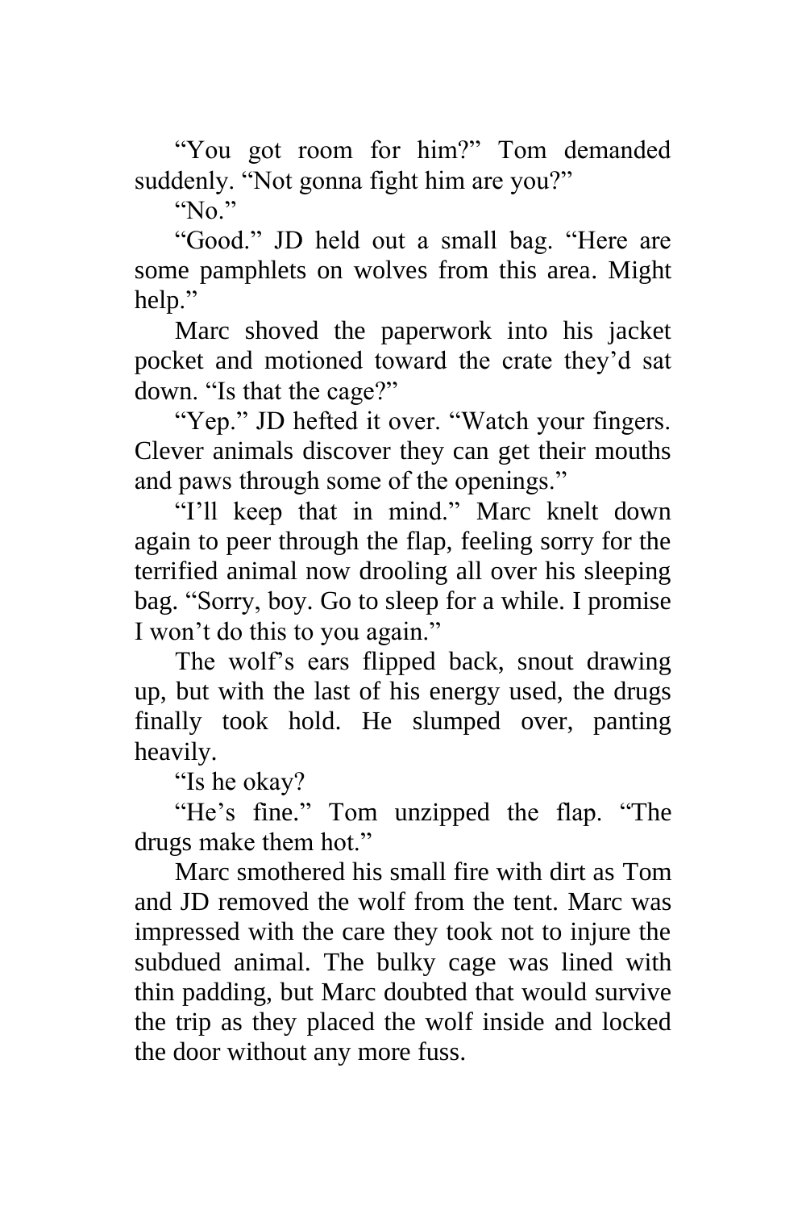"You got room for him?" Tom demanded suddenly. "Not gonna fight him are you?"

"No."

"Good." JD held out a small bag. "Here are some pamphlets on wolves from this area. Might help."

Marc shoved the paperwork into his jacket pocket and motioned toward the crate they'd sat down. "Is that the cage?"

"Yep." JD hefted it over. "Watch your fingers. Clever animals discover they can get their mouths and paws through some of the openings."

"I'll keep that in mind." Marc knelt down again to peer through the flap, feeling sorry for the terrified animal now drooling all over his sleeping bag. "Sorry, boy. Go to sleep for a while. I promise I won't do this to you again."

The wolf's ears flipped back, snout drawing up, but with the last of his energy used, the drugs finally took hold. He slumped over, panting heavily.

"Is he okay?

"He's fine." Tom unzipped the flap. "The drugs make them hot."

Marc smothered his small fire with dirt as Tom and JD removed the wolf from the tent. Marc was impressed with the care they took not to injure the subdued animal. The bulky cage was lined with thin padding, but Marc doubted that would survive the trip as they placed the wolf inside and locked the door without any more fuss.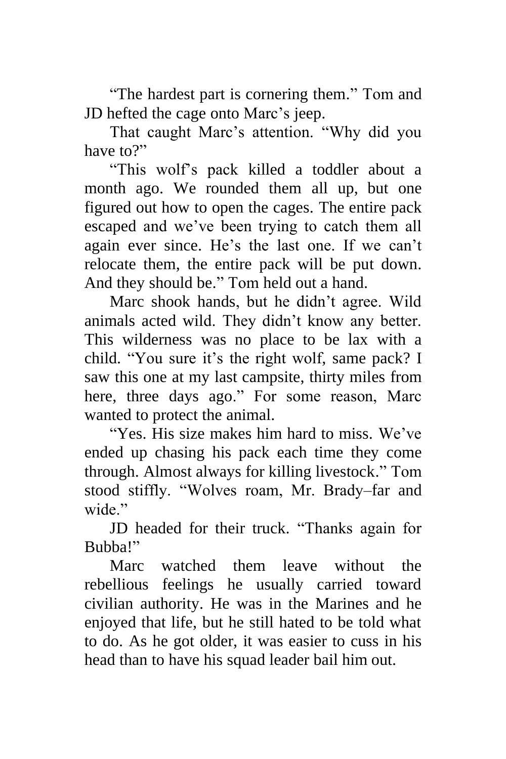"The hardest part is cornering them." Tom and JD hefted the cage onto Marc's jeep.

That caught Marc's attention. "Why did you have to?"

"This wolf's pack killed a toddler about a month ago. We rounded them all up, but one figured out how to open the cages. The entire pack escaped and we've been trying to catch them all again ever since. He's the last one. If we can't relocate them, the entire pack will be put down. And they should be." Tom held out a hand.

Marc shook hands, but he didn't agree. Wild animals acted wild. They didn't know any better. This wilderness was no place to be lax with a child. "You sure it's the right wolf, same pack? I saw this one at my last campsite, thirty miles from here, three days ago." For some reason, Marc wanted to protect the animal.

"Yes. His size makes him hard to miss. We've ended up chasing his pack each time they come through. Almost always for killing livestock." Tom stood stiffly. "Wolves roam, Mr. Brady–far and wide."

JD headed for their truck. "Thanks again for Bubba!"

Marc watched them leave without the rebellious feelings he usually carried toward civilian authority. He was in the Marines and he enjoyed that life, but he still hated to be told what to do. As he got older, it was easier to cuss in his head than to have his squad leader bail him out.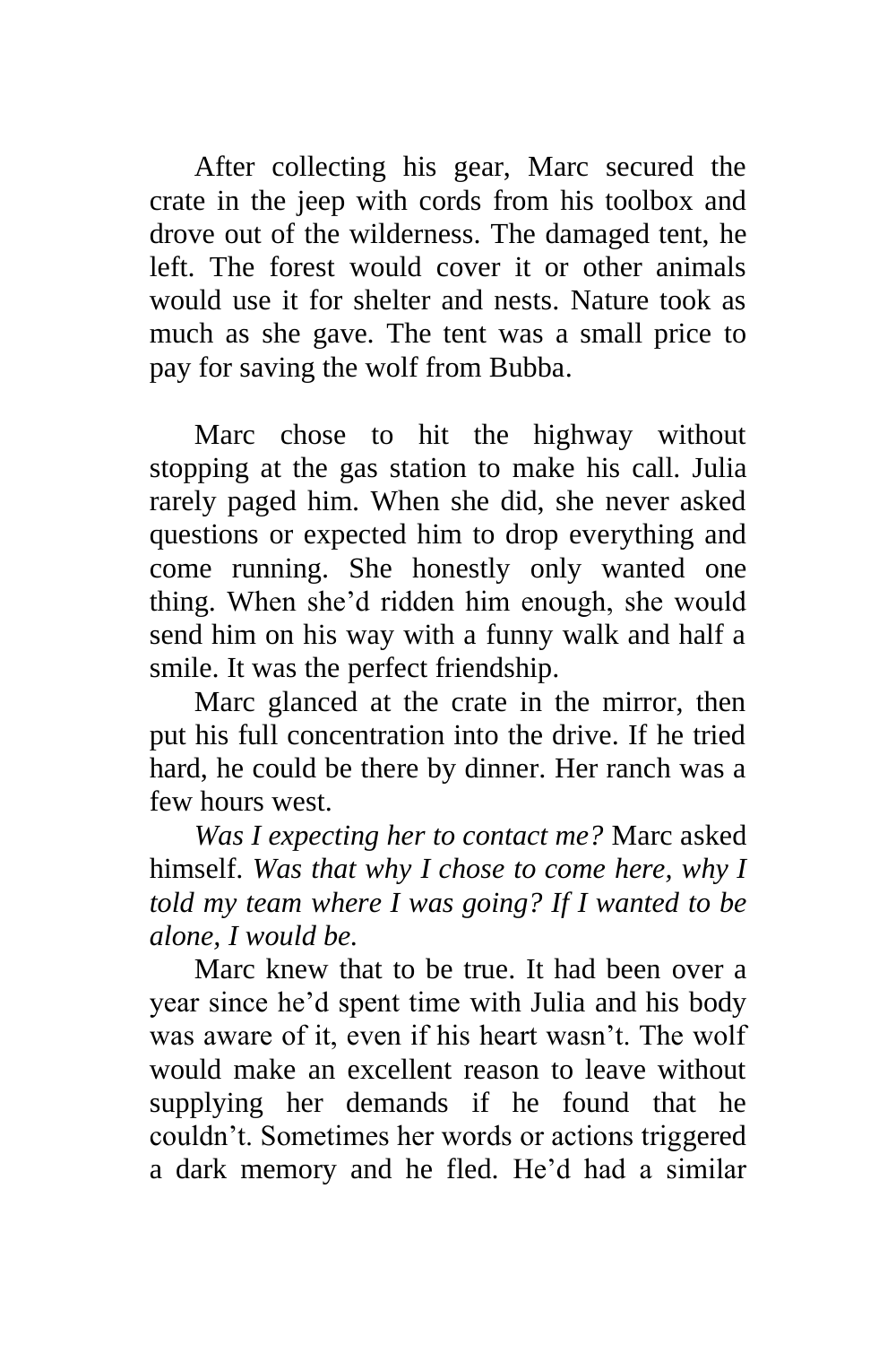After collecting his gear, Marc secured the crate in the jeep with cords from his toolbox and drove out of the wilderness. The damaged tent, he left. The forest would cover it or other animals would use it for shelter and nests. Nature took as much as she gave. The tent was a small price to pay for saving the wolf from Bubba.

Marc chose to hit the highway without stopping at the gas station to make his call. Julia rarely paged him. When she did, she never asked questions or expected him to drop everything and come running. She honestly only wanted one thing. When she'd ridden him enough, she would send him on his way with a funny walk and half a smile. It was the perfect friendship.

Marc glanced at the crate in the mirror, then put his full concentration into the drive. If he tried hard, he could be there by dinner. Her ranch was a few hours west.

*Was I expecting her to contact me?* Marc asked himself. *Was that why I chose to come here, why I told my team where I was going? If I wanted to be alone, I would be.*

Marc knew that to be true. It had been over a year since he'd spent time with Julia and his body was aware of it, even if his heart wasn't. The wolf would make an excellent reason to leave without supplying her demands if he found that he couldn't. Sometimes her words or actions triggered a dark memory and he fled. He'd had a similar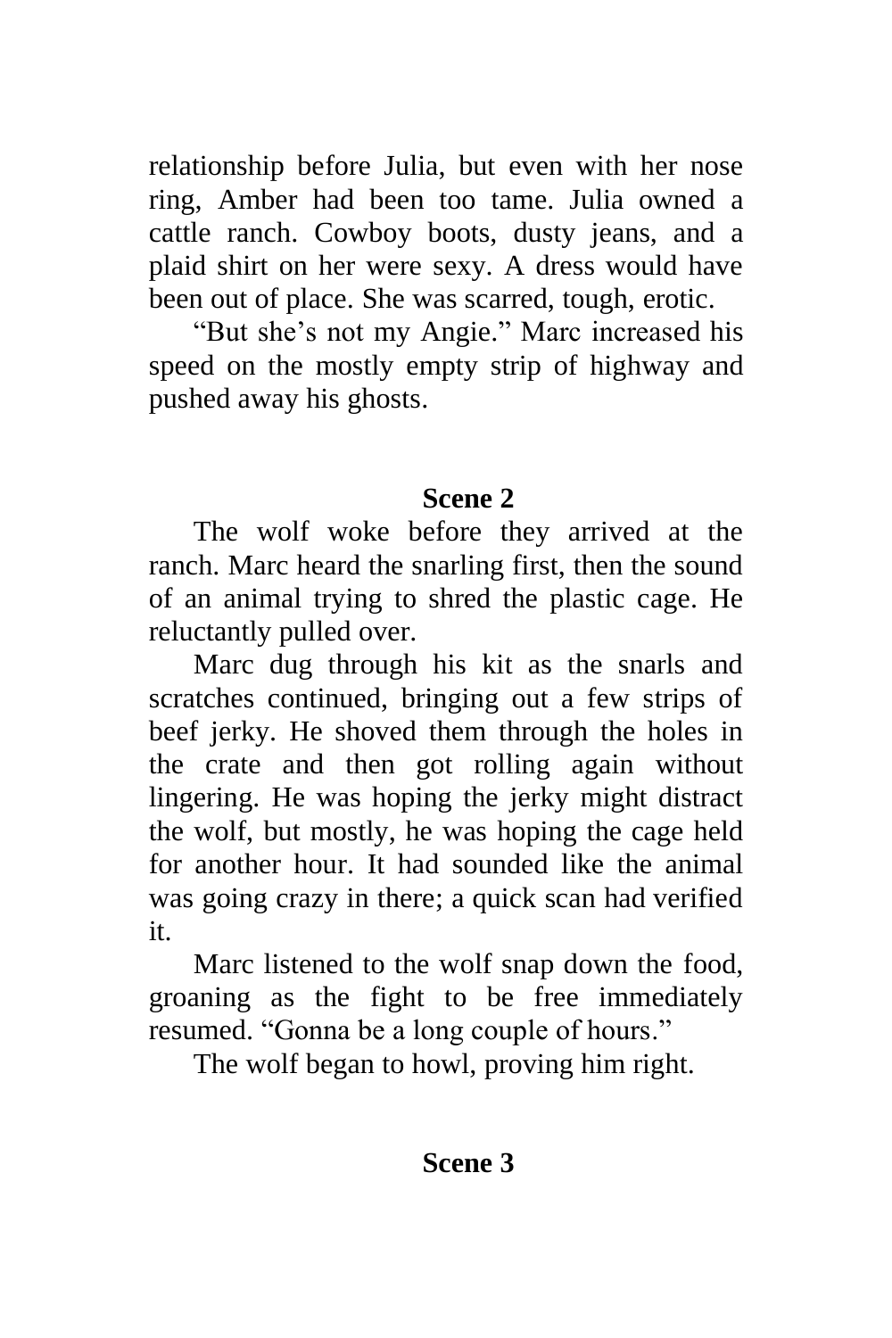relationship before Julia, but even with her nose ring, Amber had been too tame. Julia owned a cattle ranch. Cowboy boots, dusty jeans, and a plaid shirt on her were sexy. A dress would have been out of place. She was scarred, tough, erotic.

"But she's not my Angie." Marc increased his speed on the mostly empty strip of highway and pushed away his ghosts.

## Scene 2

The wolf woke before they arrived at the ranch. Marc heard the snarling first, then the sound of an animal trying to shred the plastic cage. He reluctantly pulled over.

Marc dug through his kit as the snarls and scratches continued, bringing out a few strips of beef jerky. He shoved them through the holes in the crate and then got rolling again without lingering. He was hoping the jerky might distract the wolf, but mostly, he was hoping the cage held for another hour. It had sounded like the animal was going crazy in there; a quick scan had verified it.

Marc listened to the wolf snap down the food, groaning as the fight to be free immediately resumed. "Gonna be a long couple of hours."

The wolf began to howl, proving him right.

## Scene 3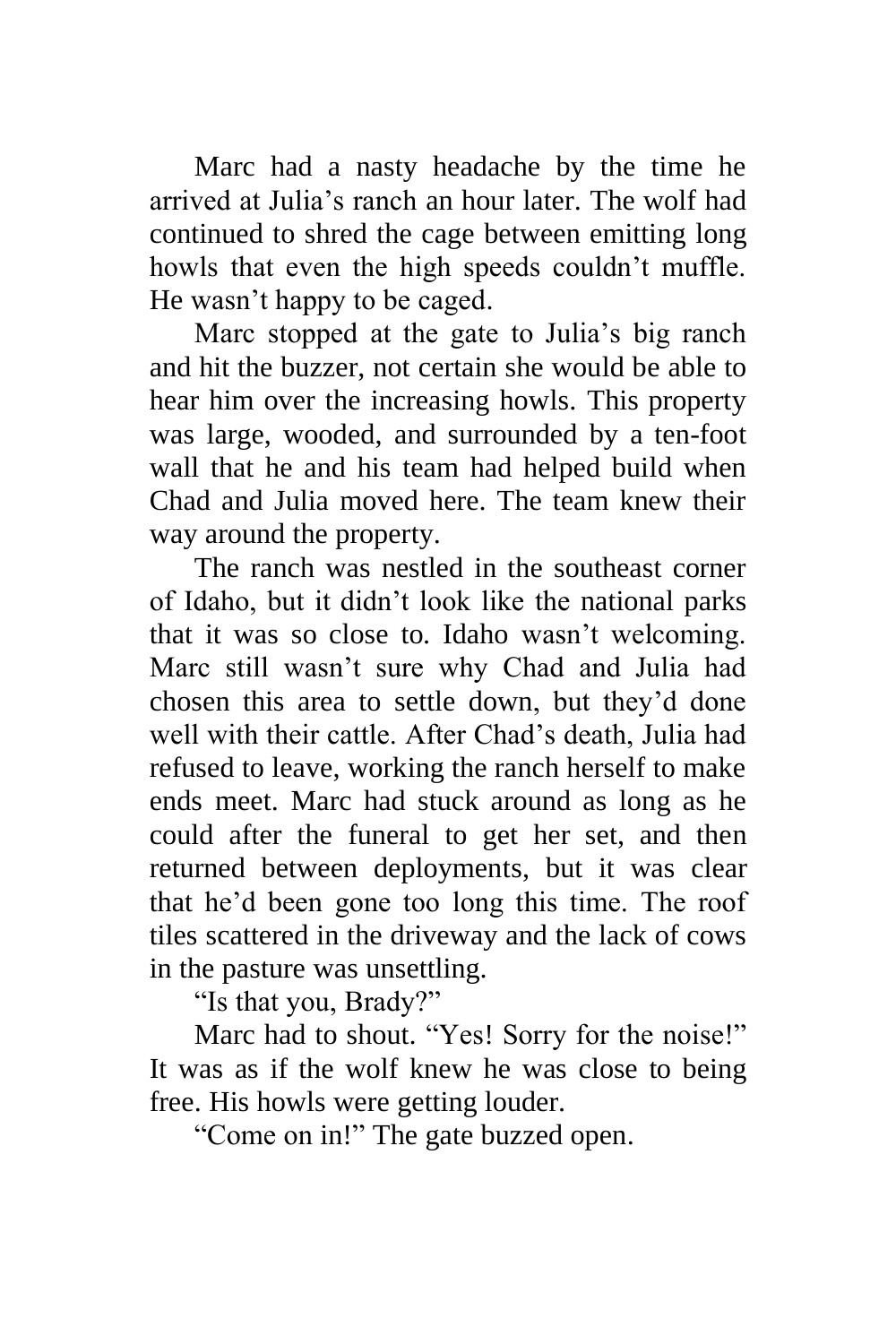Marc had a nasty headache by the time he arrived at Julia's ranch an hour later. The wolf had continued to shred the cage between emitting long howls that even the high speeds couldn't muffle. He wasn't happy to be caged.

Marc stopped at the gate to Julia's big ranch and hit the buzzer, not certain she would be able to hear him over the increasing howls. This property was large, wooded, and surrounded by a ten-foot wall that he and his team had helped build when Chad and Julia moved here. The team knew their way around the property.

The ranch was nestled in the southeast corner of Idaho, but it didn't look like the national parks that it was so close to. Idaho wasn't welcoming. Marc still wasn't sure why Chad and Julia had chosen this area to settle down, but they'd done well with their cattle. After Chad's death, Julia had refused to leave, working the ranch herself to make ends meet. Marc had stuck around as long as he could after the funeral to get her set, and then returned between deployments, but it was clear that he'd been gone too long this time. The roof tiles scattered in the driveway and the lack of cows in the pasture was unsettling.

"Is that you, Brady?"

Marc had to shout. "Yes! Sorry for the noise!" It was as if the wolf knew he was close to being free. His howls were getting louder.

"Come on in!" The gate buzzed open.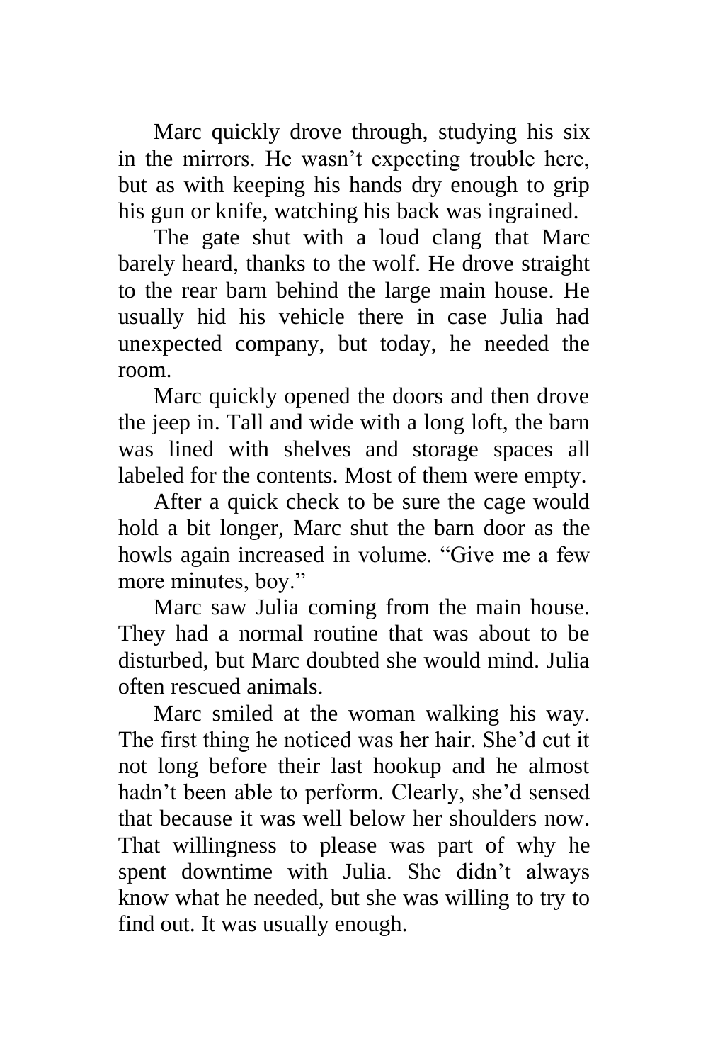Marc quickly drove through, studying his six in the mirrors. He wasn't expecting trouble here, but as with keeping his hands dry enough to grip his gun or knife, watching his back was ingrained.

The gate shut with a loud clang that Marc barely heard, thanks to the wolf. He drove straight to the rear barn behind the large main house. He usually hid his vehicle there in case Julia had unexpected company, but today, he needed the room.

Marc quickly opened the doors and then drove the jeep in. Tall and wide with a long loft, the barn was lined with shelves and storage spaces all labeled for the contents. Most of them were empty.

After a quick check to be sure the cage would hold a bit longer, Marc shut the barn door as the howls again increased in volume. "Give me a few more minutes, boy."

Marc saw Julia coming from the main house. They had a normal routine that was about to be disturbed, but Marc doubted she would mind. Julia often rescued animals.

Marc smiled at the woman walking his way. The first thing he noticed was her hair. She'd cut it not long before their last hookup and he almost hadn't been able to perform. Clearly, she'd sensed that because it was well below her shoulders now. That willingness to please was part of why he spent downtime with Julia. She didn't always know what he needed, but she was willing to try to find out. It was usually enough.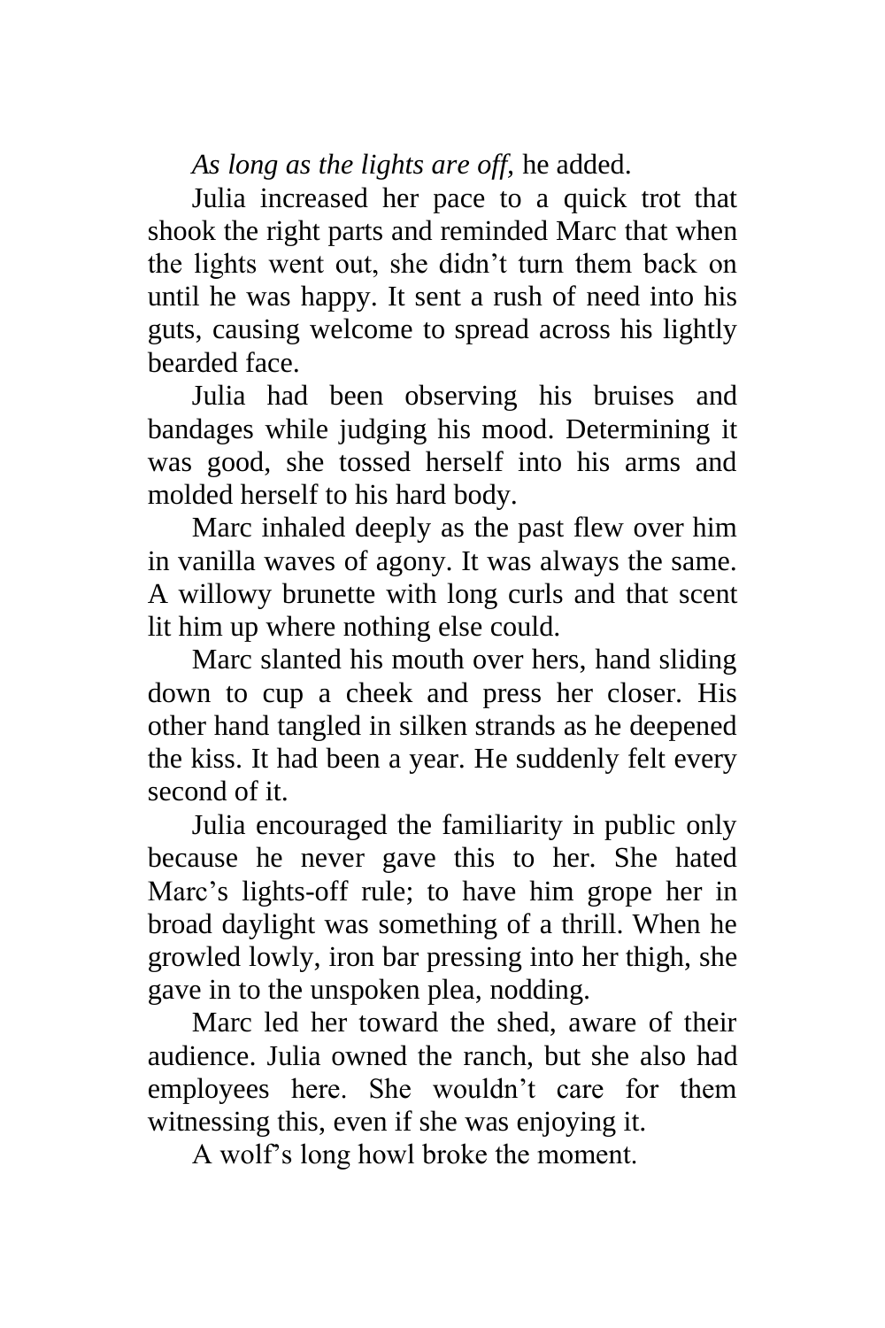*As long as the lights are off,* he added.

Julia increased her pace to a quick trot that shook the right parts and reminded Marc that when the lights went out, she didn't turn them back on until he was happy. It sent a rush of need into his guts, causing welcome to spread across his lightly bearded face.

Julia had been observing his bruises and bandages while judging his mood. Determining it was good, she tossed herself into his arms and molded herself to his hard body.

Marc inhaled deeply as the past flew over him in vanilla waves of agony. It was always the same. A willowy brunette with long curls and that scent lit him up where nothing else could.

Marc slanted his mouth over hers, hand sliding down to cup a cheek and press her closer. His other hand tangled in silken strands as he deepened the kiss. It had been a year. He suddenly felt every second of it.

Julia encouraged the familiarity in public only because he never gave this to her. She hated Marc's lights-off rule; to have him grope her in broad daylight was something of a thrill. When he growled lowly, iron bar pressing into her thigh, she gave in to the unspoken plea, nodding.

Marc led her toward the shed, aware of their audience. Julia owned the ranch, but she also had employees here. She wouldn't care for them witnessing this, even if she was enjoying it.

A wolf's long howl broke the moment.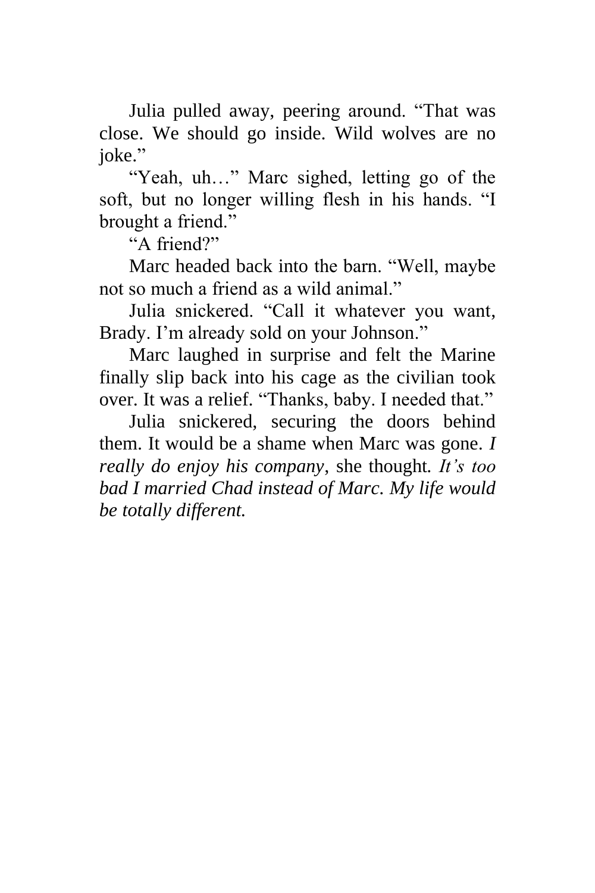Julia pulled away, peering around. "That was close. We should go inside. Wild wolves are no joke."

"Yeah, uh…" Marc sighed, letting go of the soft, but no longer willing flesh in his hands. "I brought a friend."

"A friend?"

Marc headed back into the barn. "Well, maybe not so much a friend as a wild animal."

Julia snickered. "Call it whatever you want, Brady. I'm already sold on your Johnson."

Marc laughed in surprise and felt the Marine finally slip back into his cage as the civilian took over. It was a relief. "Thanks, baby. I needed that."

Julia snickered, securing the doors behind them. It would be a shame when Marc was gone. *I really do enjoy his company*, she thought. *It's too bad I married Chad instead of Marc. My life would be totally different.*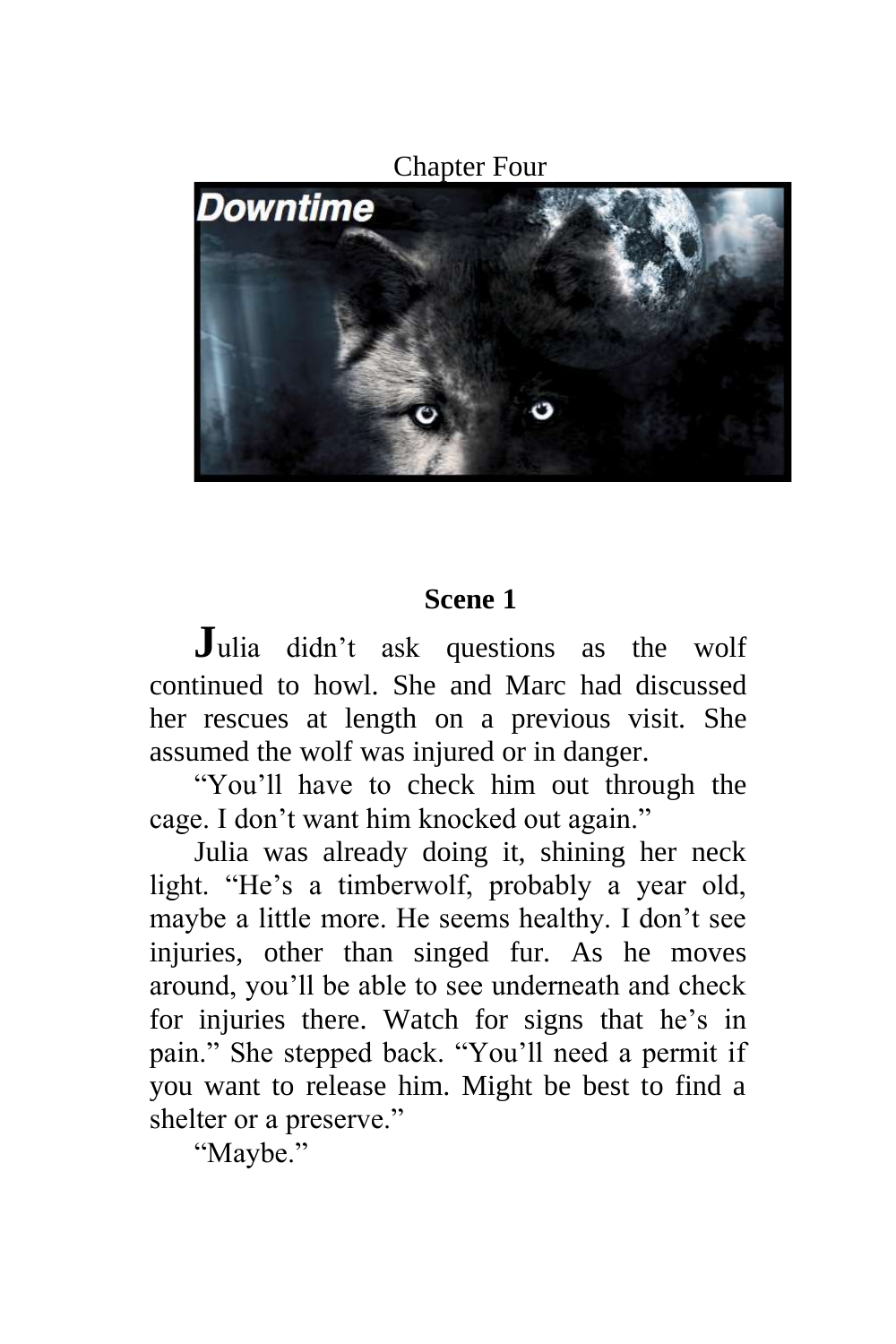# Chapter Four

## Scene 1

Julia didn't ask questions as the wolf continued to howl. She and Marc had discussed her rescues at length on a previous visit. She assumed the wolf was injured or in danger.

"You'll have to check him out through the cage. I don't want him knocked out again."

Julia was already doing it, shining her neck light. "He's a timberwolf, probably a year old, maybe a little more. He seems healthy. I don't see injuries, other than singed fur. As he moves around, you'll be able to see underneath and check for injuries there. Watch for signs that he's in pain." She stepped back. "You'll need a permit if you want to release him. Might be best to find a shelter or a preserve."

"Maybe."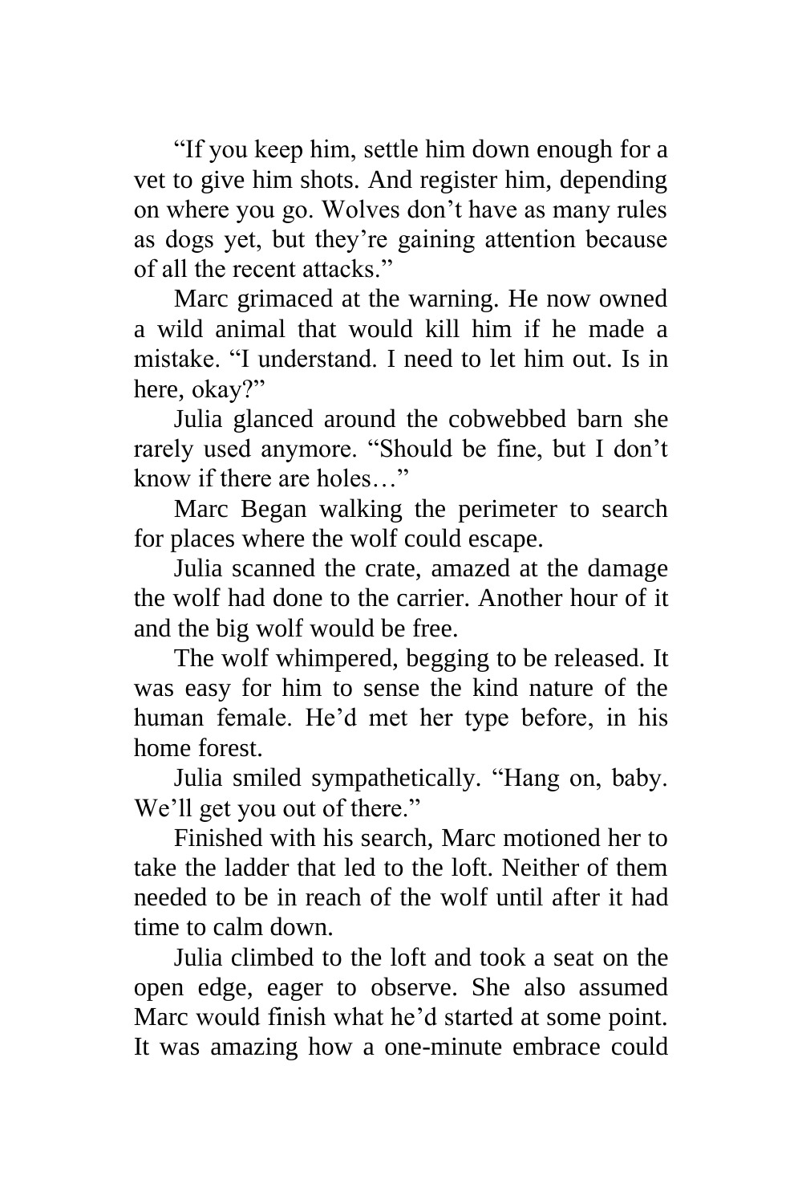"If you keep him, settle him down enough for a vet to give him shots. And register him, depending on where you go. Wolves don't have as many rules as dogs yet, but they're gaining attention because of all the recent attacks."

Marc grimaced at the warning. He now owned a wild animal that would kill him if he made a mistake. "I understand. I need to let him out. Is in here, okay?"

Julia glanced around the cobwebbed barn she rarely used anymore. "Should be fine, but I don't know if there are holes…"

Marc Began walking the perimeter to search for places where the wolf could escape.

Julia scanned the crate, amazed at the damage the wolf had done to the carrier. Another hour of it and the big wolf would be free.

The wolf whimpered, begging to be released. It was easy for him to sense the kind nature of the human female. He'd met her type before, in his home forest.

Julia smiled sympathetically. "Hang on, baby. We'll get you out of there."

Finished with his search, Marc motioned her to take the ladder that led to the loft. Neither of them needed to be in reach of the wolf until after it had time to calm down.

Julia climbed to the loft and took a seat on the open edge, eager to observe. She also assumed Marc would finish what he'd started at some point. It was amazing how a one-minute embrace could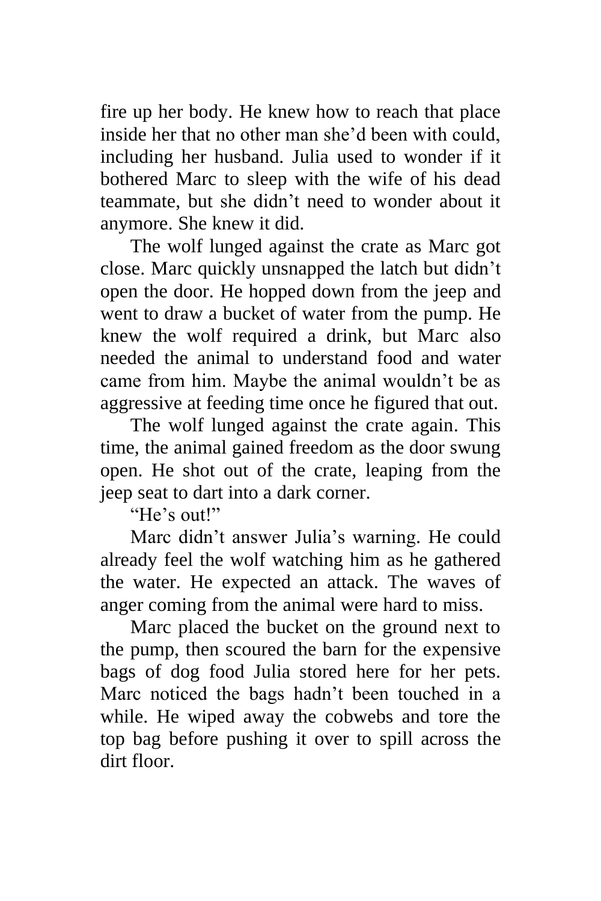fire up her body. He knew how to reach that place inside her that no other man she'd been with could, including her husband. Julia used to wonder if it bothered Marc to sleep with the wife of his dead teammate, but she didn't need to wonder about it anymore. She knew it did.

The wolf lunged against the crate as Marc got close. Marc quickly unsnapped the latch but didn't open the door. He hopped down from the jeep and went to draw a bucket of water from the pump. He knew the wolf required a drink, but Marc also needed the animal to understand food and water came from him. Maybe the animal wouldn't be as aggressive at feeding time once he figured that out.

The wolf lunged against the crate again. This time, the animal gained freedom as the door swung open. He shot out of the crate, leaping from the jeep seat to dart into a dark corner.

"He's out!"

Marc didn't answer Julia's warning. He could already feel the wolf watching him as he gathered the water. He expected an attack. The waves of anger coming from the animal were hard to miss.

Marc placed the bucket on the ground next to the pump, then scoured the barn for the expensive bags of dog food Julia stored here for her pets. Marc noticed the bags hadn't been touched in a while. He wiped away the cobwebs and tore the top bag before pushing it over to spill across the dirt floor.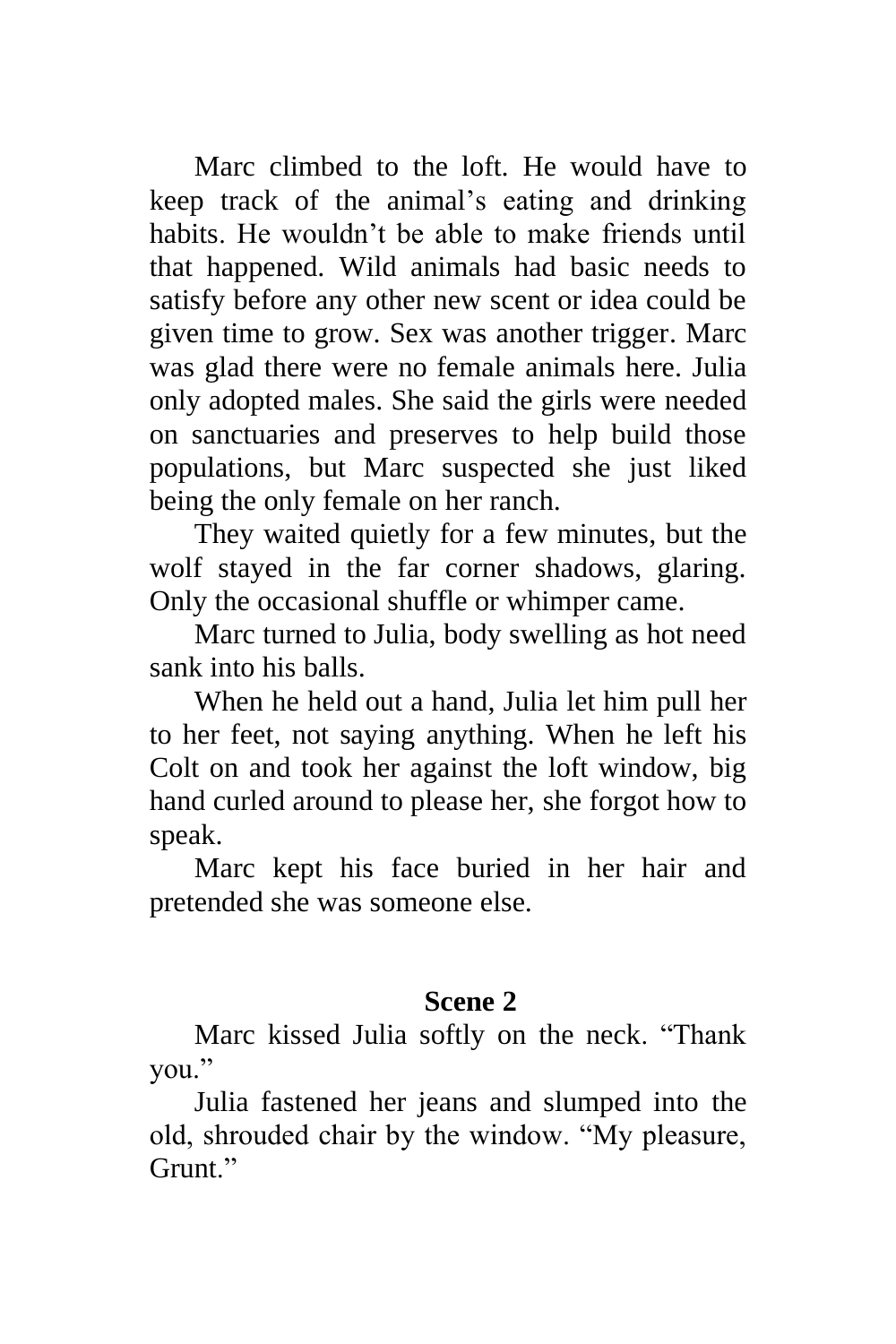Marc climbed to the loft. He would have to keep track of the animal's eating and drinking habits. He wouldn't be able to make friends until that happened. Wild animals had basic needs to satisfy before any other new scent or idea could be given time to grow. Sex was another trigger. Marc was glad there were no female animals here. Julia only adopted males. She said the girls were needed on sanctuaries and preserves to help build those populations, but Marc suspected she just liked being the only female on her ranch.

They waited quietly for a few minutes, but the wolf stayed in the far corner shadows, glaring. Only the occasional shuffle or whimper came.

Marc turned to Julia, body swelling as hot need sank into his balls.

When he held out a hand, Julia let him pull her to her feet, not saying anything. When he left his Colt on and took her against the loft window, big hand curled around to please her, she forgot how to speak.

Marc kept his face buried in her hair and pretended she was someone else.

## Scene 2

Marc kissed Julia softly on the neck. "Thank you."

Julia fastened her jeans and slumped into the old, shrouded chair by the window. "My pleasure, Grunt."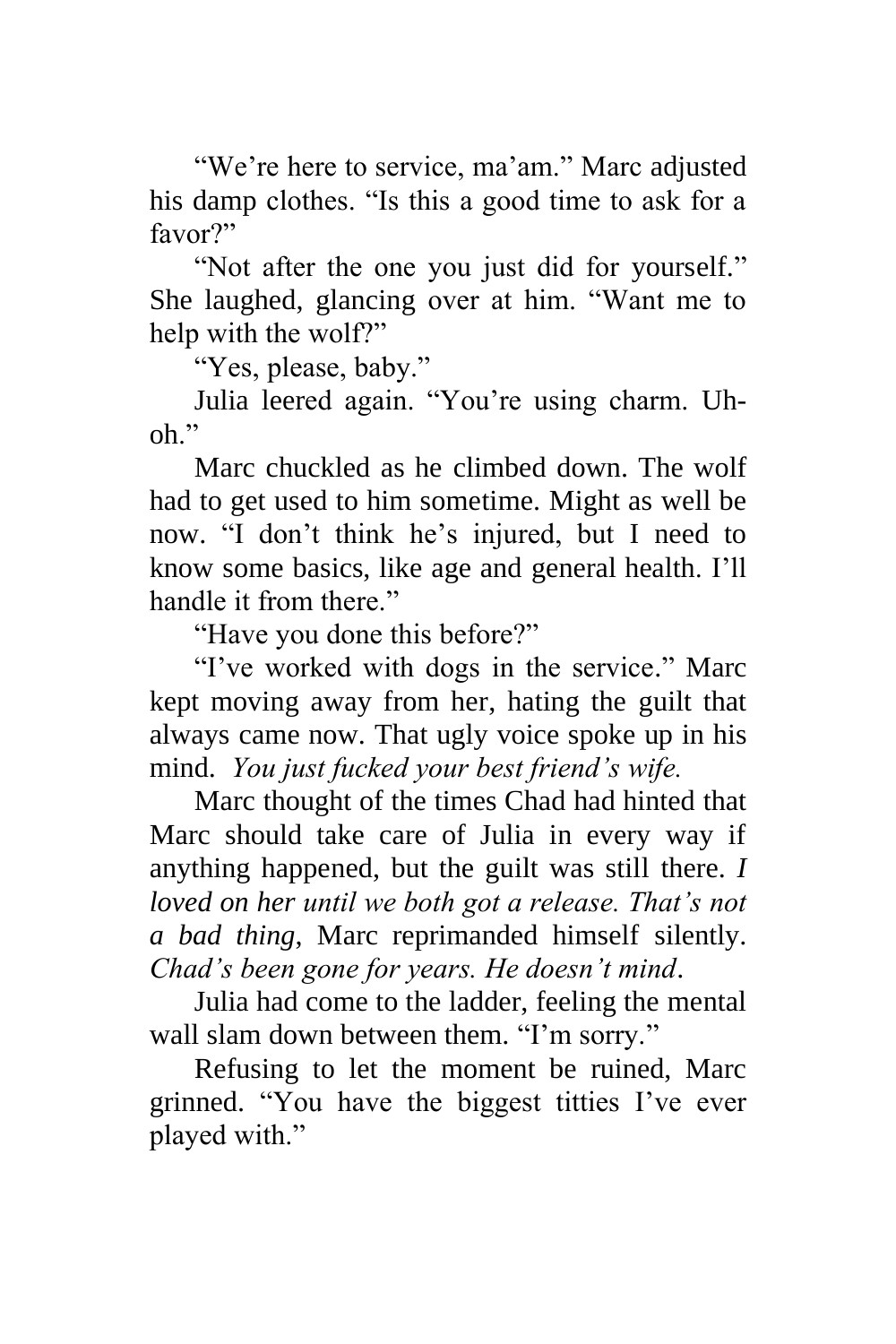"We're here to service, ma'am." Marc adjusted his damp clothes. "Is this a good time to ask for a favor?"

"Not after the one you just did for yourself." She laughed, glancing over at him. "Want me to help with the wolf?"

"Yes, please, baby."

Julia leered again. "You're using charm. Uh-oh."

Marc chuckled as he climbed down. The wolf had to get used to him sometime. Might as well be now. "I don't think he's injured, but I need to know some basics, like age and general health. I'll handle it from there."

"Have you done this before?"

"I've worked with dogs in the service." Marc kept moving away from her, hating the guilt that always came now. That ugly voice spoke up in his mind. *You just fucked your best friend's wife.*

Marc thought of the times Chad had hinted that Marc should take care of Julia in every way if anything happened, but the guilt was still there. *I loved on her until we both got a release. That's not a bad thing,* Marc reprimanded himself silently. *Chad's been gone for years. He doesn't mind*.

Julia had come to the ladder, feeling the mental wall slam down between them. "I'm sorry."

Refusing to let the moment be ruined, Marc grinned. "You have the biggest titties I've ever played with."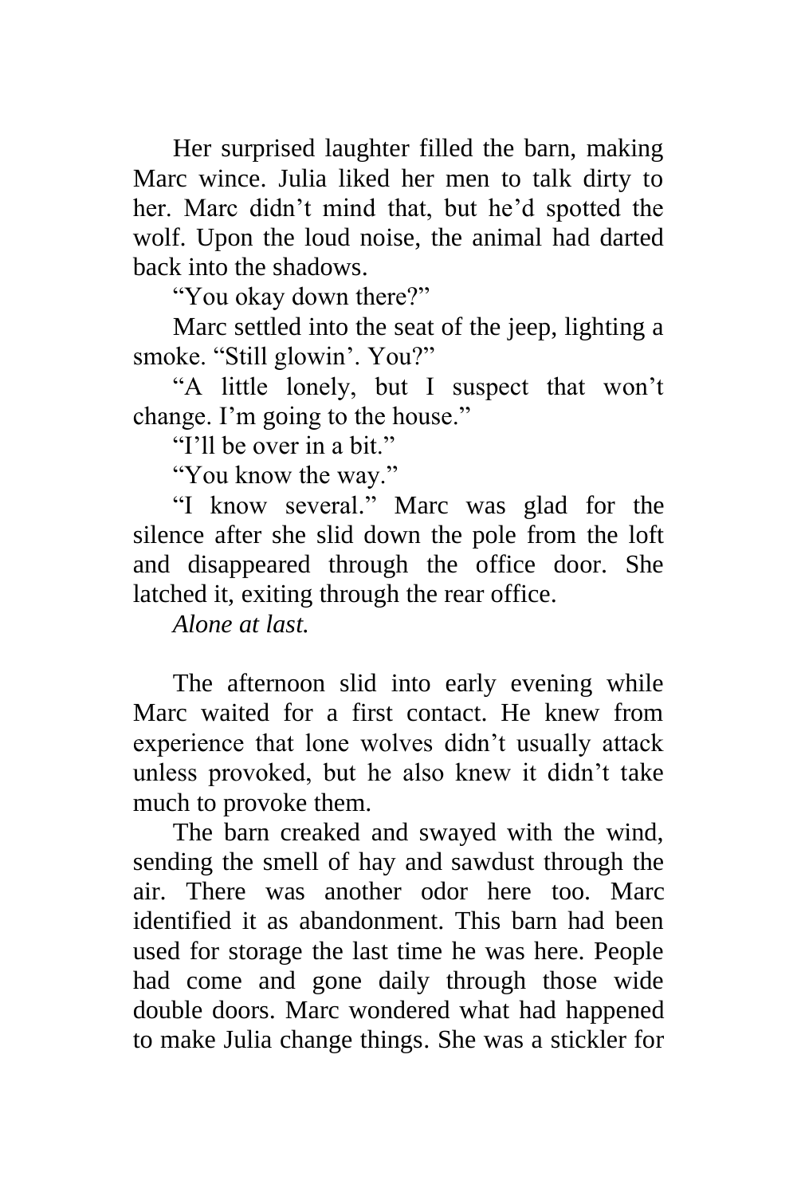Her surprised laughter filled the barn, making Marc wince. Julia liked her men to talk dirty to her. Marc didn't mind that, but he'd spotted the wolf. Upon the loud noise, the animal had darted back into the shadows.

"You okay down there?"

Marc settled into the seat of the jeep, lighting a smoke. "Still glowin'. You?"

"A little lonely, but I suspect that won't change. I'm going to the house."

"I'll be over in a bit."

"You know the way."

"I know several." Marc was glad for the silence after she slid down the pole from the loft and disappeared through the office door. She latched it, exiting through the rear office.

*Alone at last.*

The afternoon slid into early evening while Marc waited for a first contact. He knew from experience that lone wolves didn't usually attack unless provoked, but he also knew it didn't take much to provoke them.

The barn creaked and swayed with the wind, sending the smell of hay and sawdust through the air. There was another odor here too. Marc identified it as abandonment. This barn had been used for storage the last time he was here. People had come and gone daily through those wide double doors. Marc wondered what had happened to make Julia change things. She was a stickler for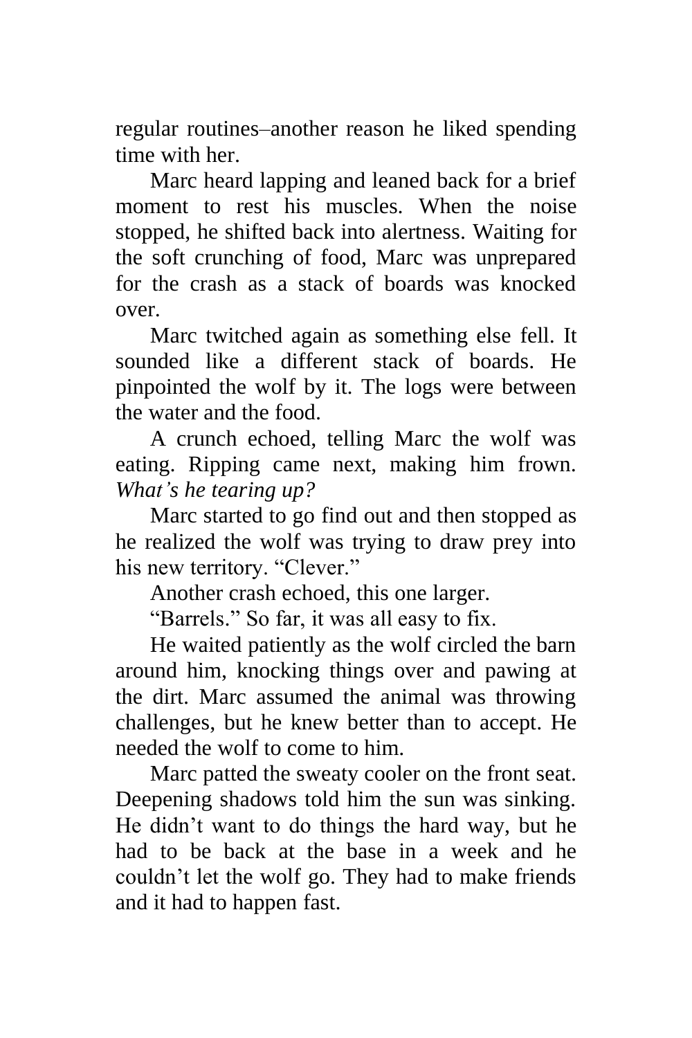regular routines–another reason he liked spending time with her.

Marc heard lapping and leaned back for a brief moment to rest his muscles. When the noise stopped, he shifted back into alertness. Waiting for the soft crunching of food, Marc was unprepared for the crash as a stack of boards was knocked over.

Marc twitched again as something else fell. It sounded like a different stack of boards. He pinpointed the wolf by it. The logs were between the water and the food.

A crunch echoed, telling Marc the wolf was eating. Ripping came next, making him frown. *What's he tearing up?*

Marc started to go find out and then stopped as he realized the wolf was trying to draw prey into his new territory. "Clever."

Another crash echoed, this one larger.

"Barrels." So far, it was all easy to fix.

He waited patiently as the wolf circled the barn around him, knocking things over and pawing at the dirt. Marc assumed the animal was throwing challenges, but he knew better than to accept. He needed the wolf to come to him.

Marc patted the sweaty cooler on the front seat. Deepening shadows told him the sun was sinking. He didn't want to do things the hard way, but he had to be back at the base in a week and he couldn't let the wolf go. They had to make friends and it had to happen fast.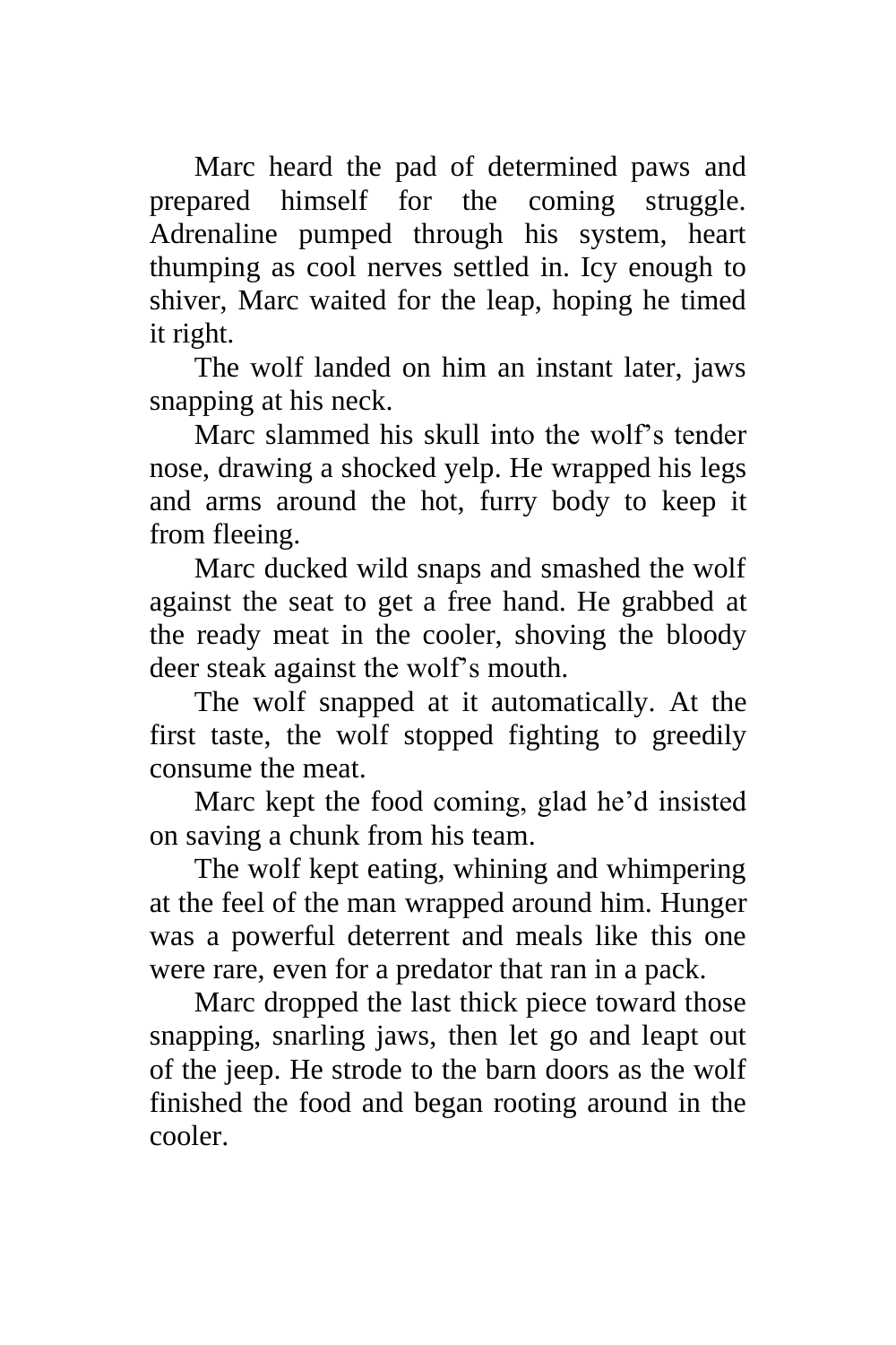Marc heard the pad of determined paws and prepared himself for the coming struggle. Adrenaline pumped through his system, heart thumping as cool nerves settled in. Icy enough to shiver, Marc waited for the leap, hoping he timed it right.

The wolf landed on him an instant later, jaws snapping at his neck.

Marc slammed his skull into the wolf's tender nose, drawing a shocked yelp. He wrapped his legs and arms around the hot, furry body to keep it from fleeing.

Marc ducked wild snaps and smashed the wolf against the seat to get a free hand. He grabbed at the ready meat in the cooler, shoving the bloody deer steak against the wolf's mouth.

The wolf snapped at it automatically. At the first taste, the wolf stopped fighting to greedily consume the meat.

Marc kept the food coming, glad he'd insisted on saving a chunk from his team.

The wolf kept eating, whining and whimpering at the feel of the man wrapped around him. Hunger was a powerful deterrent and meals like this one were rare, even for a predator that ran in a pack.

Marc dropped the last thick piece toward those snapping, snarling jaws, then let go and leapt out of the jeep. He strode to the barn doors as the wolf finished the food and began rooting around in the cooler.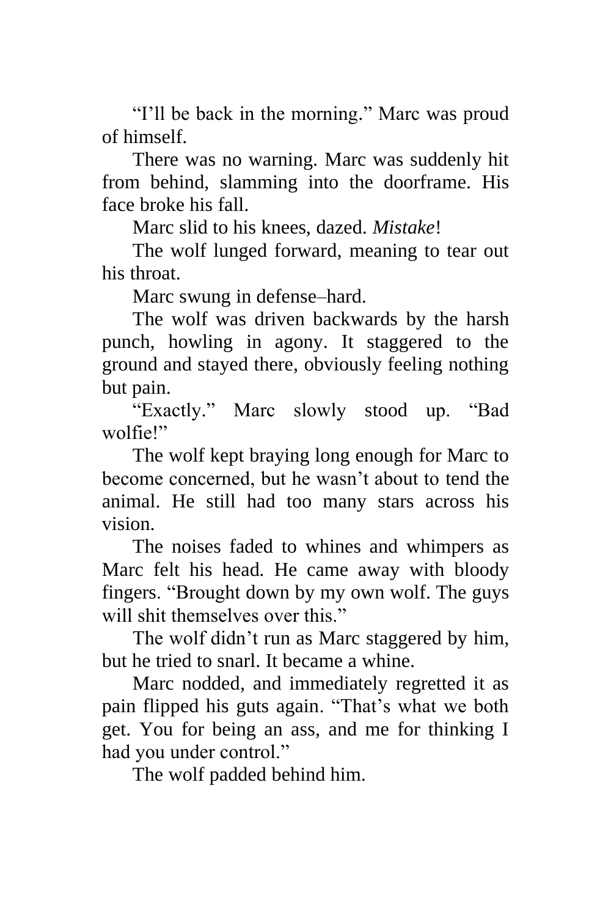"I'll be back in the morning." Marc was proud of himself.

There was no warning. Marc was suddenly hit from behind, slamming into the doorframe. His face broke his fall.

Marc slid to his knees, dazed. *Mistake*!

The wolf lunged forward, meaning to tear out his throat.

Marc swung in defense–hard.

The wolf was driven backwards by the harsh punch, howling in agony. It staggered to the ground and stayed there, obviously feeling nothing but pain.

"Exactly." Marc slowly stood up. "Bad wolfie!"

The wolf kept braying long enough for Marc to become concerned, but he wasn't about to tend the animal. He still had too many stars across his vision.

The noises faded to whines and whimpers as Marc felt his head. He came away with bloody fingers. "Brought down by my own wolf. The guys will shit themselves over this."

The wolf didn't run as Marc staggered by him, but he tried to snarl. It became a whine.

Marc nodded, and immediately regretted it as pain flipped his guts again. "That's what we both get. You for being an ass, and me for thinking I had you under control."

The wolf padded behind him.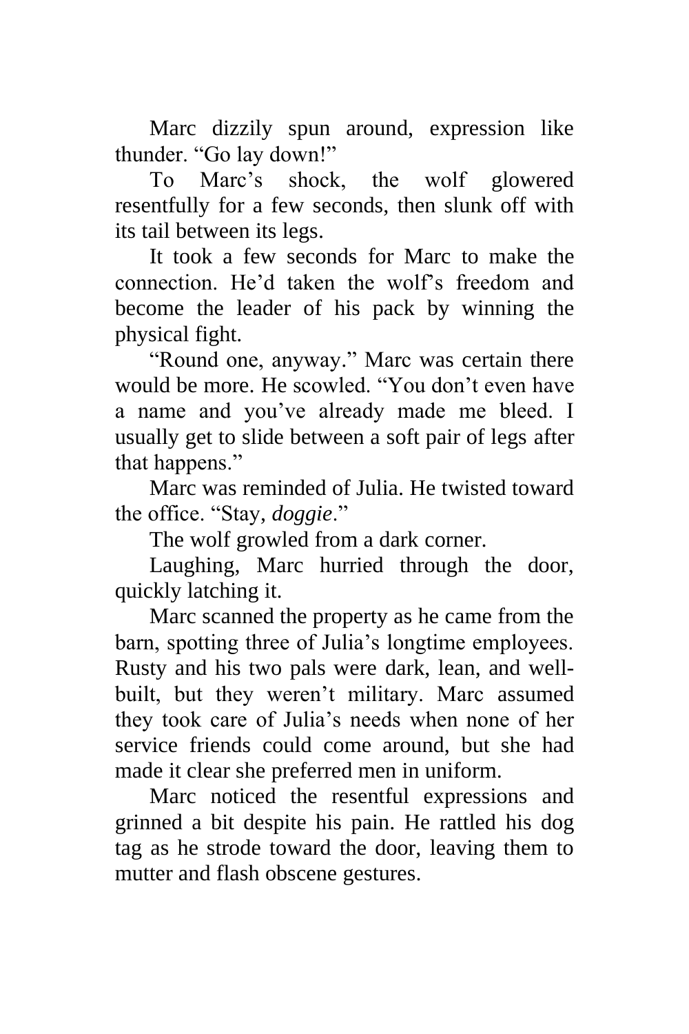Marc dizzily spun around, expression like thunder. “Go lay down!”

To Marc’s shock, the wolf glowered resentfully for a few seconds, then slunk off with its tail between its legs.

It took a few seconds for Marc to make the connection. He’d taken the wolf’s freedom and become the leader of his pack by winning the physical fight.

“Round one, anyway.” Marc was certain there would be more. He scowled. “You don’t even have a name and you’ve already made me bleed. I usually get to slide between a soft pair of legs after that happens.”

Marc was reminded of Julia. He twisted toward the office. “Stay, *doggie*.”

The wolf growled from a dark corner.

Laughing, Marc hurried through the door, quickly latching it.

Marc scanned the property as he came from the barn, spotting three of Julia’s longtime employees. Rusty and his two pals were dark, lean, and well-built, but they weren’t military. Marc assumed they took care of Julia’s needs when none of her service friends could come around, but she had made it clear she preferred men in uniform.

Marc noticed the resentful expressions and grinned a bit despite his pain. He rattled his dog tag as he strode toward the door, leaving them to mutter and flash obscene gestures.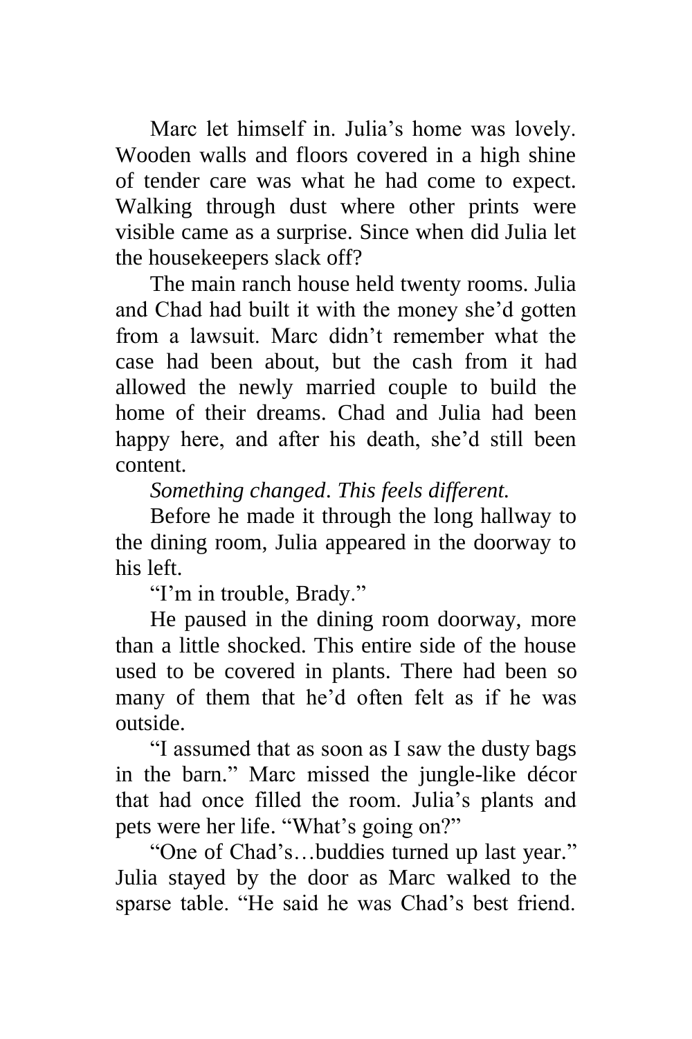Marc let himself in. Julia's home was lovely. Wooden walls and floors covered in a high shine of tender care was what he had come to expect. Walking through dust where other prints were visible came as a surprise. Since when did Julia let the housekeepers slack off?

The main ranch house held twenty rooms. Julia and Chad had built it with the money she'd gotten from a lawsuit. Marc didn't remember what the case had been about, but the cash from it had allowed the newly married couple to build the home of their dreams. Chad and Julia had been happy here, and after his death, she'd still been content.

*Something changed. This feels different.*

Before he made it through the long hallway to the dining room, Julia appeared in the doorway to his left.

"I'm in trouble, Brady."

He paused in the dining room doorway, more than a little shocked. This entire side of the house used to be covered in plants. There had been so many of them that he'd often felt as if he was outside.

"I assumed that as soon as I saw the dusty bags in the barn." Marc missed the jungle-like décor that had once filled the room. Julia's plants and pets were her life. "What's going on?"

"One of Chad's…buddies turned up last year." Julia stayed by the door as Marc walked to the sparse table. "He said he was Chad's best friend.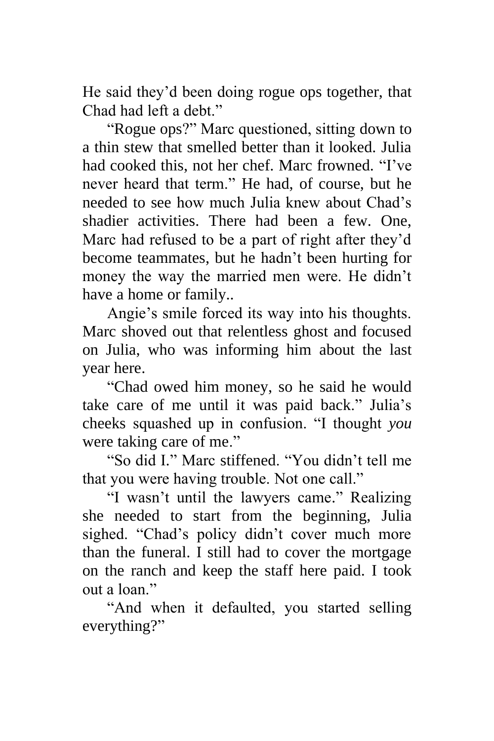He said they'd been doing rogue ops together, that Chad had left a debt."

"Rogue ops?" Marc questioned, sitting down to a thin stew that smelled better than it looked. Julia had cooked this, not her chef. Marc frowned. "I've never heard that term." He had, of course, but he needed to see how much Julia knew about Chad's shadier activities. There had been a few. One, Marc had refused to be a part of right after they'd become teammates, but he hadn't been hurting for money the way the married men were. He didn't have a home or family..

Angie's smile forced its way into his thoughts. Marc shoved out that relentless ghost and focused on Julia, who was informing him about the last year here.

"Chad owed him money, so he said he would take care of me until it was paid back." Julia's cheeks squashed up in confusion. "I thought *you* were taking care of me."

"So did I." Marc stiffened. "You didn't tell me that you were having trouble. Not one call."

"I wasn't until the lawyers came." Realizing she needed to start from the beginning, Julia sighed. "Chad's policy didn't cover much more than the funeral. I still had to cover the mortgage on the ranch and keep the staff here paid. I took out a loan."

"And when it defaulted, you started selling everything?"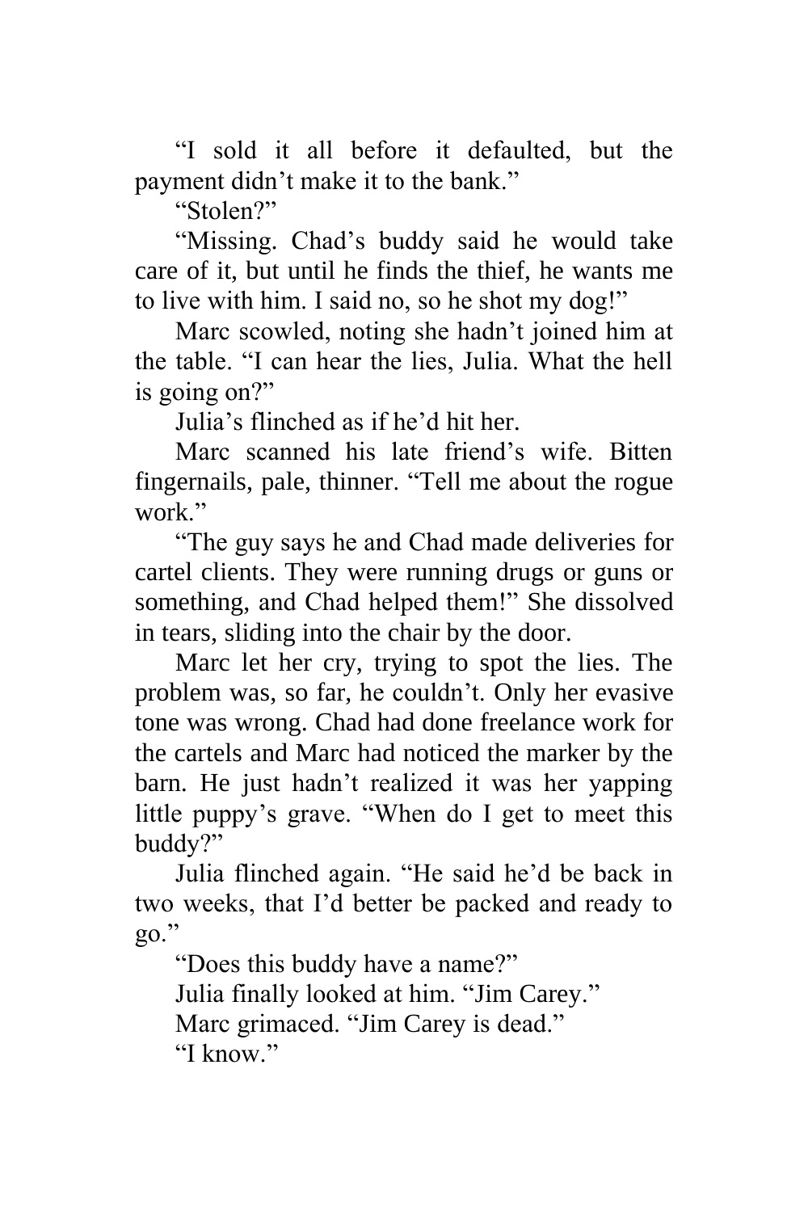"I sold it all before it defaulted, but the payment didn't make it to the bank."

"Stolen?"

"Missing. Chad's buddy said he would take care of it, but until he finds the thief, he wants me to live with him. I said no, so he shot my dog!"

Marc scowled, noting she hadn't joined him at the table. "I can hear the lies, Julia. What the hell is going on?"

Julia's flinched as if he'd hit her.

Marc scanned his late friend's wife. Bitten fingernails, pale, thinner. "Tell me about the rogue work."

"The guy says he and Chad made deliveries for cartel clients. They were running drugs or guns or something, and Chad helped them!" She dissolved in tears, sliding into the chair by the door.

Marc let her cry, trying to spot the lies. The problem was, so far, he couldn't. Only her evasive tone was wrong. Chad had done freelance work for the cartels and Marc had noticed the marker by the barn. He just hadn't realized it was her yapping little puppy's grave. "When do I get to meet this buddy?"

Julia flinched again. "He said he'd be back in two weeks, that I'd better be packed and ready to go."

"Does this buddy have a name?"

Julia finally looked at him. "Jim Carey."

Marc grimaced. "Jim Carey is dead."

"I know."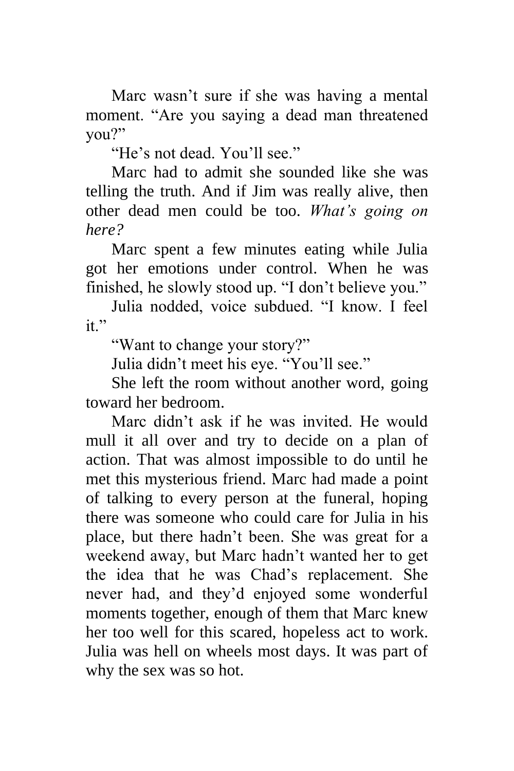Marc wasn't sure if she was having a mental moment. "Are you saying a dead man threatened you?"

"He's not dead. You'll see."

Marc had to admit she sounded like she was telling the truth. And if Jim was really alive, then other dead men could be too. *What's going on here?*

Marc spent a few minutes eating while Julia got her emotions under control. When he was finished, he slowly stood up. "I don't believe you."

Julia nodded, voice subdued. "I know. I feel it."

"Want to change your story?"

Julia didn't meet his eye. "You'll see."

She left the room without another word, going toward her bedroom.

Marc didn't ask if he was invited. He would mull it all over and try to decide on a plan of action. That was almost impossible to do until he met this mysterious friend. Marc had made a point of talking to every person at the funeral, hoping there was someone who could care for Julia in his place, but there hadn't been. She was great for a weekend away, but Marc hadn't wanted her to get the idea that he was Chad's replacement. She never had, and they'd enjoyed some wonderful moments together, enough of them that Marc knew her too well for this scared, hopeless act to work. Julia was hell on wheels most days. It was part of why the sex was so hot.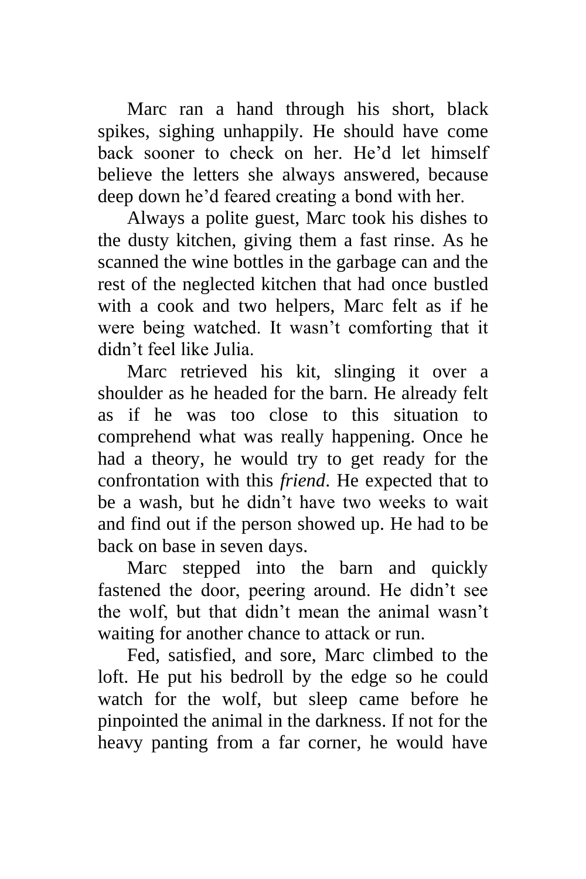Marc ran a hand through his short, black spikes, sighing unhappily. He should have come back sooner to check on her. He'd let himself believe the letters she always answered, because deep down he'd feared creating a bond with her.

Always a polite guest, Marc took his dishes to the dusty kitchen, giving them a fast rinse. As he scanned the wine bottles in the garbage can and the rest of the neglected kitchen that had once bustled with a cook and two helpers, Marc felt as if he were being watched. It wasn't comforting that it didn't feel like Julia.

Marc retrieved his kit, slinging it over a shoulder as he headed for the barn. He already felt as if he was too close to this situation to comprehend what was really happening. Once he had a theory, he would try to get ready for the confrontation with this *friend*. He expected that to be a wash, but he didn't have two weeks to wait and find out if the person showed up. He had to be back on base in seven days.

Marc stepped into the barn and quickly fastened the door, peering around. He didn't see the wolf, but that didn't mean the animal wasn't waiting for another chance to attack or run.

Fed, satisfied, and sore, Marc climbed to the loft. He put his bedroll by the edge so he could watch for the wolf, but sleep came before he pinpointed the animal in the darkness. If not for the heavy panting from a far corner, he would have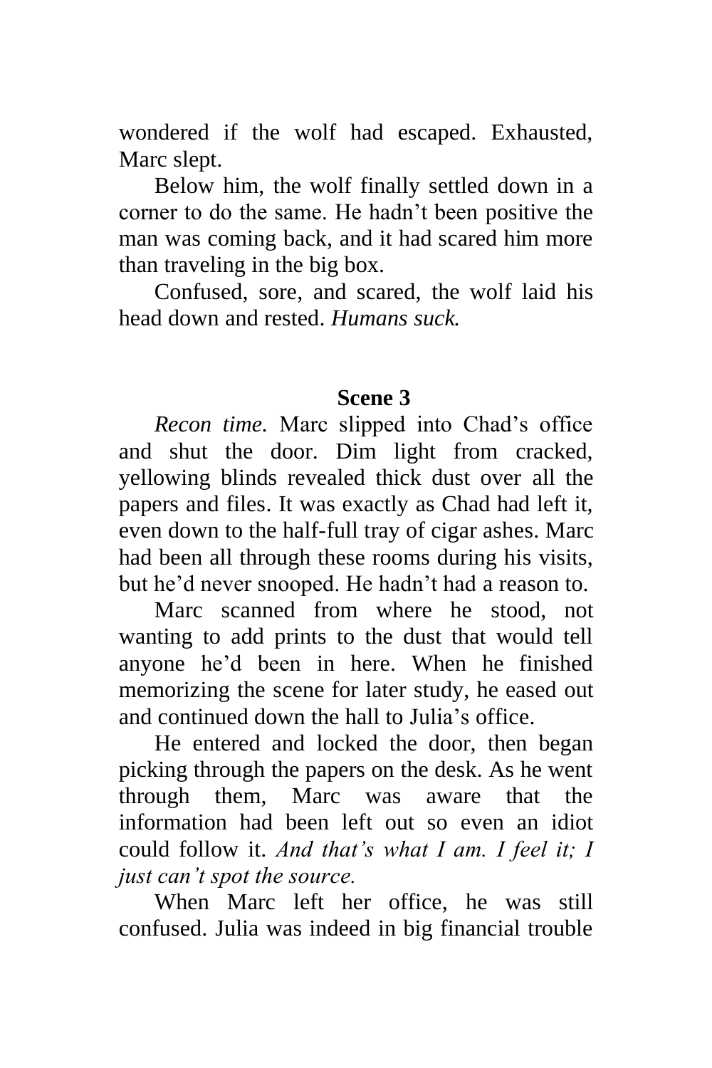wondered if the wolf had escaped. Exhausted, Marc slept.

Below him, the wolf finally settled down in a corner to do the same. He hadn't been positive the man was coming back, and it had scared him more than traveling in the big box.

Confused, sore, and scared, the wolf laid his head down and rested. *Humans suck.*

## Scene 3

*Recon time.* Marc slipped into Chad's office and shut the door. Dim light from cracked, yellowing blinds revealed thick dust over all the papers and files. It was exactly as Chad had left it, even down to the half-full tray of cigar ashes. Marc had been all through these rooms during his visits, but he'd never snooped. He hadn't had a reason to.

Marc scanned from where he stood, not wanting to add prints to the dust that would tell anyone he'd been in here. When he finished memorizing the scene for later study, he eased out and continued down the hall to Julia's office.

He entered and locked the door, then began picking through the papers on the desk. As he went through them, Marc was aware that the information had been left out so even an idiot could follow it. *And that's what I am. I feel it; I just can't spot the source.*

When Marc left her office, he was still confused. Julia was indeed in big financial trouble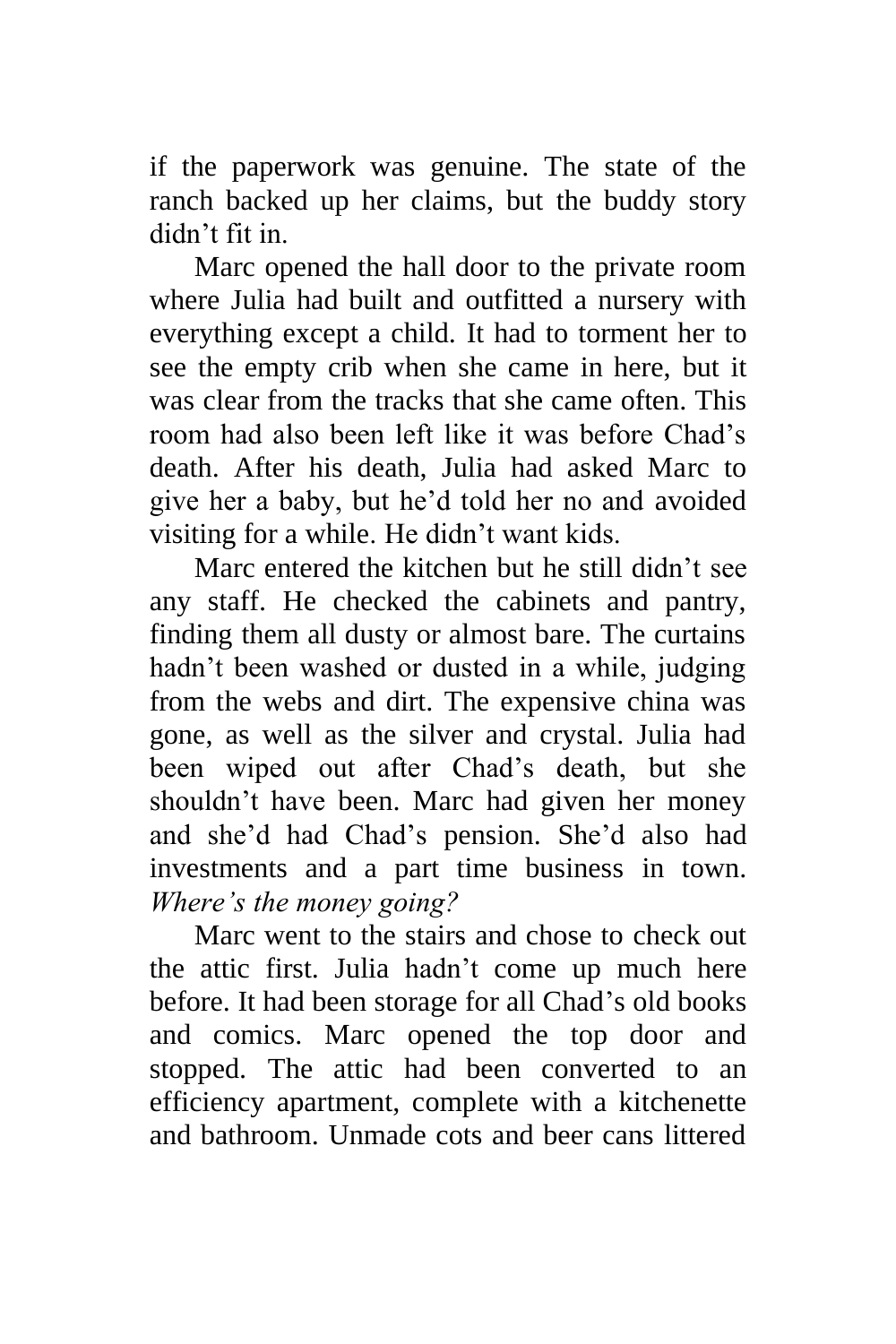if the paperwork was genuine. The state of the ranch backed up her claims, but the buddy story didn't fit in.

Marc opened the hall door to the private room where Julia had built and outfitted a nursery with everything except a child. It had to torment her to see the empty crib when she came in here, but it was clear from the tracks that she came often. This room had also been left like it was before Chad's death. After his death, Julia had asked Marc to give her a baby, but he'd told her no and avoided visiting for a while. He didn't want kids.

Marc entered the kitchen but he still didn't see any staff. He checked the cabinets and pantry, finding them all dusty or almost bare. The curtains hadn't been washed or dusted in a while, judging from the webs and dirt. The expensive china was gone, as well as the silver and crystal. Julia had been wiped out after Chad's death, but she shouldn't have been. Marc had given her money and she'd had Chad's pension. She'd also had investments and a part time business in town. *Where's the money going?*

Marc went to the stairs and chose to check out the attic first. Julia hadn't come up much here before. It had been storage for all Chad's old books and comics. Marc opened the top door and stopped. The attic had been converted to an efficiency apartment, complete with a kitchenette and bathroom. Unmade cots and beer cans littered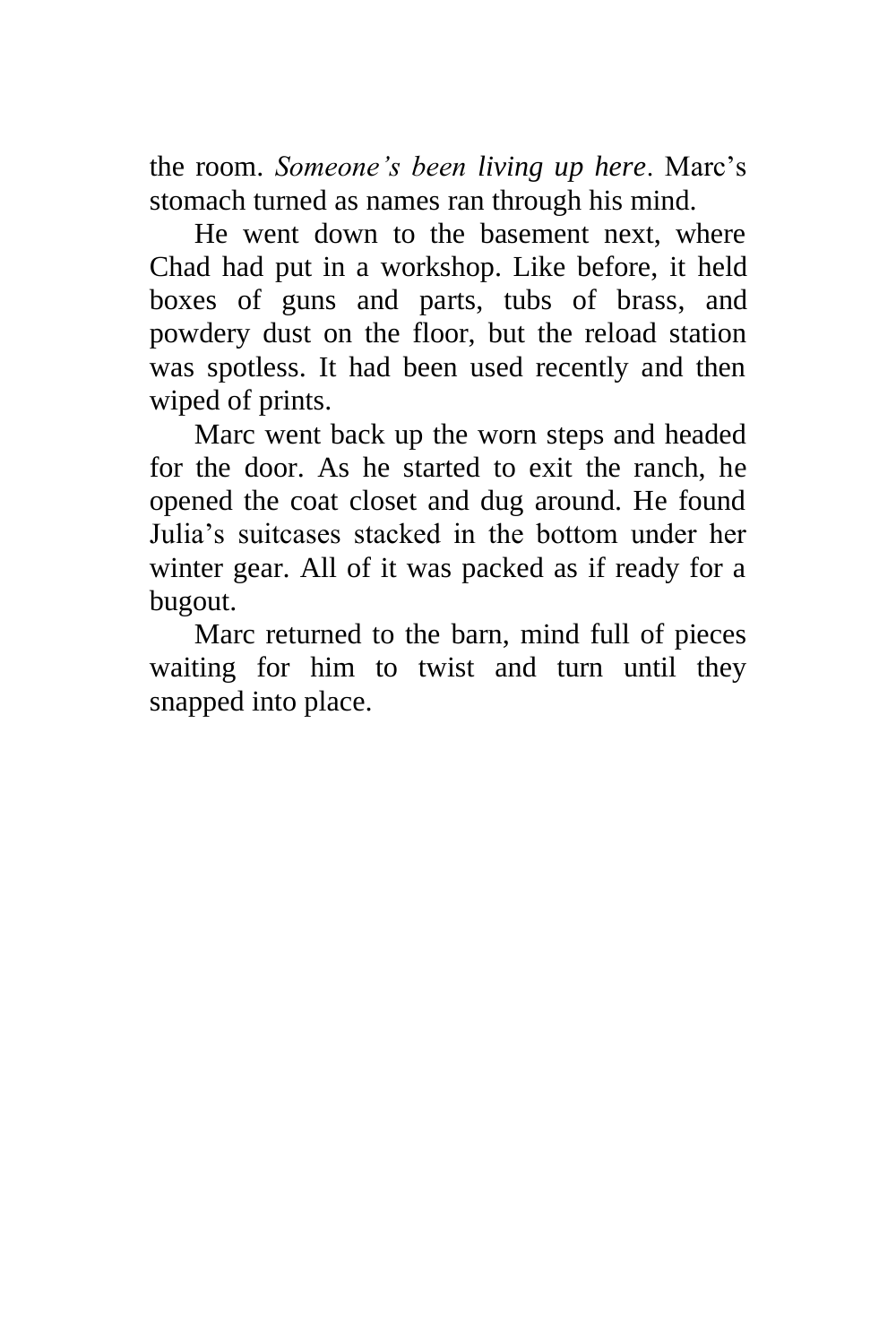the room. *Someone's been living up here*. Marc's stomach turned as names ran through his mind.

He went down to the basement next, where Chad had put in a workshop. Like before, it held boxes of guns and parts, tubs of brass, and powdery dust on the floor, but the reload station was spotless. It had been used recently and then wiped of prints.

Marc went back up the worn steps and headed for the door. As he started to exit the ranch, he opened the coat closet and dug around. He found Julia's suitcases stacked in the bottom under her winter gear. All of it was packed as if ready for a bugout.

Marc returned to the barn, mind full of pieces waiting for him to twist and turn until they snapped into place.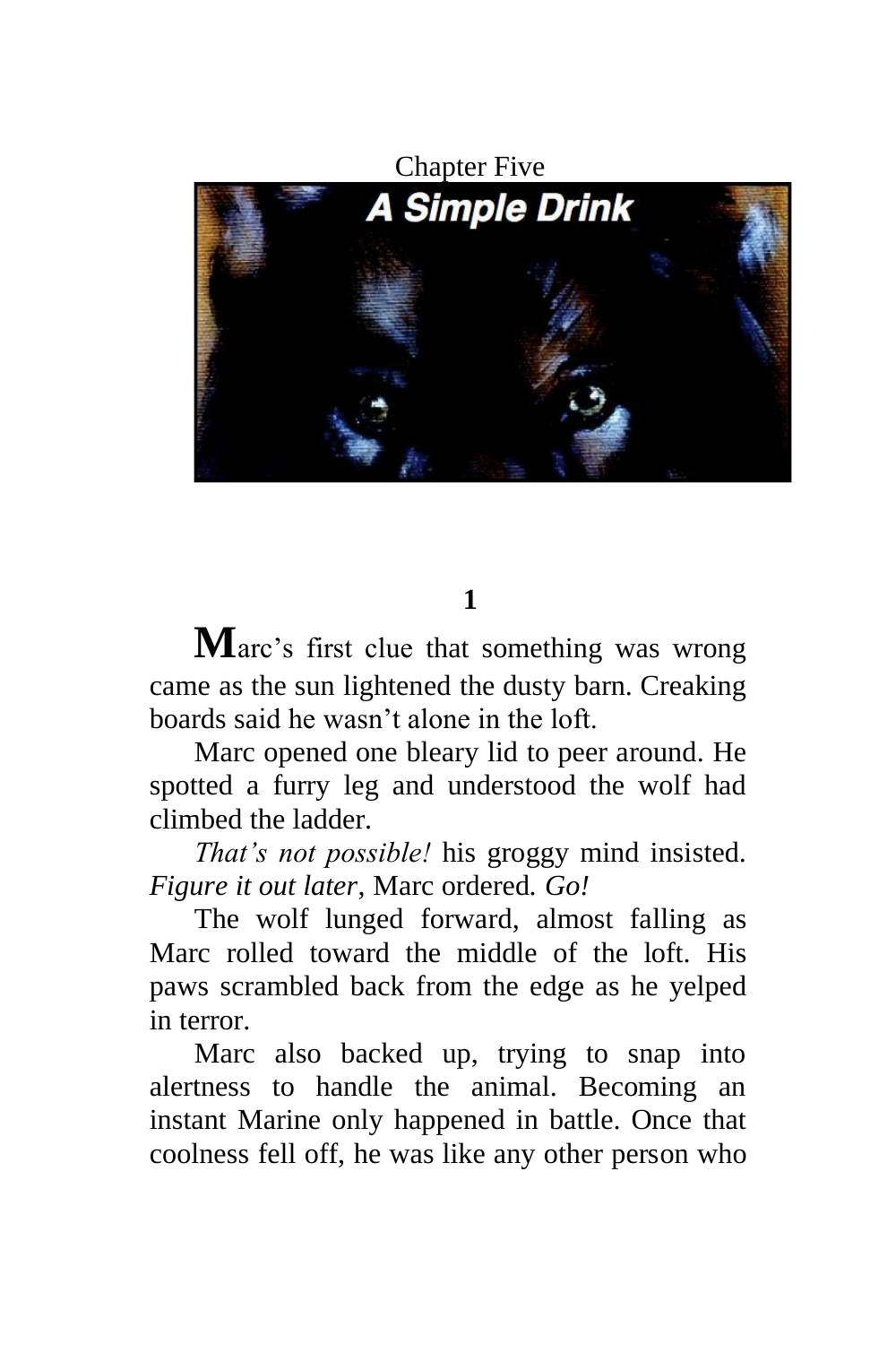# Chapter Five

## A Simple Drink

### 1

**M**arc's first clue that something was wrong came as the sun lightened the dusty barn. Creaking boards said he wasn't alone in the loft.

Marc opened one bleary lid to peer around. He spotted a furry leg and understood the wolf had climbed the ladder.

*That's not possible!* his groggy mind insisted. *Figure it out later*, Marc ordered. *Go!*

The wolf lunged forward, almost falling as Marc rolled toward the middle of the loft. His paws scrambled back from the edge as he yelped in terror.

Marc also backed up, trying to snap into alertness to handle the animal. Becoming an instant Marine only happened in battle. Once that coolness fell off, he was like any other person who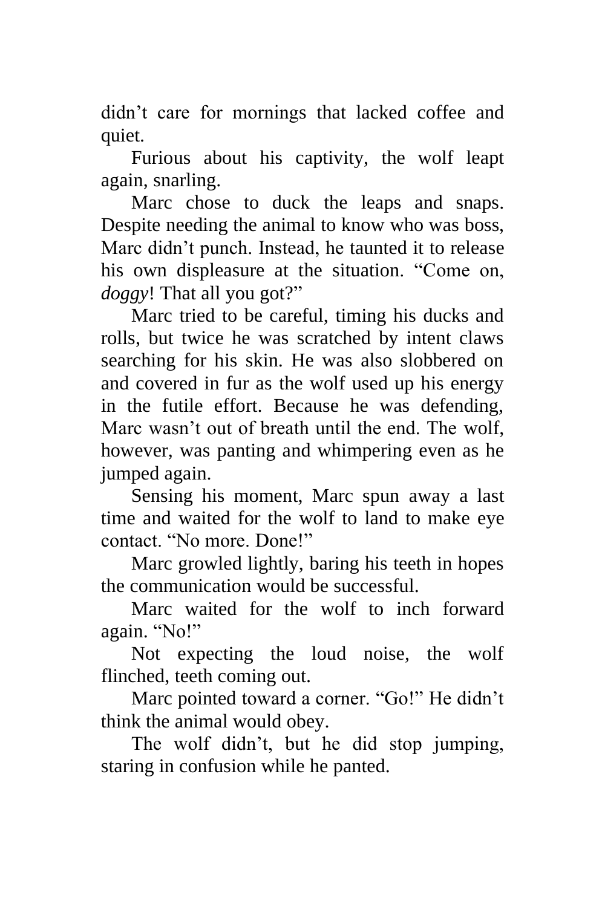didn’t care for mornings that lacked coffee and quiet.

Furious about his captivity, the wolf leapt again, snarling.

Marc chose to duck the leaps and snaps. Despite needing the animal to know who was boss, Marc didn’t punch. Instead, he taunted it to release his own displeasure at the situation. “Come on, *doggy*! That all you got?”

Marc tried to be careful, timing his ducks and rolls, but twice he was scratched by intent claws searching for his skin. He was also slobbered on and covered in fur as the wolf used up his energy in the futile effort. Because he was defending, Marc wasn’t out of breath until the end. The wolf, however, was panting and whimpering even as he jumped again.

Sensing his moment, Marc spun away a last time and waited for the wolf to land to make eye contact. “No more. Done!”

Marc growled lightly, baring his teeth in hopes the communication would be successful.

Marc waited for the wolf to inch forward again. “No!”

Not expecting the loud noise, the wolf flinched, teeth coming out.

Marc pointed toward a corner. “Go!” He didn’t think the animal would obey.

The wolf didn’t, but he did stop jumping, staring in confusion while he panted.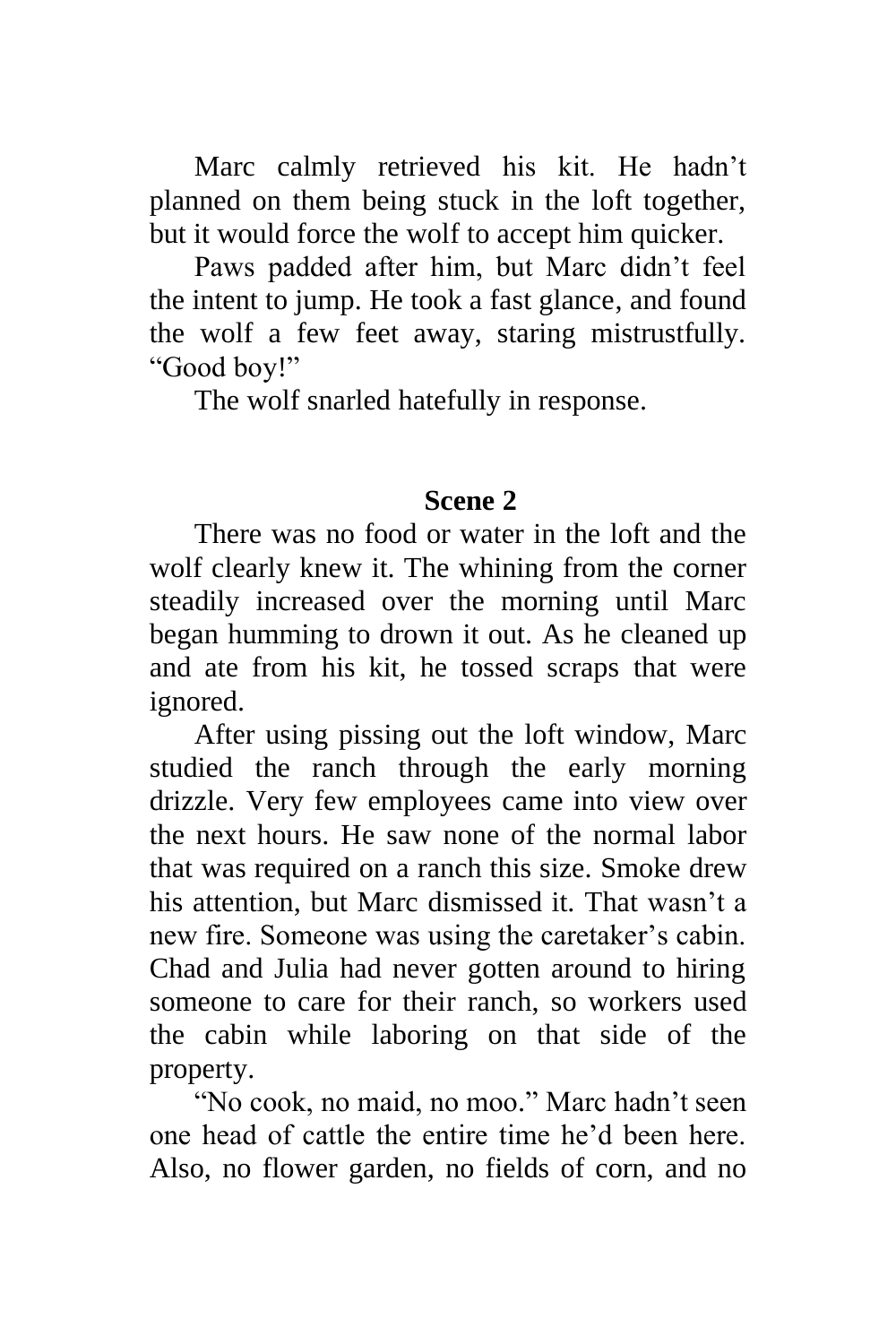Marc calmly retrieved his kit. He hadn't planned on them being stuck in the loft together, but it would force the wolf to accept him quicker.

Paws padded after him, but Marc didn't feel the intent to jump. He took a fast glance, and found the wolf a few feet away, staring mistrustfully. "Good boy!"

The wolf snarled hatefully in response.

## Scene 2

There was no food or water in the loft and the wolf clearly knew it. The whining from the corner steadily increased over the morning until Marc began humming to drown it out. As he cleaned up and ate from his kit, he tossed scraps that were ignored.

After using pissing out the loft window, Marc studied the ranch through the early morning drizzle. Very few employees came into view over the next hours. He saw none of the normal labor that was required on a ranch this size. Smoke drew his attention, but Marc dismissed it. That wasn't a new fire. Someone was using the caretaker's cabin. Chad and Julia had never gotten around to hiring someone to care for their ranch, so workers used the cabin while laboring on that side of the property.

"No cook, no maid, no moo." Marc hadn't seen one head of cattle the entire time he'd been here. Also, no flower garden, no fields of corn, and no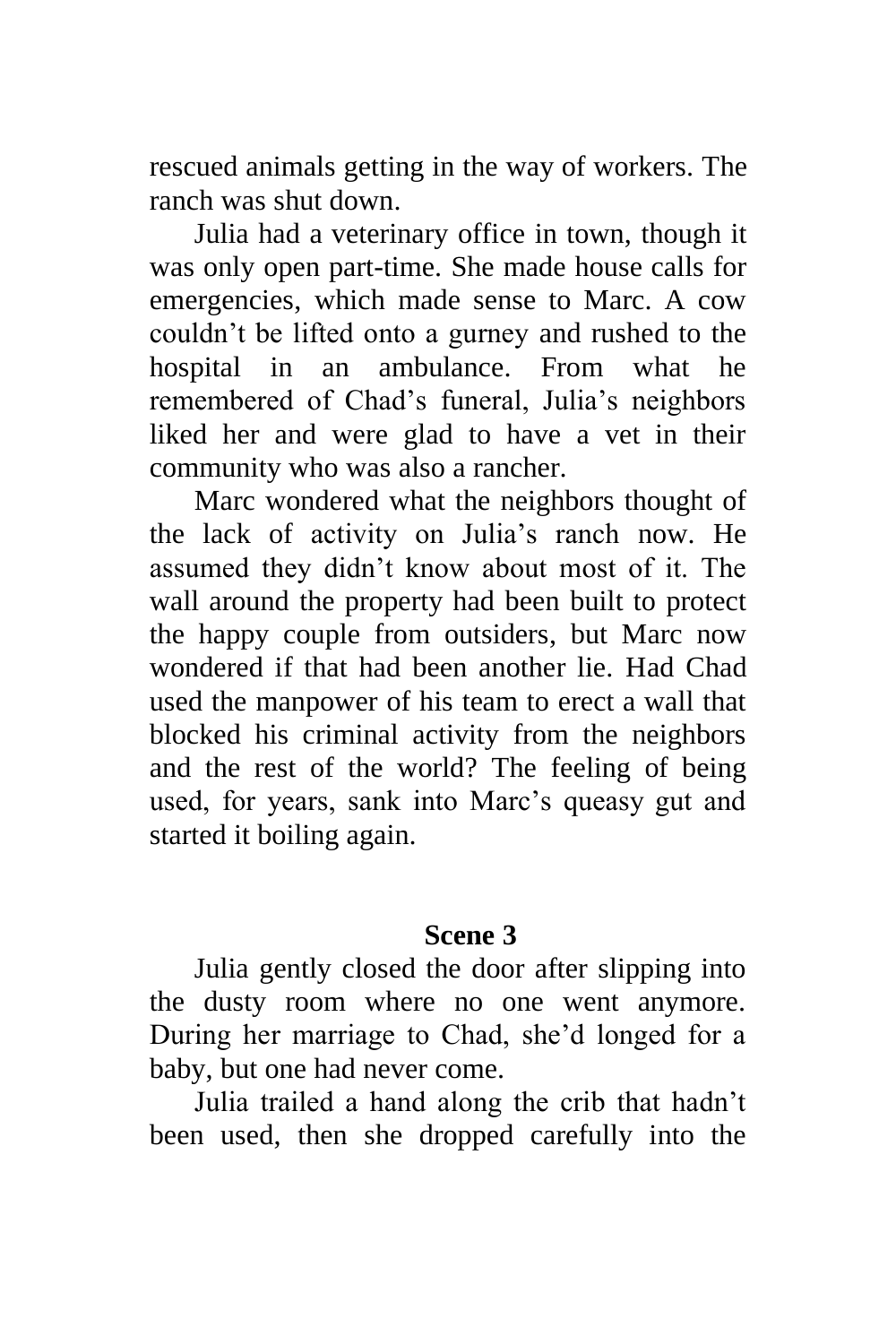rescued animals getting in the way of workers. The ranch was shut down.

Julia had a veterinary office in town, though it was only open part-time. She made house calls for emergencies, which made sense to Marc. A cow couldn't be lifted onto a gurney and rushed to the hospital in an ambulance. From what he remembered of Chad's funeral, Julia's neighbors liked her and were glad to have a vet in their community who was also a rancher.

Marc wondered what the neighbors thought of the lack of activity on Julia's ranch now. He assumed they didn't know about most of it. The wall around the property had been built to protect the happy couple from outsiders, but Marc now wondered if that had been another lie. Had Chad used the manpower of his team to erect a wall that blocked his criminal activity from the neighbors and the rest of the world? The feeling of being used, for years, sank into Marc's queasy gut and started it boiling again.

### Scene 3

Julia gently closed the door after slipping into the dusty room where no one went anymore. During her marriage to Chad, she'd longed for a baby, but one had never come.

Julia trailed a hand along the crib that hadn't been used, then she dropped carefully into the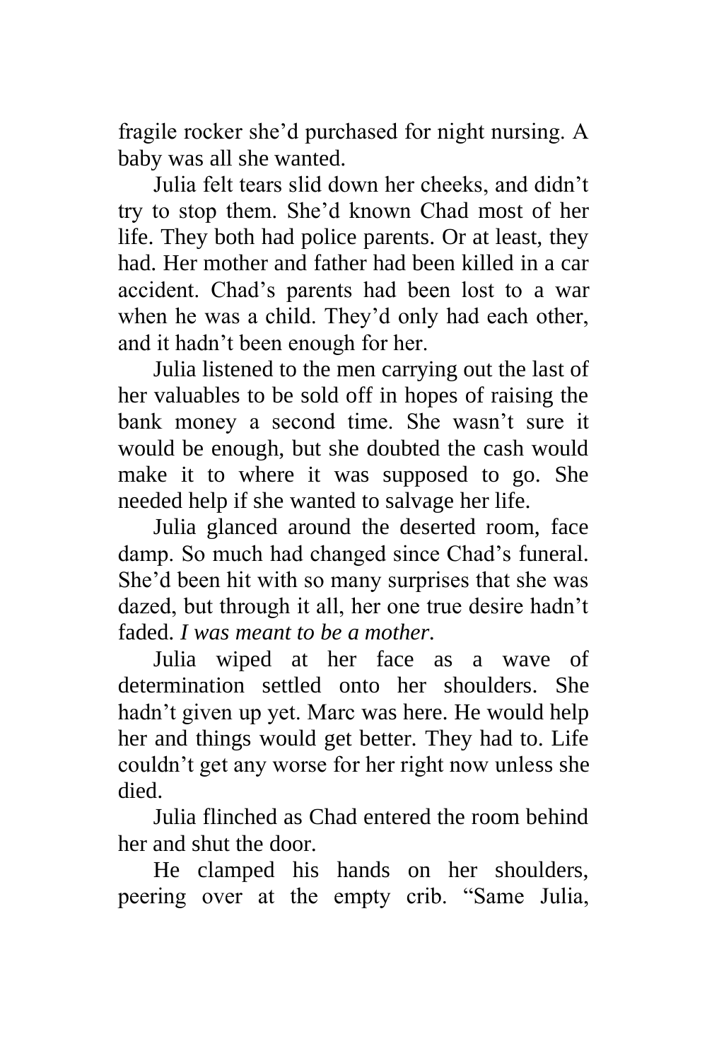fragile rocker she'd purchased for night nursing. A baby was all she wanted.

Julia felt tears slid down her cheeks, and didn't try to stop them. She'd known Chad most of her life. They both had police parents. Or at least, they had. Her mother and father had been killed in a car accident. Chad's parents had been lost to a war when he was a child. They'd only had each other, and it hadn't been enough for her.

Julia listened to the men carrying out the last of her valuables to be sold off in hopes of raising the bank money a second time. She wasn't sure it would be enough, but she doubted the cash would make it to where it was supposed to go. She needed help if she wanted to salvage her life.

Julia glanced around the deserted room, face damp. So much had changed since Chad's funeral. She'd been hit with so many surprises that she was dazed, but through it all, her one true desire hadn't faded. *I was meant to be a mother.*

Julia wiped at her face as a wave of determination settled onto her shoulders. She hadn't given up yet. Marc was here. He would help her and things would get better. They had to. Life couldn't get any worse for her right now unless she died.

Julia flinched as Chad entered the room behind her and shut the door.

He clamped his hands on her shoulders, peering over at the empty crib. "Same Julia,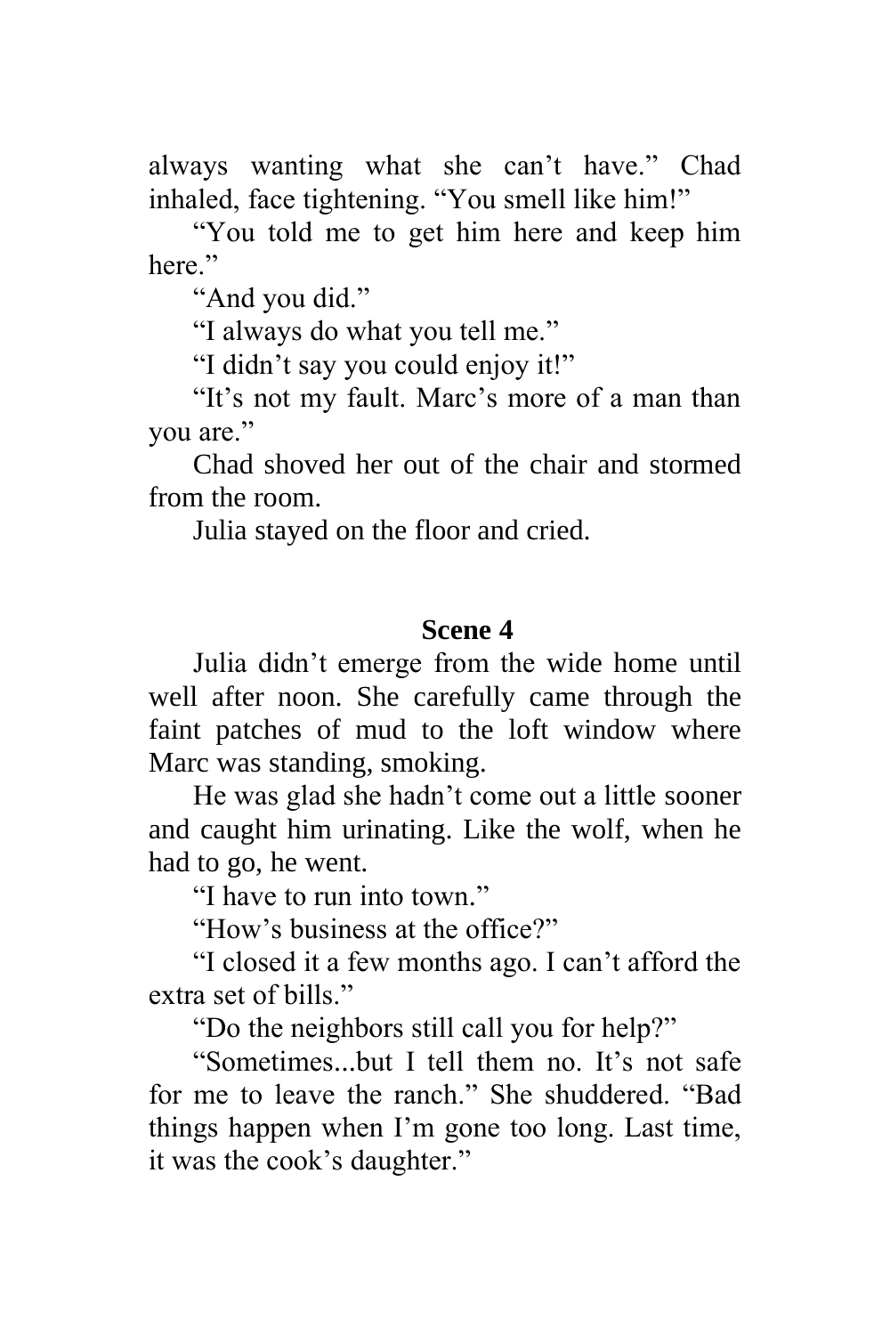always wanting what she can't have." Chad inhaled, face tightening. "You smell like him!"

"You told me to get him here and keep him here."

"And you did."

"I always do what you tell me."

"I didn't say you could enjoy it!"

"It's not my fault. Marc's more of a man than you are."

Chad shoved her out of the chair and stormed from the room.

Julia stayed on the floor and cried.

### Scene 4

Julia didn't emerge from the wide home until well after noon. She carefully came through the faint patches of mud to the loft window where Marc was standing, smoking.

He was glad she hadn't come out a little sooner and caught him urinating. Like the wolf, when he had to go, he went.

"I have to run into town."

"How's business at the office?"

"I closed it a few months ago. I can't afford the extra set of bills."

"Do the neighbors still call you for help?"

"Sometimes...but I tell them no. It's not safe for me to leave the ranch." She shuddered. "Bad things happen when I'm gone too long. Last time, it was the cook's daughter."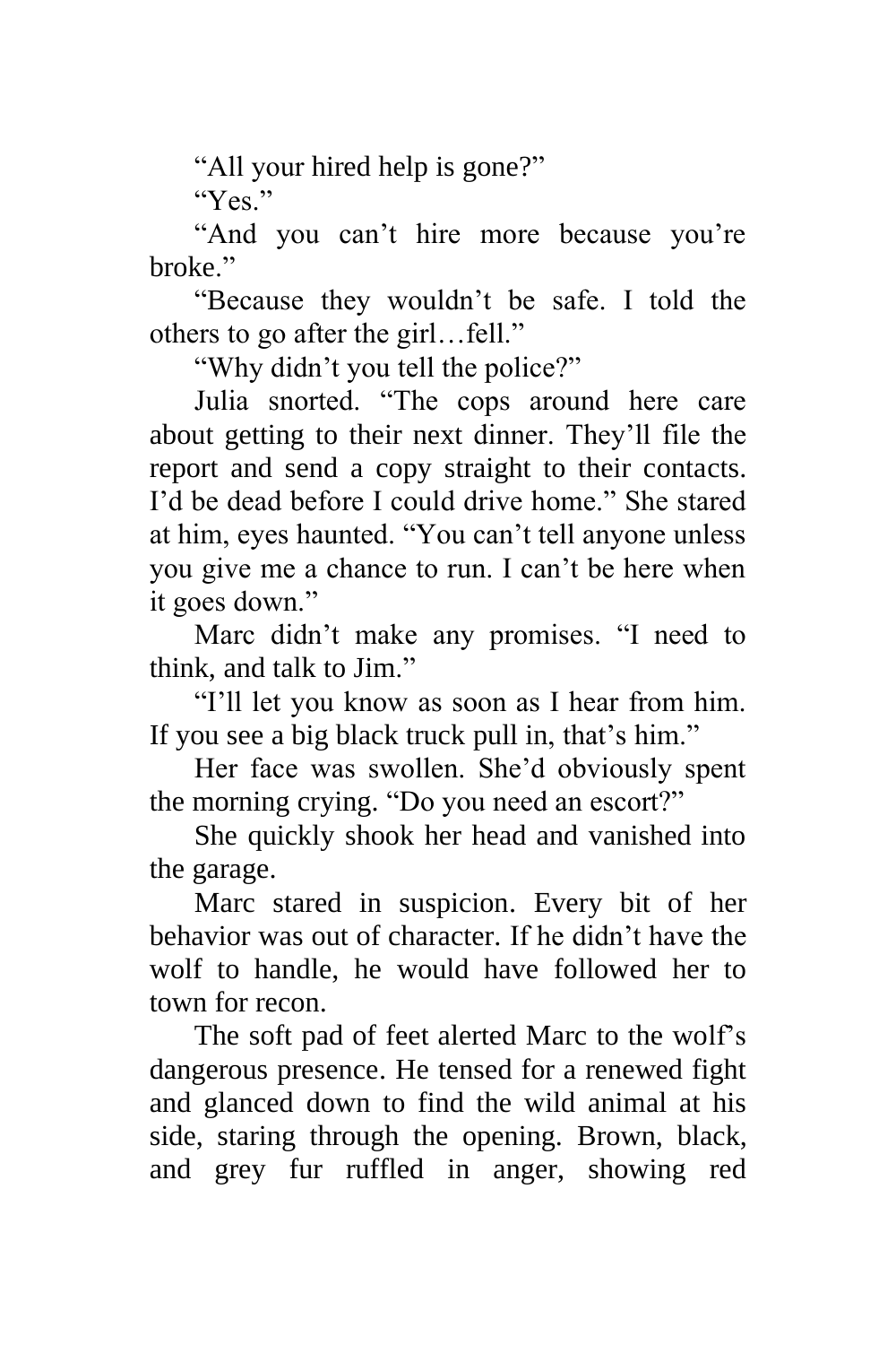"All your hired help is gone?"

"Yes."

"And you can't hire more because you're broke."

"Because they wouldn't be safe. I told the others to go after the girl…fell."

"Why didn't you tell the police?"

Julia snorted. "The cops around here care about getting to their next dinner. They'll file the report and send a copy straight to their contacts. I'd be dead before I could drive home." She stared at him, eyes haunted. "You can't tell anyone unless you give me a chance to run. I can't be here when it goes down."

Marc didn't make any promises. "I need to think, and talk to Jim."

"I'll let you know as soon as I hear from him. If you see a big black truck pull in, that's him."

Her face was swollen. She'd obviously spent the morning crying. "Do you need an escort?"

She quickly shook her head and vanished into the garage.

Marc stared in suspicion. Every bit of her behavior was out of character. If he didn't have the wolf to handle, he would have followed her to town for recon.

The soft pad of feet alerted Marc to the wolf's dangerous presence. He tensed for a renewed fight and glanced down to find the wild animal at his side, staring through the opening. Brown, black, and grey fur ruffled in anger, showing red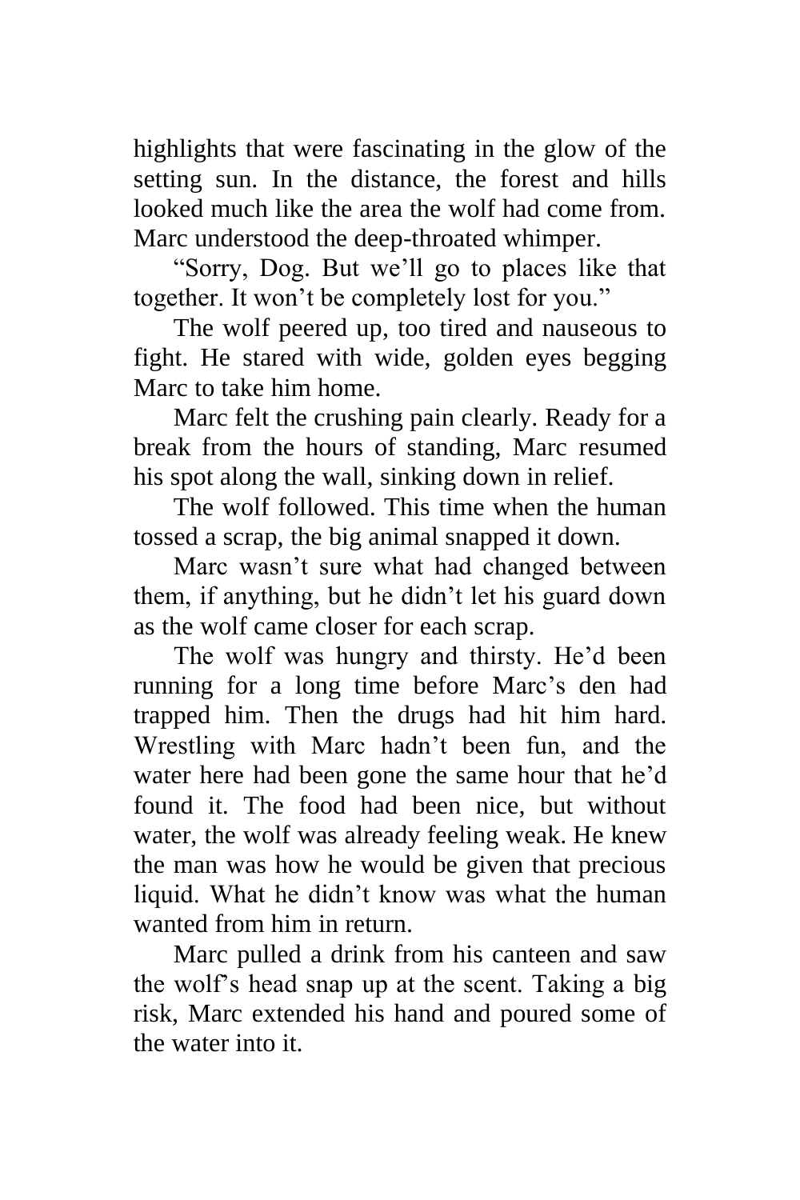highlights that were fascinating in the glow of the setting sun. In the distance, the forest and hills looked much like the area the wolf had come from. Marc understood the deep-throated whimper.

"Sorry, Dog. But we'll go to places like that together. It won't be completely lost for you."

The wolf peered up, too tired and nauseous to fight. He stared with wide, golden eyes begging Marc to take him home.

Marc felt the crushing pain clearly. Ready for a break from the hours of standing, Marc resumed his spot along the wall, sinking down in relief.

The wolf followed. This time when the human tossed a scrap, the big animal snapped it down.

Marc wasn't sure what had changed between them, if anything, but he didn't let his guard down as the wolf came closer for each scrap.

The wolf was hungry and thirsty. He'd been running for a long time before Marc's den had trapped him. Then the drugs had hit him hard. Wrestling with Marc hadn't been fun, and the water here had been gone the same hour that he'd found it. The food had been nice, but without water, the wolf was already feeling weak. He knew the man was how he would be given that precious liquid. What he didn't know was what the human wanted from him in return.

Marc pulled a drink from his canteen and saw the wolf's head snap up at the scent. Taking a big risk, Marc extended his hand and poured some of the water into it.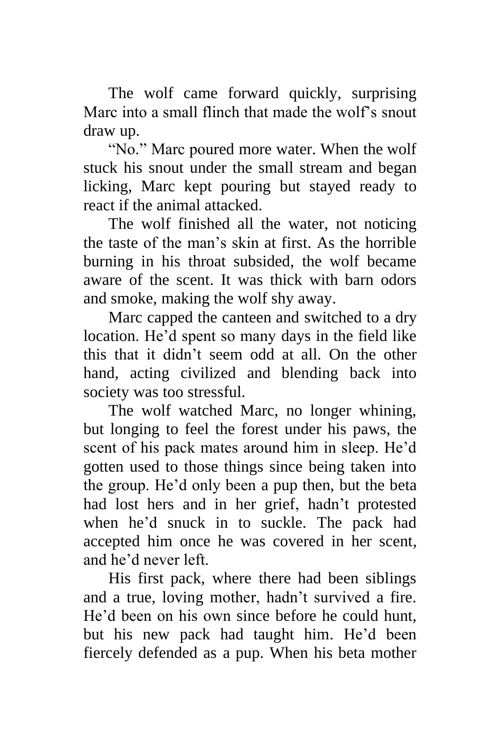The wolf came forward quickly, surprising Marc into a small flinch that made the wolf's snout draw up.

"No." Marc poured more water. When the wolf stuck his snout under the small stream and began licking, Marc kept pouring but stayed ready to react if the animal attacked.

The wolf finished all the water, not noticing the taste of the man's skin at first. As the horrible burning in his throat subsided, the wolf became aware of the scent. It was thick with barn odors and smoke, making the wolf shy away.

Marc capped the canteen and switched to a dry location. He'd spent so many days in the field like this that it didn't seem odd at all. On the other hand, acting civilized and blending back into society was too stressful.

The wolf watched Marc, no longer whining, but longing to feel the forest under his paws, the scent of his pack mates around him in sleep. He'd gotten used to those things since being taken into the group. He'd only been a pup then, but the beta had lost hers and in her grief, hadn't protested when he'd snuck in to suckle. The pack had accepted him once he was covered in her scent, and he'd never left.

His first pack, where there had been siblings and a true, loving mother, hadn't survived a fire. He'd been on his own since before he could hunt, but his new pack had taught him. He'd been fiercely defended as a pup. When his beta mother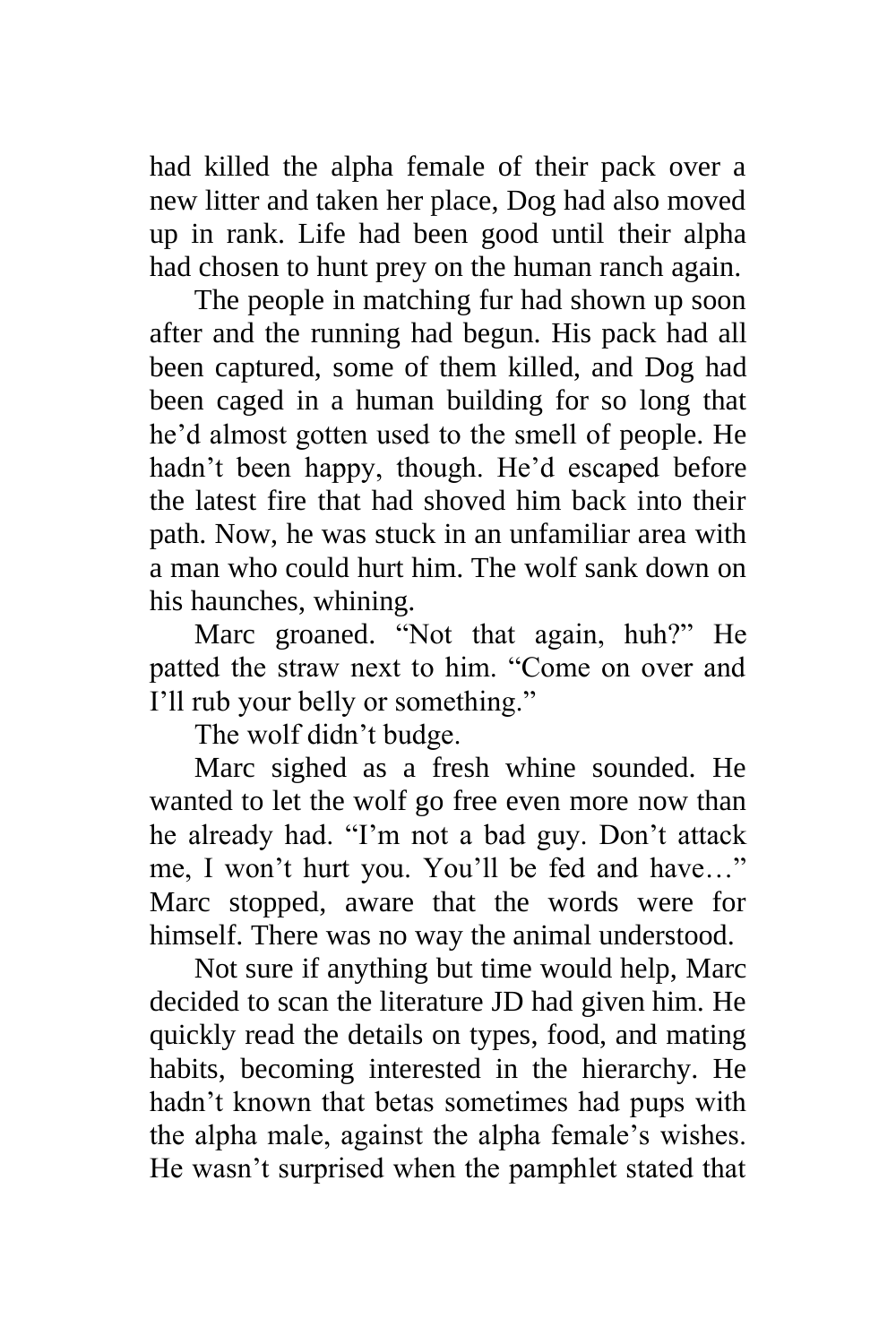had killed the alpha female of their pack over a new litter and taken her place, Dog had also moved up in rank. Life had been good until their alpha had chosen to hunt prey on the human ranch again.

The people in matching fur had shown up soon after and the running had begun. His pack had all been captured, some of them killed, and Dog had been caged in a human building for so long that he'd almost gotten used to the smell of people. He hadn't been happy, though. He'd escaped before the latest fire that had shoved him back into their path. Now, he was stuck in an unfamiliar area with a man who could hurt him. The wolf sank down on his haunches, whining.

Marc groaned. "Not that again, huh?" He patted the straw next to him. "Come on over and I'll rub your belly or something."

The wolf didn't budge.

Marc sighed as a fresh whine sounded. He wanted to let the wolf go free even more now than he already had. "I'm not a bad guy. Don't attack me, I won't hurt you. You'll be fed and have…" Marc stopped, aware that the words were for himself. There was no way the animal understood.

Not sure if anything but time would help, Marc decided to scan the literature JD had given him. He quickly read the details on types, food, and mating habits, becoming interested in the hierarchy. He hadn't known that betas sometimes had pups with the alpha male, against the alpha female's wishes. He wasn't surprised when the pamphlet stated that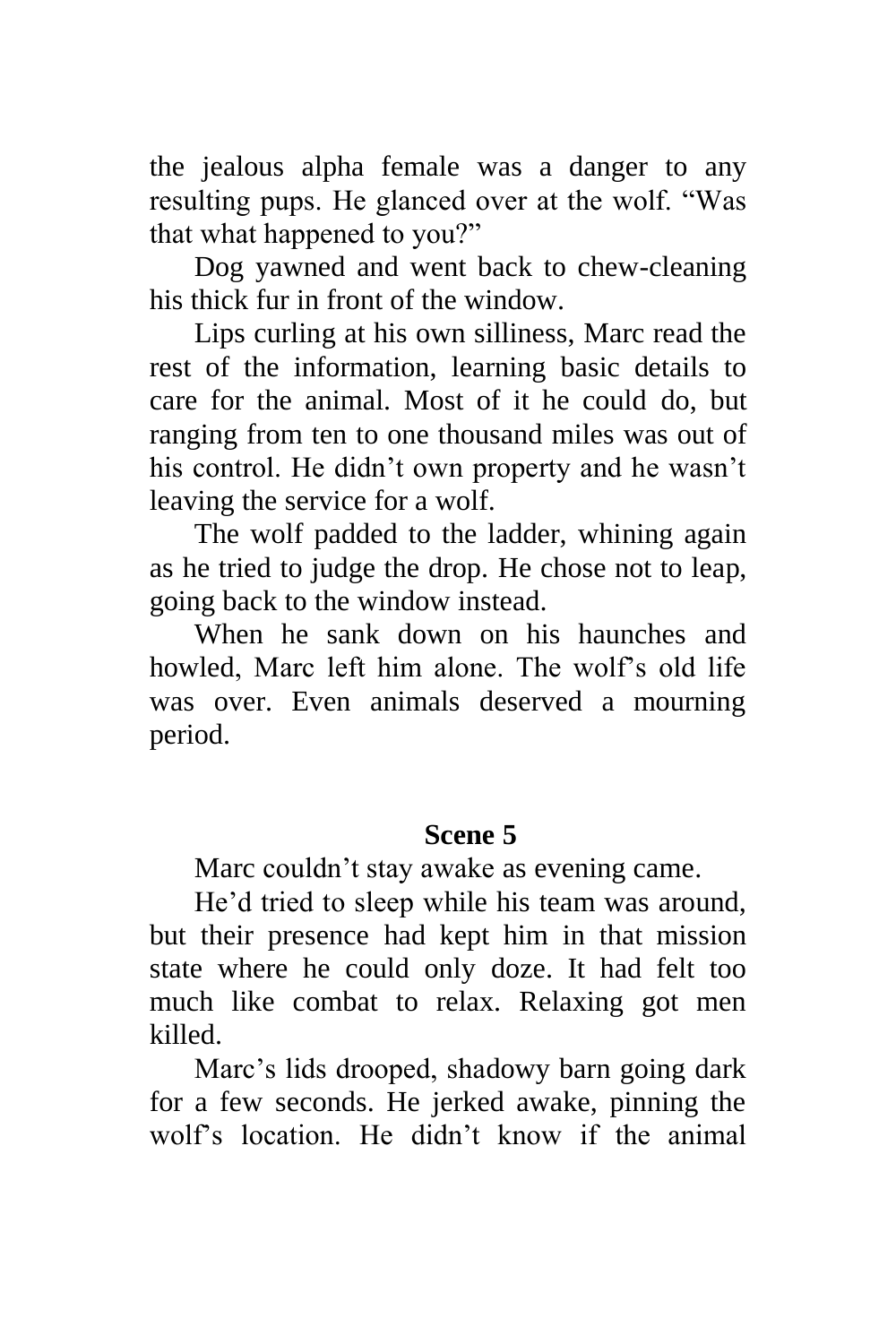the jealous alpha female was a danger to any resulting pups. He glanced over at the wolf. “Was that what happened to you?”

Dog yawned and went back to chew-cleaning his thick fur in front of the window.

Lips curling at his own silliness, Marc read the rest of the information, learning basic details to care for the animal. Most of it he could do, but ranging from ten to one thousand miles was out of his control. He didn’t own property and he wasn’t leaving the service for a wolf.

The wolf padded to the ladder, whining again as he tried to judge the drop. He chose not to leap, going back to the window instead.

When he sank down on his haunches and howled, Marc left him alone. The wolf’s old life was over. Even animals deserved a mourning period.

## Scene 5

Marc couldn’t stay awake as evening came.

He’d tried to sleep while his team was around, but their presence had kept him in that mission state where he could only doze. It had felt too much like combat to relax. Relaxing got men killed.

Marc’s lids drooped, shadowy barn going dark for a few seconds. He jerked awake, pinning the wolf’s location. He didn’t know if the animal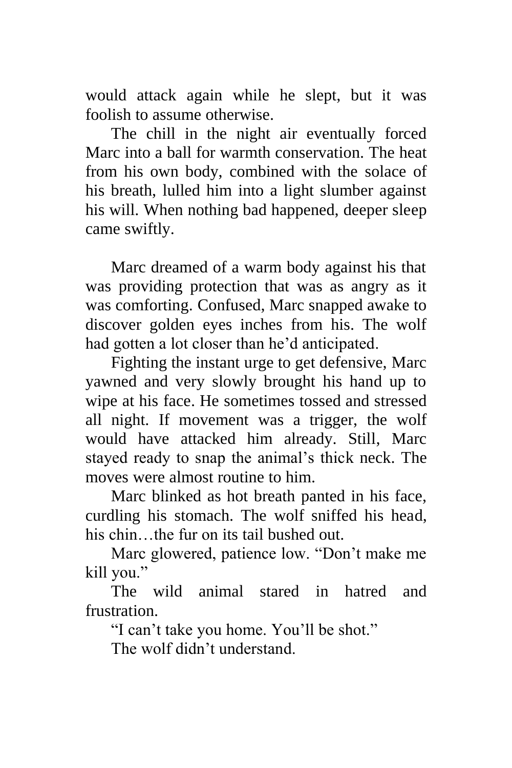would attack again while he slept, but it was foolish to assume otherwise.

The chill in the night air eventually forced Marc into a ball for warmth conservation. The heat from his own body, combined with the solace of his breath, lulled him into a light slumber against his will. When nothing bad happened, deeper sleep came swiftly.

Marc dreamed of a warm body against his that was providing protection that was as angry as it was comforting. Confused, Marc snapped awake to discover golden eyes inches from his. The wolf had gotten a lot closer than he'd anticipated.

Fighting the instant urge to get defensive, Marc yawned and very slowly brought his hand up to wipe at his face. He sometimes tossed and stressed all night. If movement was a trigger, the wolf would have attacked him already. Still, Marc stayed ready to snap the animal's thick neck. The moves were almost routine to him.

Marc blinked as hot breath panted in his face, curdling his stomach. The wolf sniffed his head, his chin…the fur on its tail bushed out.

Marc glowered, patience low. "Don't make me kill you."

The wild animal stared in hatred and frustration.

"I can't take you home. You'll be shot."

The wolf didn't understand.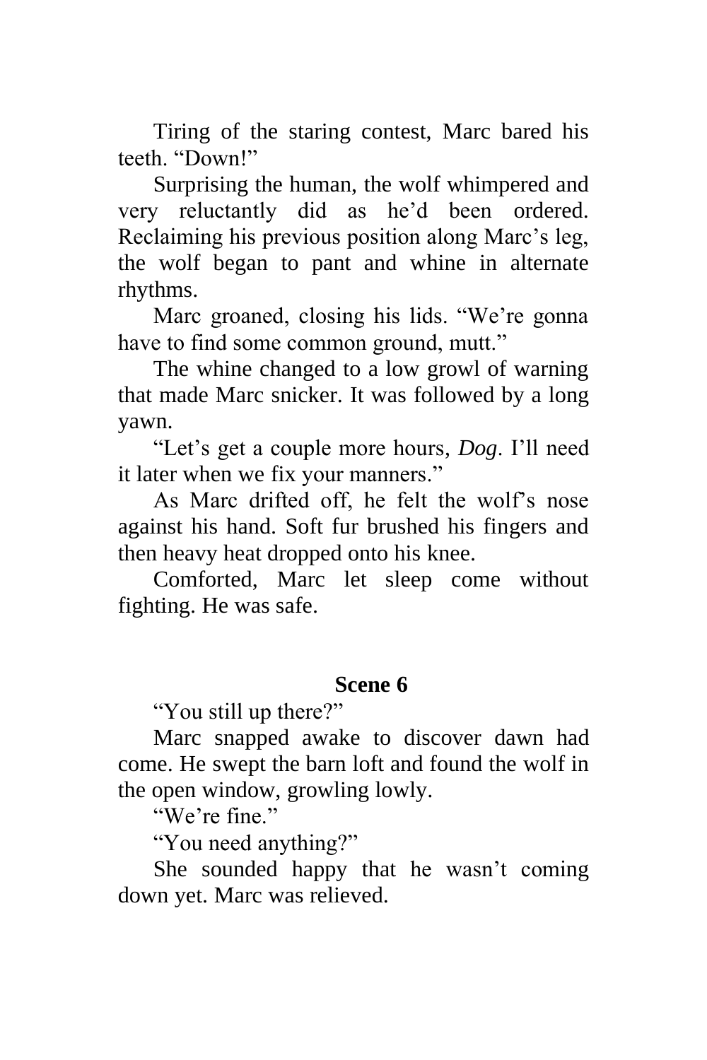Tiring of the staring contest, Marc bared his teeth. “Down!”

Surprising the human, the wolf whimpered and very reluctantly did as he’d been ordered. Reclaiming his previous position along Marc’s leg, the wolf began to pant and whine in alternate rhythms.

Marc groaned, closing his lids. “We’re gonna have to find some common ground, mutt.”

The whine changed to a low growl of warning that made Marc snicker. It was followed by a long yawn.

“Let’s get a couple more hours, *Dog*. I’ll need it later when we fix your manners.”

As Marc drifted off, he felt the wolf’s nose against his hand. Soft fur brushed his fingers and then heavy heat dropped onto his knee.

Comforted, Marc let sleep come without fighting. He was safe.

## Scene 6

“You still up there?”

Marc snapped awake to discover dawn had come. He swept the barn loft and found the wolf in the open window, growling lowly.

“We’re fine.”

“You need anything?”

She sounded happy that he wasn’t coming down yet. Marc was relieved.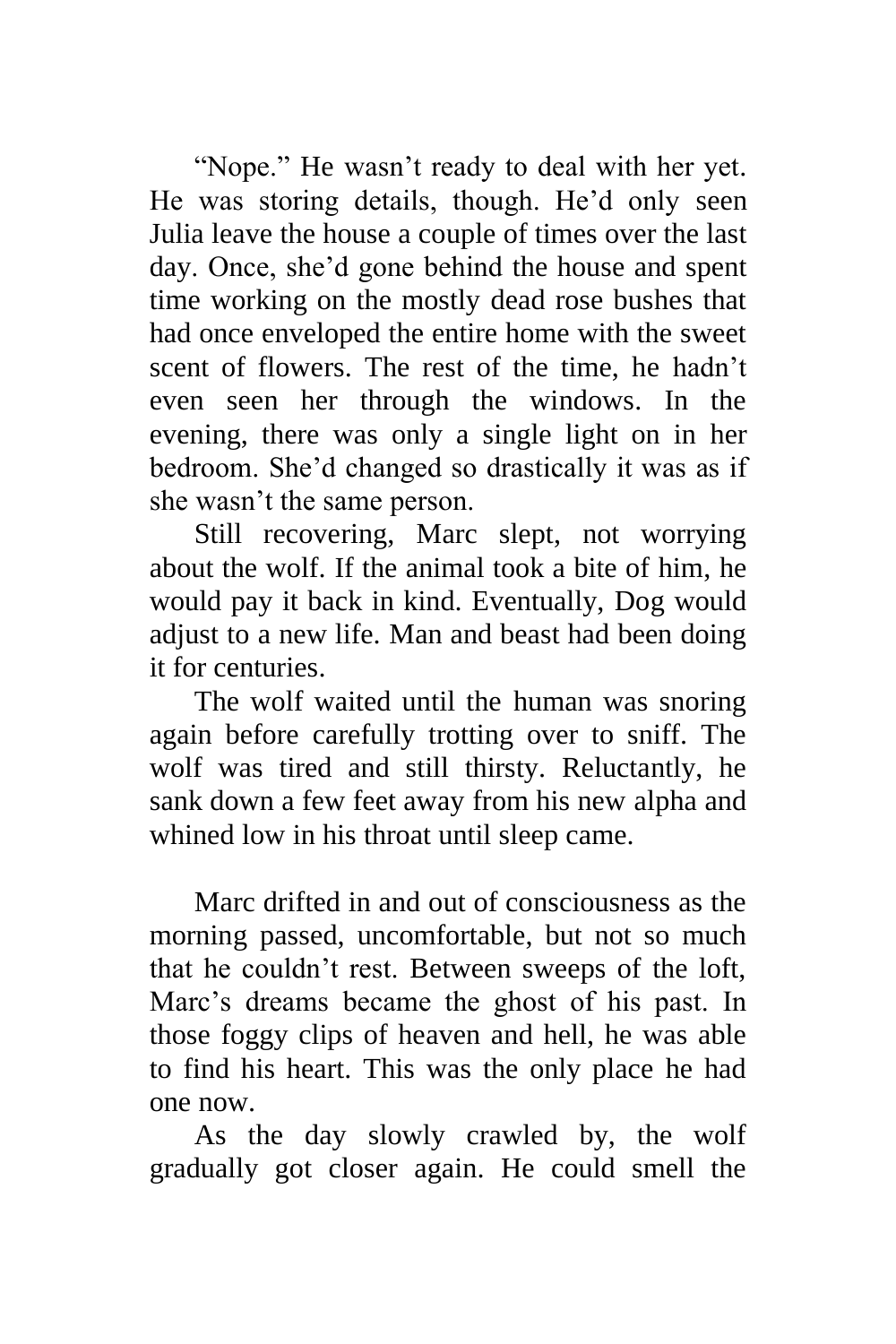"Nope." He wasn't ready to deal with her yet. He was storing details, though. He'd only seen Julia leave the house a couple of times over the last day. Once, she'd gone behind the house and spent time working on the mostly dead rose bushes that had once enveloped the entire home with the sweet scent of flowers. The rest of the time, he hadn't even seen her through the windows. In the evening, there was only a single light on in her bedroom. She'd changed so drastically it was as if she wasn't the same person.

Still recovering, Marc slept, not worrying about the wolf. If the animal took a bite of him, he would pay it back in kind. Eventually, Dog would adjust to a new life. Man and beast had been doing it for centuries.

The wolf waited until the human was snoring again before carefully trotting over to sniff. The wolf was tired and still thirsty. Reluctantly, he sank down a few feet away from his new alpha and whined low in his throat until sleep came.

Marc drifted in and out of consciousness as the morning passed, uncomfortable, but not so much that he couldn't rest. Between sweeps of the loft, Marc's dreams became the ghost of his past. In those foggy clips of heaven and hell, he was able to find his heart. This was the only place he had one now.

As the day slowly crawled by, the wolf gradually got closer again. He could smell the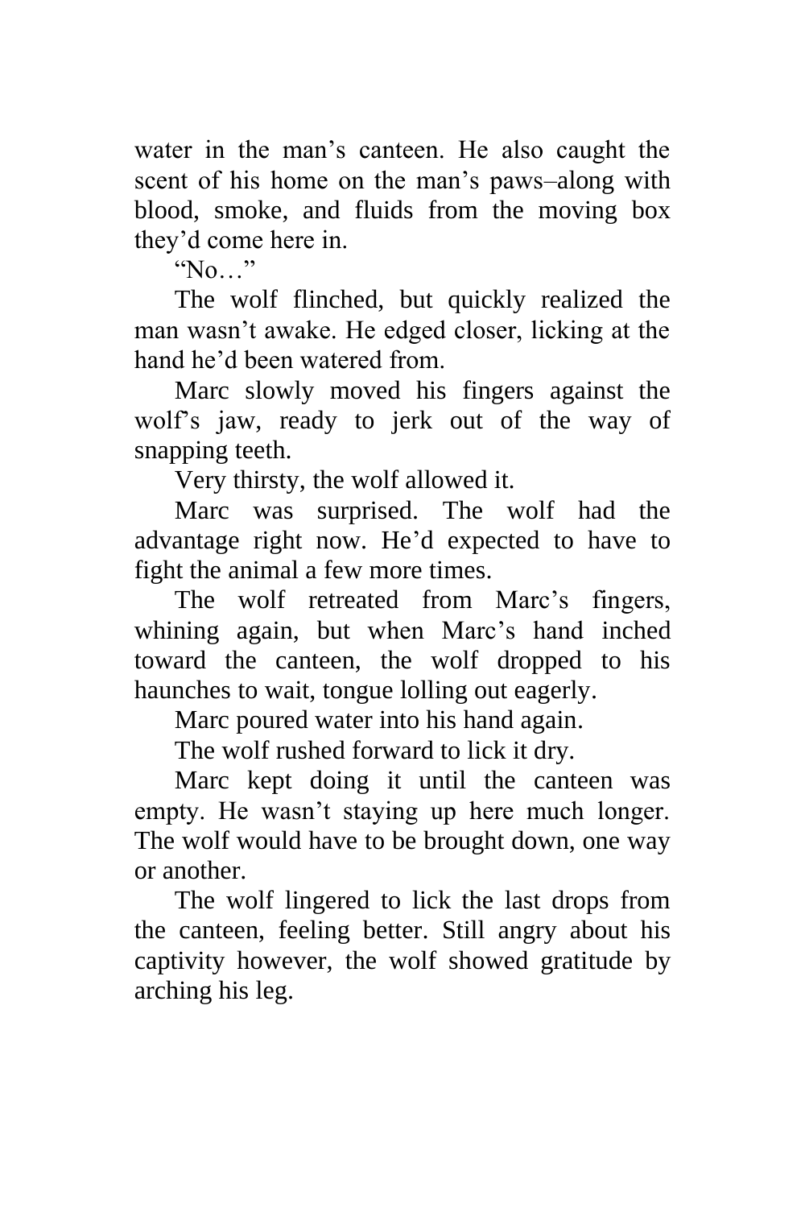water in the man's canteen. He also caught the scent of his home on the man's paws–along with blood, smoke, and fluids from the moving box they'd come here in.

"No…"

The wolf flinched, but quickly realized the man wasn't awake. He edged closer, licking at the hand he'd been watered from.

Marc slowly moved his fingers against the wolf's jaw, ready to jerk out of the way of snapping teeth.

Very thirsty, the wolf allowed it.

Marc was surprised. The wolf had the advantage right now. He'd expected to have to fight the animal a few more times.

The wolf retreated from Marc's fingers, whining again, but when Marc's hand inched toward the canteen, the wolf dropped to his haunches to wait, tongue lolling out eagerly.

Marc poured water into his hand again.

The wolf rushed forward to lick it dry.

Marc kept doing it until the canteen was empty. He wasn't staying up here much longer. The wolf would have to be brought down, one way or another.

The wolf lingered to lick the last drops from the canteen, feeling better. Still angry about his captivity however, the wolf showed gratitude by arching his leg.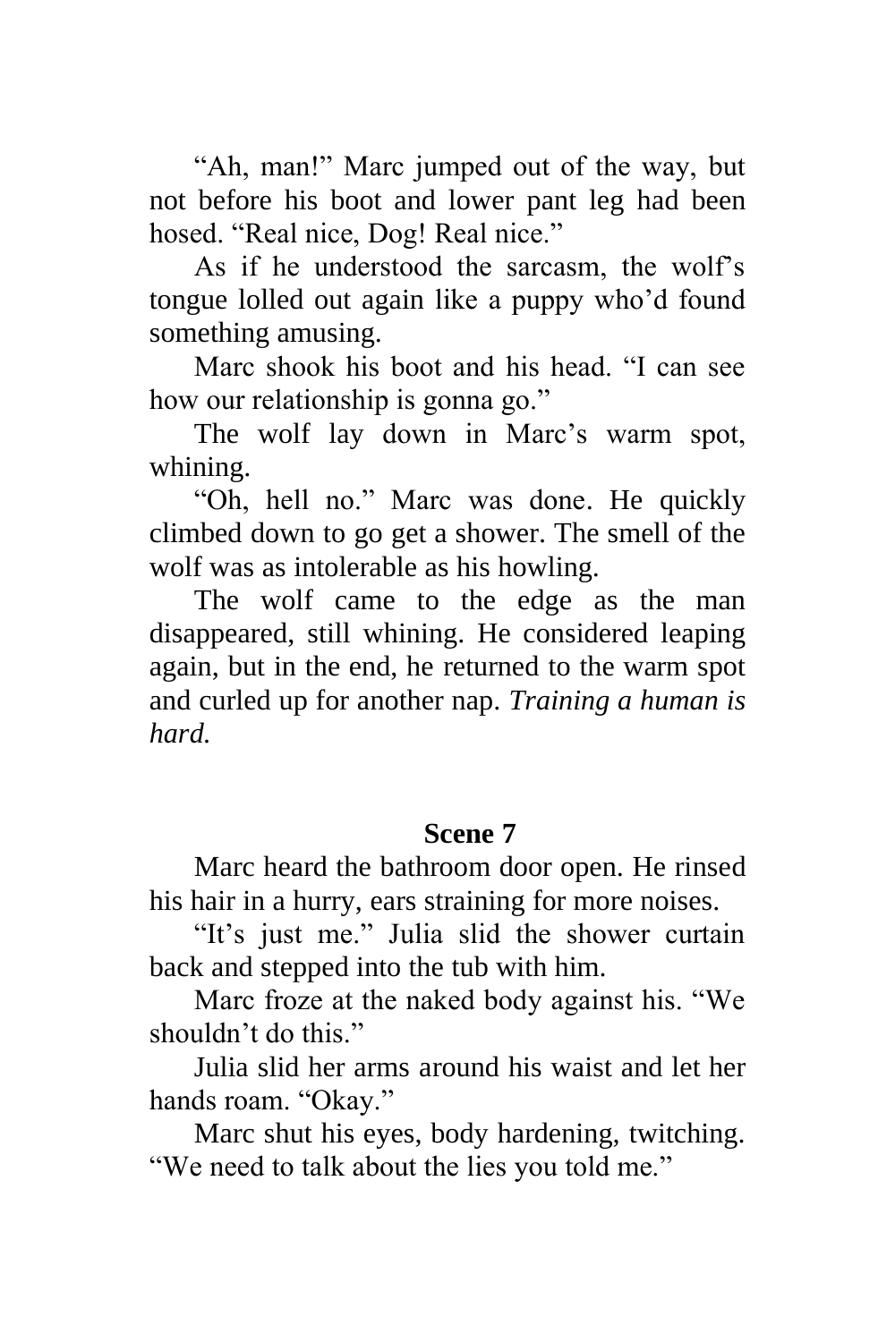"Ah, man!" Marc jumped out of the way, but not before his boot and lower pant leg had been hosed. "Real nice, Dog! Real nice."

As if he understood the sarcasm, the wolf's tongue lolled out again like a puppy who'd found something amusing.

Marc shook his boot and his head. "I can see how our relationship is gonna go."

The wolf lay down in Marc's warm spot, whining.

"Oh, hell no." Marc was done. He quickly climbed down to go get a shower. The smell of the wolf was as intolerable as his howling.

The wolf came to the edge as the man disappeared, still whining. He considered leaping again, but in the end, he returned to the warm spot and curled up for another nap. *Training a human is hard.*

## Scene 7

Marc heard the bathroom door open. He rinsed his hair in a hurry, ears straining for more noises.

"It's just me." Julia slid the shower curtain back and stepped into the tub with him.

Marc froze at the naked body against his. "We shouldn't do this."

Julia slid her arms around his waist and let her hands roam. "Okay."

Marc shut his eyes, body hardening, twitching. "We need to talk about the lies you told me."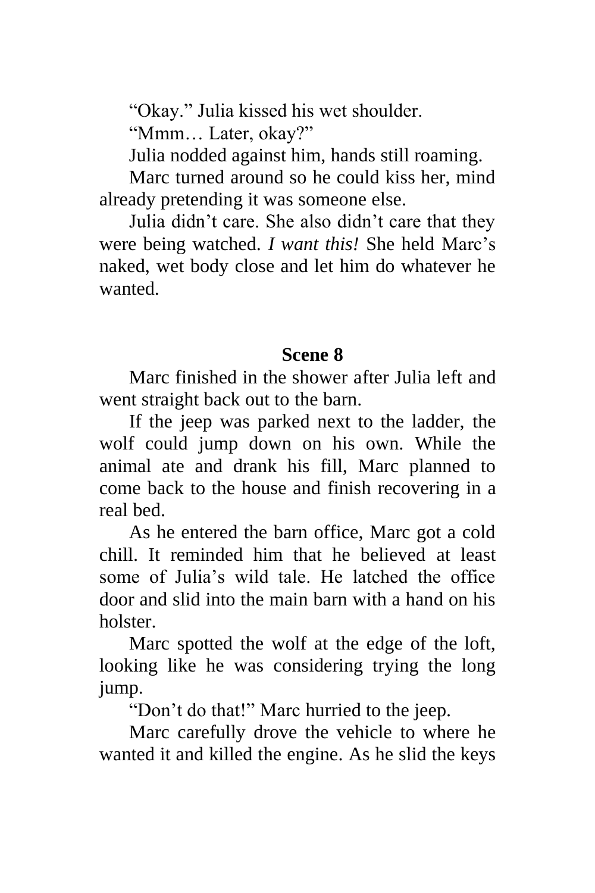"Okay." Julia kissed his wet shoulder.

"Mmm… Later, okay?"

Julia nodded against him, hands still roaming.

Marc turned around so he could kiss her, mind already pretending it was someone else.

Julia didn't care. She also didn't care that they were being watched. *I want this!* She held Marc's naked, wet body close and let him do whatever he wanted.

## Scene 8

Marc finished in the shower after Julia left and went straight back out to the barn.

If the jeep was parked next to the ladder, the wolf could jump down on his own. While the animal ate and drank his fill, Marc planned to come back to the house and finish recovering in a real bed.

As he entered the barn office, Marc got a cold chill. It reminded him that he believed at least some of Julia's wild tale. He latched the office door and slid into the main barn with a hand on his holster.

Marc spotted the wolf at the edge of the loft, looking like he was considering trying the long jump.

"Don't do that!" Marc hurried to the jeep.

Marc carefully drove the vehicle to where he wanted it and killed the engine. As he slid the keys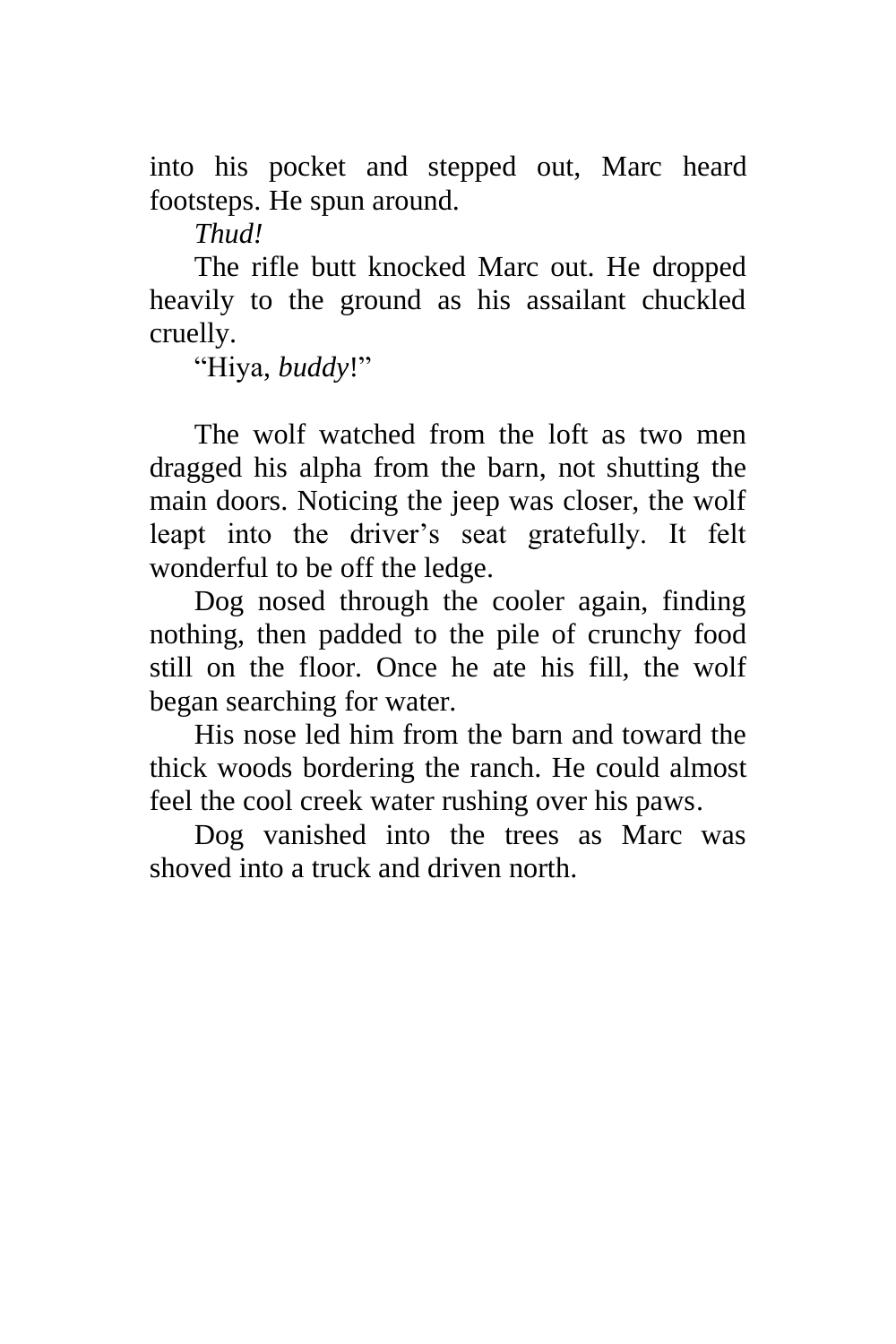into his pocket and stepped out, Marc heard footsteps. He spun around.

*Thud!*

The rifle butt knocked Marc out. He dropped heavily to the ground as his assailant chuckled cruelly.

“Hiya, *buddy*!”

The wolf watched from the loft as two men dragged his alpha from the barn, not shutting the main doors. Noticing the jeep was closer, the wolf leapt into the driver’s seat gratefully. It felt wonderful to be off the ledge.

Dog nosed through the cooler again, finding nothing, then padded to the pile of crunchy food still on the floor. Once he ate his fill, the wolf began searching for water.

His nose led him from the barn and toward the thick woods bordering the ranch. He could almost feel the cool creek water rushing over his paws.

Dog vanished into the trees as Marc was shoved into a truck and driven north.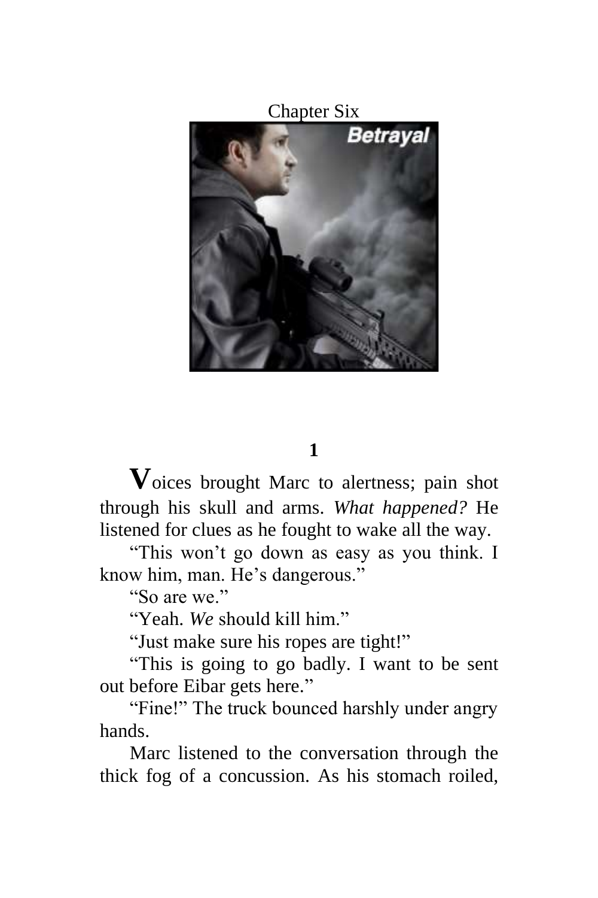# Chapter Six

## 1

**V**oices brought Marc to alertness; pain shot through his skull and arms. *What happened?* He listened for clues as he fought to wake all the way.

"This won't go down as easy as you think. I know him, man. He's dangerous."

"So are we."

"Yeah. *We* should kill him."

"Just make sure his ropes are tight!"

"This is going to go badly. I want to be sent out before Eibar gets here."

"Fine!" The truck bounced harshly under angry hands.

Marc listened to the conversation through the thick fog of a concussion. As his stomach roiled,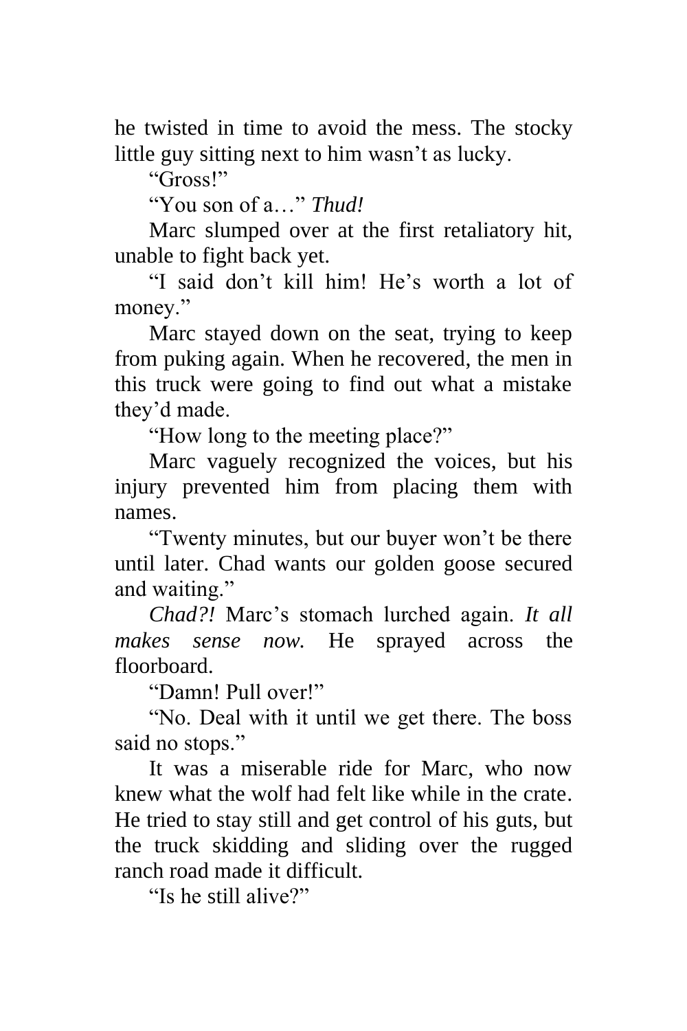he twisted in time to avoid the mess. The stocky little guy sitting next to him wasn't as lucky.

"Gross!"

"You son of a…" *Thud!*

Marc slumped over at the first retaliatory hit, unable to fight back yet.

"I said don't kill him! He's worth a lot of money."

Marc stayed down on the seat, trying to keep from puking again. When he recovered, the men in this truck were going to find out what a mistake they'd made.

"How long to the meeting place?"

Marc vaguely recognized the voices, but his injury prevented him from placing them with names.

"Twenty minutes, but our buyer won't be there until later. Chad wants our golden goose secured and waiting."

*Chad?!* Marc's stomach lurched again. *It all makes sense now.* He sprayed across the floorboard.

"Damn! Pull over!"

"No. Deal with it until we get there. The boss said no stops."

It was a miserable ride for Marc, who now knew what the wolf had felt like while in the crate. He tried to stay still and get control of his guts, but the truck skidding and sliding over the rugged ranch road made it difficult.

"Is he still alive?"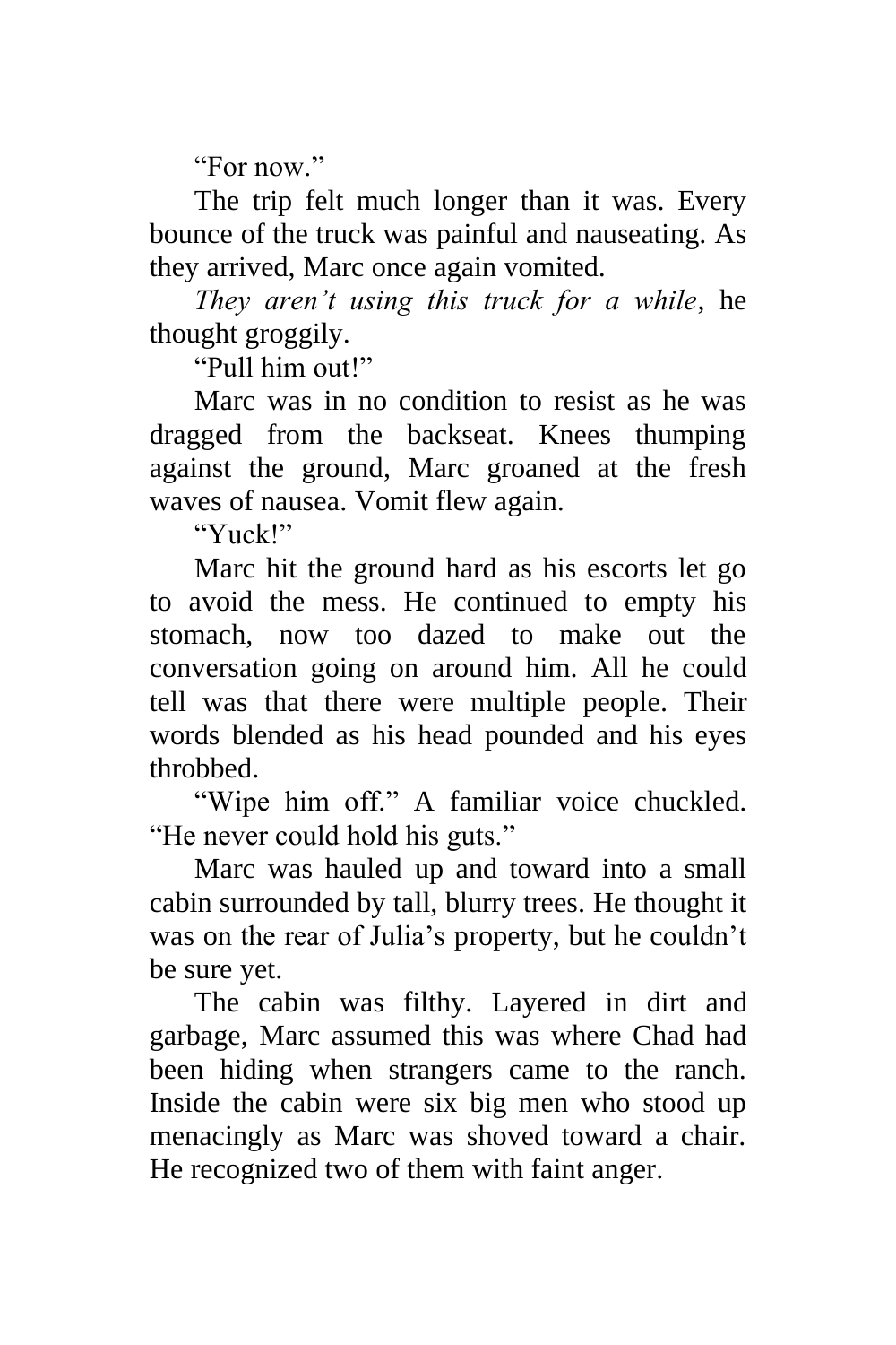"For now."

The trip felt much longer than it was. Every bounce of the truck was painful and nauseating. As they arrived, Marc once again vomited.

*They aren't using this truck for a while,* he thought groggily.

"Pull him out!"

Marc was in no condition to resist as he was dragged from the backseat. Knees thumping against the ground, Marc groaned at the fresh waves of nausea. Vomit flew again.

"Yuck!"

Marc hit the ground hard as his escorts let go to avoid the mess. He continued to empty his stomach, now too dazed to make out the conversation going on around him. All he could tell was that there were multiple people. Their words blended as his head pounded and his eyes throbbed.

"Wipe him off." A familiar voice chuckled. "He never could hold his guts."

Marc was hauled up and toward into a small cabin surrounded by tall, blurry trees. He thought it was on the rear of Julia's property, but he couldn't be sure yet.

The cabin was filthy. Layered in dirt and garbage, Marc assumed this was where Chad had been hiding when strangers came to the ranch. Inside the cabin were six big men who stood up menacingly as Marc was shoved toward a chair. He recognized two of them with faint anger.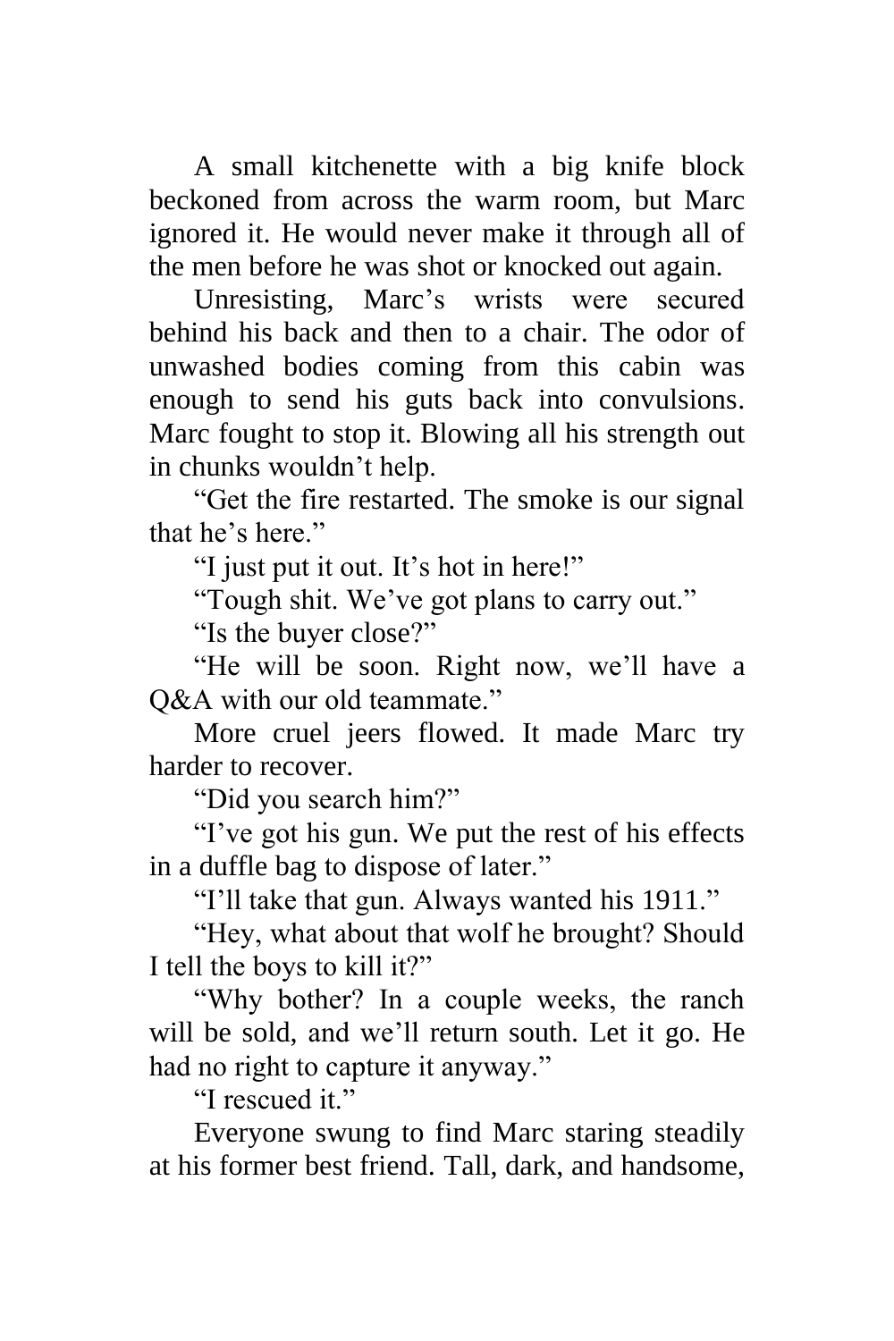A small kitchenette with a big knife block beckoned from across the warm room, but Marc ignored it. He would never make it through all of the men before he was shot or knocked out again.

Unresisting, Marc's wrists were secured behind his back and then to a chair. The odor of unwashed bodies coming from this cabin was enough to send his guts back into convulsions. Marc fought to stop it. Blowing all his strength out in chunks wouldn't help.

"Get the fire restarted. The smoke is our signal that he's here."

"I just put it out. It's hot in here!"

"Tough shit. We've got plans to carry out."

"Is the buyer close?"

"He will be soon. Right now, we'll have a Q&A with our old teammate."

More cruel jeers flowed. It made Marc try harder to recover.

"Did you search him?"

"I've got his gun. We put the rest of his effects in a duffle bag to dispose of later."

"I'll take that gun. Always wanted his 1911."

"Hey, what about that wolf he brought? Should I tell the boys to kill it?"

"Why bother? In a couple weeks, the ranch will be sold, and we'll return south. Let it go. He had no right to capture it anyway."

"I rescued it."

Everyone swung to find Marc staring steadily at his former best friend. Tall, dark, and handsome,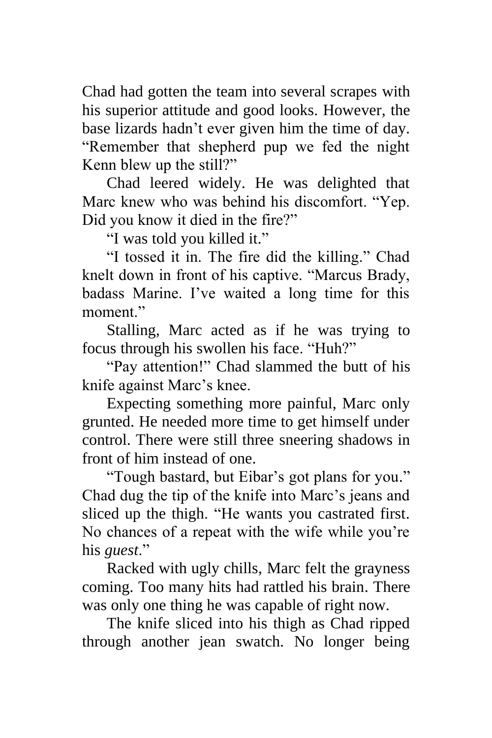Chad had gotten the team into several scrapes with his superior attitude and good looks. However, the base lizards hadn't ever given him the time of day. "Remember that shepherd pup we fed the night Kenn blew up the still?"

Chad leered widely. He was delighted that Marc knew who was behind his discomfort. "Yep. Did you know it died in the fire?"

"I was told you killed it."

"I tossed it in. The fire did the killing." Chad knelt down in front of his captive. "Marcus Brady, badass Marine. I've waited a long time for this moment."

Stalling, Marc acted as if he was trying to focus through his swollen his face. "Huh?"

"Pay attention!" Chad slammed the butt of his knife against Marc's knee.

Expecting something more painful, Marc only grunted. He needed more time to get himself under control. There were still three sneering shadows in front of him instead of one.

"Tough bastard, but Eibar's got plans for you." Chad dug the tip of the knife into Marc's jeans and sliced up the thigh. "He wants you castrated first. No chances of a repeat with the wife while you're his *guest*."

Racked with ugly chills, Marc felt the grayness coming. Too many hits had rattled his brain. There was only one thing he was capable of right now.

The knife sliced into his thigh as Chad ripped through another jean swatch. No longer being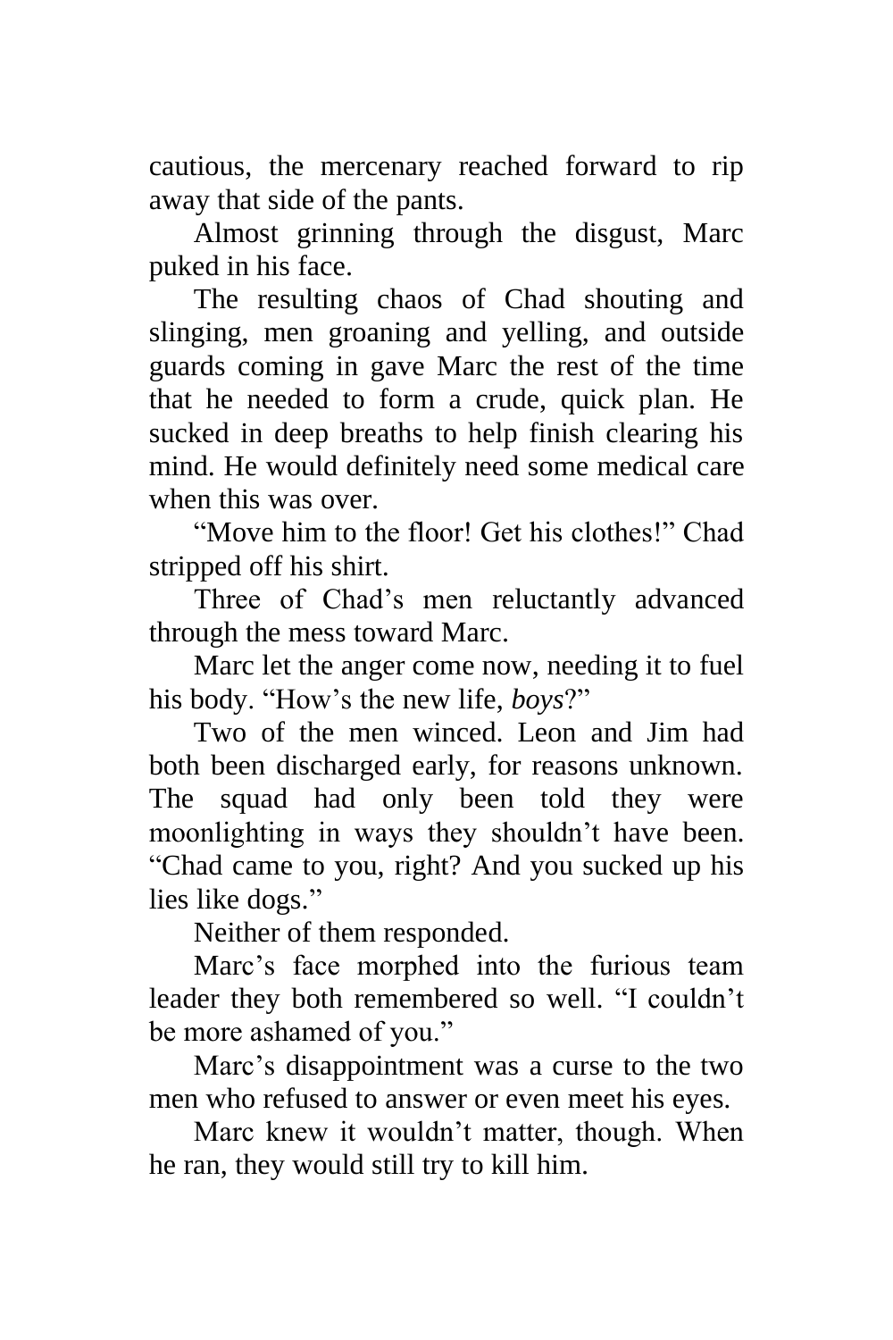cautious, the mercenary reached forward to rip away that side of the pants.

Almost grinning through the disgust, Marc puked in his face.

The resulting chaos of Chad shouting and slinging, men groaning and yelling, and outside guards coming in gave Marc the rest of the time that he needed to form a crude, quick plan. He sucked in deep breaths to help finish clearing his mind. He would definitely need some medical care when this was over.

"Move him to the floor! Get his clothes!" Chad stripped off his shirt.

Three of Chad's men reluctantly advanced through the mess toward Marc.

Marc let the anger come now, needing it to fuel his body. "How's the new life, *boys*?"

Two of the men winced. Leon and Jim had both been discharged early, for reasons unknown. The squad had only been told they were moonlighting in ways they shouldn't have been. "Chad came to you, right? And you sucked up his lies like dogs."

Neither of them responded.

Marc's face morphed into the furious team leader they both remembered so well. "I couldn't be more ashamed of you."

Marc's disappointment was a curse to the two men who refused to answer or even meet his eyes.

Marc knew it wouldn't matter, though. When he ran, they would still try to kill him.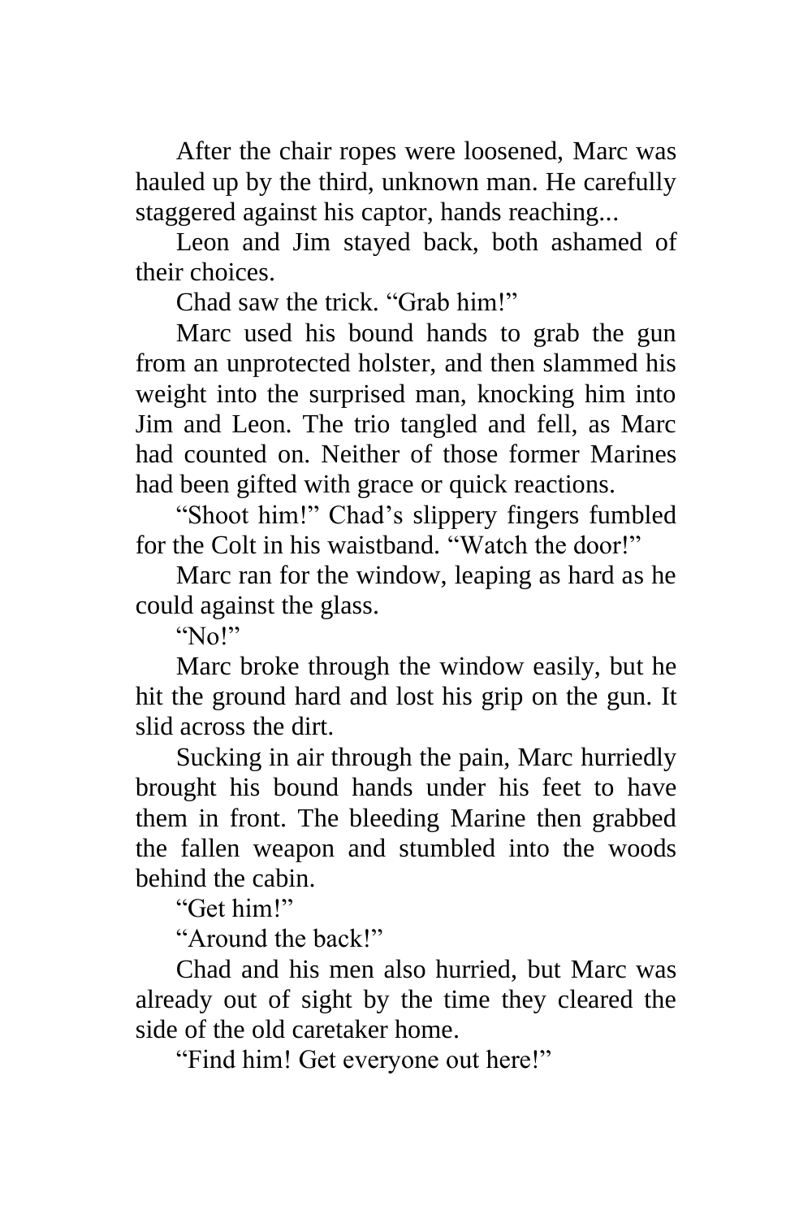After the chair ropes were loosened, Marc was hauled up by the third, unknown man. He carefully staggered against his captor, hands reaching...

Leon and Jim stayed back, both ashamed of their choices.

Chad saw the trick. “Grab him!”

Marc used his bound hands to grab the gun from an unprotected holster, and then slammed his weight into the surprised man, knocking him into Jim and Leon. The trio tangled and fell, as Marc had counted on. Neither of those former Marines had been gifted with grace or quick reactions.

“Shoot him!” Chad’s slippery fingers fumbled for the Colt in his waistband. “Watch the door!”

Marc ran for the window, leaping as hard as he could against the glass.

“No!”

Marc broke through the window easily, but he hit the ground hard and lost his grip on the gun. It slid across the dirt.

Sucking in air through the pain, Marc hurriedly brought his bound hands under his feet to have them in front. The bleeding Marine then grabbed the fallen weapon and stumbled into the woods behind the cabin.

“Get him!”

“Around the back!”

Chad and his men also hurried, but Marc was already out of sight by the time they cleared the side of the old caretaker home.

“Find him! Get everyone out here!”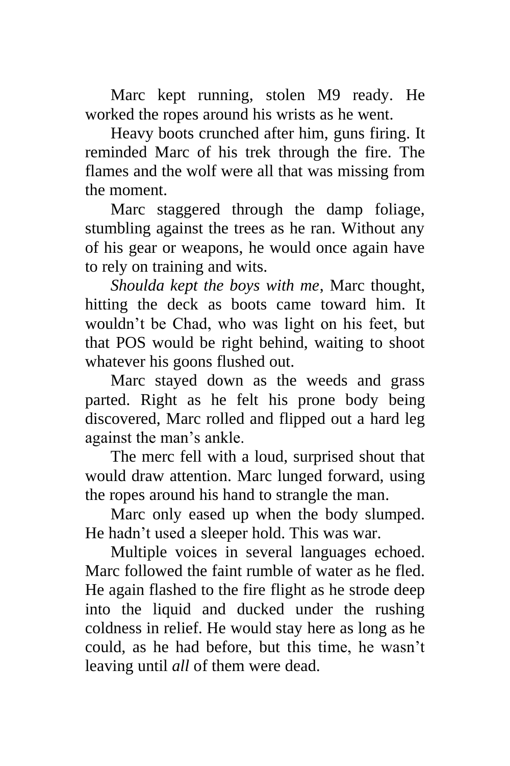Marc kept running, stolen M9 ready. He worked the ropes around his wrists as he went.

Heavy boots crunched after him, guns firing. It reminded Marc of his trek through the fire. The flames and the wolf were all that was missing from the moment.

Marc staggered through the damp foliage, stumbling against the trees as he ran. Without any of his gear or weapons, he would once again have to rely on training and wits.

*Shoulda kept the boys with me*, Marc thought, hitting the deck as boots came toward him. It wouldn't be Chad, who was light on his feet, but that POS would be right behind, waiting to shoot whatever his goons flushed out.

Marc stayed down as the weeds and grass parted. Right as he felt his prone body being discovered, Marc rolled and flipped out a hard leg against the man's ankle.

The merc fell with a loud, surprised shout that would draw attention. Marc lunged forward, using the ropes around his hand to strangle the man.

Marc only eased up when the body slumped. He hadn't used a sleeper hold. This was war.

Multiple voices in several languages echoed. Marc followed the faint rumble of water as he fled. He again flashed to the fire flight as he strode deep into the liquid and ducked under the rushing coldness in relief. He would stay here as long as he could, as he had before, but this time, he wasn't leaving until *all* of them were dead.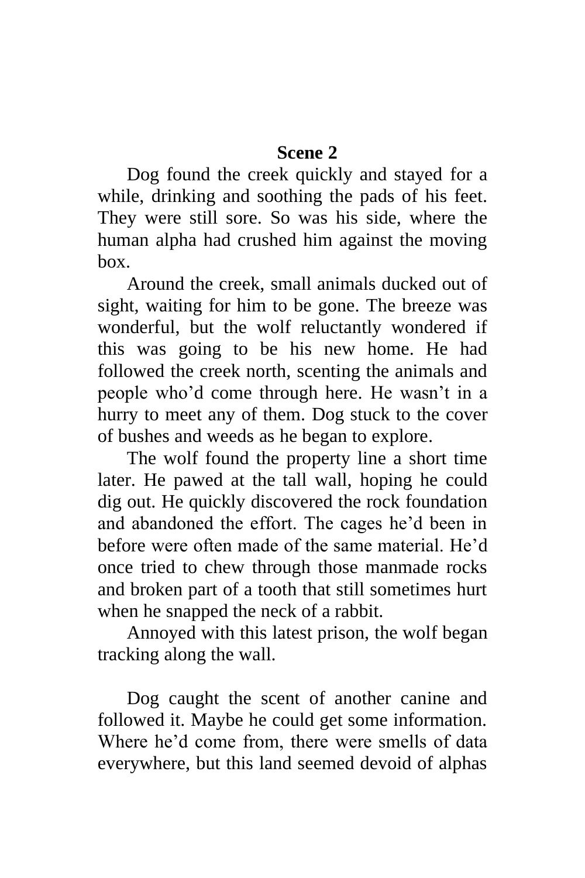## Scene 2

Dog found the creek quickly and stayed for a while, drinking and soothing the pads of his feet. They were still sore. So was his side, where the human alpha had crushed him against the moving box.

Around the creek, small animals ducked out of sight, waiting for him to be gone. The breeze was wonderful, but the wolf reluctantly wondered if this was going to be his new home. He had followed the creek north, scenting the animals and people who'd come through here. He wasn't in a hurry to meet any of them. Dog stuck to the cover of bushes and weeds as he began to explore.

The wolf found the property line a short time later. He pawed at the tall wall, hoping he could dig out. He quickly discovered the rock foundation and abandoned the effort. The cages he'd been in before were often made of the same material. He'd once tried to chew through those manmade rocks and broken part of a tooth that still sometimes hurt when he snapped the neck of a rabbit.

Annoyed with this latest prison, the wolf began tracking along the wall.

Dog caught the scent of another canine and followed it. Maybe he could get some information. Where he'd come from, there were smells of data everywhere, but this land seemed devoid of alphas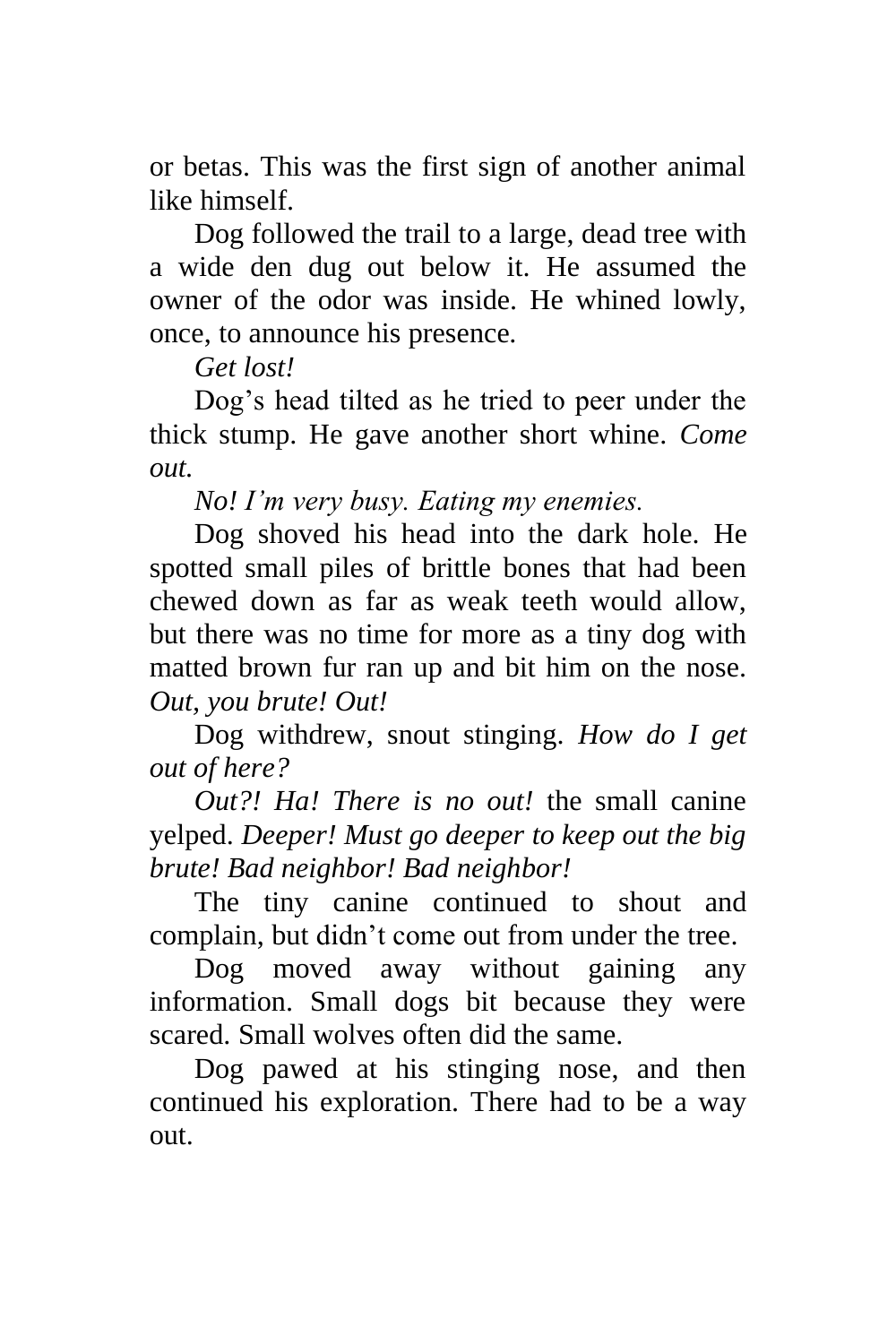or betas. This was the first sign of another animal like himself.

Dog followed the trail to a large, dead tree with a wide den dug out below it. He assumed the owner of the odor was inside. He whined lowly, once, to announce his presence.

*Get lost!*

Dog's head tilted as he tried to peer under the thick stump. He gave another short whine. *Come out.*

*No! I'm very busy. Eating my enemies.*

Dog shoved his head into the dark hole. He spotted small piles of brittle bones that had been chewed down as far as weak teeth would allow, but there was no time for more as a tiny dog with matted brown fur ran up and bit him on the nose. *Out, you brute! Out!*

Dog withdrew, snout stinging. *How do I get out of here?*

*Out?! Ha! There is no out!* the small canine yelped. *Deeper! Must go deeper to keep out the big brute! Bad neighbor! Bad neighbor!*

The tiny canine continued to shout and complain, but didn't come out from under the tree.

Dog moved away without gaining any information. Small dogs bit because they were scared. Small wolves often did the same.

Dog pawed at his stinging nose, and then continued his exploration. There had to be a way out.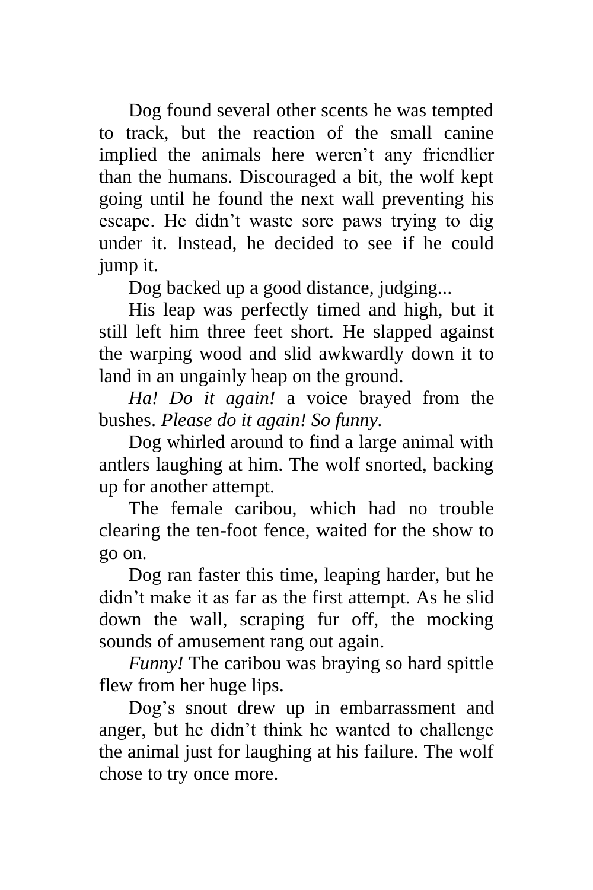Dog found several other scents he was tempted to track, but the reaction of the small canine implied the animals here weren't any friendlier than the humans. Discouraged a bit, the wolf kept going until he found the next wall preventing his escape. He didn't waste sore paws trying to dig under it. Instead, he decided to see if he could jump it.

Dog backed up a good distance, judging...

His leap was perfectly timed and high, but it still left him three feet short. He slapped against the warping wood and slid awkwardly down it to land in an ungainly heap on the ground.

*Ha! Do it again!* a voice brayed from the bushes. *Please do it again! So funny.*

Dog whirled around to find a large animal with antlers laughing at him. The wolf snorted, backing up for another attempt.

The female caribou, which had no trouble clearing the ten-foot fence, waited for the show to go on.

Dog ran faster this time, leaping harder, but he didn't make it as far as the first attempt. As he slid down the wall, scraping fur off, the mocking sounds of amusement rang out again.

*Funny!* The caribou was braying so hard spittle flew from her huge lips.

Dog's snout drew up in embarrassment and anger, but he didn't think he wanted to challenge the animal just for laughing at his failure. The wolf chose to try once more.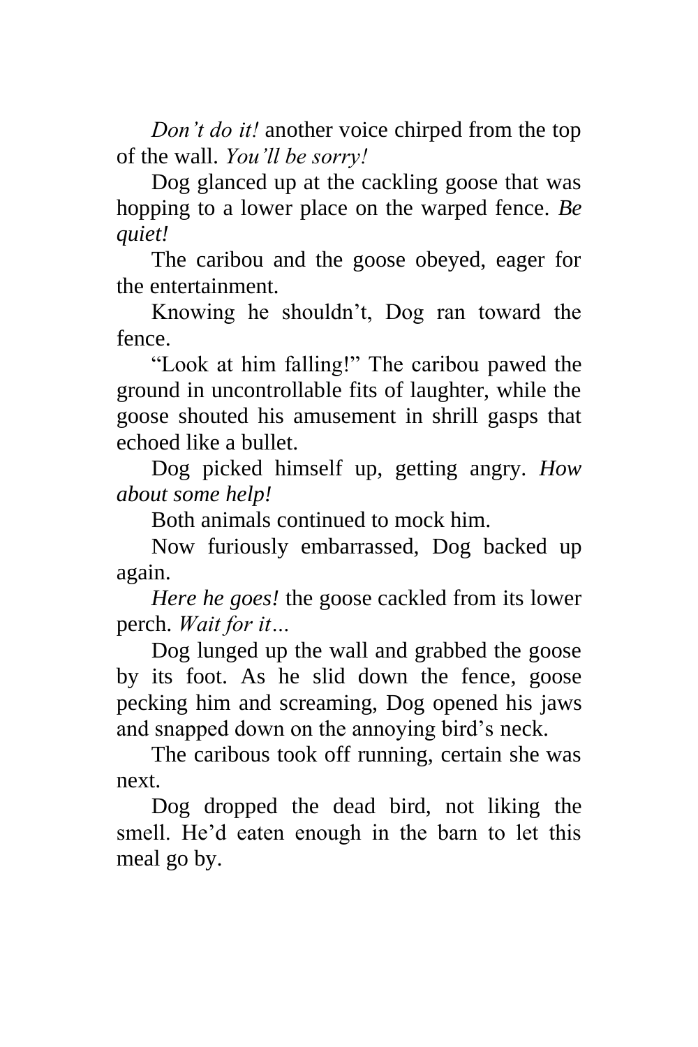*Don't do it!* another voice chirped from the top of the wall. *You'll be sorry!*

Dog glanced up at the cackling goose that was hopping to a lower place on the warped fence. *Be quiet!*

The caribou and the goose obeyed, eager for the entertainment.

Knowing he shouldn't, Dog ran toward the fence.

"Look at him falling!" The caribou pawed the ground in uncontrollable fits of laughter, while the goose shouted his amusement in shrill gasps that echoed like a bullet.

Dog picked himself up, getting angry. *How about some help!*

Both animals continued to mock him.

Now furiously embarrassed, Dog backed up again.

*Here he goes!* the goose cackled from its lower perch. *Wait for it…*

Dog lunged up the wall and grabbed the goose by its foot. As he slid down the fence, goose pecking him and screaming, Dog opened his jaws and snapped down on the annoying bird's neck.

The caribous took off running, certain she was next.

Dog dropped the dead bird, not liking the smell. He'd eaten enough in the barn to let this meal go by.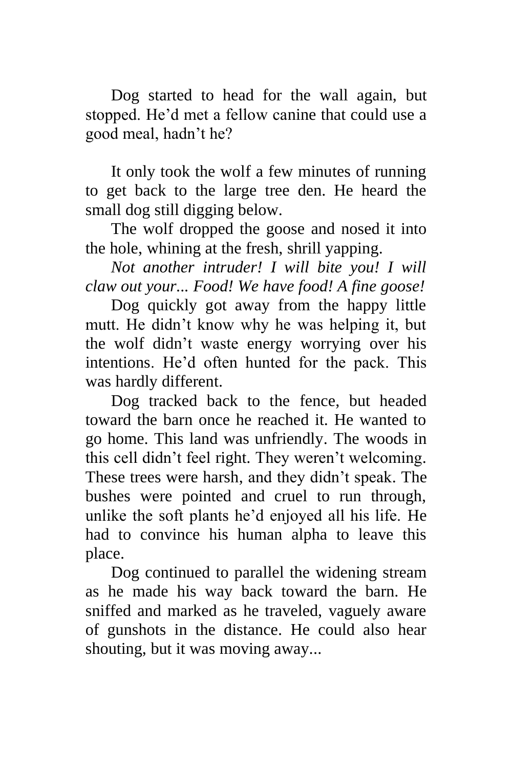Dog started to head for the wall again, but stopped. He'd met a fellow canine that could use a good meal, hadn't he?

It only took the wolf a few minutes of running to get back to the large tree den. He heard the small dog still digging below.

The wolf dropped the goose and nosed it into the hole, whining at the fresh, shrill yapping.

*Not another intruder! I will bite you! I will claw out your... Food! We have food! A fine goose!*

Dog quickly got away from the happy little mutt. He didn't know why he was helping it, but the wolf didn't waste energy worrying over his intentions. He'd often hunted for the pack. This was hardly different.

Dog tracked back to the fence, but headed toward the barn once he reached it. He wanted to go home. This land was unfriendly. The woods in this cell didn't feel right. They weren't welcoming. These trees were harsh, and they didn't speak. The bushes were pointed and cruel to run through, unlike the soft plants he'd enjoyed all his life. He had to convince his human alpha to leave this place.

Dog continued to parallel the widening stream as he made his way back toward the barn. He sniffed and marked as he traveled, vaguely aware of gunshots in the distance. He could also hear shouting, but it was moving away...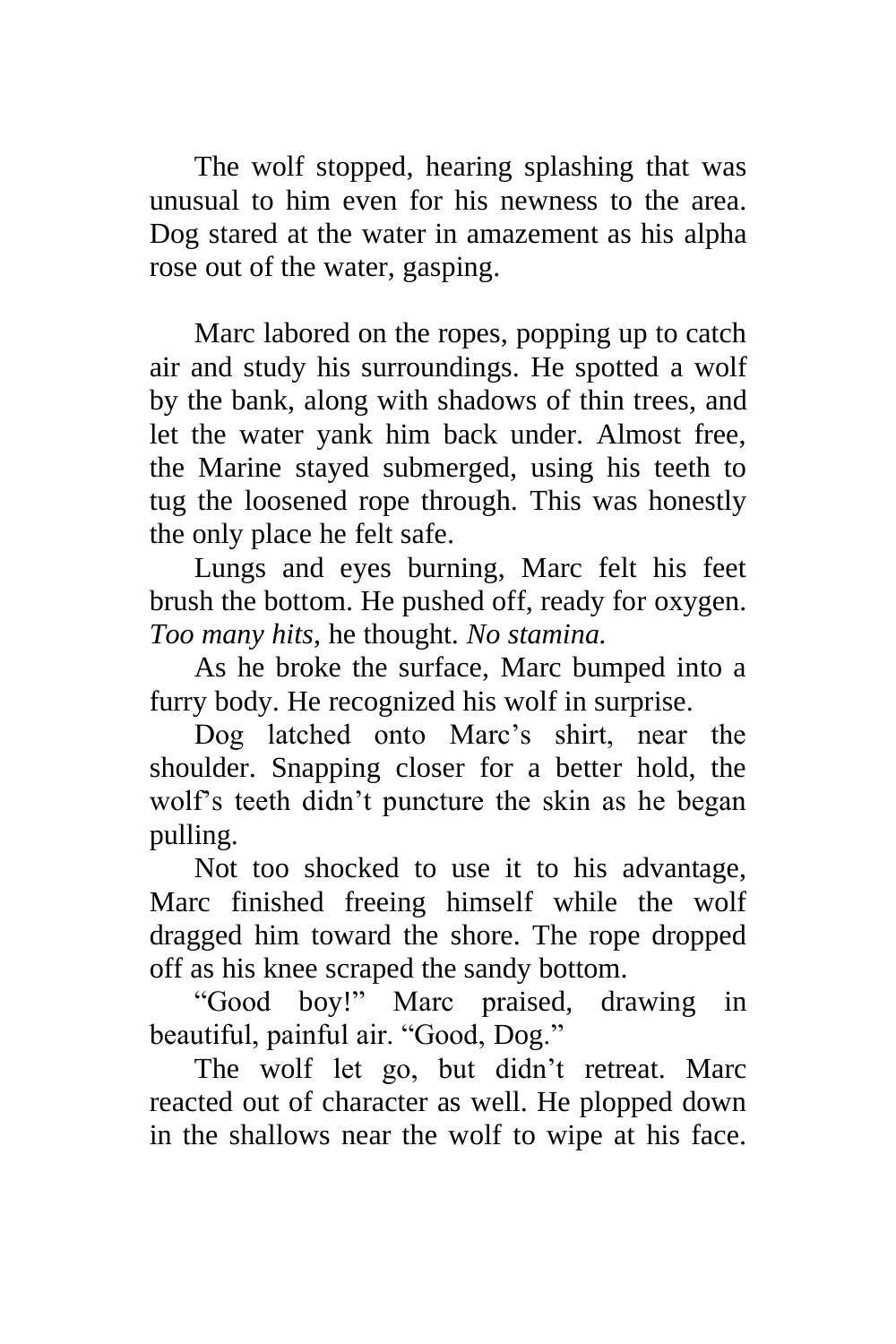The wolf stopped, hearing splashing that was unusual to him even for his newness to the area. Dog stared at the water in amazement as his alpha rose out of the water, gasping.

Marc labored on the ropes, popping up to catch air and study his surroundings. He spotted a wolf by the bank, along with shadows of thin trees, and let the water yank him back under. Almost free, the Marine stayed submerged, using his teeth to tug the loosened rope through. This was honestly the only place he felt safe.

Lungs and eyes burning, Marc felt his feet brush the bottom. He pushed off, ready for oxygen. *Too many hits*, he thought. *No stamina.*

As he broke the surface, Marc bumped into a furry body. He recognized his wolf in surprise.

Dog latched onto Marc's shirt, near the shoulder. Snapping closer for a better hold, the wolf's teeth didn't puncture the skin as he began pulling.

Not too shocked to use it to his advantage, Marc finished freeing himself while the wolf dragged him toward the shore. The rope dropped off as his knee scraped the sandy bottom.

"Good boy!" Marc praised, drawing in beautiful, painful air. "Good, Dog."

The wolf let go, but didn't retreat. Marc reacted out of character as well. He plopped down in the shallows near the wolf to wipe at his face.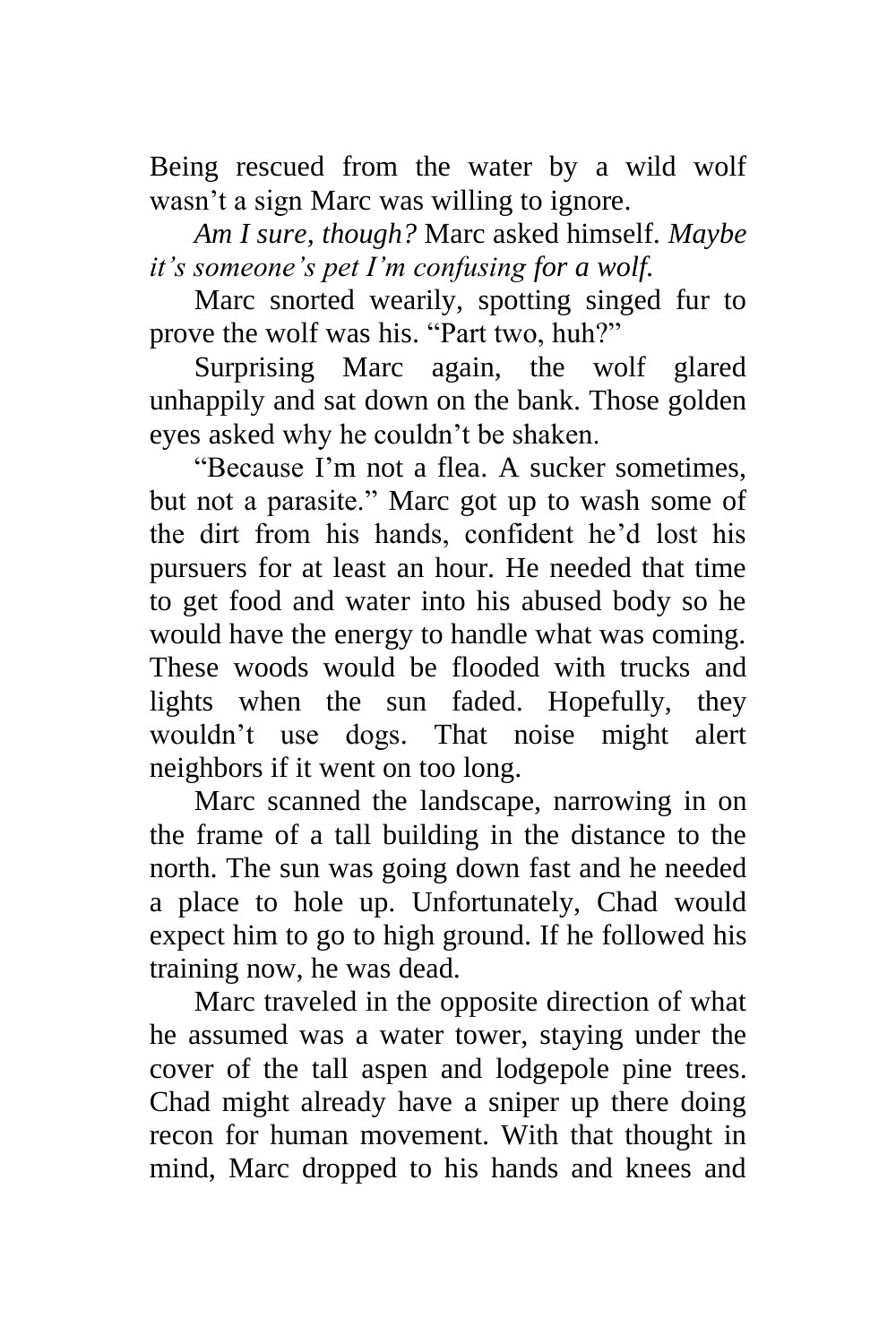Being rescued from the water by a wild wolf wasn't a sign Marc was willing to ignore.

*Am I sure, though?* Marc asked himself. *Maybe it's someone's pet I'm confusing for a wolf.*

Marc snorted wearily, spotting singed fur to prove the wolf was his. "Part two, huh?"

Surprising Marc again, the wolf glared unhappily and sat down on the bank. Those golden eyes asked why he couldn't be shaken.

"Because I'm not a flea. A sucker sometimes, but not a parasite." Marc got up to wash some of the dirt from his hands, confident he'd lost his pursuers for at least an hour. He needed that time to get food and water into his abused body so he would have the energy to handle what was coming. These woods would be flooded with trucks and lights when the sun faded. Hopefully, they wouldn't use dogs. That noise might alert neighbors if it went on too long.

Marc scanned the landscape, narrowing in on the frame of a tall building in the distance to the north. The sun was going down fast and he needed a place to hole up. Unfortunately, Chad would expect him to go to high ground. If he followed his training now, he was dead.

Marc traveled in the opposite direction of what he assumed was a water tower, staying under the cover of the tall aspen and lodgepole pine trees. Chad might already have a sniper up there doing recon for human movement. With that thought in mind, Marc dropped to his hands and knees and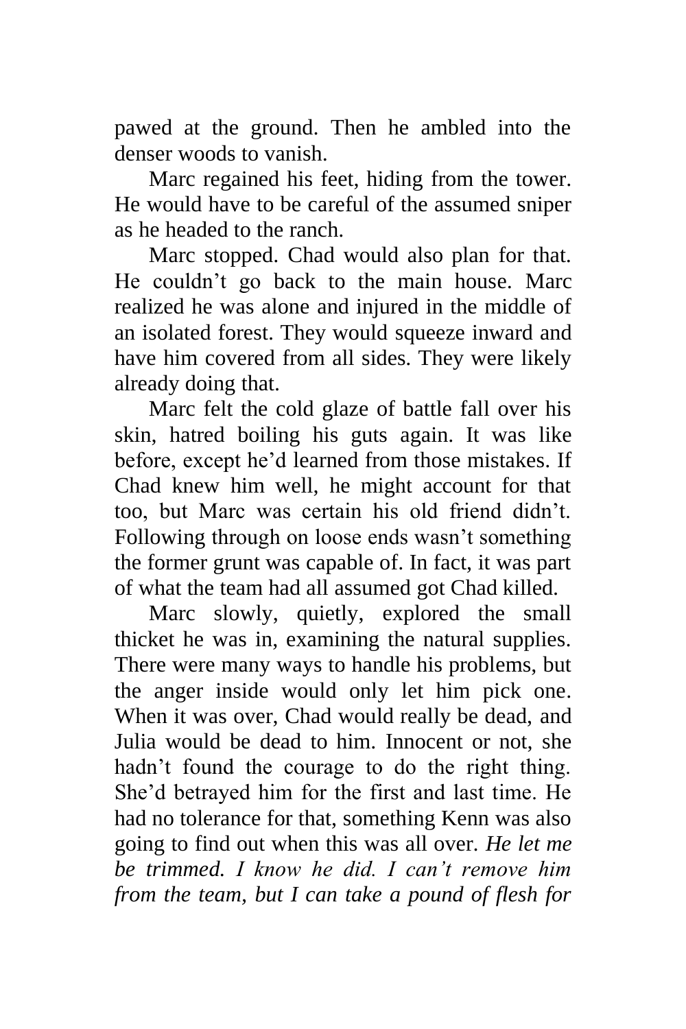pawed at the ground. Then he ambled into the denser woods to vanish.

Marc regained his feet, hiding from the tower. He would have to be careful of the assumed sniper as he headed to the ranch.

Marc stopped. Chad would also plan for that. He couldn't go back to the main house. Marc realized he was alone and injured in the middle of an isolated forest. They would squeeze inward and have him covered from all sides. They were likely already doing that.

Marc felt the cold glaze of battle fall over his skin, hatred boiling his guts again. It was like before, except he'd learned from those mistakes. If Chad knew him well, he might account for that too, but Marc was certain his old friend didn't. Following through on loose ends wasn't something the former grunt was capable of. In fact, it was part of what the team had all assumed got Chad killed.

Marc slowly, quietly, explored the small thicket he was in, examining the natural supplies. There were many ways to handle his problems, but the anger inside would only let him pick one. When it was over, Chad would really be dead, and Julia would be dead to him. Innocent or not, she hadn't found the courage to do the right thing. She'd betrayed him for the first and last time. He had no tolerance for that, something Kenn was also going to find out when this was all over. *He let me be trimmed. I know he did. I can't remove him from the team, but I can take a pound of flesh for*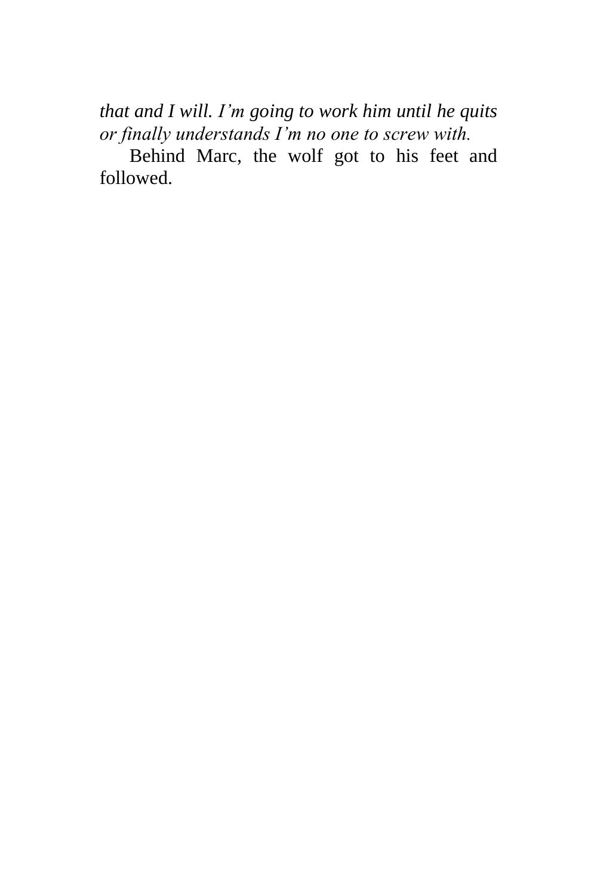*that and I will. I'm going to work him until he quits or finally understands I'm no one to screw with.*

Behind Marc, the wolf got to his feet and followed.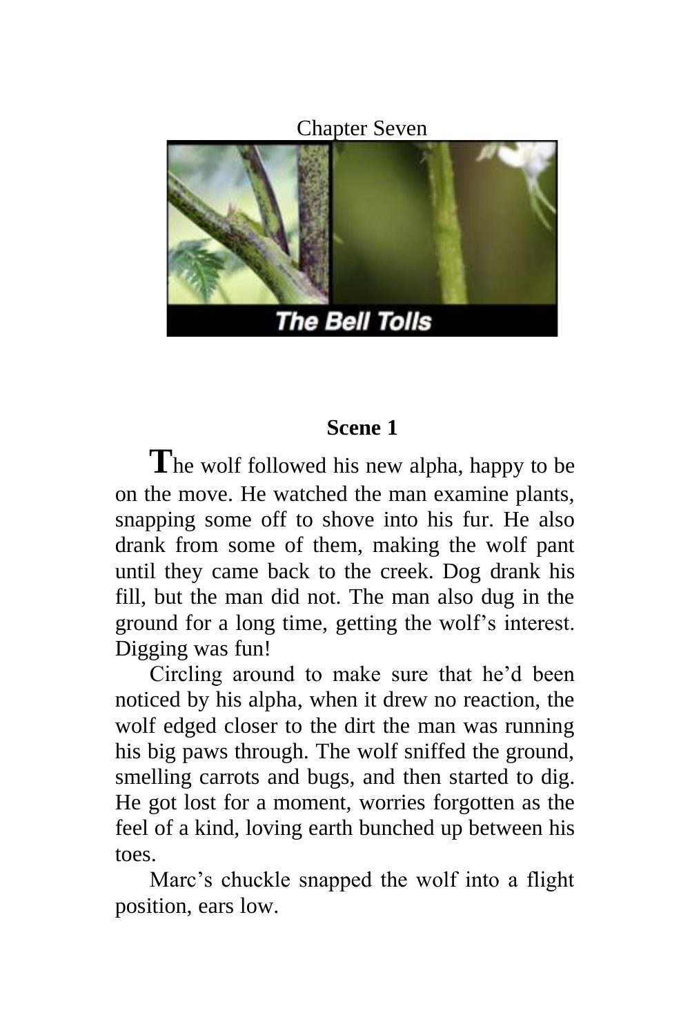# Chapter Seven

**The Bell Tolls**

## Scene 1

**T**he wolf followed his new alpha, happy to be on the move. He watched the man examine plants, snapping some off to shove into his fur. He also drank from some of them, making the wolf pant until they came back to the creek. Dog drank his fill, but the man did not. The man also dug in the ground for a long time, getting the wolf's interest. Digging was fun!

Circling around to make sure that he'd been noticed by his alpha, when it drew no reaction, the wolf edged closer to the dirt the man was running his big paws through. The wolf sniffed the ground, smelling carrots and bugs, and then started to dig. He got lost for a moment, worries forgotten as the feel of a kind, loving earth bunched up between his toes.

Marc's chuckle snapped the wolf into a flight position, ears low.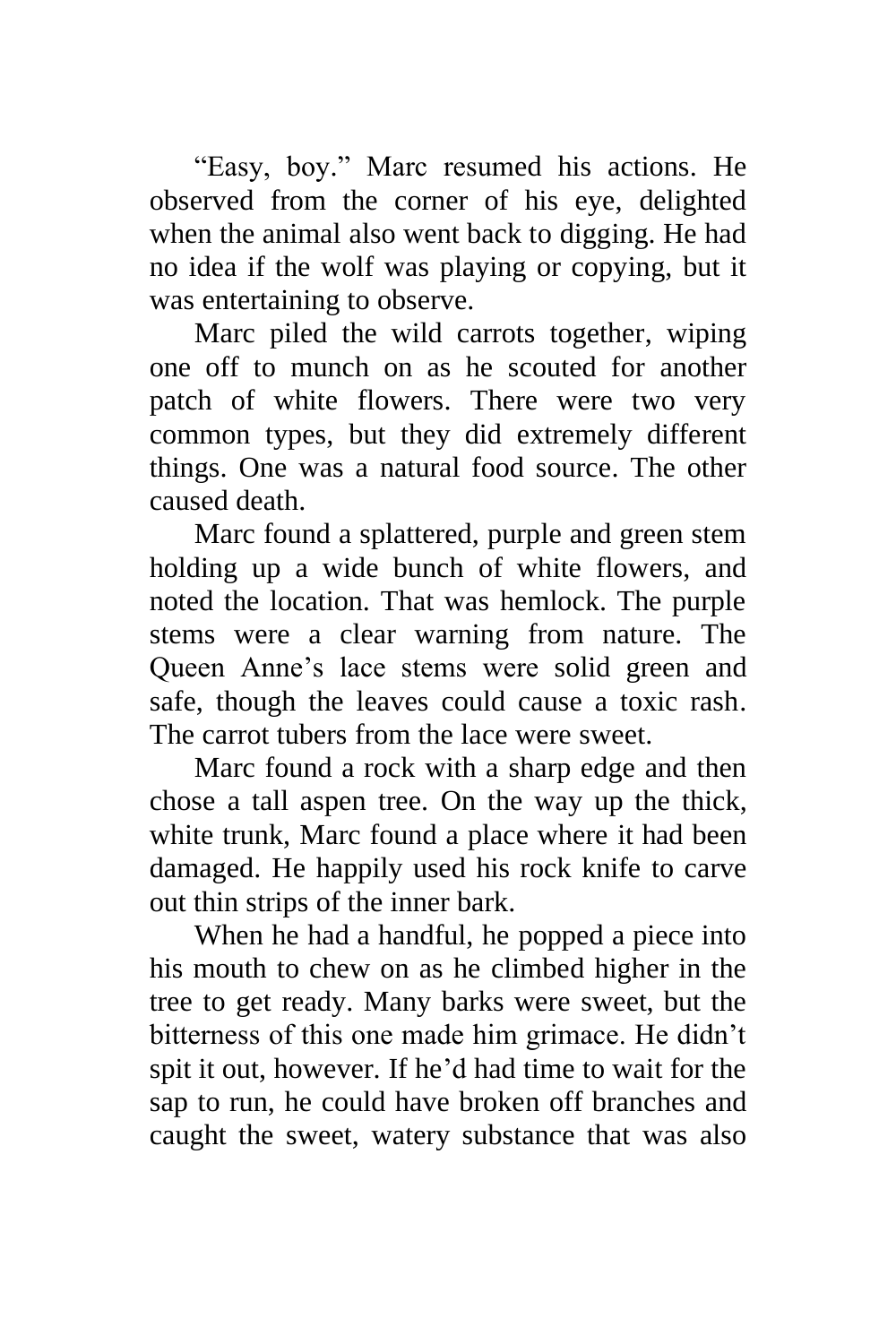“Easy, boy.” Marc resumed his actions. He observed from the corner of his eye, delighted when the animal also went back to digging. He had no idea if the wolf was playing or copying, but it was entertaining to observe.

Marc piled the wild carrots together, wiping one off to munch on as he scouted for another patch of white flowers. There were two very common types, but they did extremely different things. One was a natural food source. The other caused death.

Marc found a splattered, purple and green stem holding up a wide bunch of white flowers, and noted the location. That was hemlock. The purple stems were a clear warning from nature. The Queen Anne’s lace stems were solid green and safe, though the leaves could cause a toxic rash. The carrot tubers from the lace were sweet.

Marc found a rock with a sharp edge and then chose a tall aspen tree. On the way up the thick, white trunk, Marc found a place where it had been damaged. He happily used his rock knife to carve out thin strips of the inner bark.

When he had a handful, he popped a piece into his mouth to chew on as he climbed higher in the tree to get ready. Many barks were sweet, but the bitterness of this one made him grimace. He didn’t spit it out, however. If he’d had time to wait for the sap to run, he could have broken off branches and caught the sweet, watery substance that was also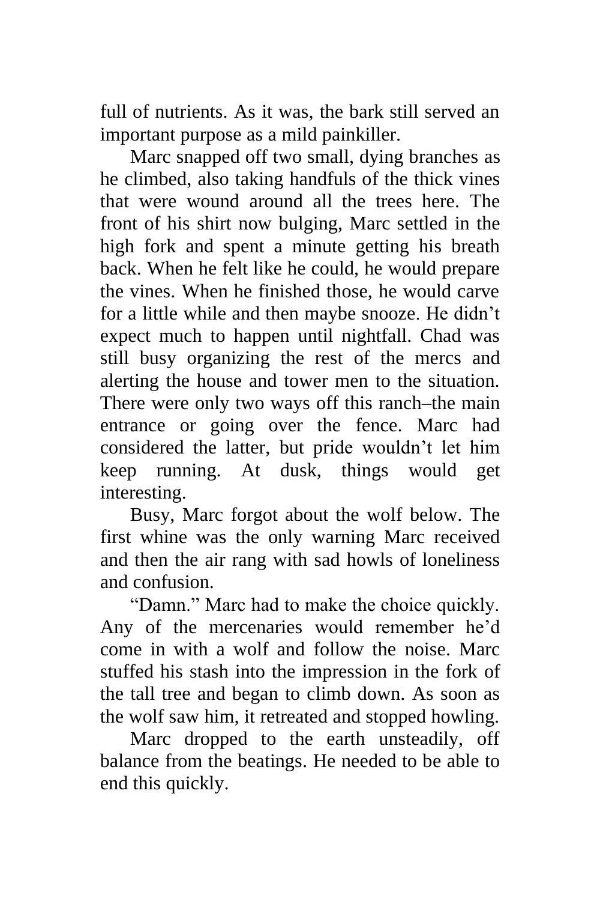full of nutrients. As it was, the bark still served an important purpose as a mild painkiller.

Marc snapped off two small, dying branches as he climbed, also taking handfuls of the thick vines that were wound around all the trees here. The front of his shirt now bulging, Marc settled in the high fork and spent a minute getting his breath back. When he felt like he could, he would prepare the vines. When he finished those, he would carve for a little while and then maybe snooze. He didn't expect much to happen until nightfall. Chad was still busy organizing the rest of the mercs and alerting the house and tower men to the situation. There were only two ways off this ranch–the main entrance or going over the fence. Marc had considered the latter, but pride wouldn't let him keep running. At dusk, things would get interesting.

Busy, Marc forgot about the wolf below. The first whine was the only warning Marc received and then the air rang with sad howls of loneliness and confusion.

"Damn." Marc had to make the choice quickly. Any of the mercenaries would remember he'd come in with a wolf and follow the noise. Marc stuffed his stash into the impression in the fork of the tall tree and began to climb down. As soon as the wolf saw him, it retreated and stopped howling.

Marc dropped to the earth unsteadily, off balance from the beatings. He needed to be able to end this quickly.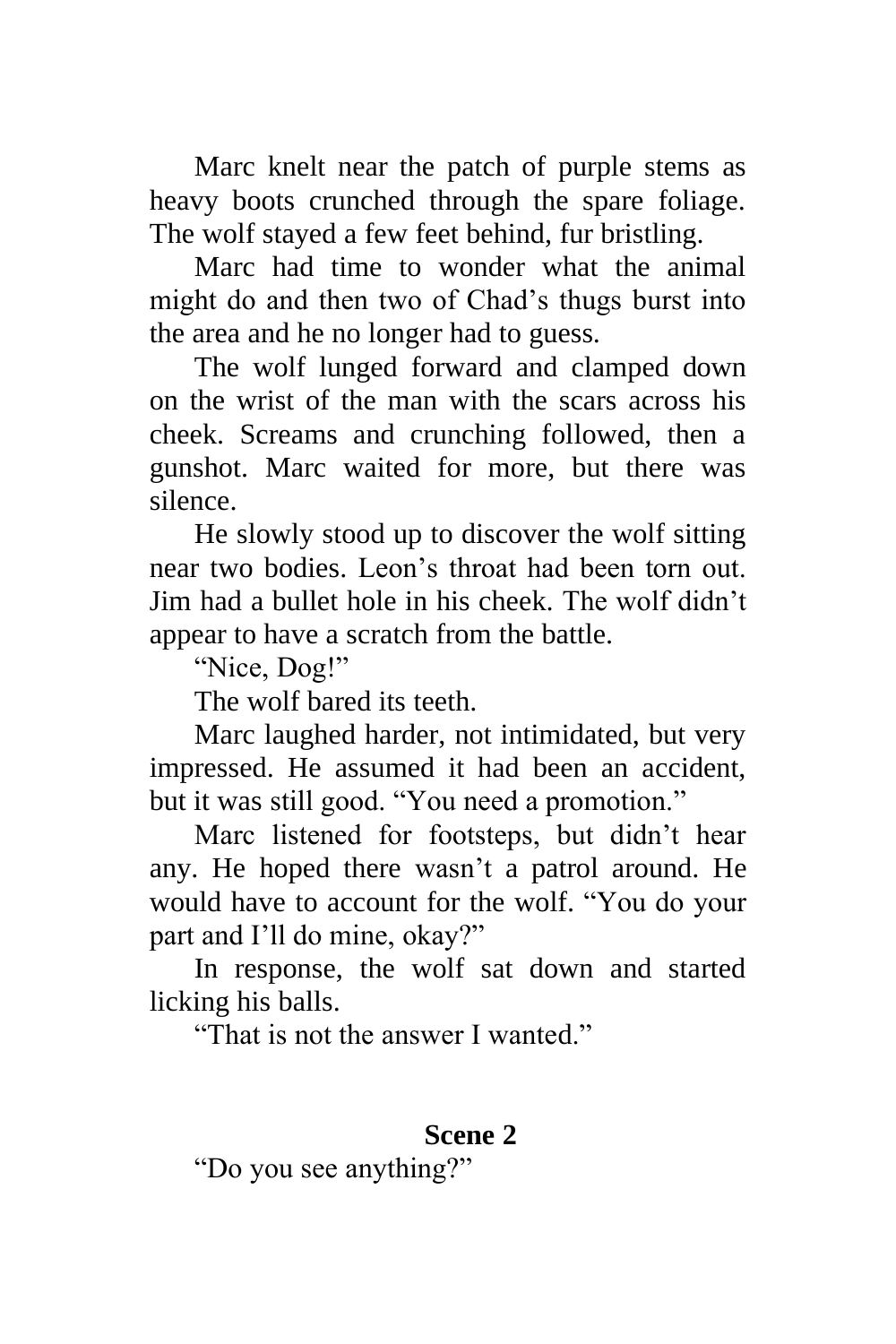Marc knelt near the patch of purple stems as heavy boots crunched through the spare foliage. The wolf stayed a few feet behind, fur bristling.

Marc had time to wonder what the animal might do and then two of Chad's thugs burst into the area and he no longer had to guess.

The wolf lunged forward and clamped down on the wrist of the man with the scars across his cheek. Screams and crunching followed, then a gunshot. Marc waited for more, but there was silence.

He slowly stood up to discover the wolf sitting near two bodies. Leon's throat had been torn out. Jim had a bullet hole in his cheek. The wolf didn't appear to have a scratch from the battle.

"Nice, Dog!"

The wolf bared its teeth.

Marc laughed harder, not intimidated, but very impressed. He assumed it had been an accident, but it was still good. "You need a promotion."

Marc listened for footsteps, but didn't hear any. He hoped there wasn't a patrol around. He would have to account for the wolf. "You do your part and I'll do mine, okay?"

In response, the wolf sat down and started licking his balls.

"That is not the answer I wanted."

## Scene 2

"Do you see anything?"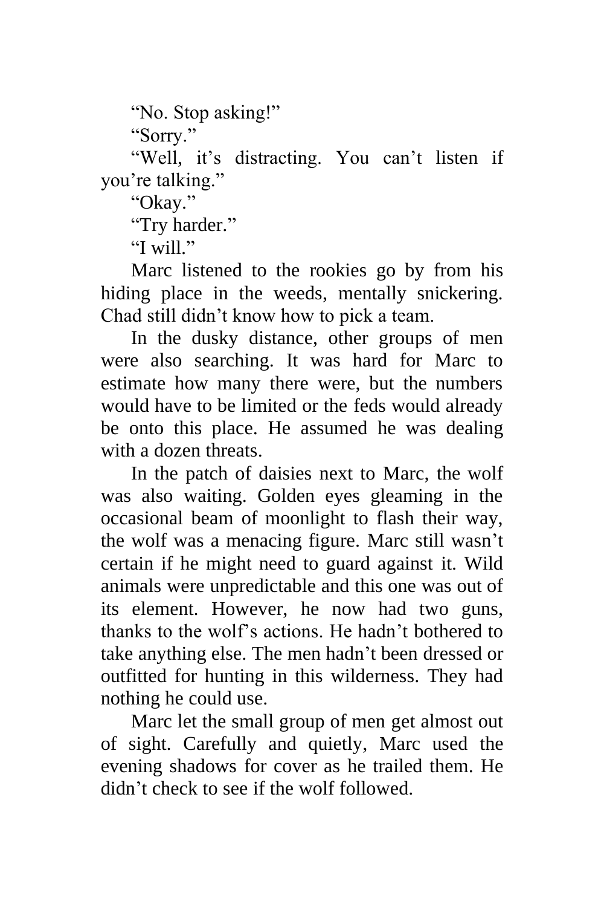"No. Stop asking!"

"Sorry."

"Well, it's distracting. You can't listen if you're talking."

"Okay."

"Try harder."

"I will."

Marc listened to the rookies go by from his hiding place in the weeds, mentally snickering. Chad still didn't know how to pick a team.

In the dusky distance, other groups of men were also searching. It was hard for Marc to estimate how many there were, but the numbers would have to be limited or the feds would already be onto this place. He assumed he was dealing with a dozen threats.

In the patch of daisies next to Marc, the wolf was also waiting. Golden eyes gleaming in the occasional beam of moonlight to flash their way, the wolf was a menacing figure. Marc still wasn't certain if he might need to guard against it. Wild animals were unpredictable and this one was out of its element. However, he now had two guns, thanks to the wolf's actions. He hadn't bothered to take anything else. The men hadn't been dressed or outfitted for hunting in this wilderness. They had nothing he could use.

Marc let the small group of men get almost out of sight. Carefully and quietly, Marc used the evening shadows for cover as he trailed them. He didn't check to see if the wolf followed.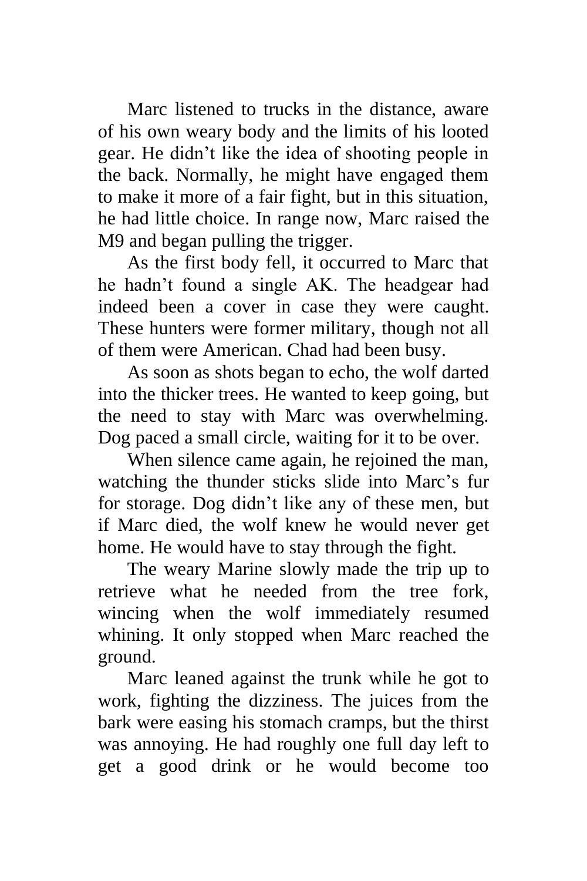Marc listened to trucks in the distance, aware of his own weary body and the limits of his looted gear. He didn’t like the idea of shooting people in the back. Normally, he might have engaged them to make it more of a fair fight, but in this situation, he had little choice. In range now, Marc raised the M9 and began pulling the trigger.

As the first body fell, it occurred to Marc that he hadn’t found a single AK. The headgear had indeed been a cover in case they were caught. These hunters were former military, though not all of them were American. Chad had been busy.

As soon as shots began to echo, the wolf darted into the thicker trees. He wanted to keep going, but the need to stay with Marc was overwhelming. Dog paced a small circle, waiting for it to be over.

When silence came again, he rejoined the man, watching the thunder sticks slide into Marc’s fur for storage. Dog didn’t like any of these men, but if Marc died, the wolf knew he would never get home. He would have to stay through the fight.

The weary Marine slowly made the trip up to retrieve what he needed from the tree fork, wincing when the wolf immediately resumed whining. It only stopped when Marc reached the ground.

Marc leaned against the trunk while he got to work, fighting the dizziness. The juices from the bark were easing his stomach cramps, but the thirst was annoying. He had roughly one full day left to get a good drink or he would become too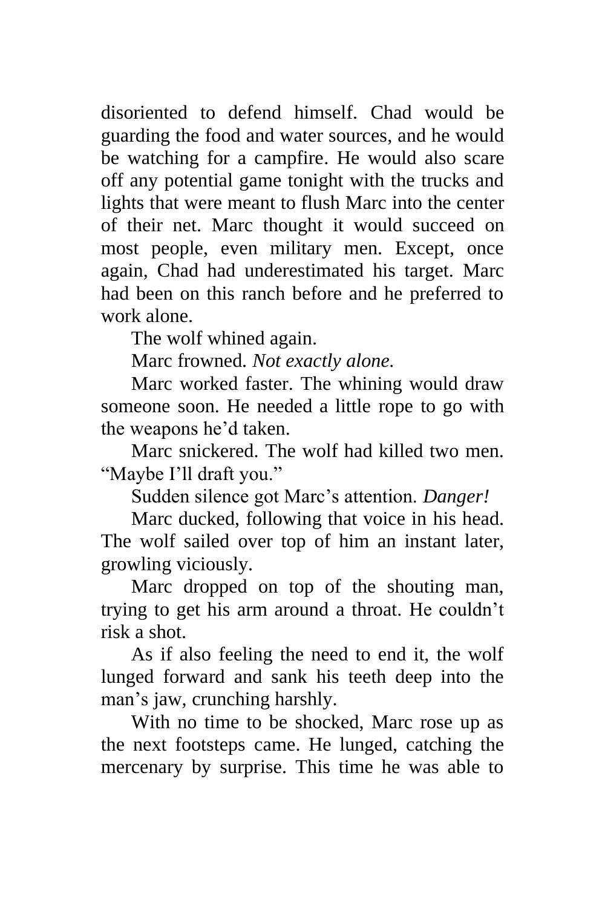disoriented to defend himself. Chad would be guarding the food and water sources, and he would be watching for a campfire. He would also scare off any potential game tonight with the trucks and lights that were meant to flush Marc into the center of their net. Marc thought it would succeed on most people, even military men. Except, once again, Chad had underestimated his target. Marc had been on this ranch before and he preferred to work alone.

The wolf whined again.

Marc frowned. *Not exactly alone.*

Marc worked faster. The whining would draw someone soon. He needed a little rope to go with the weapons he'd taken.

Marc snickered. The wolf had killed two men. "Maybe I'll draft you."

Sudden silence got Marc's attention. *Danger!*

Marc ducked, following that voice in his head. The wolf sailed over top of him an instant later, growling viciously.

Marc dropped on top of the shouting man, trying to get his arm around a throat. He couldn't risk a shot.

As if also feeling the need to end it, the wolf lunged forward and sank his teeth deep into the man's jaw, crunching harshly.

With no time to be shocked, Marc rose up as the next footsteps came. He lunged, catching the mercenary by surprise. This time he was able to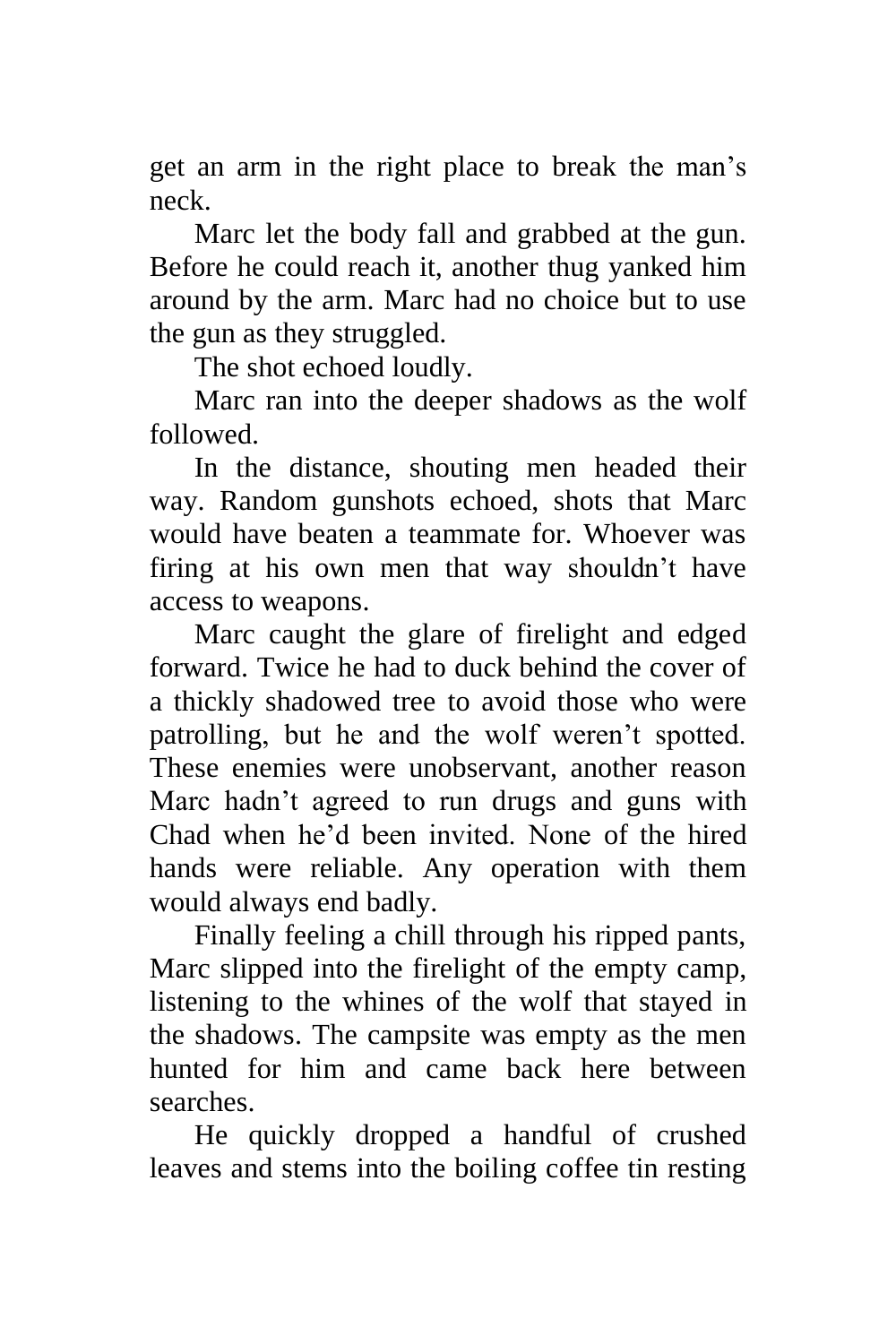get an arm in the right place to break the man's neck.

Marc let the body fall and grabbed at the gun. Before he could reach it, another thug yanked him around by the arm. Marc had no choice but to use the gun as they struggled.

The shot echoed loudly.

Marc ran into the deeper shadows as the wolf followed.

In the distance, shouting men headed their way. Random gunshots echoed, shots that Marc would have beaten a teammate for. Whoever was firing at his own men that way shouldn't have access to weapons.

Marc caught the glare of firelight and edged forward. Twice he had to duck behind the cover of a thickly shadowed tree to avoid those who were patrolling, but he and the wolf weren't spotted. These enemies were unobservant, another reason Marc hadn't agreed to run drugs and guns with Chad when he'd been invited. None of the hired hands were reliable. Any operation with them would always end badly.

Finally feeling a chill through his ripped pants, Marc slipped into the firelight of the empty camp, listening to the whines of the wolf that stayed in the shadows. The campsite was empty as the men hunted for him and came back here between searches.

He quickly dropped a handful of crushed leaves and stems into the boiling coffee tin resting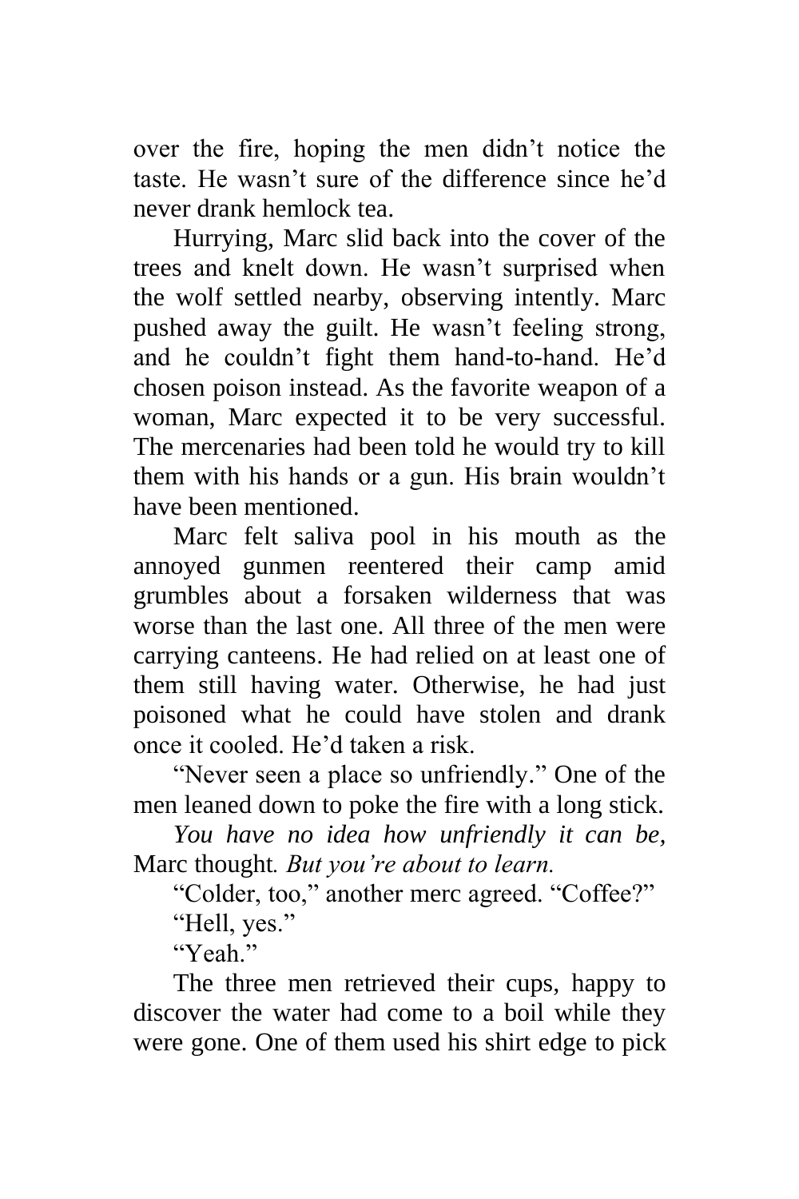over the fire, hoping the men didn't notice the taste. He wasn't sure of the difference since he'd never drank hemlock tea.

Hurrying, Marc slid back into the cover of the trees and knelt down. He wasn't surprised when the wolf settled nearby, observing intently. Marc pushed away the guilt. He wasn't feeling strong, and he couldn't fight them hand-to-hand. He'd chosen poison instead. As the favorite weapon of a woman, Marc expected it to be very successful. The mercenaries had been told he would try to kill them with his hands or a gun. His brain wouldn't have been mentioned.

Marc felt saliva pool in his mouth as the annoyed gunmen reentered their camp amid grumbles about a forsaken wilderness that was worse than the last one. All three of the men were carrying canteens. He had relied on at least one of them still having water. Otherwise, he had just poisoned what he could have stolen and drank once it cooled. He'd taken a risk.

"Never seen a place so unfriendly." One of the men leaned down to poke the fire with a long stick.

*You have no idea how unfriendly it can be,* Marc thought*. But you're about to learn.*

"Colder, too," another merc agreed. "Coffee?"

"Hell, yes."

"Yeah."

The three men retrieved their cups, happy to discover the water had come to a boil while they were gone. One of them used his shirt edge to pick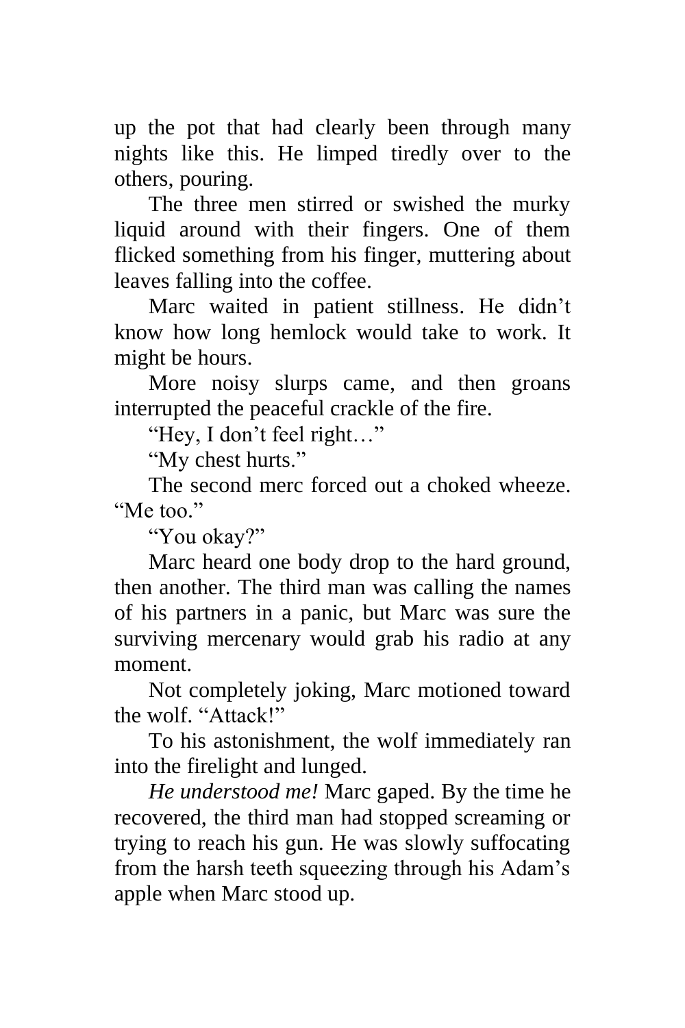up the pot that had clearly been through many nights like this. He limped tiredly over to the others, pouring.

The three men stirred or swished the murky liquid around with their fingers. One of them flicked something from his finger, muttering about leaves falling into the coffee.

Marc waited in patient stillness. He didn't know how long hemlock would take to work. It might be hours.

More noisy slurps came, and then groans interrupted the peaceful crackle of the fire.

"Hey, I don't feel right…"

"My chest hurts."

The second merc forced out a choked wheeze. "Me too."

"You okay?"

Marc heard one body drop to the hard ground, then another. The third man was calling the names of his partners in a panic, but Marc was sure the surviving mercenary would grab his radio at any moment.

Not completely joking, Marc motioned toward the wolf. "Attack!"

To his astonishment, the wolf immediately ran into the firelight and lunged.

*He understood me!* Marc gaped. By the time he recovered, the third man had stopped screaming or trying to reach his gun. He was slowly suffocating from the harsh teeth squeezing through his Adam's apple when Marc stood up.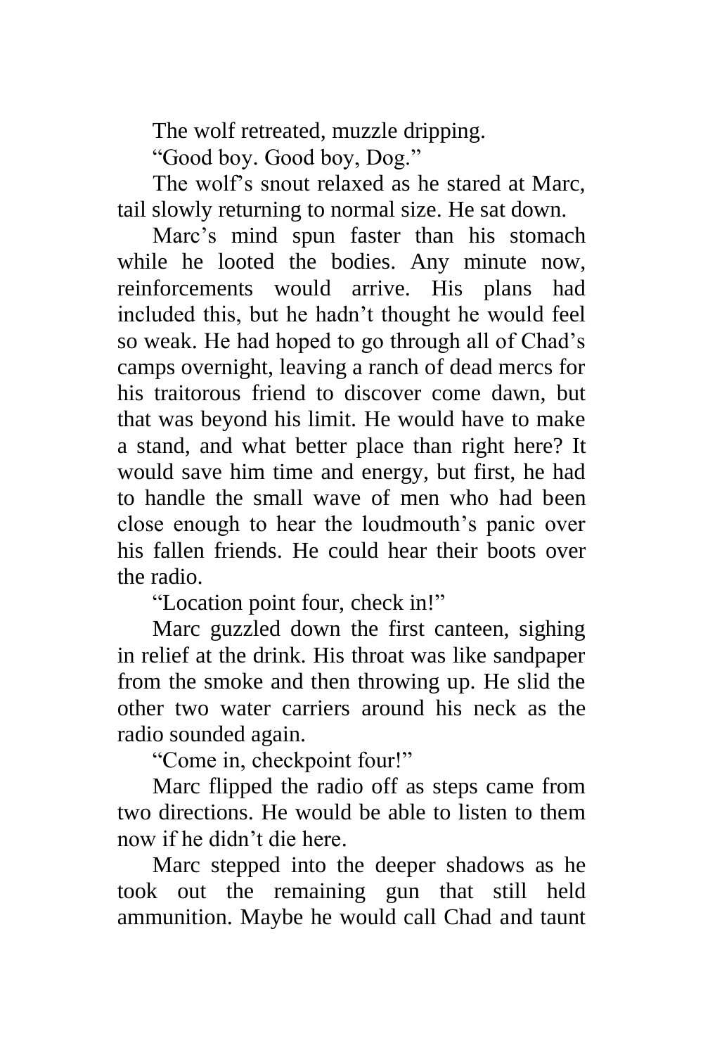The wolf retreated, muzzle dripping.

"Good boy. Good boy, Dog."

The wolf's snout relaxed as he stared at Marc, tail slowly returning to normal size. He sat down.

Marc's mind spun faster than his stomach while he looted the bodies. Any minute now, reinforcements would arrive. His plans had included this, but he hadn't thought he would feel so weak. He had hoped to go through all of Chad's camps overnight, leaving a ranch of dead mercs for his traitorous friend to discover come dawn, but that was beyond his limit. He would have to make a stand, and what better place than right here? It would save him time and energy, but first, he had to handle the small wave of men who had been close enough to hear the loudmouth's panic over his fallen friends. He could hear their boots over the radio.

"Location point four, check in!"

Marc guzzled down the first canteen, sighing in relief at the drink. His throat was like sandpaper from the smoke and then throwing up. He slid the other two water carriers around his neck as the radio sounded again.

"Come in, checkpoint four!"

Marc flipped the radio off as steps came from two directions. He would be able to listen to them now if he didn't die here.

Marc stepped into the deeper shadows as he took out the remaining gun that still held ammunition. Maybe he would call Chad and taunt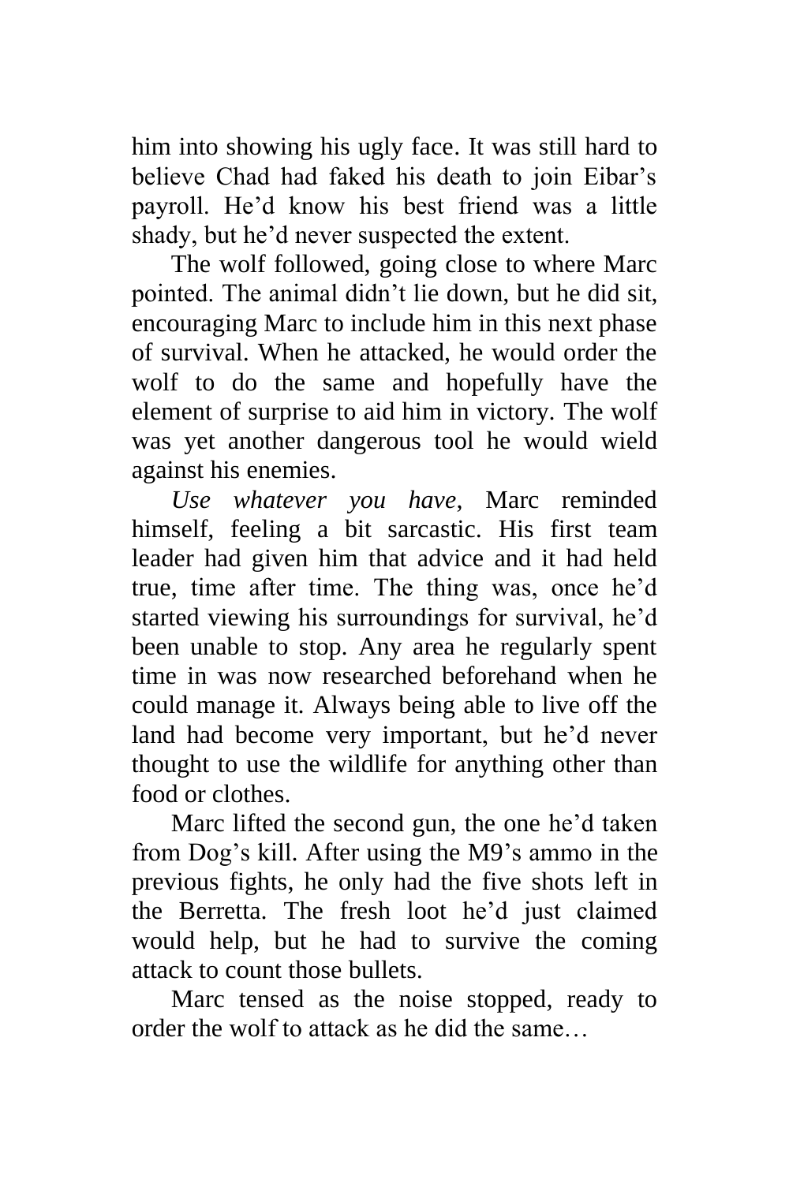him into showing his ugly face. It was still hard to believe Chad had faked his death to join Eibar's payroll. He'd know his best friend was a little shady, but he'd never suspected the extent.

The wolf followed, going close to where Marc pointed. The animal didn't lie down, but he did sit, encouraging Marc to include him in this next phase of survival. When he attacked, he would order the wolf to do the same and hopefully have the element of surprise to aid him in victory. The wolf was yet another dangerous tool he would wield against his enemies.

*Use whatever you have*, Marc reminded himself, feeling a bit sarcastic. His first team leader had given him that advice and it had held true, time after time. The thing was, once he'd started viewing his surroundings for survival, he'd been unable to stop. Any area he regularly spent time in was now researched beforehand when he could manage it. Always being able to live off the land had become very important, but he'd never thought to use the wildlife for anything other than food or clothes.

Marc lifted the second gun, the one he'd taken from Dog's kill. After using the M9's ammo in the previous fights, he only had the five shots left in the Berretta. The fresh loot he'd just claimed would help, but he had to survive the coming attack to count those bullets.

Marc tensed as the noise stopped, ready to order the wolf to attack as he did the same…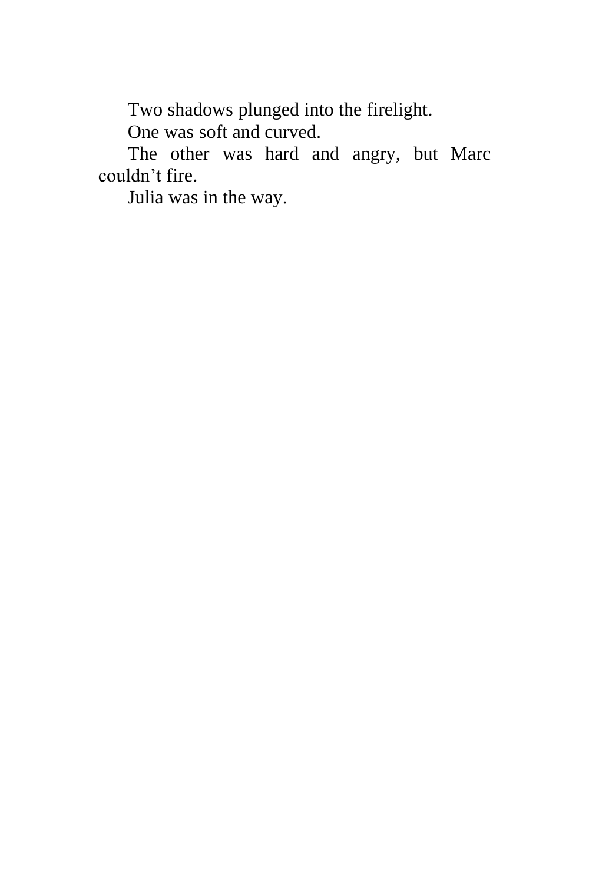Two shadows plunged into the firelight.

One was soft and curved.

The other was hard and angry, but Marc couldn't fire.

Julia was in the way.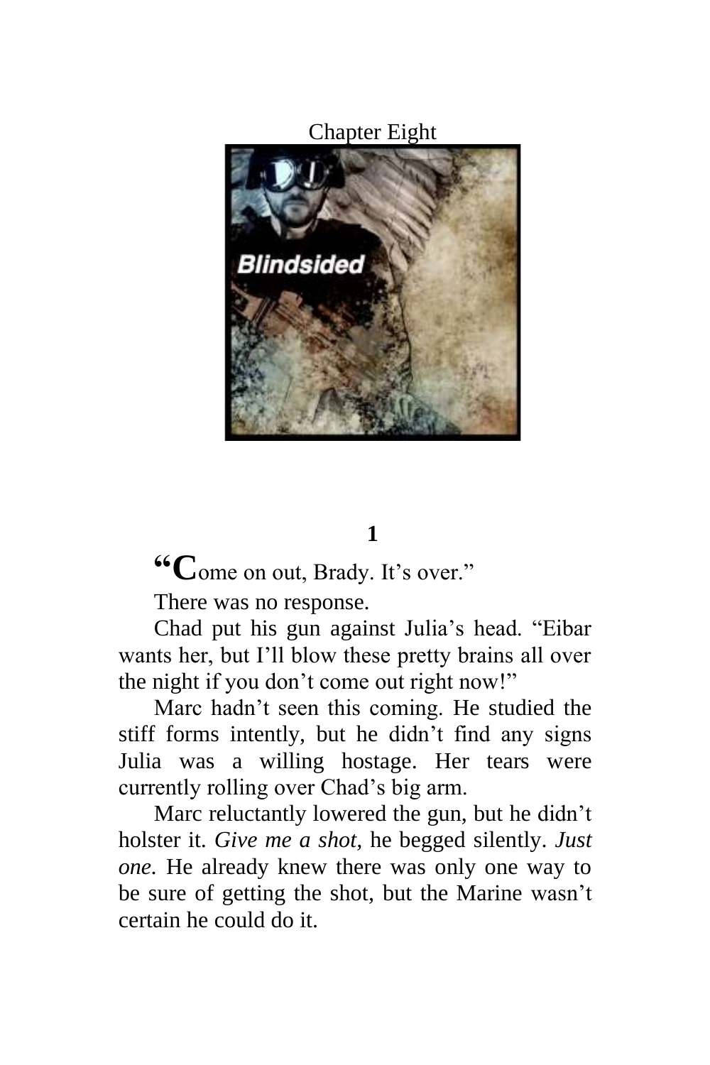# Chapter Eight

**1**

"**C**ome on out, Brady. It's over."

There was no response.

Chad put his gun against Julia's head. "Eibar wants her, but I'll blow these pretty brains all over the night if you don't come out right now!"

Marc hadn't seen this coming. He studied the stiff forms intently, but he didn't find any signs Julia was a willing hostage. Her tears were currently rolling over Chad's big arm.

Marc reluctantly lowered the gun, but he didn't holster it. *Give me a shot,* he begged silently. *Just one.* He already knew there was only one way to be sure of getting the shot, but the Marine wasn't certain he could do it.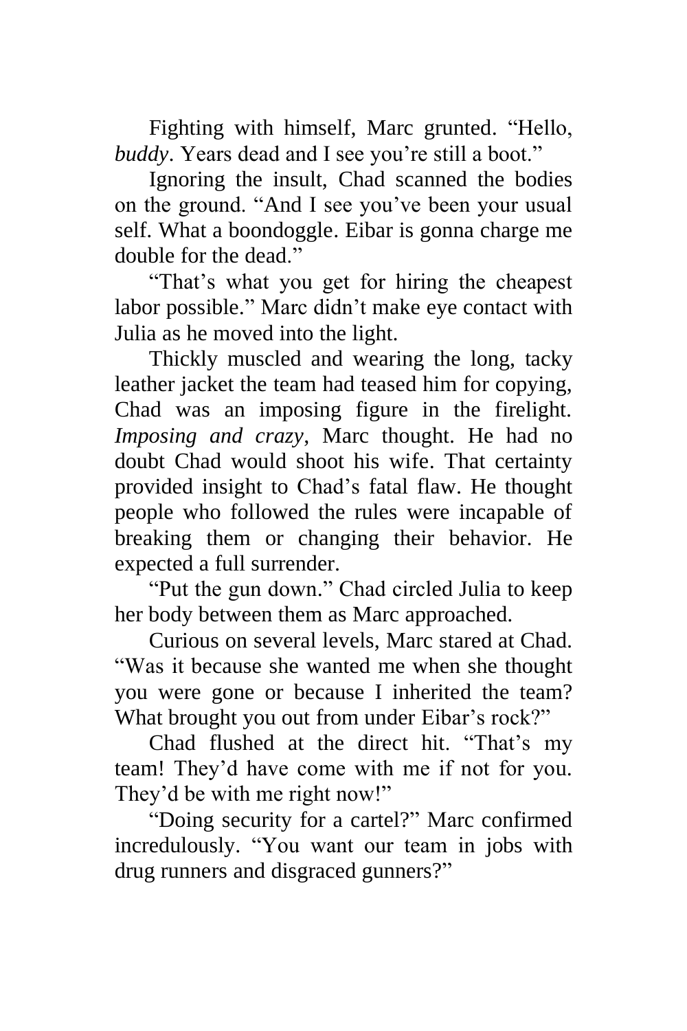Fighting with himself, Marc grunted. "Hello, *buddy*. Years dead and I see you're still a boot."

Ignoring the insult, Chad scanned the bodies on the ground. "And I see you've been your usual self. What a boondoggle. Eibar is gonna charge me double for the dead."

"That's what you get for hiring the cheapest labor possible." Marc didn't make eye contact with Julia as he moved into the light.

Thickly muscled and wearing the long, tacky leather jacket the team had teased him for copying, Chad was an imposing figure in the firelight. *Imposing and crazy*, Marc thought. He had no doubt Chad would shoot his wife. That certainty provided insight to Chad's fatal flaw. He thought people who followed the rules were incapable of breaking them or changing their behavior. He expected a full surrender.

"Put the gun down." Chad circled Julia to keep her body between them as Marc approached.

Curious on several levels, Marc stared at Chad. "Was it because she wanted me when she thought you were gone or because I inherited the team? What brought you out from under Eibar's rock?"

Chad flushed at the direct hit. "That's my team! They'd have come with me if not for you. They'd be with me right now!"

"Doing security for a cartel?" Marc confirmed incredulously. "You want our team in jobs with drug runners and disgraced gunners?"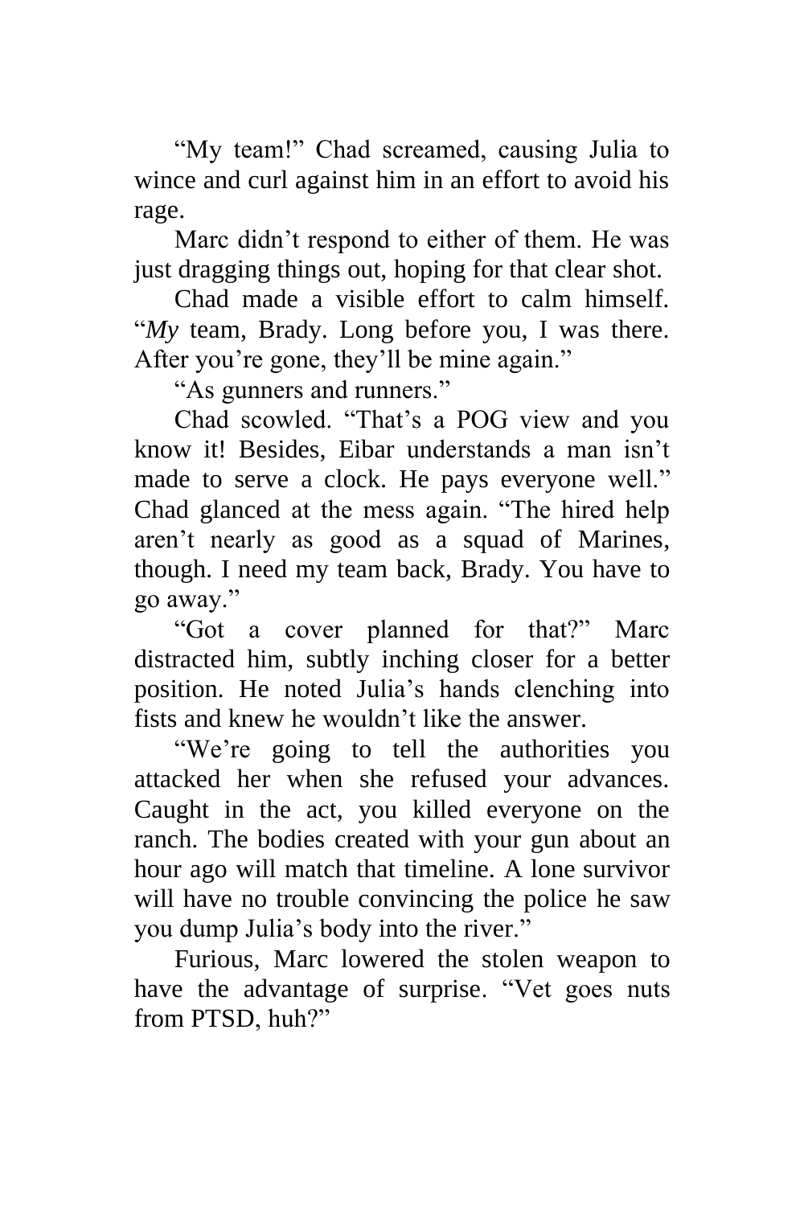“My team!” Chad screamed, causing Julia to wince and curl against him in an effort to avoid his rage.

Marc didn’t respond to either of them. He was just dragging things out, hoping for that clear shot.

Chad made a visible effort to calm himself. “*My* team, Brady. Long before you, I was there. After you’re gone, they’ll be mine again.”

“As gunners and runners.”

Chad scowled. “That’s a POG view and you know it! Besides, Eibar understands a man isn’t made to serve a clock. He pays everyone well.” Chad glanced at the mess again. “The hired help aren’t nearly as good as a squad of Marines, though. I need my team back, Brady. You have to go away.”

“Got a cover planned for that?” Marc distracted him, subtly inching closer for a better position. He noted Julia’s hands clenching into fists and knew he wouldn’t like the answer.

“We’re going to tell the authorities you attacked her when she refused your advances. Caught in the act, you killed everyone on the ranch. The bodies created with your gun about an hour ago will match that timeline. A lone survivor will have no trouble convincing the police he saw you dump Julia’s body into the river.”

Furious, Marc lowered the stolen weapon to have the advantage of surprise. “Vet goes nuts from PTSD, huh?”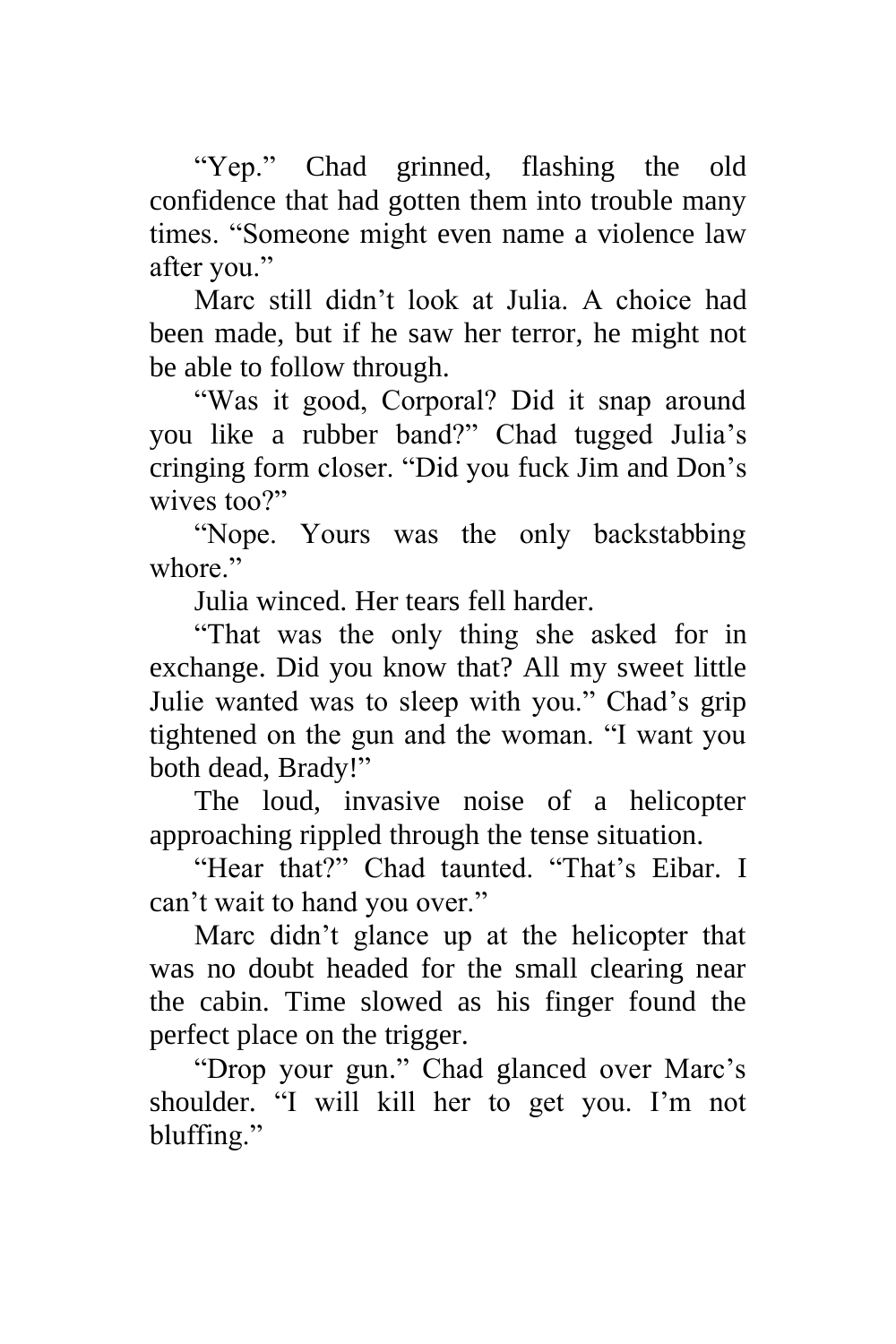"Yep." Chad grinned, flashing the old confidence that had gotten them into trouble many times. "Someone might even name a violence law after you."

Marc still didn't look at Julia. A choice had been made, but if he saw her terror, he might not be able to follow through.

"Was it good, Corporal? Did it snap around you like a rubber band?" Chad tugged Julia's cringing form closer. "Did you fuck Jim and Don's wives too?"

"Nope. Yours was the only backstabbing whore."

Julia winced. Her tears fell harder.

"That was the only thing she asked for in exchange. Did you know that? All my sweet little Julie wanted was to sleep with you." Chad's grip tightened on the gun and the woman. "I want you both dead, Brady!"

The loud, invasive noise of a helicopter approaching rippled through the tense situation.

"Hear that?" Chad taunted. "That's Eibar. I can't wait to hand you over."

Marc didn't glance up at the helicopter that was no doubt headed for the small clearing near the cabin. Time slowed as his finger found the perfect place on the trigger.

"Drop your gun." Chad glanced over Marc's shoulder. "I will kill her to get you. I'm not bluffing."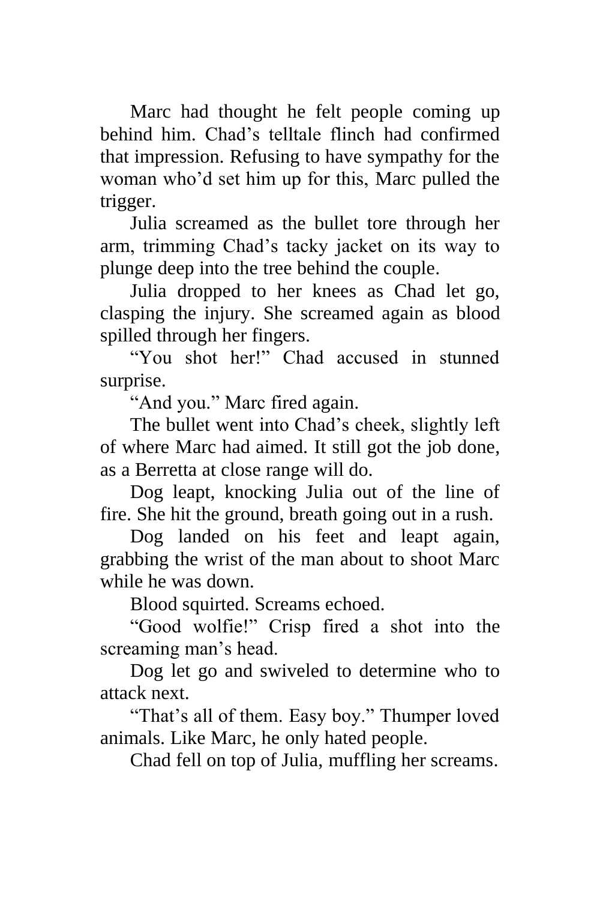Marc had thought he felt people coming up behind him. Chad's telltale flinch had confirmed that impression. Refusing to have sympathy for the woman who'd set him up for this, Marc pulled the trigger.

Julia screamed as the bullet tore through her arm, trimming Chad's tacky jacket on its way to plunge deep into the tree behind the couple.

Julia dropped to her knees as Chad let go, clasping the injury. She screamed again as blood spilled through her fingers.

"You shot her!" Chad accused in stunned surprise.

"And you." Marc fired again.

The bullet went into Chad's cheek, slightly left of where Marc had aimed. It still got the job done, as a Berretta at close range will do.

Dog leapt, knocking Julia out of the line of fire. She hit the ground, breath going out in a rush.

Dog landed on his feet and leapt again, grabbing the wrist of the man about to shoot Marc while he was down.

Blood squirted. Screams echoed.

"Good wolfie!" Crisp fired a shot into the screaming man's head.

Dog let go and swiveled to determine who to attack next.

"That's all of them. Easy boy." Thumper loved animals. Like Marc, he only hated people.

Chad fell on top of Julia, muffling her screams.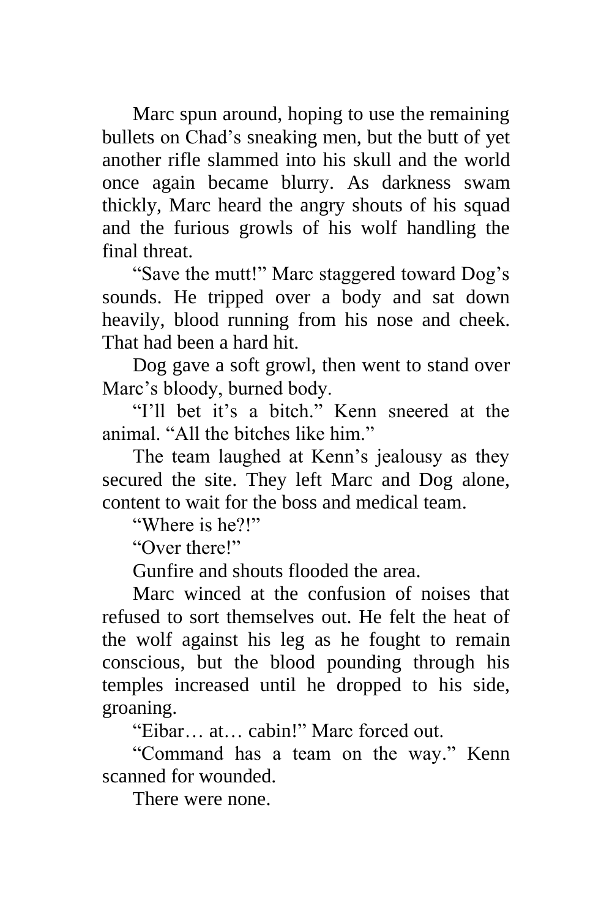Marc spun around, hoping to use the remaining bullets on Chad's sneaking men, but the butt of yet another rifle slammed into his skull and the world once again became blurry. As darkness swam thickly, Marc heard the angry shouts of his squad and the furious growls of his wolf handling the final threat.

"Save the mutt!" Marc staggered toward Dog's sounds. He tripped over a body and sat down heavily, blood running from his nose and cheek. That had been a hard hit.

Dog gave a soft growl, then went to stand over Marc's bloody, burned body.

"I'll bet it's a bitch." Kenn sneered at the animal. "All the bitches like him."

The team laughed at Kenn's jealousy as they secured the site. They left Marc and Dog alone, content to wait for the boss and medical team.

"Where is he?!"

"Over there!"

Gunfire and shouts flooded the area.

Marc winced at the confusion of noises that refused to sort themselves out. He felt the heat of the wolf against his leg as he fought to remain conscious, but the blood pounding through his temples increased until he dropped to his side, groaning.

"Eibar… at… cabin!" Marc forced out.

"Command has a team on the way." Kenn scanned for wounded.

There were none.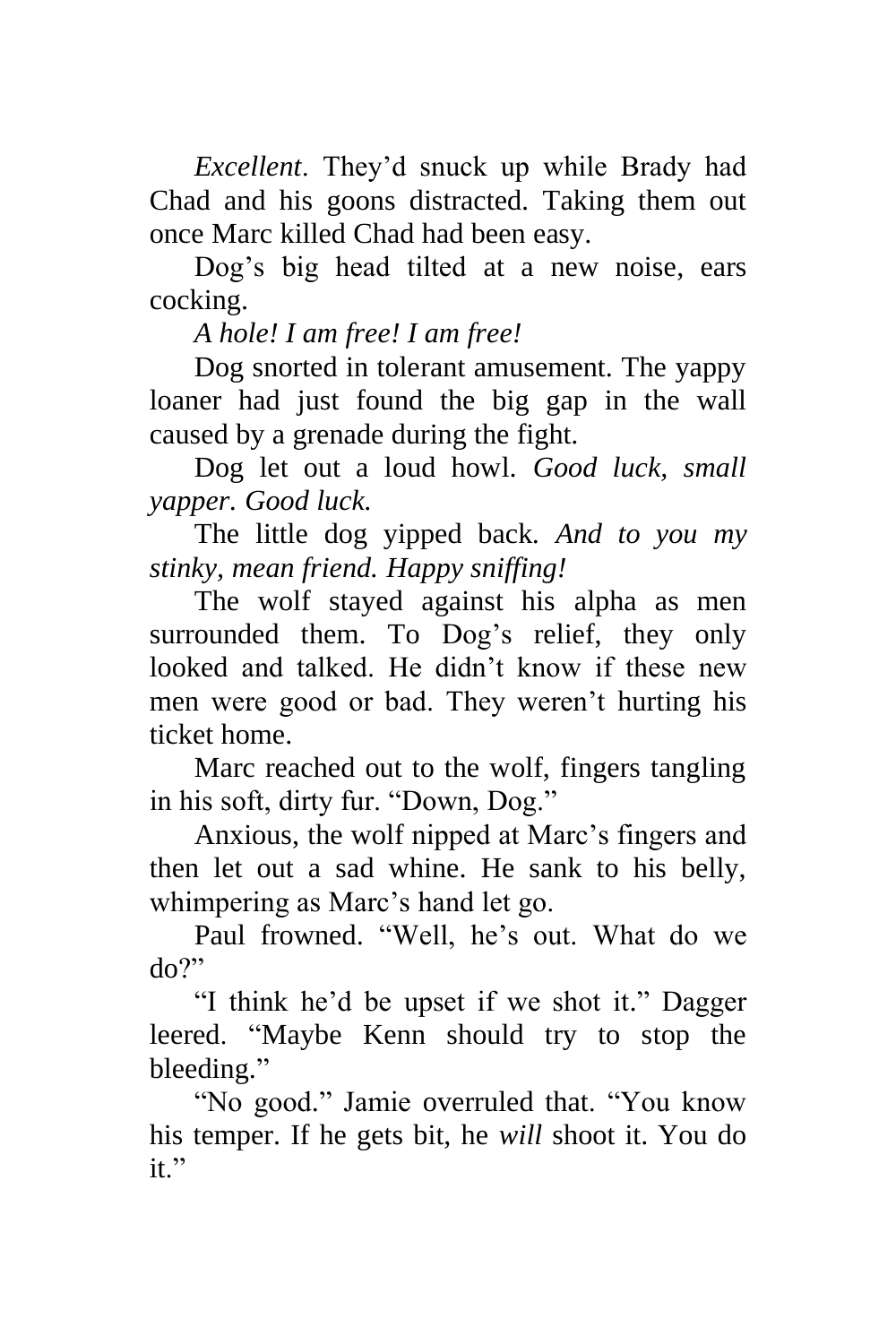*Excellent*. They'd snuck up while Brady had Chad and his goons distracted. Taking them out once Marc killed Chad had been easy.

Dog's big head tilted at a new noise, ears cocking.

*A hole! I am free! I am free!*

Dog snorted in tolerant amusement. The yappy loaner had just found the big gap in the wall caused by a grenade during the fight.

Dog let out a loud howl. *Good luck, small yapper. Good luck.*

The little dog yipped back. *And to you my stinky, mean friend. Happy sniffing!*

The wolf stayed against his alpha as men surrounded them. To Dog's relief, they only looked and talked. He didn't know if these new men were good or bad. They weren't hurting his ticket home.

Marc reached out to the wolf, fingers tangling in his soft, dirty fur. "Down, Dog."

Anxious, the wolf nipped at Marc's fingers and then let out a sad whine. He sank to his belly, whimpering as Marc's hand let go.

Paul frowned. "Well, he's out. What do we do?"

"I think he'd be upset if we shot it." Dagger leered. "Maybe Kenn should try to stop the bleeding."

"No good." Jamie overruled that. "You know his temper. If he gets bit, he *will* shoot it. You do it."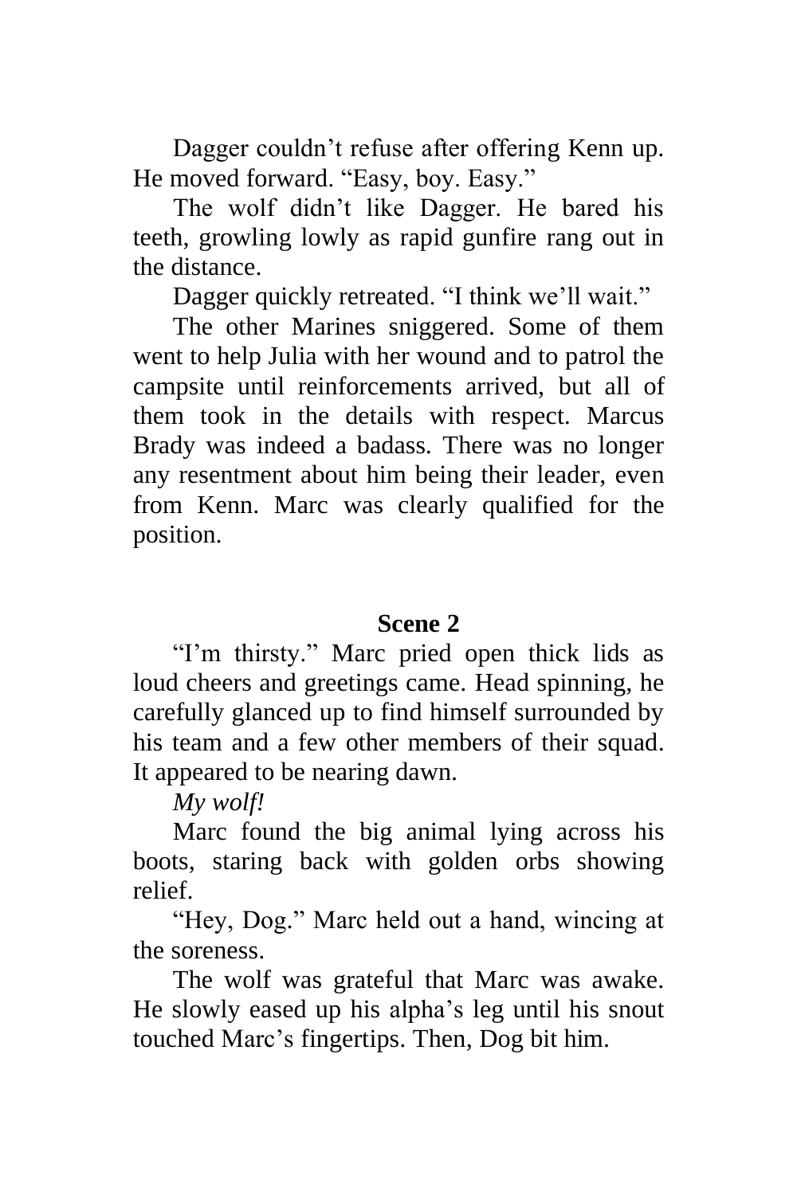Dagger couldn't refuse after offering Kenn up. He moved forward. "Easy, boy. Easy."

The wolf didn't like Dagger. He bared his teeth, growling lowly as rapid gunfire rang out in the distance.

Dagger quickly retreated. "I think we'll wait."

The other Marines sniggered. Some of them went to help Julia with her wound and to patrol the campsite until reinforcements arrived, but all of them took in the details with respect. Marcus Brady was indeed a badass. There was no longer any resentment about him being their leader, even from Kenn. Marc was clearly qualified for the position.

## Scene 2

"I'm thirsty." Marc pried open thick lids as loud cheers and greetings came. Head spinning, he carefully glanced up to find himself surrounded by his team and a few other members of their squad. It appeared to be nearing dawn.

*My wolf!*

Marc found the big animal lying across his boots, staring back with golden orbs showing relief.

"Hey, Dog." Marc held out a hand, wincing at the soreness.

The wolf was grateful that Marc was awake. He slowly eased up his alpha's leg until his snout touched Marc's fingertips. Then, Dog bit him.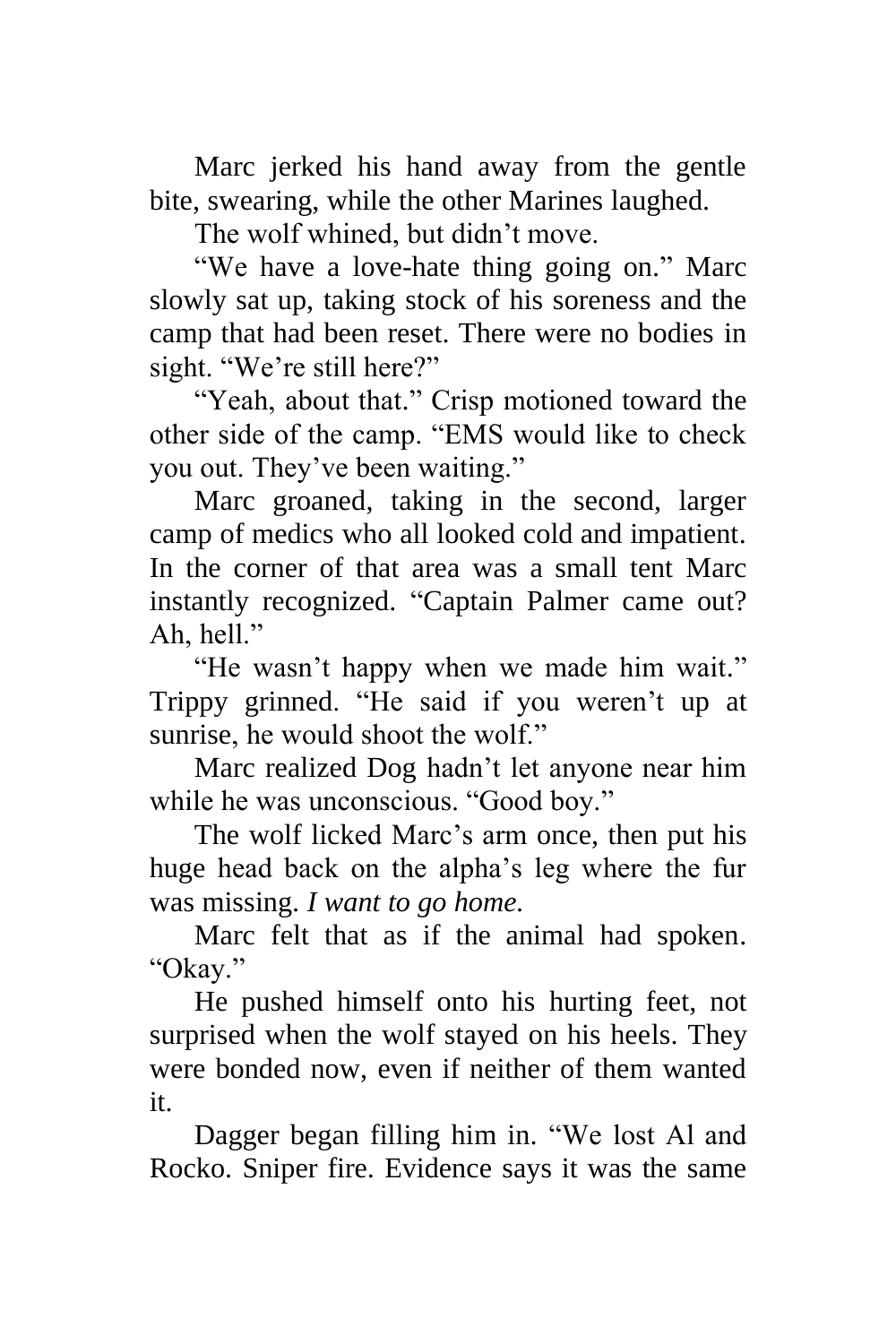Marc jerked his hand away from the gentle bite, swearing, while the other Marines laughed.

The wolf whined, but didn't move.

"We have a love-hate thing going on." Marc slowly sat up, taking stock of his soreness and the camp that had been reset. There were no bodies in sight. "We're still here?"

"Yeah, about that." Crisp motioned toward the other side of the camp. "EMS would like to check you out. They've been waiting."

Marc groaned, taking in the second, larger camp of medics who all looked cold and impatient. In the corner of that area was a small tent Marc instantly recognized. "Captain Palmer came out? Ah, hell."

"He wasn't happy when we made him wait." Trippy grinned. "He said if you weren't up at sunrise, he would shoot the wolf."

Marc realized Dog hadn't let anyone near him while he was unconscious. "Good boy."

The wolf licked Marc's arm once, then put his huge head back on the alpha's leg where the fur was missing. *I want to go home.*

Marc felt that as if the animal had spoken. "Okay."

He pushed himself onto his hurting feet, not surprised when the wolf stayed on his heels. They were bonded now, even if neither of them wanted it.

Dagger began filling him in. "We lost Al and Rocko. Sniper fire. Evidence says it was the same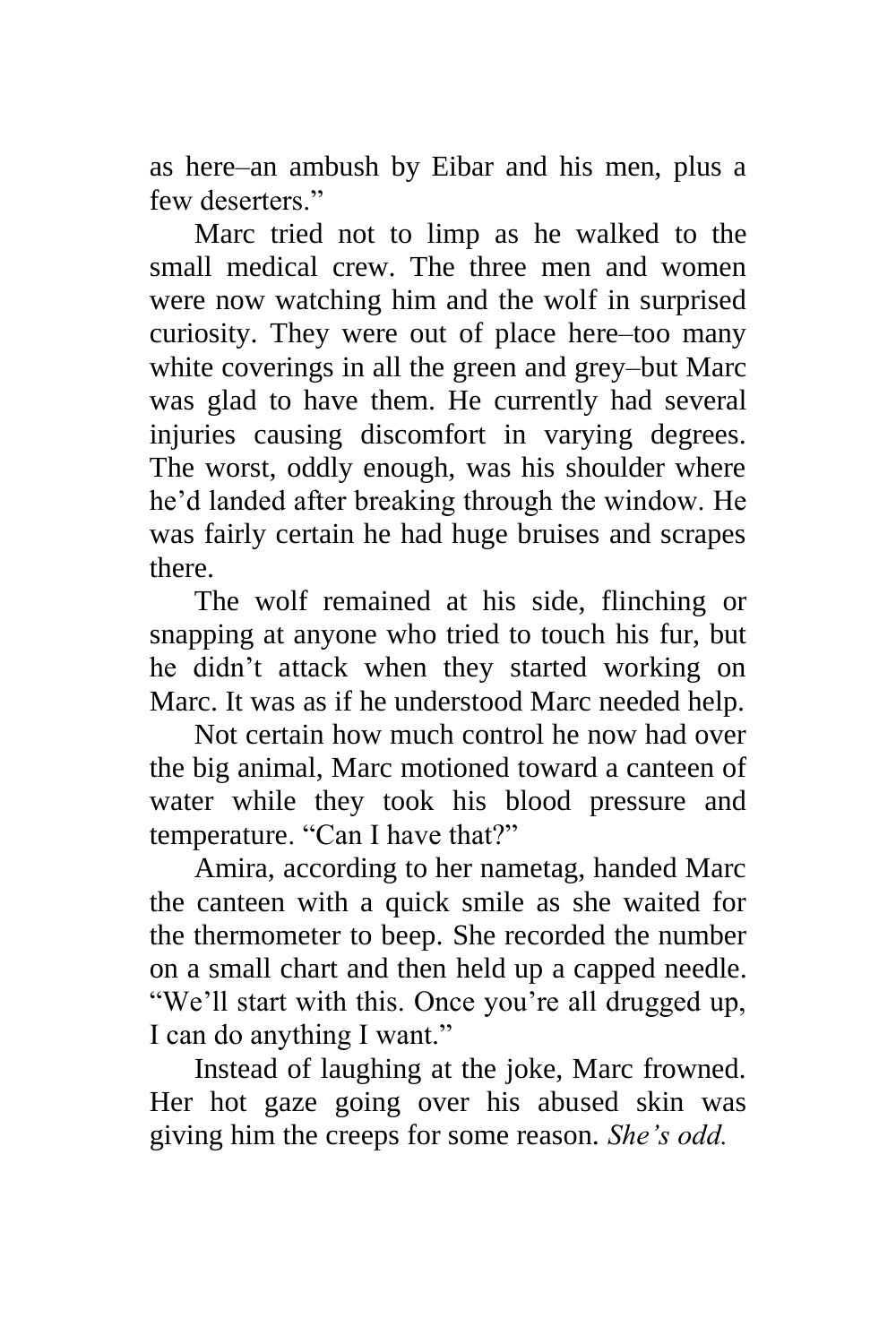as here–an ambush by Eibar and his men, plus a few deserters."

Marc tried not to limp as he walked to the small medical crew. The three men and women were now watching him and the wolf in surprised curiosity. They were out of place here–too many white coverings in all the green and grey–but Marc was glad to have them. He currently had several injuries causing discomfort in varying degrees. The worst, oddly enough, was his shoulder where he'd landed after breaking through the window. He was fairly certain he had huge bruises and scrapes there.

The wolf remained at his side, flinching or snapping at anyone who tried to touch his fur, but he didn't attack when they started working on Marc. It was as if he understood Marc needed help.

Not certain how much control he now had over the big animal, Marc motioned toward a canteen of water while they took his blood pressure and temperature. "Can I have that?"

Amira, according to her nametag, handed Marc the canteen with a quick smile as she waited for the thermometer to beep. She recorded the number on a small chart and then held up a capped needle. "We'll start with this. Once you're all drugged up, I can do anything I want."

Instead of laughing at the joke, Marc frowned. Her hot gaze going over his abused skin was giving him the creeps for some reason. *She's odd.*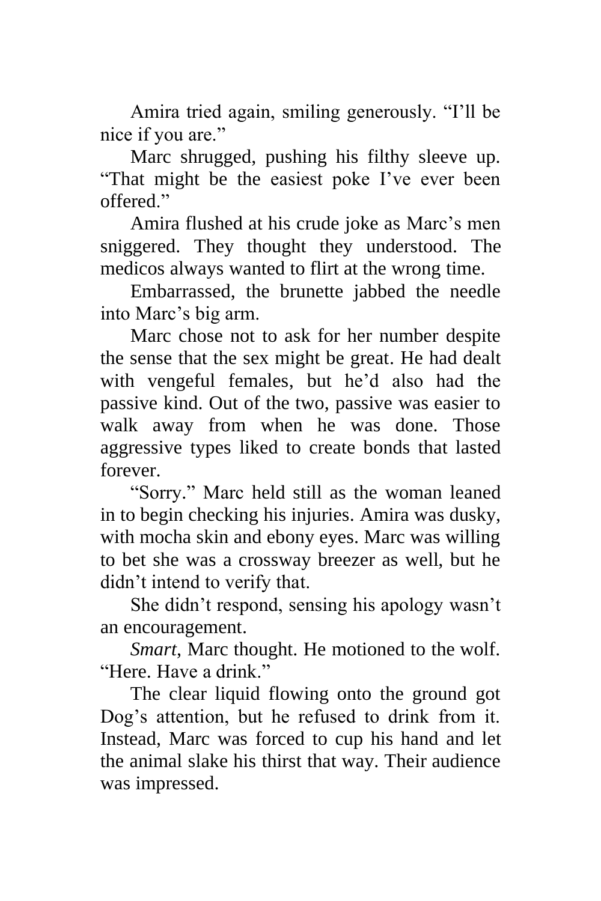Amira tried again, smiling generously. "I'll be nice if you are."

Marc shrugged, pushing his filthy sleeve up. "That might be the easiest poke I've ever been offered."

Amira flushed at his crude joke as Marc's men sniggered. They thought they understood. The medicos always wanted to flirt at the wrong time.

Embarrassed, the brunette jabbed the needle into Marc's big arm.

Marc chose not to ask for her number despite the sense that the sex might be great. He had dealt with vengeful females, but he'd also had the passive kind. Out of the two, passive was easier to walk away from when he was done. Those aggressive types liked to create bonds that lasted forever.

"Sorry." Marc held still as the woman leaned in to begin checking his injuries. Amira was dusky, with mocha skin and ebony eyes. Marc was willing to bet she was a crossway breezer as well, but he didn't intend to verify that.

She didn't respond, sensing his apology wasn't an encouragement.

*Smart*, Marc thought. He motioned to the wolf. "Here. Have a drink."

The clear liquid flowing onto the ground got Dog's attention, but he refused to drink from it. Instead, Marc was forced to cup his hand and let the animal slake his thirst that way. Their audience was impressed.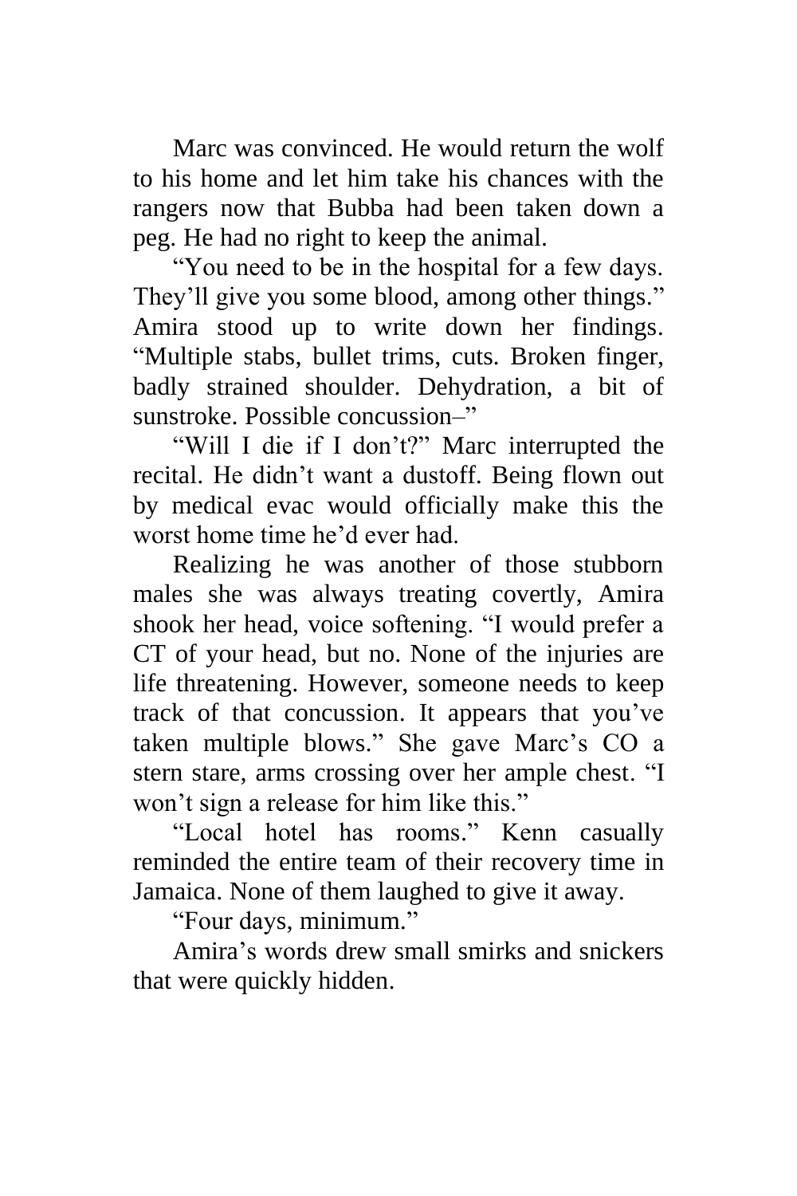Marc was convinced. He would return the wolf to his home and let him take his chances with the rangers now that Bubba had been taken down a peg. He had no right to keep the animal.

"You need to be in the hospital for a few days. They'll give you some blood, among other things." Amira stood up to write down her findings. "Multiple stabs, bullet trims, cuts. Broken finger, badly strained shoulder. Dehydration, a bit of sunstroke. Possible concussion–"

"Will I die if I don't?" Marc interrupted the recital. He didn't want a dustoff. Being flown out by medical evac would officially make this the worst home time he'd ever had.

Realizing he was another of those stubborn males she was always treating covertly, Amira shook her head, voice softening. "I would prefer a CT of your head, but no. None of the injuries are life threatening. However, someone needs to keep track of that concussion. It appears that you've taken multiple blows." She gave Marc's CO a stern stare, arms crossing over her ample chest. "I won't sign a release for him like this."

"Local hotel has rooms." Kenn casually reminded the entire team of their recovery time in Jamaica. None of them laughed to give it away.

"Four days, minimum."

Amira's words drew small smirks and snickers that were quickly hidden.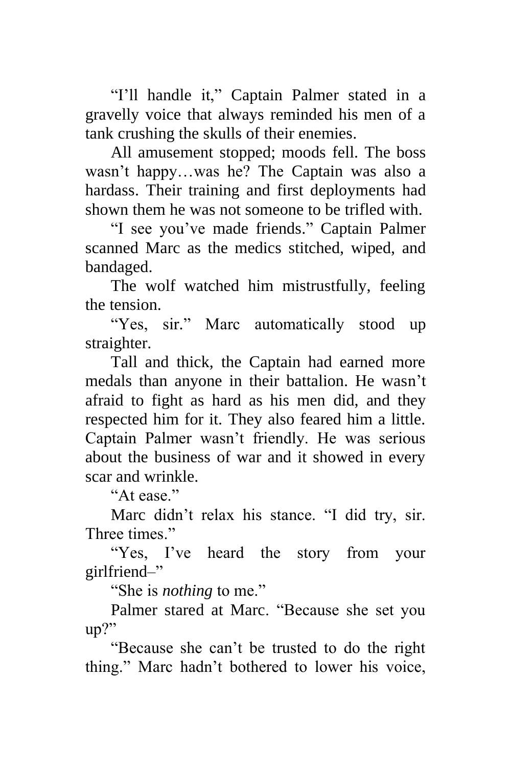"I'll handle it," Captain Palmer stated in a gravelly voice that always reminded his men of a tank crushing the skulls of their enemies.

All amusement stopped; moods fell. The boss wasn't happy…was he? The Captain was also a hardass. Their training and first deployments had shown them he was not someone to be trifled with.

"I see you've made friends." Captain Palmer scanned Marc as the medics stitched, wiped, and bandaged.

The wolf watched him mistrustfully, feeling the tension.

"Yes, sir." Marc automatically stood up straighter.

Tall and thick, the Captain had earned more medals than anyone in their battalion. He wasn't afraid to fight as hard as his men did, and they respected him for it. They also feared him a little. Captain Palmer wasn't friendly. He was serious about the business of war and it showed in every scar and wrinkle.

"At ease."

Marc didn't relax his stance. "I did try, sir. Three times."

"Yes, I've heard the story from your girlfriend–"

"She is *nothing* to me."

Palmer stared at Marc. "Because she set you up?"

"Because she can't be trusted to do the right thing." Marc hadn't bothered to lower his voice,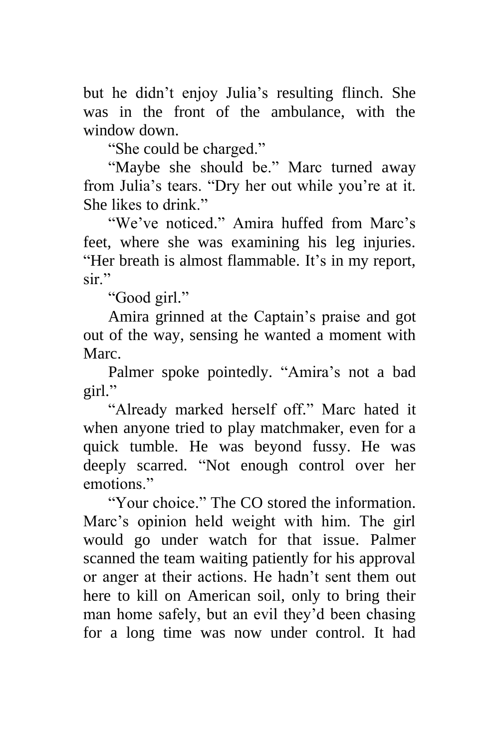but he didn't enjoy Julia's resulting flinch. She was in the front of the ambulance, with the window down.

"She could be charged."

"Maybe she should be." Marc turned away from Julia's tears. "Dry her out while you're at it. She likes to drink."

"We've noticed." Amira huffed from Marc's feet, where she was examining his leg injuries. "Her breath is almost flammable. It's in my report, sir."

"Good girl."

Amira grinned at the Captain's praise and got out of the way, sensing he wanted a moment with Marc.

Palmer spoke pointedly. "Amira's not a bad girl."

"Already marked herself off." Marc hated it when anyone tried to play matchmaker, even for a quick tumble. He was beyond fussy. He was deeply scarred. "Not enough control over her emotions."

"Your choice." The CO stored the information. Marc's opinion held weight with him. The girl would go under watch for that issue. Palmer scanned the team waiting patiently for his approval or anger at their actions. He hadn't sent them out here to kill on American soil, only to bring their man home safely, but an evil they'd been chasing for a long time was now under control. It had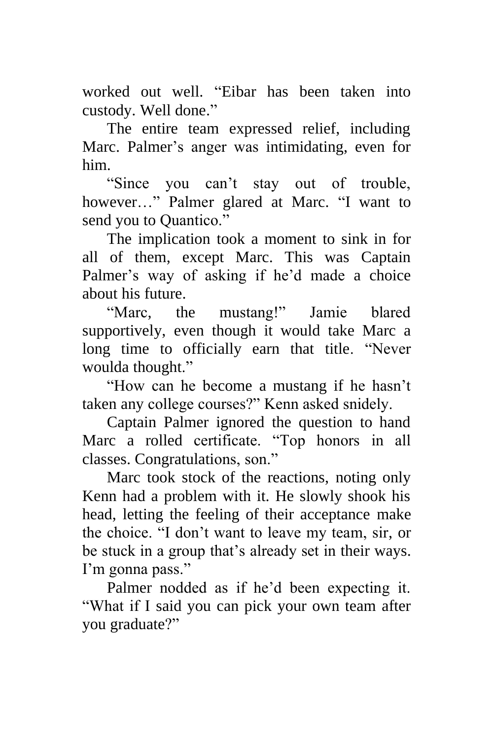worked out well. "Eibar has been taken into custody. Well done."

The entire team expressed relief, including Marc. Palmer's anger was intimidating, even for him.

"Since you can't stay out of trouble, however…" Palmer glared at Marc. "I want to send you to Quantico."

The implication took a moment to sink in for all of them, except Marc. This was Captain Palmer's way of asking if he'd made a choice about his future.

"Marc, the mustang!" Jamie blared supportively, even though it would take Marc a long time to officially earn that title. "Never woulda thought."

"How can he become a mustang if he hasn't taken any college courses?" Kenn asked snidely.

Captain Palmer ignored the question to hand Marc a rolled certificate. "Top honors in all classes. Congratulations, son."

Marc took stock of the reactions, noting only Kenn had a problem with it. He slowly shook his head, letting the feeling of their acceptance make the choice. "I don't want to leave my team, sir, or be stuck in a group that's already set in their ways. I'm gonna pass."

Palmer nodded as if he'd been expecting it. "What if I said you can pick your own team after you graduate?"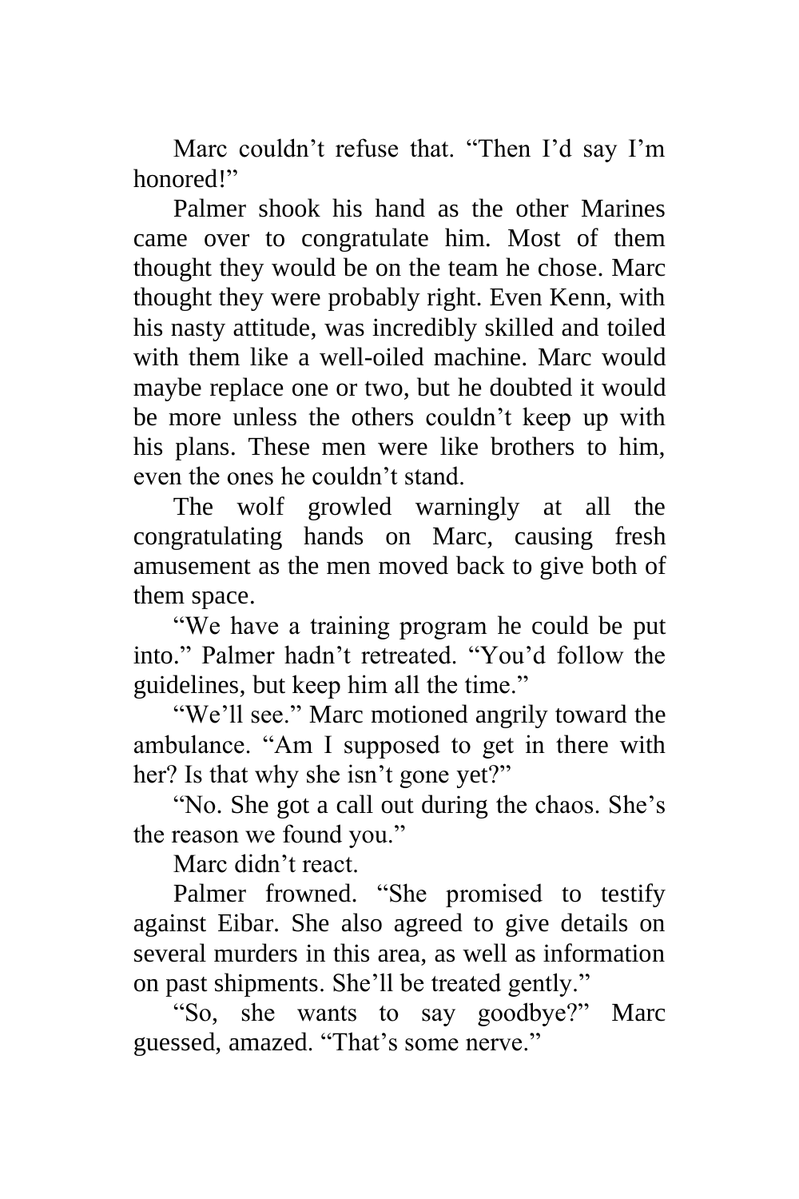Marc couldn't refuse that. "Then I'd say I'm honored!"

Palmer shook his hand as the other Marines came over to congratulate him. Most of them thought they would be on the team he chose. Marc thought they were probably right. Even Kenn, with his nasty attitude, was incredibly skilled and toiled with them like a well-oiled machine. Marc would maybe replace one or two, but he doubted it would be more unless the others couldn't keep up with his plans. These men were like brothers to him, even the ones he couldn't stand.

The wolf growled warningly at all the congratulating hands on Marc, causing fresh amusement as the men moved back to give both of them space.

"We have a training program he could be put into." Palmer hadn't retreated. "You'd follow the guidelines, but keep him all the time."

"We'll see." Marc motioned angrily toward the ambulance. "Am I supposed to get in there with her? Is that why she isn't gone yet?"

"No. She got a call out during the chaos. She's the reason we found you."

Marc didn't react.

Palmer frowned. "She promised to testify against Eibar. She also agreed to give details on several murders in this area, as well as information on past shipments. She'll be treated gently."

"So, she wants to say goodbye?" Marc guessed, amazed. "That's some nerve."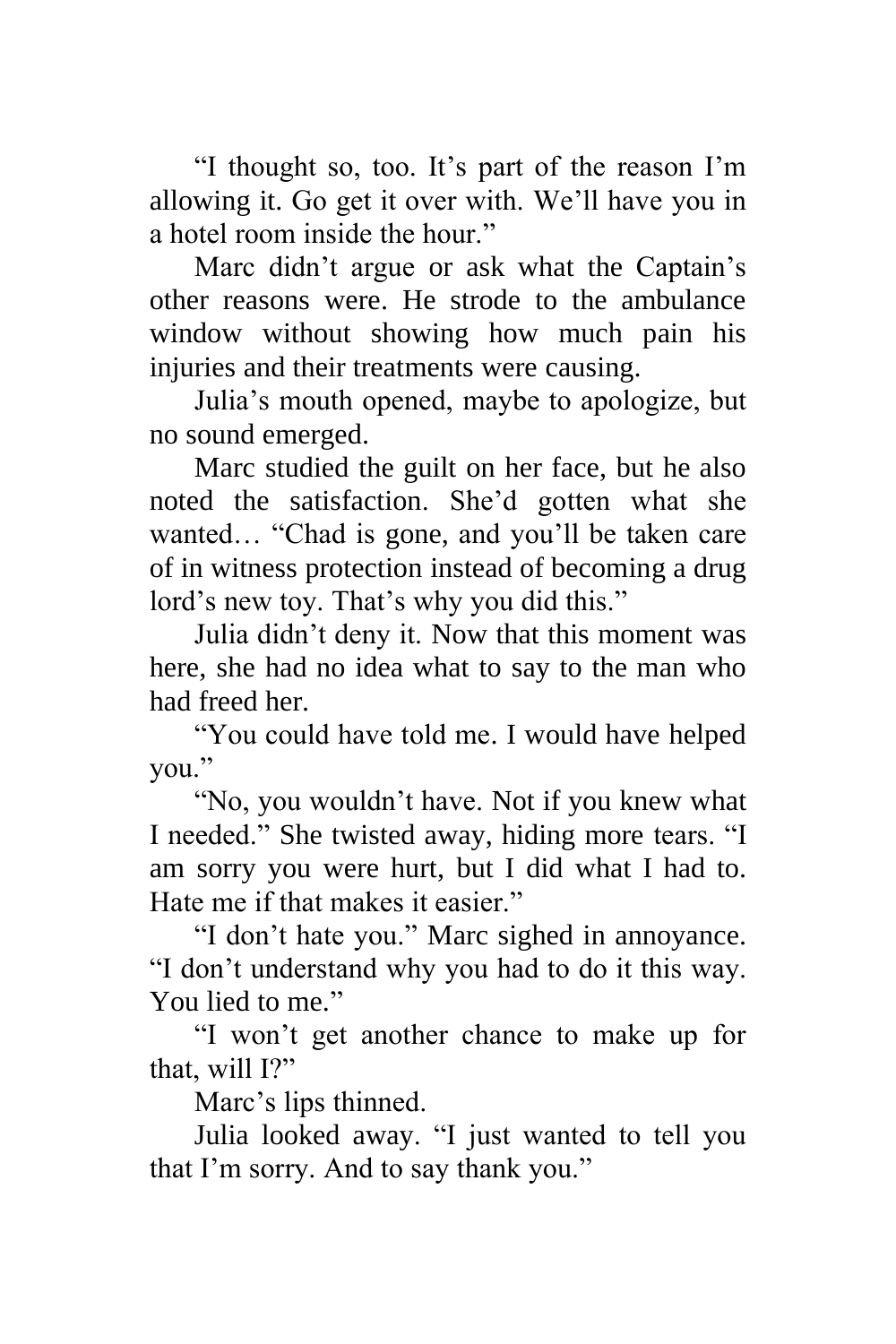"I thought so, too. It's part of the reason I'm allowing it. Go get it over with. We'll have you in a hotel room inside the hour."

Marc didn't argue or ask what the Captain's other reasons were. He strode to the ambulance window without showing how much pain his injuries and their treatments were causing.

Julia's mouth opened, maybe to apologize, but no sound emerged.

Marc studied the guilt on her face, but he also noted the satisfaction. She'd gotten what she wanted… "Chad is gone, and you'll be taken care of in witness protection instead of becoming a drug lord's new toy. That's why you did this."

Julia didn't deny it. Now that this moment was here, she had no idea what to say to the man who had freed her.

"You could have told me. I would have helped you."

"No, you wouldn't have. Not if you knew what I needed." She twisted away, hiding more tears. "I am sorry you were hurt, but I did what I had to. Hate me if that makes it easier."

"I don't hate you." Marc sighed in annoyance. "I don't understand why you had to do it this way. You lied to me."

"I won't get another chance to make up for that, will I?"

Marc's lips thinned.

Julia looked away. "I just wanted to tell you that I'm sorry. And to say thank you."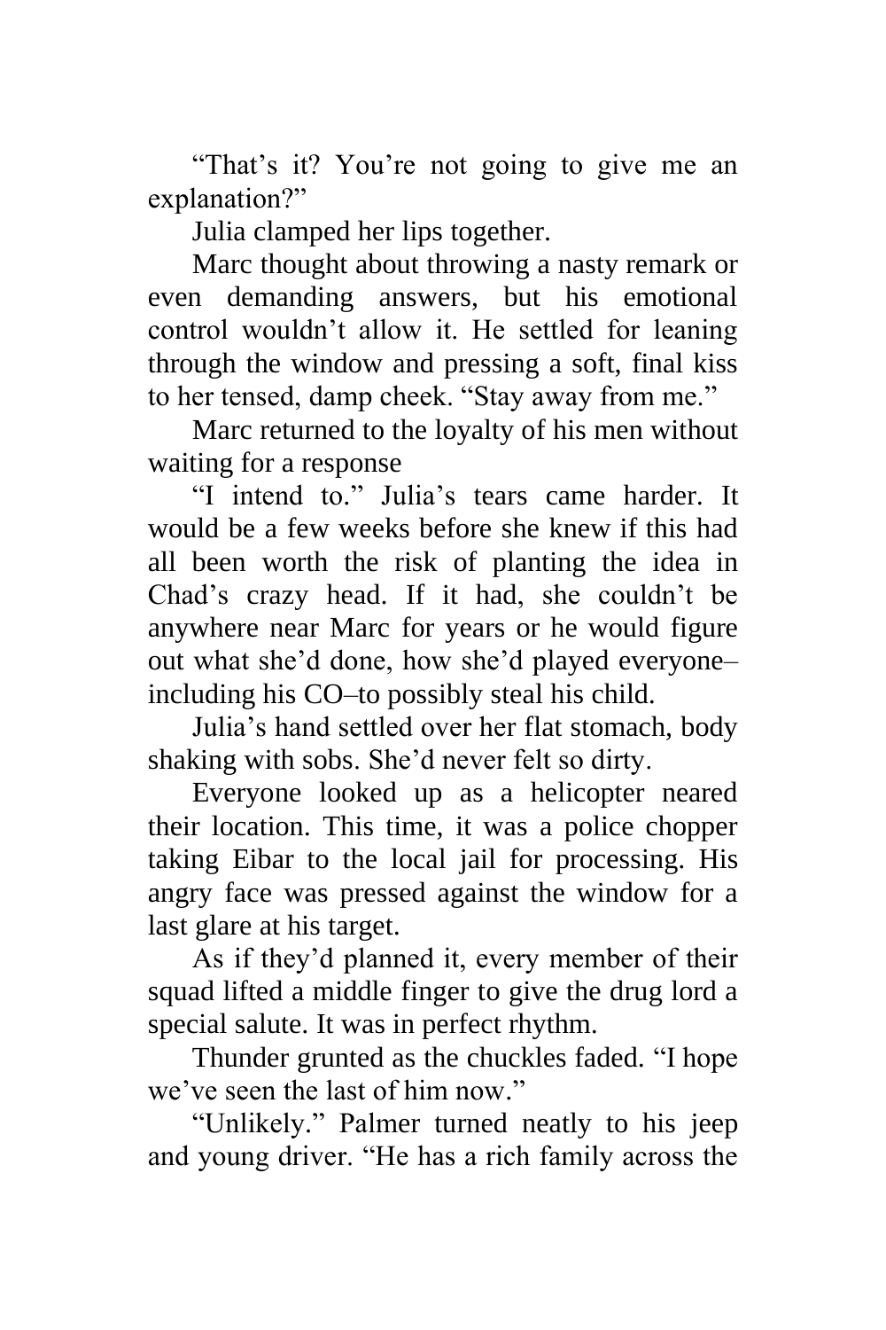"That's it? You're not going to give me an explanation?"

Julia clamped her lips together.

Marc thought about throwing a nasty remark or even demanding answers, but his emotional control wouldn't allow it. He settled for leaning through the window and pressing a soft, final kiss to her tensed, damp cheek. "Stay away from me."

Marc returned to the loyalty of his men without waiting for a response

"I intend to." Julia's tears came harder. It would be a few weeks before she knew if this had all been worth the risk of planting the idea in Chad's crazy head. If it had, she couldn't be anywhere near Marc for years or he would figure out what she'd done, how she'd played everyone–including his CO–to possibly steal his child.

Julia's hand settled over her flat stomach, body shaking with sobs. She'd never felt so dirty.

Everyone looked up as a helicopter neared their location. This time, it was a police chopper taking Eibar to the local jail for processing. His angry face was pressed against the window for a last glare at his target.

As if they'd planned it, every member of their squad lifted a middle finger to give the drug lord a special salute. It was in perfect rhythm.

Thunder grunted as the chuckles faded. "I hope we've seen the last of him now."

"Unlikely." Palmer turned neatly to his jeep and young driver. "He has a rich family across the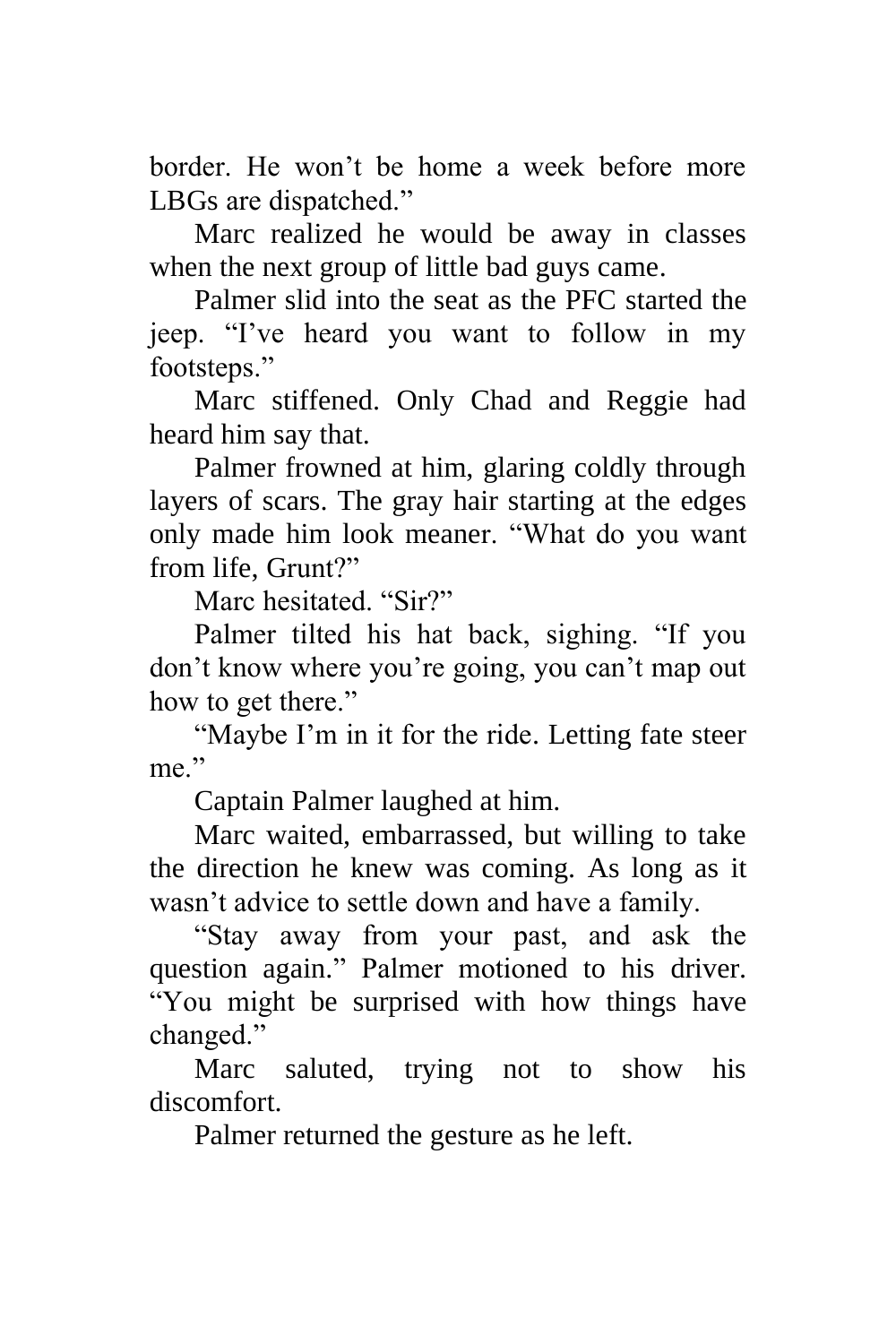border. He won't be home a week before more LBGs are dispatched."

Marc realized he would be away in classes when the next group of little bad guys came.

Palmer slid into the seat as the PFC started the jeep. "I've heard you want to follow in my footsteps."

Marc stiffened. Only Chad and Reggie had heard him say that.

Palmer frowned at him, glaring coldly through layers of scars. The gray hair starting at the edges only made him look meaner. "What do you want from life, Grunt?"

Marc hesitated. "Sir?"

Palmer tilted his hat back, sighing. "If you don't know where you're going, you can't map out how to get there."

"Maybe I'm in it for the ride. Letting fate steer me."

Captain Palmer laughed at him.

Marc waited, embarrassed, but willing to take the direction he knew was coming. As long as it wasn't advice to settle down and have a family.

"Stay away from your past, and ask the question again." Palmer motioned to his driver. "You might be surprised with how things have changed."

Marc saluted, trying not to show his discomfort.

Palmer returned the gesture as he left.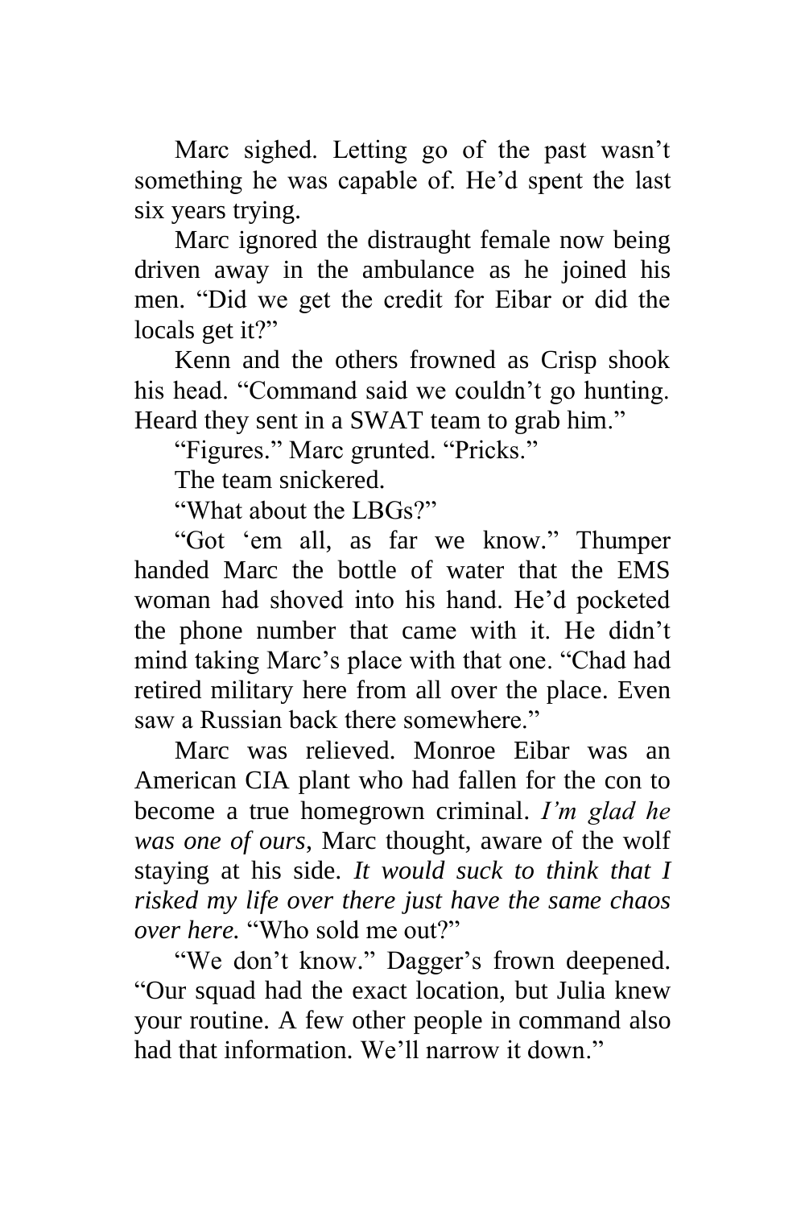Marc sighed. Letting go of the past wasn't something he was capable of. He'd spent the last six years trying.

Marc ignored the distraught female now being driven away in the ambulance as he joined his men. "Did we get the credit for Eibar or did the locals get it?"

Kenn and the others frowned as Crisp shook his head. "Command said we couldn't go hunting. Heard they sent in a SWAT team to grab him."

"Figures." Marc grunted. "Pricks."

The team snickered.

"What about the LBGs?"

"Got 'em all, as far we know." Thumper handed Marc the bottle of water that the EMS woman had shoved into his hand. He'd pocketed the phone number that came with it. He didn't mind taking Marc's place with that one. "Chad had retired military here from all over the place. Even saw a Russian back there somewhere."

Marc was relieved. Monroe Eibar was an American CIA plant who had fallen for the con to become a true homegrown criminal. *I'm glad he was one of ours,* Marc thought, aware of the wolf staying at his side. *It would suck to think that I risked my life over there just have the same chaos over here.* "Who sold me out?"

"We don't know." Dagger's frown deepened. "Our squad had the exact location, but Julia knew your routine. A few other people in command also had that information. We'll narrow it down."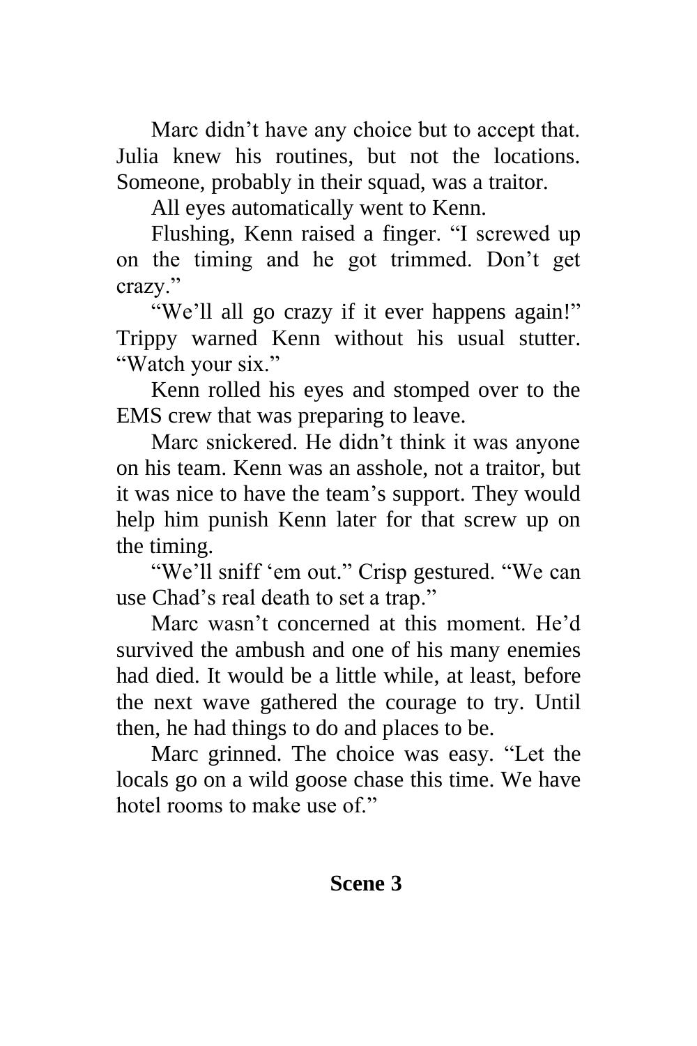Marc didn't have any choice but to accept that. Julia knew his routines, but not the locations. Someone, probably in their squad, was a traitor.

All eyes automatically went to Kenn.

Flushing, Kenn raised a finger. "I screwed up on the timing and he got trimmed. Don't get crazy."

"We'll all go crazy if it ever happens again!" Trippy warned Kenn without his usual stutter. "Watch your six."

Kenn rolled his eyes and stomped over to the EMS crew that was preparing to leave.

Marc snickered. He didn't think it was anyone on his team. Kenn was an asshole, not a traitor, but it was nice to have the team's support. They would help him punish Kenn later for that screw up on the timing.

"We'll sniff 'em out." Crisp gestured. "We can use Chad's real death to set a trap."

Marc wasn't concerned at this moment. He'd survived the ambush and one of his many enemies had died. It would be a little while, at least, before the next wave gathered the courage to try. Until then, he had things to do and places to be.

Marc grinned. The choice was easy. "Let the locals go on a wild goose chase this time. We have hotel rooms to make use of."

## Scene 3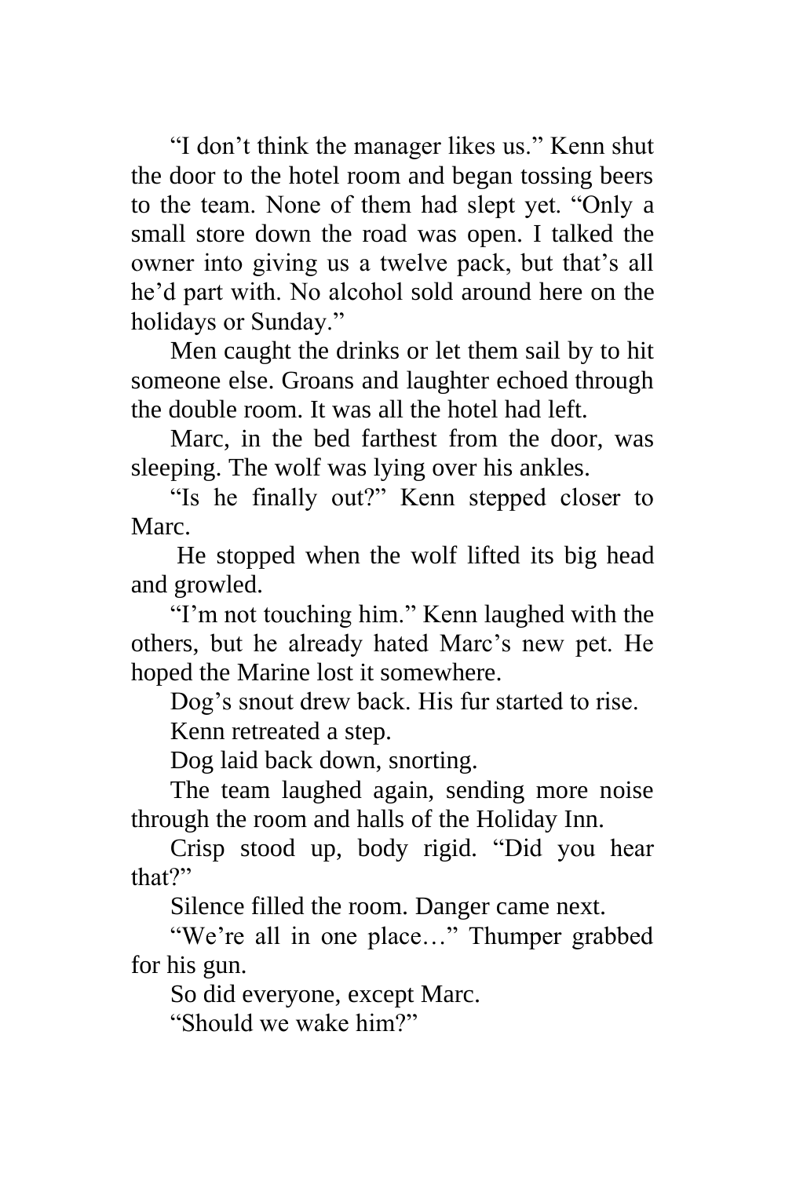"I don't think the manager likes us." Kenn shut the door to the hotel room and began tossing beers to the team. None of them had slept yet. "Only a small store down the road was open. I talked the owner into giving us a twelve pack, but that's all he'd part with. No alcohol sold around here on the holidays or Sunday."

Men caught the drinks or let them sail by to hit someone else. Groans and laughter echoed through the double room. It was all the hotel had left.

Marc, in the bed farthest from the door, was sleeping. The wolf was lying over his ankles.

"Is he finally out?" Kenn stepped closer to Marc.

He stopped when the wolf lifted its big head and growled.

"I'm not touching him." Kenn laughed with the others, but he already hated Marc's new pet. He hoped the Marine lost it somewhere.

Dog's snout drew back. His fur started to rise.

Kenn retreated a step.

Dog laid back down, snorting.

The team laughed again, sending more noise through the room and halls of the Holiday Inn.

Crisp stood up, body rigid. "Did you hear that?"

Silence filled the room. Danger came next.

"We're all in one place…" Thumper grabbed for his gun.

So did everyone, except Marc.

"Should we wake him?"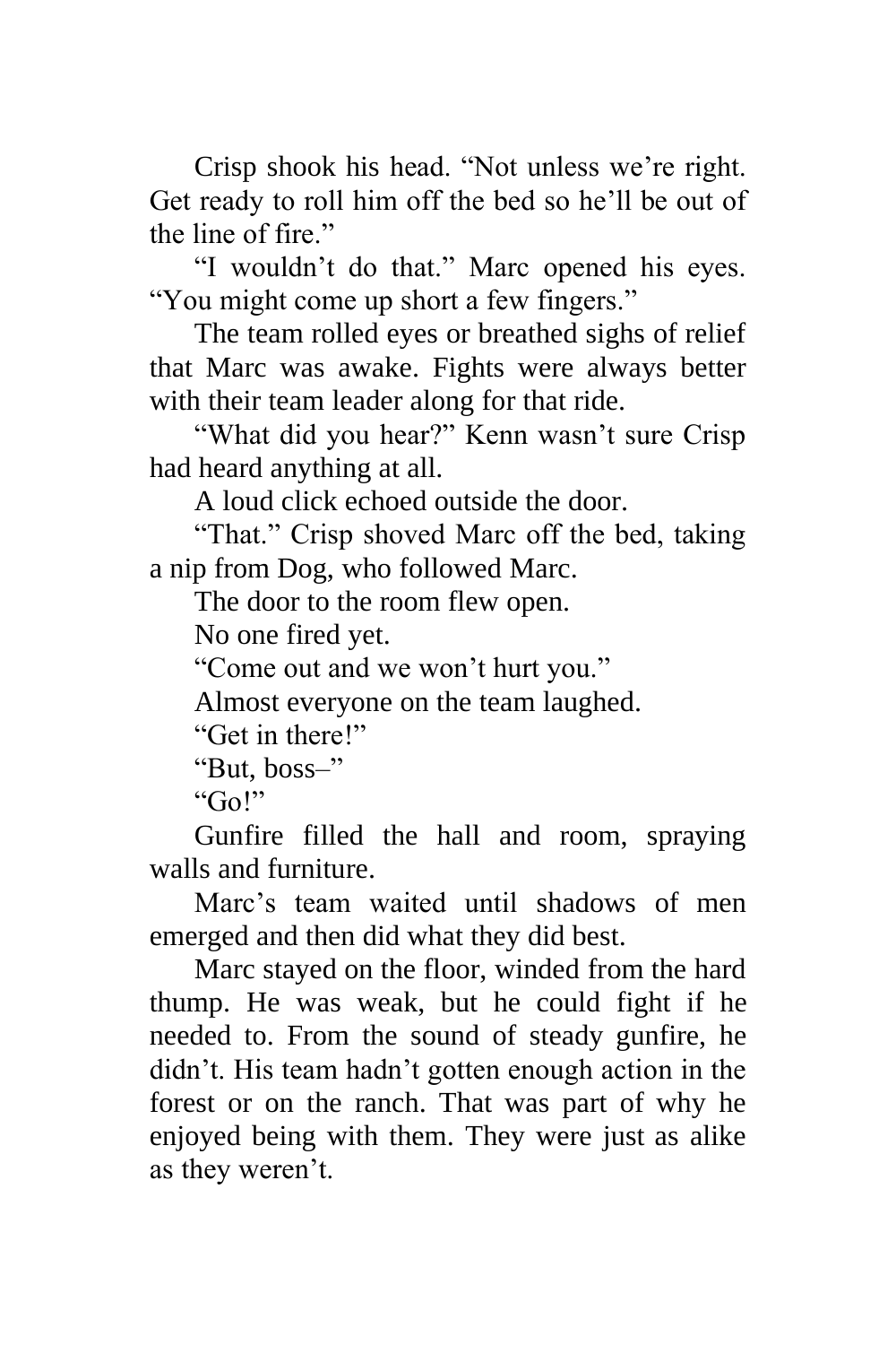Crisp shook his head. "Not unless we're right. Get ready to roll him off the bed so he'll be out of the line of fire."

"I wouldn't do that." Marc opened his eyes. "You might come up short a few fingers."

The team rolled eyes or breathed sighs of relief that Marc was awake. Fights were always better with their team leader along for that ride.

"What did you hear?" Kenn wasn't sure Crisp had heard anything at all.

A loud click echoed outside the door.

"That." Crisp shoved Marc off the bed, taking a nip from Dog, who followed Marc.

The door to the room flew open.

No one fired yet.

"Come out and we won't hurt you."

Almost everyone on the team laughed.

"Get in there!"

"But, boss–"

"Go!"

Gunfire filled the hall and room, spraying walls and furniture.

Marc's team waited until shadows of men emerged and then did what they did best.

Marc stayed on the floor, winded from the hard thump. He was weak, but he could fight if he needed to. From the sound of steady gunfire, he didn't. His team hadn't gotten enough action in the forest or on the ranch. That was part of why he enjoyed being with them. They were just as alike as they weren't.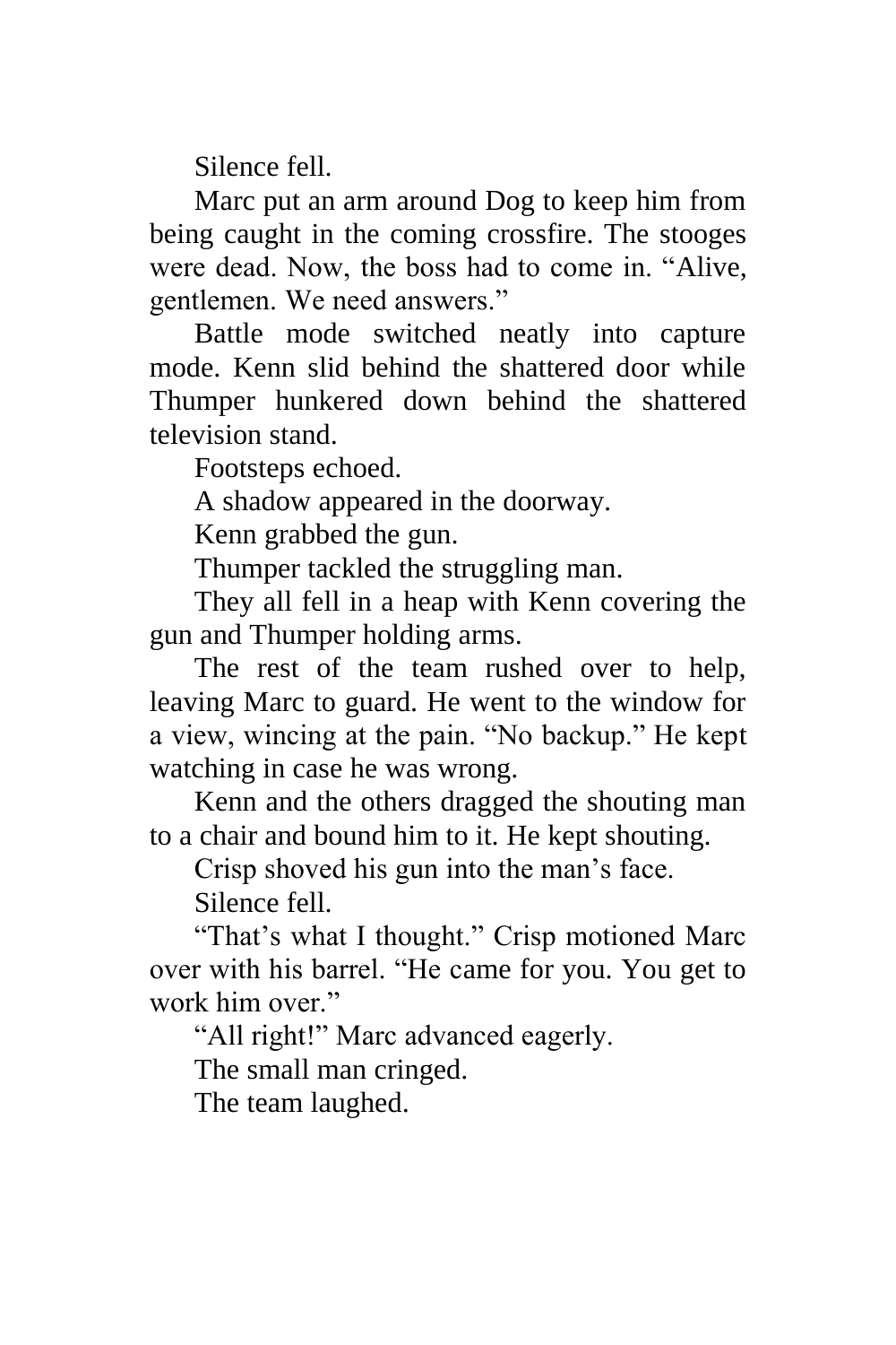Silence fell.

Marc put an arm around Dog to keep him from being caught in the coming crossfire. The stooges were dead. Now, the boss had to come in. “Alive, gentlemen. We need answers.”

Battle mode switched neatly into capture mode. Kenn slid behind the shattered door while Thumper hunkered down behind the shattered television stand.

Footsteps echoed.

A shadow appeared in the doorway.

Kenn grabbed the gun.

Thumper tackled the struggling man.

They all fell in a heap with Kenn covering the gun and Thumper holding arms.

The rest of the team rushed over to help, leaving Marc to guard. He went to the window for a view, wincing at the pain. “No backup.” He kept watching in case he was wrong.

Kenn and the others dragged the shouting man to a chair and bound him to it. He kept shouting.

Crisp shoved his gun into the man’s face.

Silence fell.

“That’s what I thought.” Crisp motioned Marc over with his barrel. “He came for you. You get to work him over.”

“All right!” Marc advanced eagerly.

The small man cringed.

The team laughed.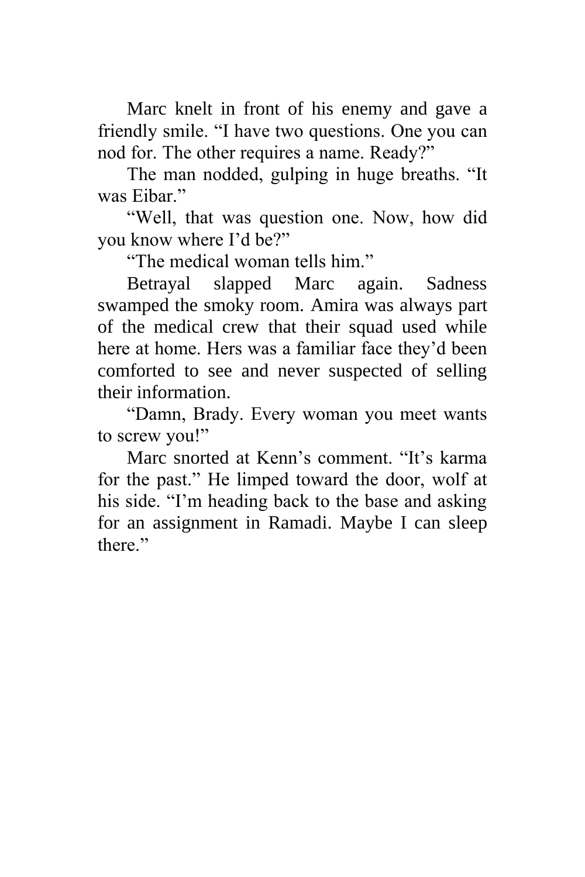Marc knelt in front of his enemy and gave a friendly smile. "I have two questions. One you can nod for. The other requires a name. Ready?"

The man nodded, gulping in huge breaths. "It was Eibar."

"Well, that was question one. Now, how did you know where I'd be?"

"The medical woman tells him."

Betrayal slapped Marc again. Sadness swamped the smoky room. Amira was always part of the medical crew that their squad used while here at home. Hers was a familiar face they'd been comforted to see and never suspected of selling their information.

"Damn, Brady. Every woman you meet wants to screw you!"

Marc snorted at Kenn's comment. "It's karma for the past." He limped toward the door, wolf at his side. "I'm heading back to the base and asking for an assignment in Ramadi. Maybe I can sleep there."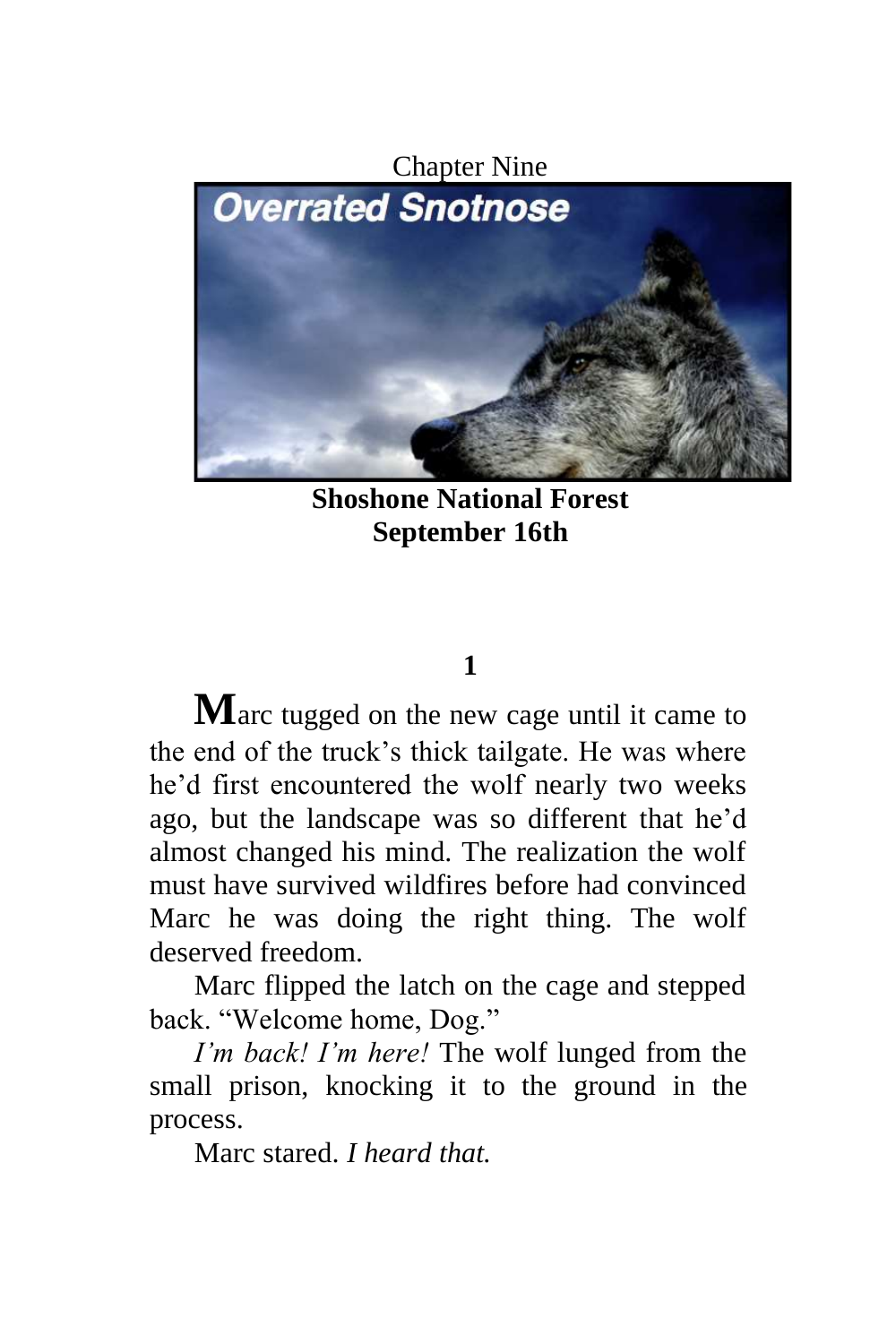# Chapter Nine

## Overrated Snotnose

**Shoshone National Forest**
**September 16th**

**1**

Marc tugged on the new cage until it came to the end of the truck's thick tailgate. He was where he'd first encountered the wolf nearly two weeks ago, but the landscape was so different that he'd almost changed his mind. The realization the wolf must have survived wildfires before had convinced Marc he was doing the right thing. The wolf deserved freedom.

Marc flipped the latch on the cage and stepped back. "Welcome home, Dog."

*I'm back! I'm here!* The wolf lunged from the small prison, knocking it to the ground in the process.

Marc stared. *I heard that.*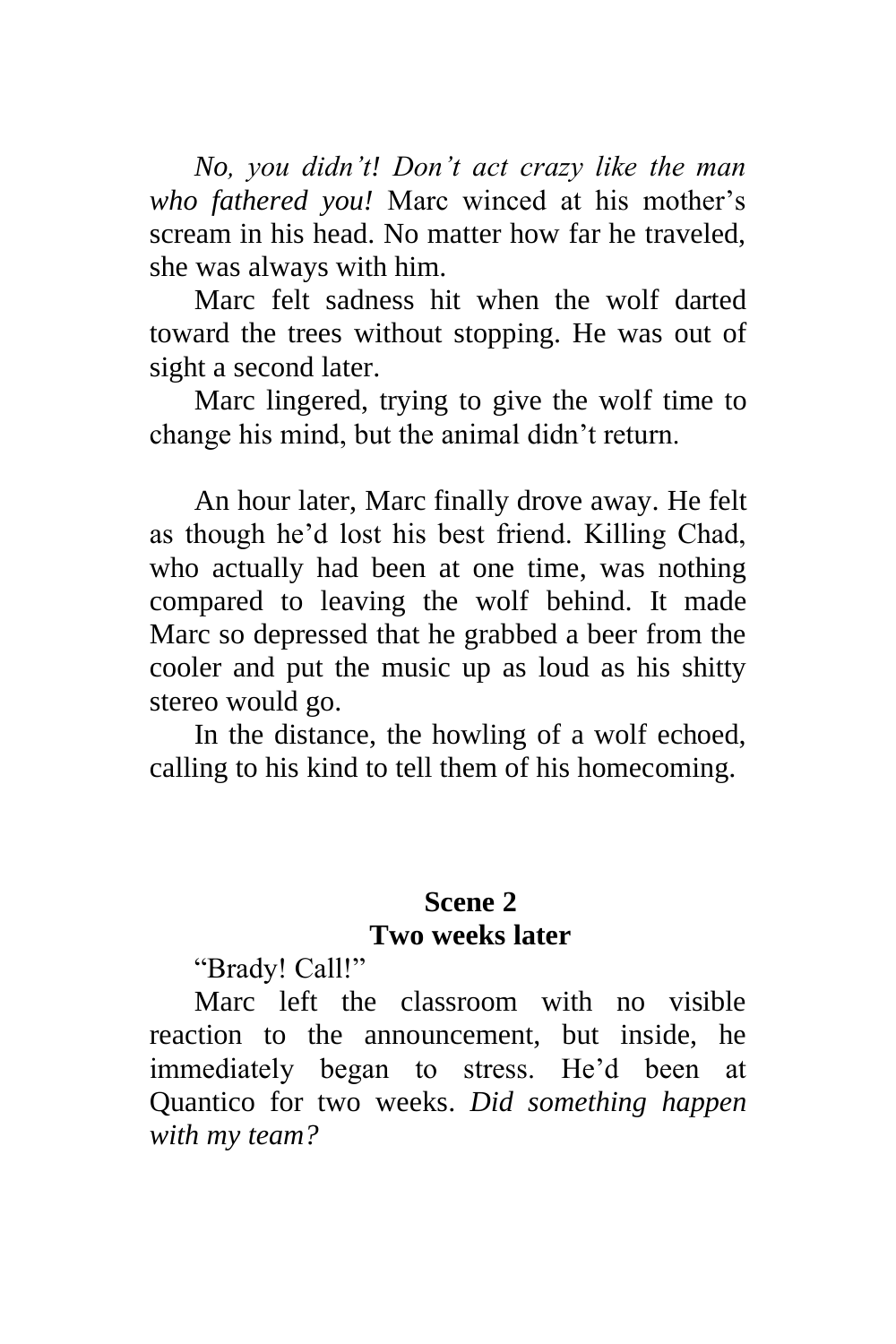*No, you didn't! Don't act crazy like the man who fathered you!* Marc winced at his mother's scream in his head. No matter how far he traveled, she was always with him.

Marc felt sadness hit when the wolf darted toward the trees without stopping. He was out of sight a second later.

Marc lingered, trying to give the wolf time to change his mind, but the animal didn't return.

An hour later, Marc finally drove away. He felt as though he'd lost his best friend. Killing Chad, who actually had been at one time, was nothing compared to leaving the wolf behind. It made Marc so depressed that he grabbed a beer from the cooler and put the music up as loud as his shitty stereo would go.

In the distance, the howling of a wolf echoed, calling to his kind to tell them of his homecoming.

## Scene 2
### Two weeks later

"Brady! Call!"

Marc left the classroom with no visible reaction to the announcement, but inside, he immediately began to stress. He'd been at Quantico for two weeks. *Did something happen with my team?*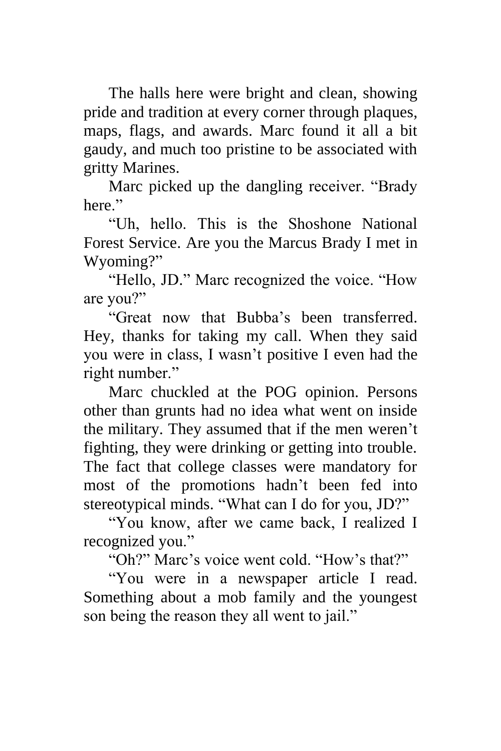The halls here were bright and clean, showing pride and tradition at every corner through plaques, maps, flags, and awards. Marc found it all a bit gaudy, and much too pristine to be associated with gritty Marines.

Marc picked up the dangling receiver. “Brady here.”

“Uh, hello. This is the Shoshone National Forest Service. Are you the Marcus Brady I met in Wyoming?”

“Hello, JD.” Marc recognized the voice. “How are you?”

“Great now that Bubba’s been transferred. Hey, thanks for taking my call. When they said you were in class, I wasn’t positive I even had the right number.”

Marc chuckled at the POG opinion. Persons other than grunts had no idea what went on inside the military. They assumed that if the men weren’t fighting, they were drinking or getting into trouble. The fact that college classes were mandatory for most of the promotions hadn’t been fed into stereotypical minds. “What can I do for you, JD?”

“You know, after we came back, I realized I recognized you.”

“Oh?” Marc’s voice went cold. “How’s that?”

“You were in a newspaper article I read. Something about a mob family and the youngest son being the reason they all went to jail.”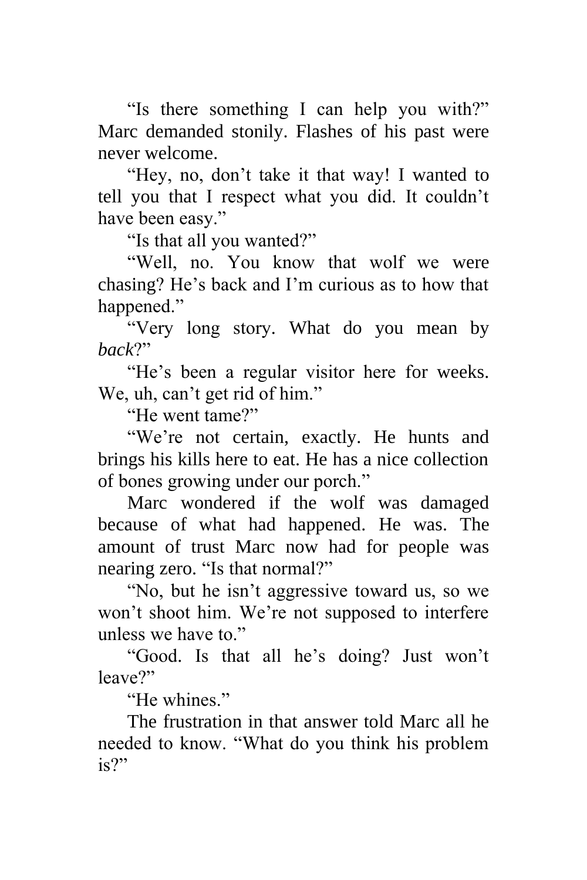“Is there something I can help you with?” Marc demanded stonily. Flashes of his past were never welcome.

“Hey, no, don’t take it that way! I wanted to tell you that I respect what you did. It couldn’t have been easy.”

“Is that all you wanted?”

“Well, no. You know that wolf we were chasing? He’s back and I’m curious as to how that happened.”

“Very long story. What do you mean by *back*?”

“He’s been a regular visitor here for weeks. We, uh, can’t get rid of him.”

“He went tame?”

“We’re not certain, exactly. He hunts and brings his kills here to eat. He has a nice collection of bones growing under our porch.”

Marc wondered if the wolf was damaged because of what had happened. He was. The amount of trust Marc now had for people was nearing zero. “Is that normal?”

“No, but he isn’t aggressive toward us, so we won’t shoot him. We’re not supposed to interfere unless we have to.”

“Good. Is that all he’s doing? Just won’t leave?”

“He whines.”

The frustration in that answer told Marc all he needed to know. “What do you think his problem is?”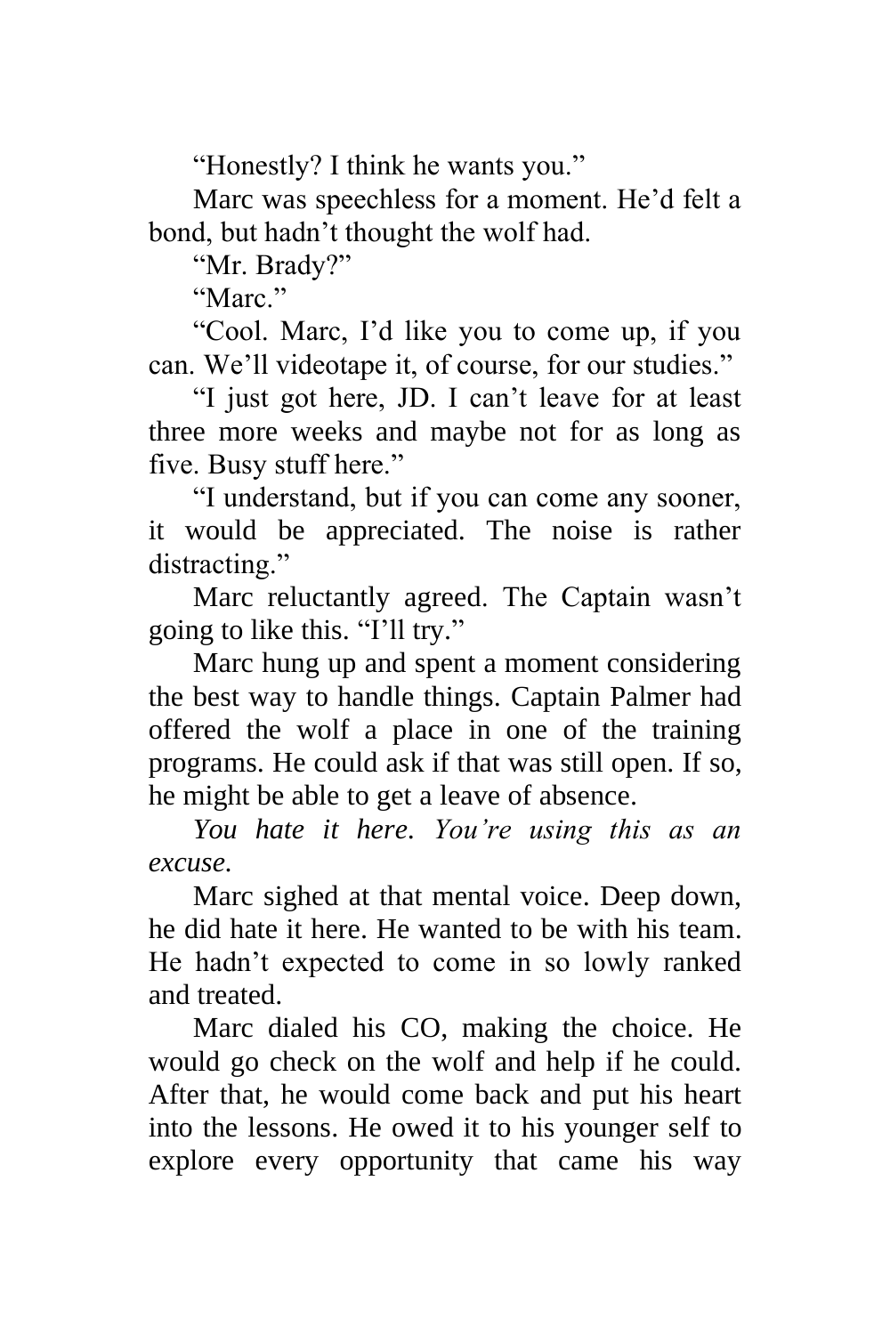“Honestly? I think he wants you.”

Marc was speechless for a moment. He’d felt a bond, but hadn’t thought the wolf had.

“Mr. Brady?”

“Marc.”

“Cool. Marc, I’d like you to come up, if you can. We’ll videotape it, of course, for our studies.”

“I just got here, JD. I can’t leave for at least three more weeks and maybe not for as long as five. Busy stuff here.”

“I understand, but if you can come any sooner, it would be appreciated. The noise is rather distracting.”

Marc reluctantly agreed. The Captain wasn’t going to like this. “I’ll try.”

Marc hung up and spent a moment considering the best way to handle things. Captain Palmer had offered the wolf a place in one of the training programs. He could ask if that was still open. If so, he might be able to get a leave of absence.

*You hate it here. You’re using this as an excuse.*

Marc sighed at that mental voice. Deep down, he did hate it here. He wanted to be with his team. He hadn’t expected to come in so lowly ranked and treated.

Marc dialed his CO, making the choice. He would go check on the wolf and help if he could. After that, he would come back and put his heart into the lessons. He owed it to his younger self to explore every opportunity that came his way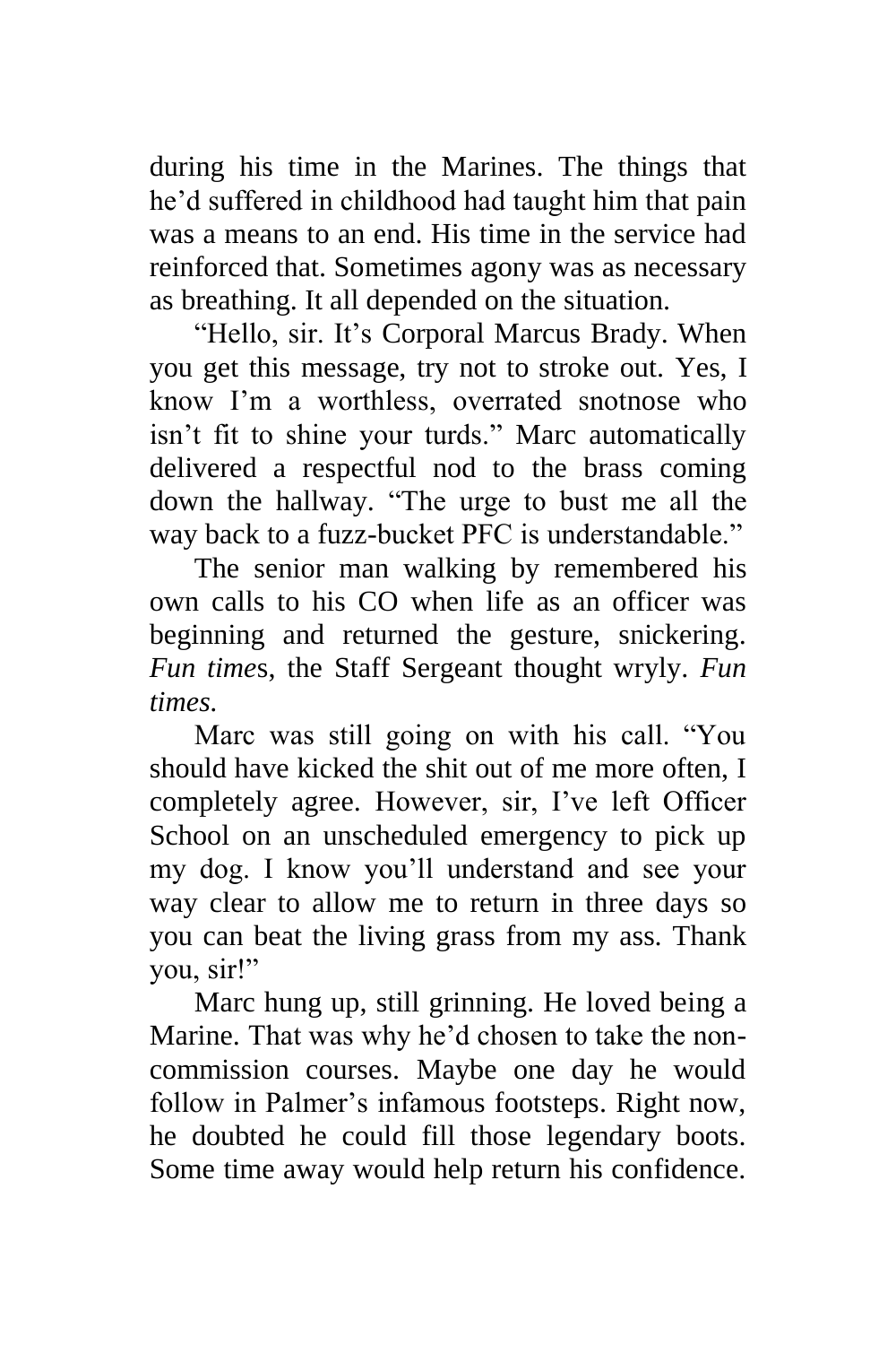during his time in the Marines. The things that he'd suffered in childhood had taught him that pain was a means to an end. His time in the service had reinforced that. Sometimes agony was as necessary as breathing. It all depended on the situation.

"Hello, sir. It's Corporal Marcus Brady. When you get this message, try not to stroke out. Yes, I know I'm a worthless, overrated snotnose who isn't fit to shine your turds." Marc automatically delivered a respectful nod to the brass coming down the hallway. "The urge to bust me all the way back to a fuzz-bucket PFC is understandable."

The senior man walking by remembered his own calls to his CO when life as an officer was beginning and returned the gesture, snickering. *Fun times*, the Staff Sergeant thought wryly. *Fun times.*

Marc was still going on with his call. "You should have kicked the shit out of me more often, I completely agree. However, sir, I've left Officer School on an unscheduled emergency to pick up my dog. I know you'll understand and see your way clear to allow me to return in three days so you can beat the living grass from my ass. Thank you, sir!"

Marc hung up, still grinning. He loved being a Marine. That was why he'd chosen to take the non-commission courses. Maybe one day he would follow in Palmer's infamous footsteps. Right now, he doubted he could fill those legendary boots. Some time away would help return his confidence.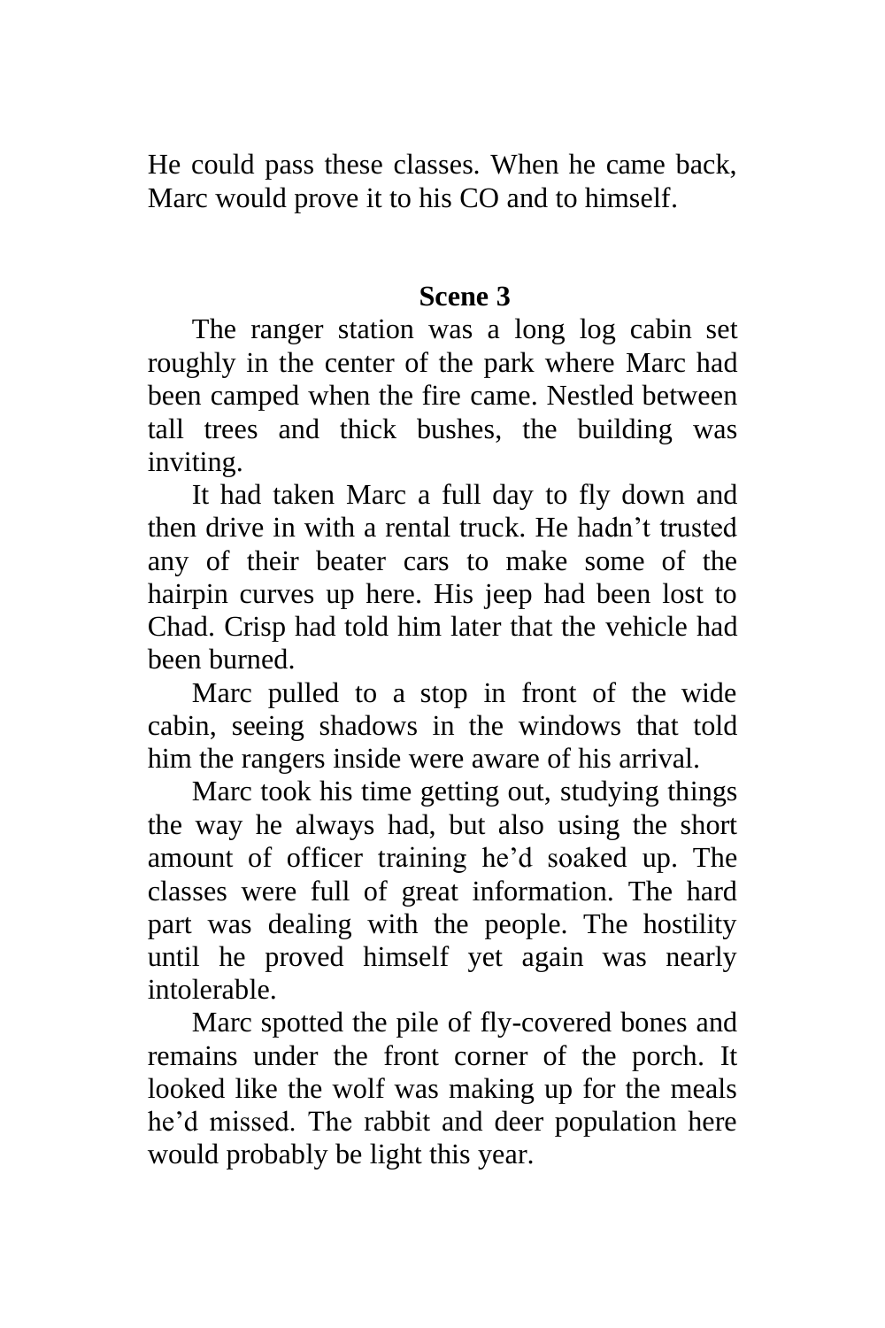He could pass these classes. When he came back, Marc would prove it to his CO and to himself.

## Scene 3

The ranger station was a long log cabin set roughly in the center of the park where Marc had been camped when the fire came. Nestled between tall trees and thick bushes, the building was inviting.

It had taken Marc a full day to fly down and then drive in with a rental truck. He hadn't trusted any of their beater cars to make some of the hairpin curves up here. His jeep had been lost to Chad. Crisp had told him later that the vehicle had been burned.

Marc pulled to a stop in front of the wide cabin, seeing shadows in the windows that told him the rangers inside were aware of his arrival.

Marc took his time getting out, studying things the way he always had, but also using the short amount of officer training he'd soaked up. The classes were full of great information. The hard part was dealing with the people. The hostility until he proved himself yet again was nearly intolerable.

Marc spotted the pile of fly-covered bones and remains under the front corner of the porch. It looked like the wolf was making up for the meals he'd missed. The rabbit and deer population here would probably be light this year.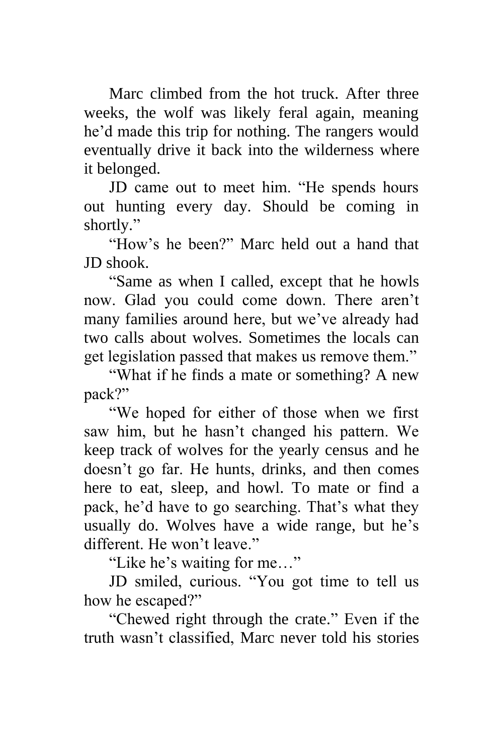Marc climbed from the hot truck. After three weeks, the wolf was likely feral again, meaning he'd made this trip for nothing. The rangers would eventually drive it back into the wilderness where it belonged.

JD came out to meet him. "He spends hours out hunting every day. Should be coming in shortly."

"How's he been?" Marc held out a hand that JD shook.

"Same as when I called, except that he howls now. Glad you could come down. There aren't many families around here, but we've already had two calls about wolves. Sometimes the locals can get legislation passed that makes us remove them."

"What if he finds a mate or something? A new pack?"

"We hoped for either of those when we first saw him, but he hasn't changed his pattern. We keep track of wolves for the yearly census and he doesn't go far. He hunts, drinks, and then comes here to eat, sleep, and howl. To mate or find a pack, he'd have to go searching. That's what they usually do. Wolves have a wide range, but he's different. He won't leave."

"Like he's waiting for me…"

JD smiled, curious. "You got time to tell us how he escaped?"

"Chewed right through the crate." Even if the truth wasn't classified, Marc never told his stories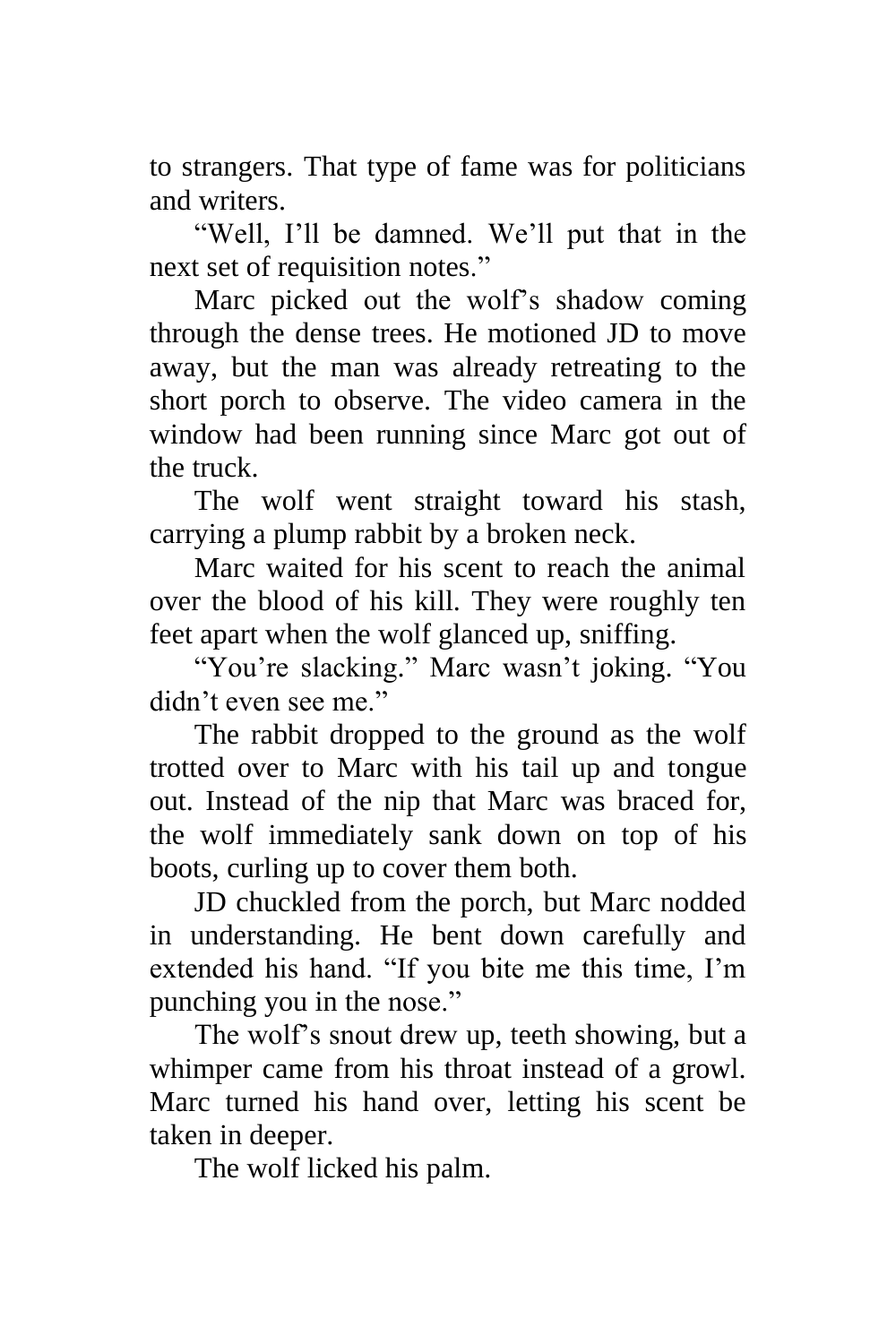to strangers. That type of fame was for politicians and writers.

"Well, I'll be damned. We'll put that in the next set of requisition notes."

Marc picked out the wolf's shadow coming through the dense trees. He motioned JD to move away, but the man was already retreating to the short porch to observe. The video camera in the window had been running since Marc got out of the truck.

The wolf went straight toward his stash, carrying a plump rabbit by a broken neck.

Marc waited for his scent to reach the animal over the blood of his kill. They were roughly ten feet apart when the wolf glanced up, sniffing.

"You're slacking." Marc wasn't joking. "You didn't even see me."

The rabbit dropped to the ground as the wolf trotted over to Marc with his tail up and tongue out. Instead of the nip that Marc was braced for, the wolf immediately sank down on top of his boots, curling up to cover them both.

JD chuckled from the porch, but Marc nodded in understanding. He bent down carefully and extended his hand. "If you bite me this time, I'm punching you in the nose."

The wolf's snout drew up, teeth showing, but a whimper came from his throat instead of a growl. Marc turned his hand over, letting his scent be taken in deeper.

The wolf licked his palm.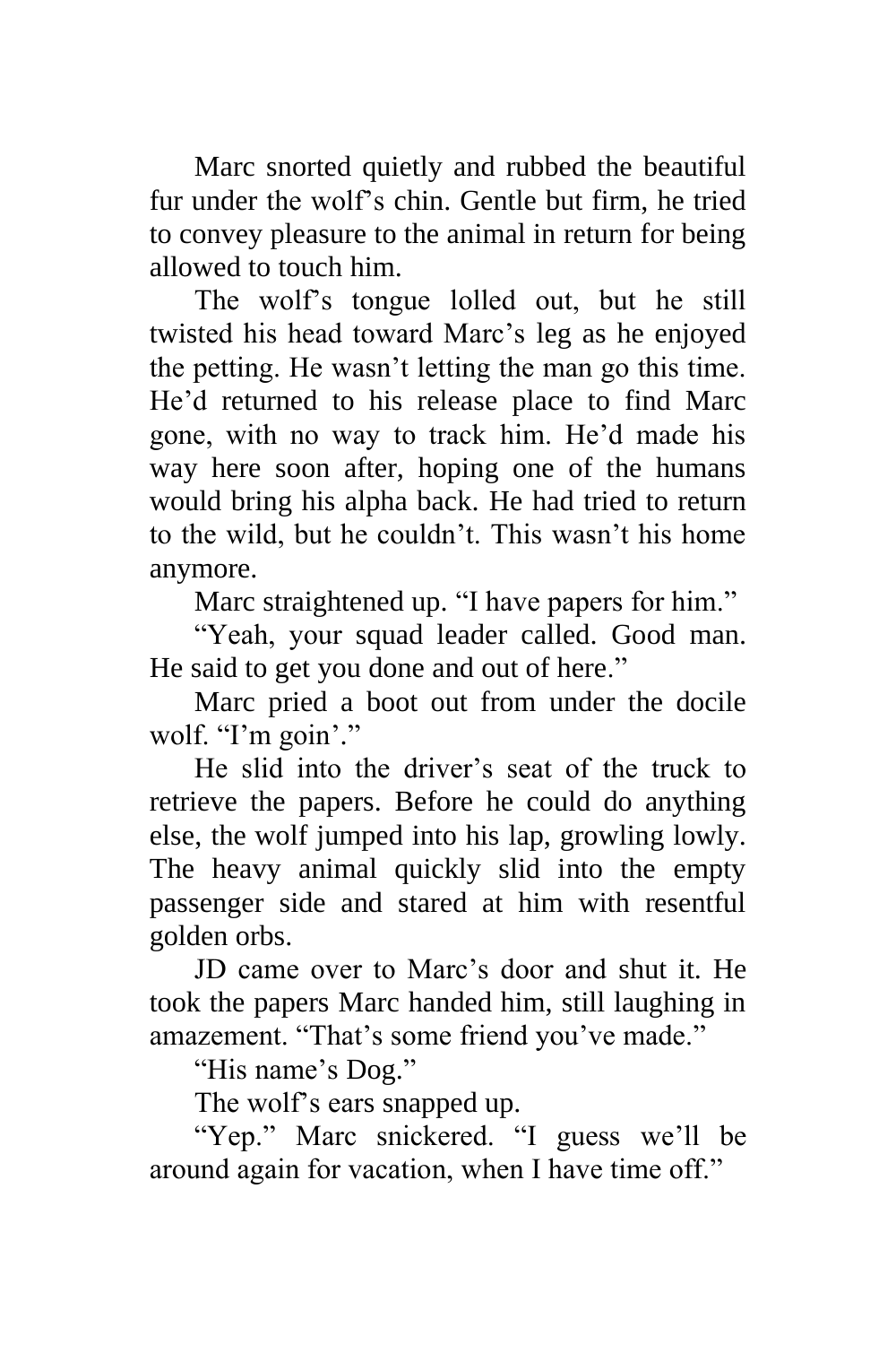Marc snorted quietly and rubbed the beautiful fur under the wolf's chin. Gentle but firm, he tried to convey pleasure to the animal in return for being allowed to touch him.

The wolf's tongue lolled out, but he still twisted his head toward Marc's leg as he enjoyed the petting. He wasn't letting the man go this time. He'd returned to his release place to find Marc gone, with no way to track him. He'd made his way here soon after, hoping one of the humans would bring his alpha back. He had tried to return to the wild, but he couldn't. This wasn't his home anymore.

Marc straightened up. "I have papers for him."

"Yeah, your squad leader called. Good man. He said to get you done and out of here."

Marc pried a boot out from under the docile wolf. "I'm goin'."

He slid into the driver's seat of the truck to retrieve the papers. Before he could do anything else, the wolf jumped into his lap, growling lowly. The heavy animal quickly slid into the empty passenger side and stared at him with resentful golden orbs.

JD came over to Marc's door and shut it. He took the papers Marc handed him, still laughing in amazement. "That's some friend you've made."

"His name's Dog."

The wolf's ears snapped up.

"Yep." Marc snickered. "I guess we'll be around again for vacation, when I have time off."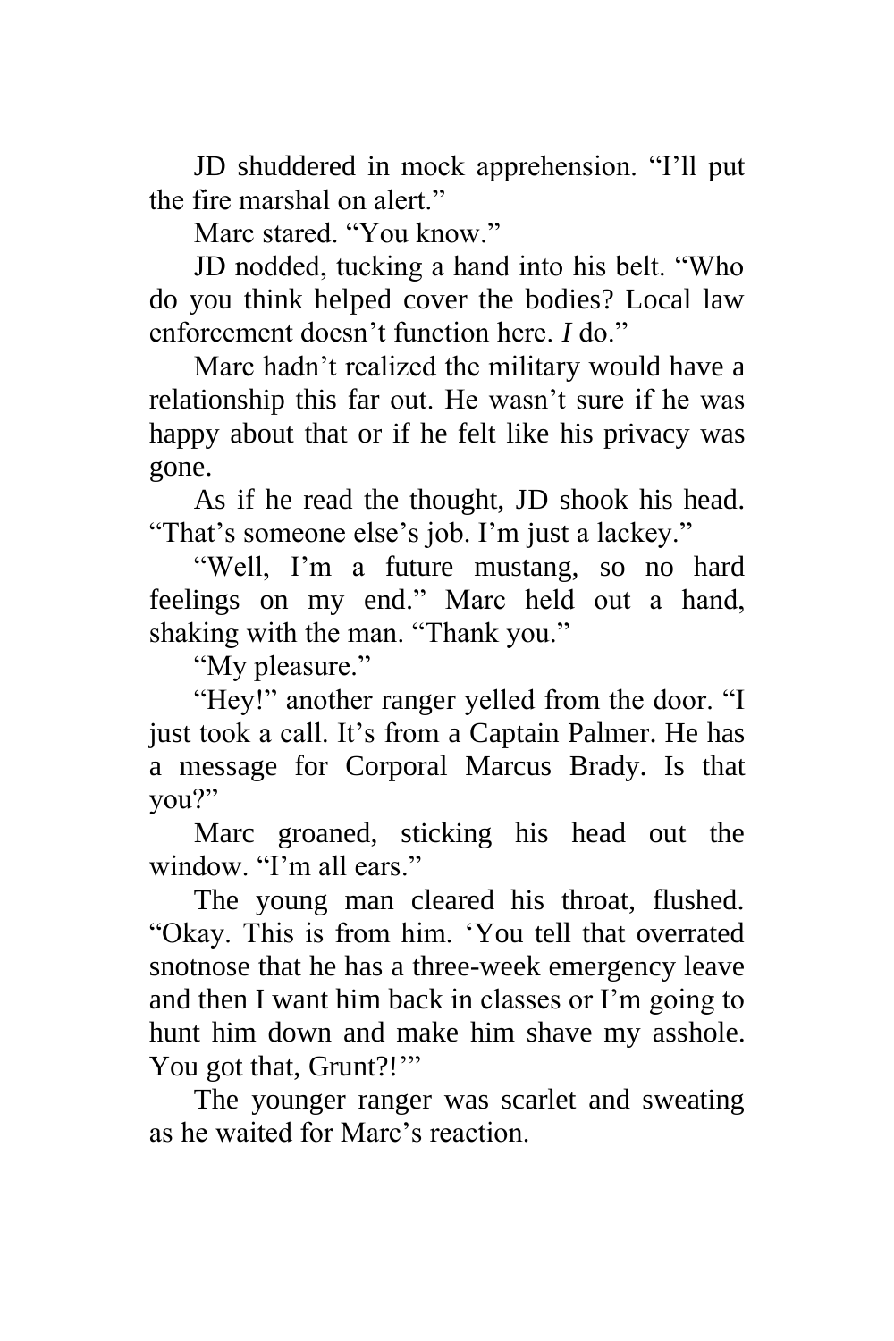JD shuddered in mock apprehension. "I'll put the fire marshal on alert."

Marc stared. "You know."

JD nodded, tucking a hand into his belt. "Who do you think helped cover the bodies? Local law enforcement doesn't function here. *I* do."

Marc hadn't realized the military would have a relationship this far out. He wasn't sure if he was happy about that or if he felt like his privacy was gone.

As if he read the thought, JD shook his head. "That's someone else's job. I'm just a lackey."

"Well, I'm a future mustang, so no hard feelings on my end." Marc held out a hand, shaking with the man. "Thank you."

"My pleasure."

"Hey!" another ranger yelled from the door. "I just took a call. It's from a Captain Palmer. He has a message for Corporal Marcus Brady. Is that you?"

Marc groaned, sticking his head out the window. "I'm all ears."

The young man cleared his throat, flushed. "Okay. This is from him. 'You tell that overrated snotnose that he has a three-week emergency leave and then I want him back in classes or I'm going to hunt him down and make him shave my asshole. You got that, Grunt?!'"

The younger ranger was scarlet and sweating as he waited for Marc's reaction.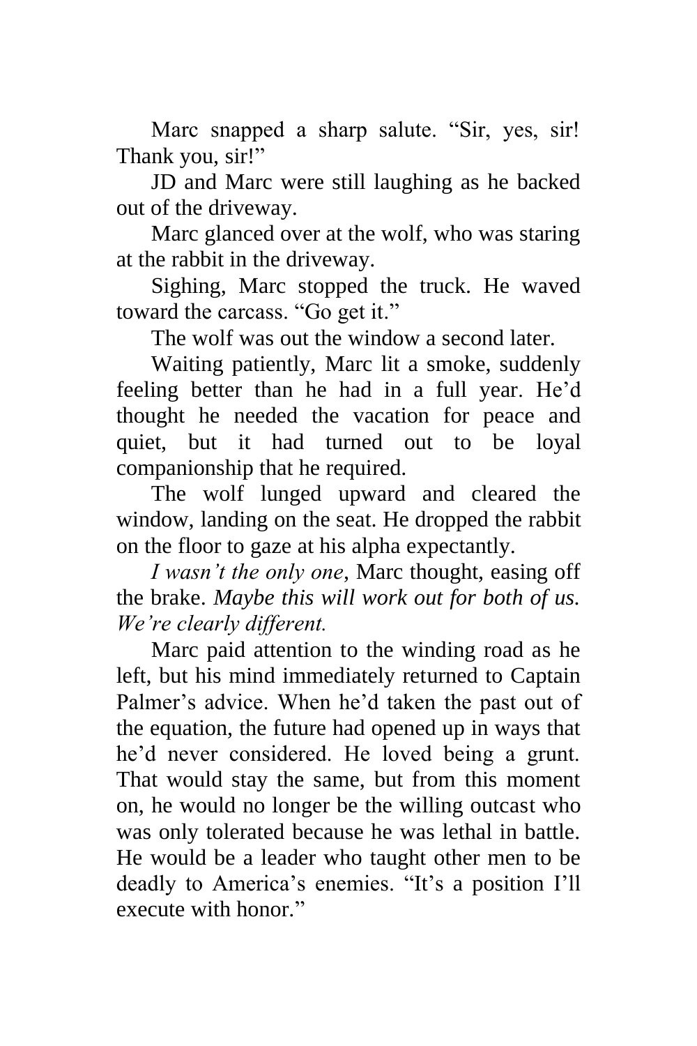Marc snapped a sharp salute. “Sir, yes, sir! Thank you, sir!”

JD and Marc were still laughing as he backed out of the driveway.

Marc glanced over at the wolf, who was staring at the rabbit in the driveway.

Sighing, Marc stopped the truck. He waved toward the carcass. “Go get it.”

The wolf was out the window a second later.

Waiting patiently, Marc lit a smoke, suddenly feeling better than he had in a full year. He’d thought he needed the vacation for peace and quiet, but it had turned out to be loyal companionship that he required.

The wolf lunged upward and cleared the window, landing on the seat. He dropped the rabbit on the floor to gaze at his alpha expectantly.

*I wasn’t the only one*, Marc thought, easing off the brake. *Maybe this will work out for both of us. We’re clearly different.*

Marc paid attention to the winding road as he left, but his mind immediately returned to Captain Palmer’s advice. When he’d taken the past out of the equation, the future had opened up in ways that he’d never considered. He loved being a grunt. That would stay the same, but from this moment on, he would no longer be the willing outcast who was only tolerated because he was lethal in battle. He would be a leader who taught other men to be deadly to America’s enemies. “It’s a position I’ll execute with honor.”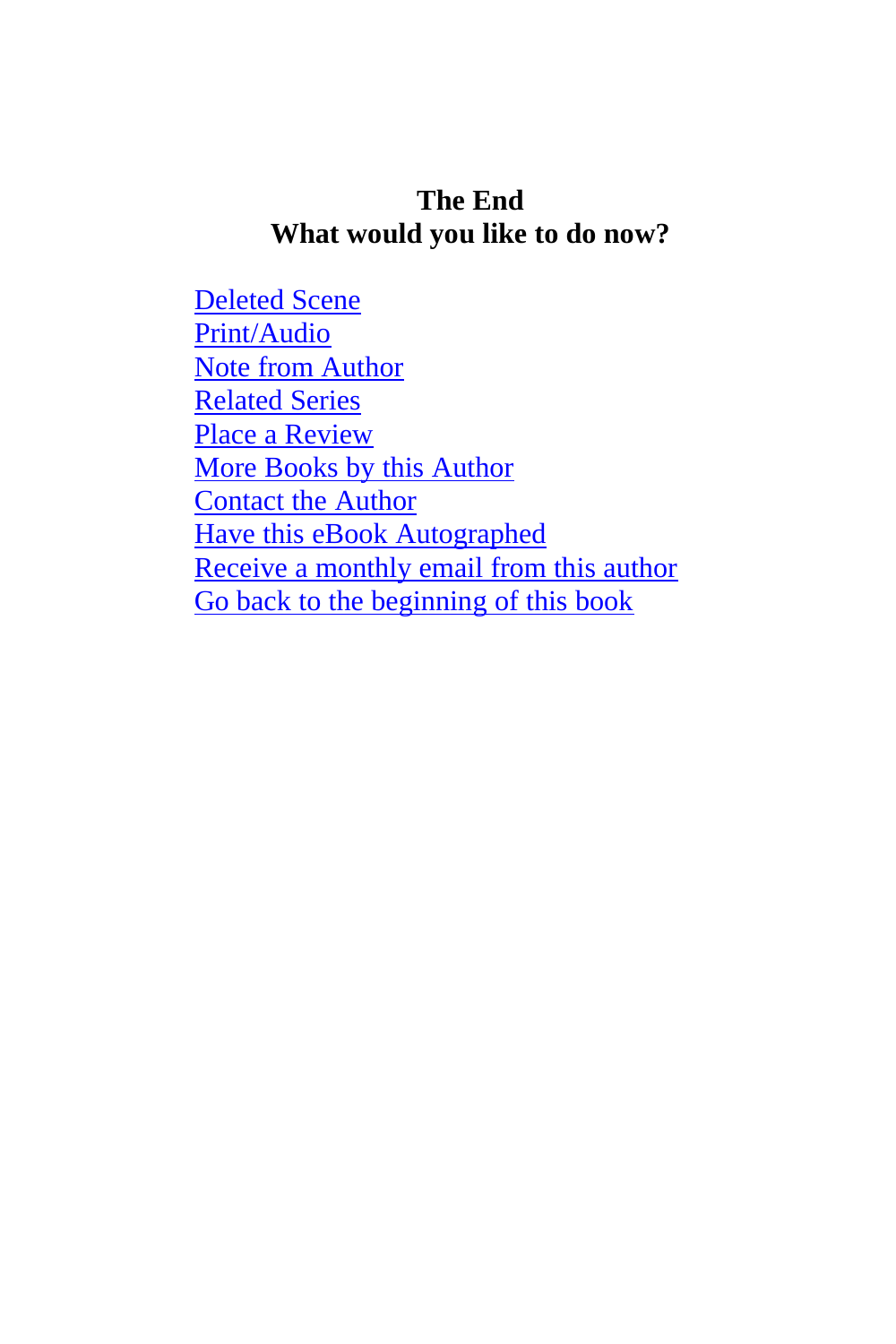**The End**

**What would you like to do now?**

Deleted Scene
Print/Audio
Note from Author
Related Series
Place a Review
More Books by this Author
Contact the Author
Have this eBook Autographed
Receive a monthly email from this author
Go back to the beginning of this book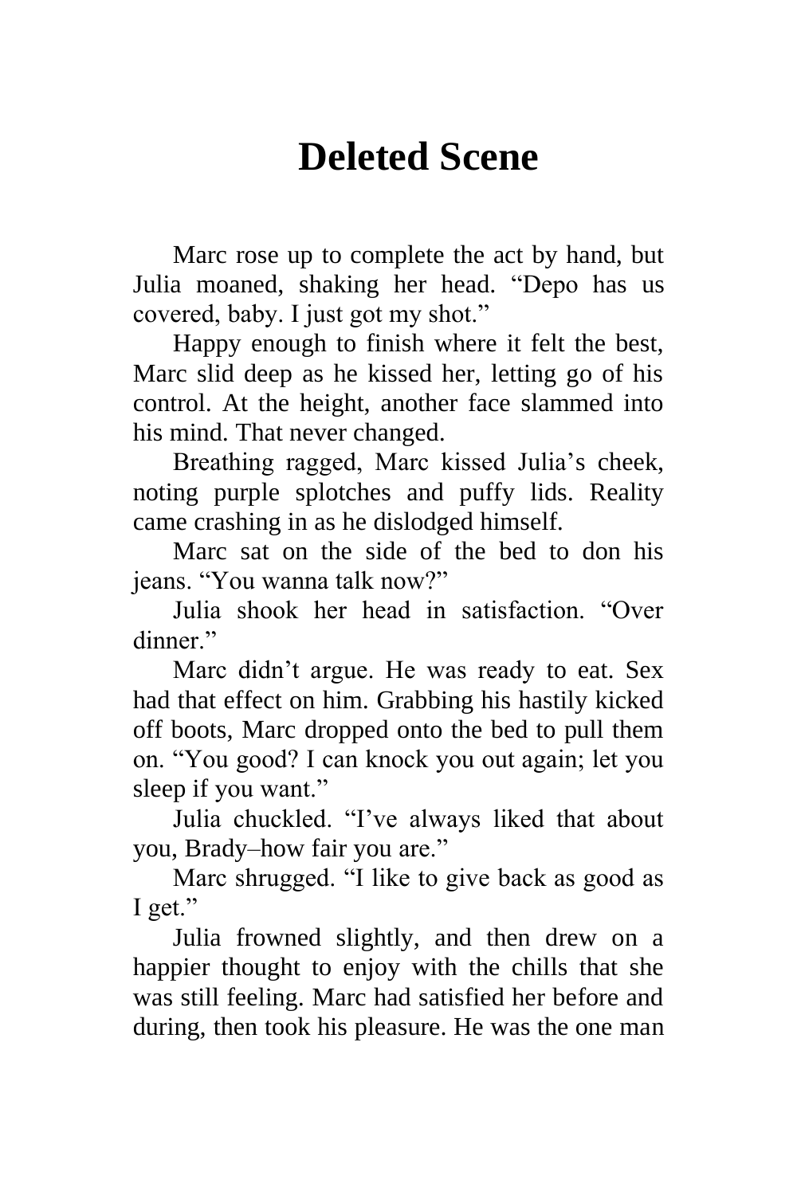# Deleted Scene

Marc rose up to complete the act by hand, but Julia moaned, shaking her head. "Depo has us covered, baby. I just got my shot."

Happy enough to finish where it felt the best, Marc slid deep as he kissed her, letting go of his control. At the height, another face slammed into his mind. That never changed.

Breathing ragged, Marc kissed Julia's cheek, noting purple splotches and puffy lids. Reality came crashing in as he dislodged himself.

Marc sat on the side of the bed to don his jeans. "You wanna talk now?"

Julia shook her head in satisfaction. "Over dinner."

Marc didn't argue. He was ready to eat. Sex had that effect on him. Grabbing his hastily kicked off boots, Marc dropped onto the bed to pull them on. "You good? I can knock you out again; let you sleep if you want."

Julia chuckled. "I've always liked that about you, Brady–how fair you are."

Marc shrugged. "I like to give back as good as I get."

Julia frowned slightly, and then drew on a happier thought to enjoy with the chills that she was still feeling. Marc had satisfied her before and during, then took his pleasure. He was the one man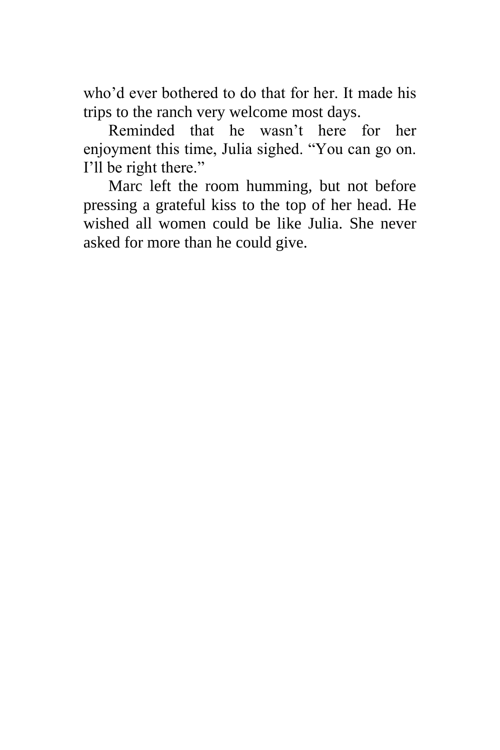who'd ever bothered to do that for her. It made his trips to the ranch very welcome most days.

Reminded that he wasn't here for her enjoyment this time, Julia sighed. "You can go on. I'll be right there."

Marc left the room humming, but not before pressing a grateful kiss to the top of her head. He wished all women could be like Julia. She never asked for more than he could give.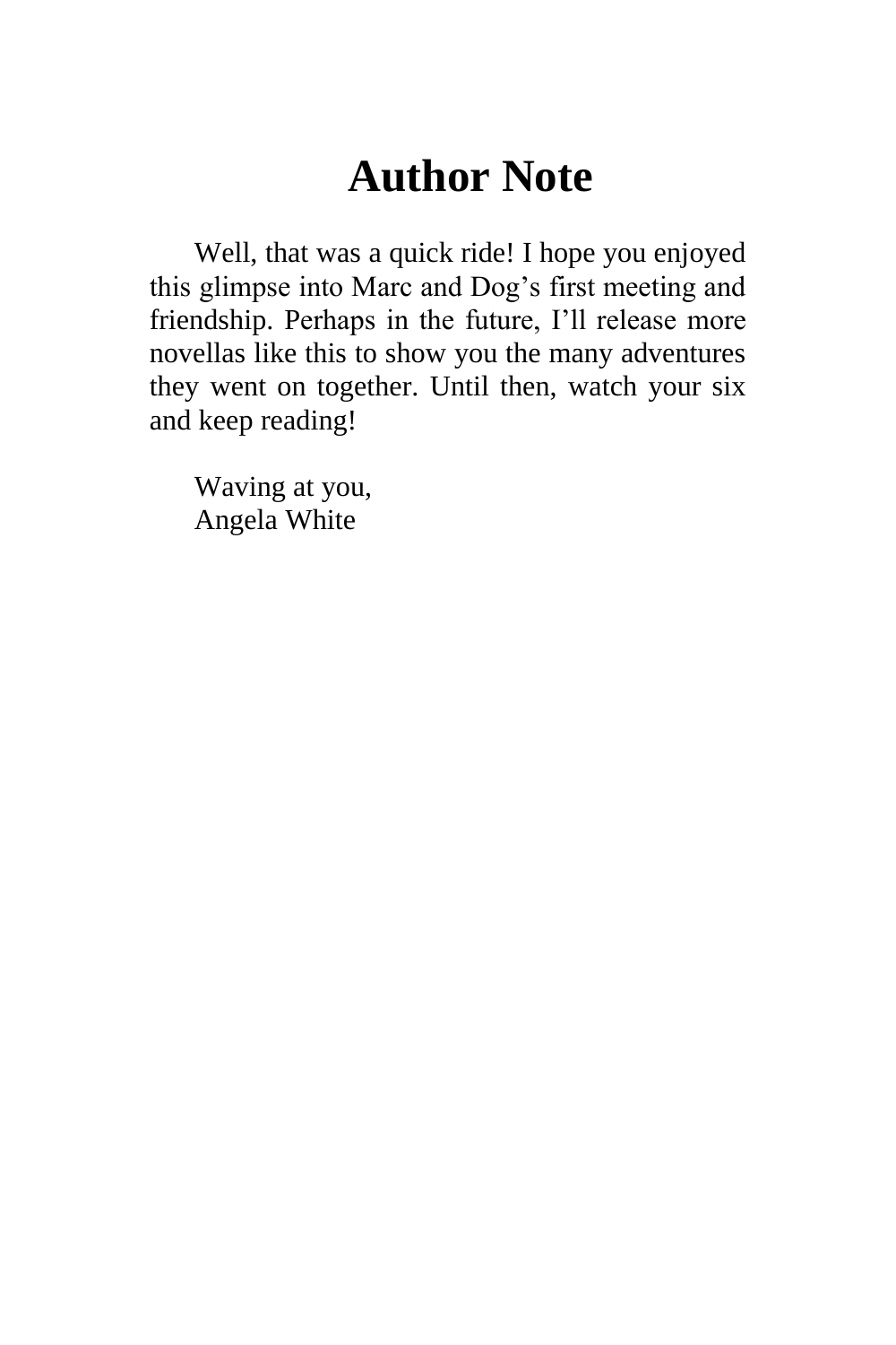# Author Note

Well, that was a quick ride! I hope you enjoyed this glimpse into Marc and Dog's first meeting and friendship. Perhaps in the future, I'll release more novellas like this to show you the many adventures they went on together. Until then, watch your six and keep reading!

Waving at you,  
Angela White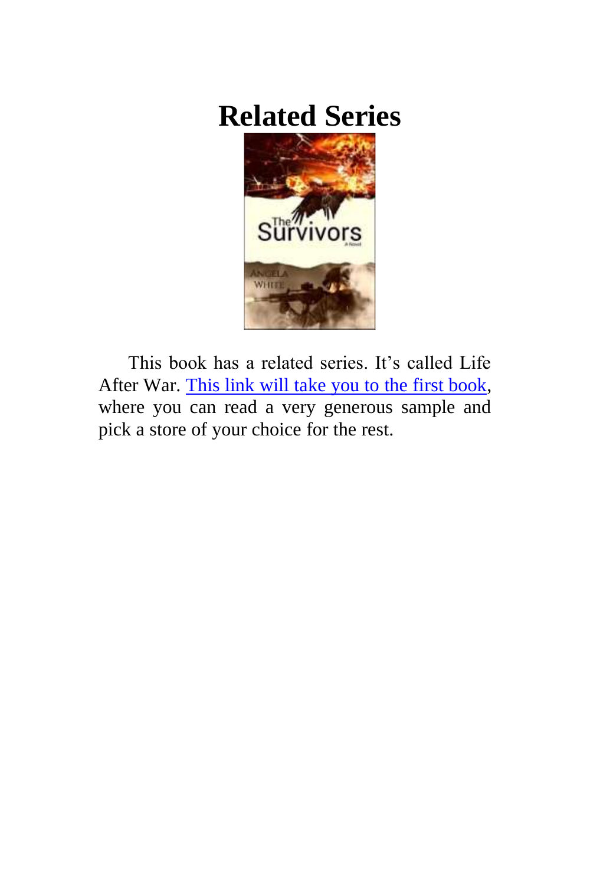# Related Series

This book has a related series. It's called Life After War. This link will take you to the first book, where you can read a very generous sample and pick a store of your choice for the rest.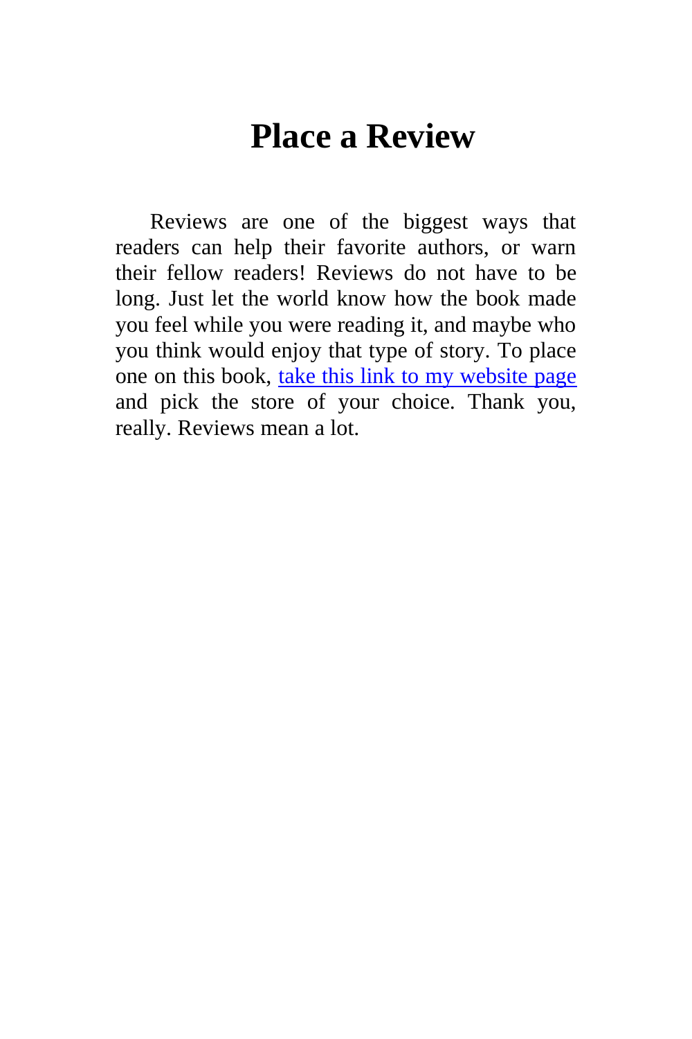# Place a Review

Reviews are one of the biggest ways that readers can help their favorite authors, or warn their fellow readers! Reviews do not have to be long. Just let the world know how the book made you feel while you were reading it, and maybe who you think would enjoy that type of story. To place one on this book, take this link to my website page and pick the store of your choice. Thank you, really. Reviews mean a lot.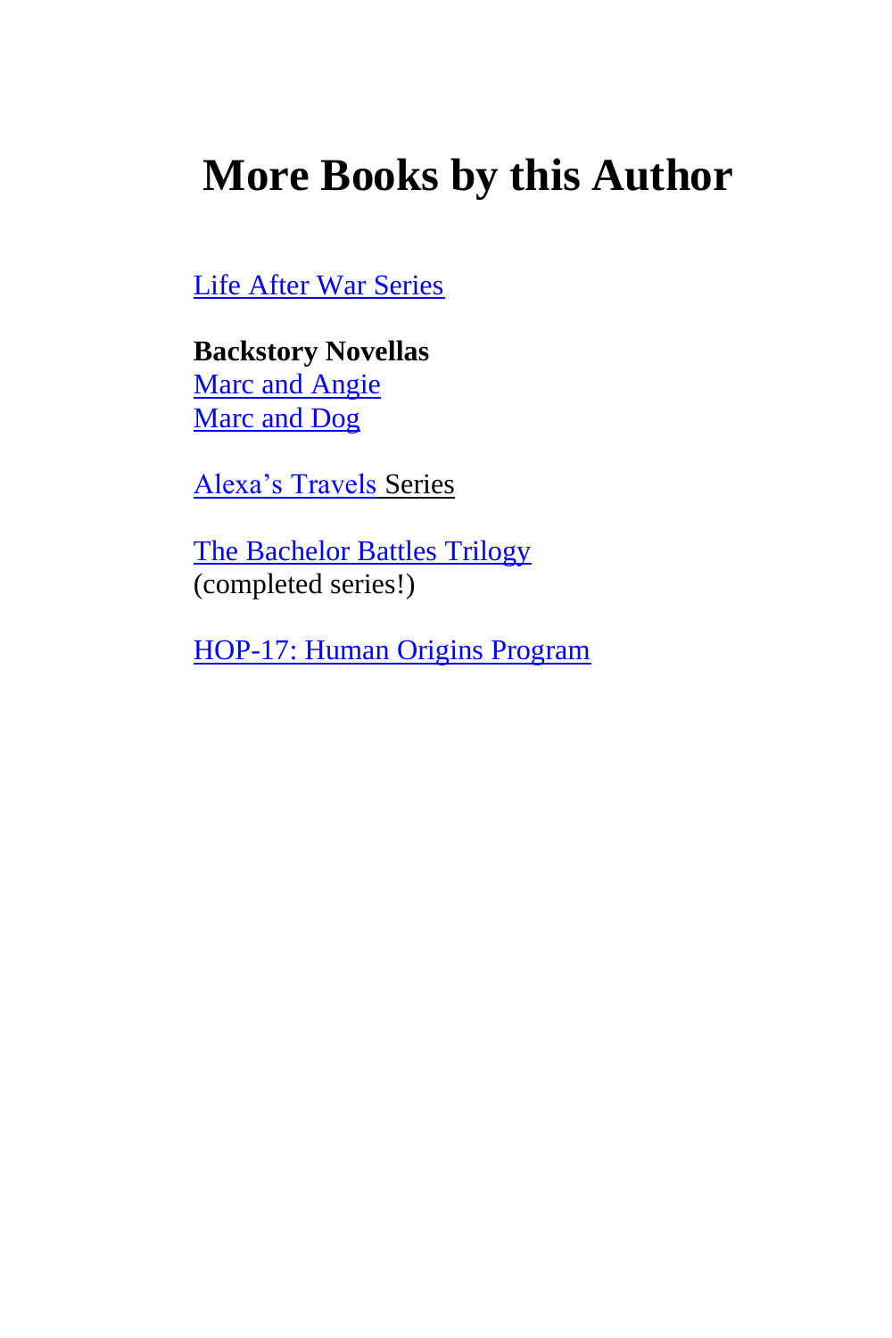# More Books by this Author

Life After War Series

**Backstory Novellas**
Marc and Angie
Marc and Dog

Alexa's Travels Series

The Bachelor Battles Trilogy
(completed series!)

HOP-17: Human Origins Program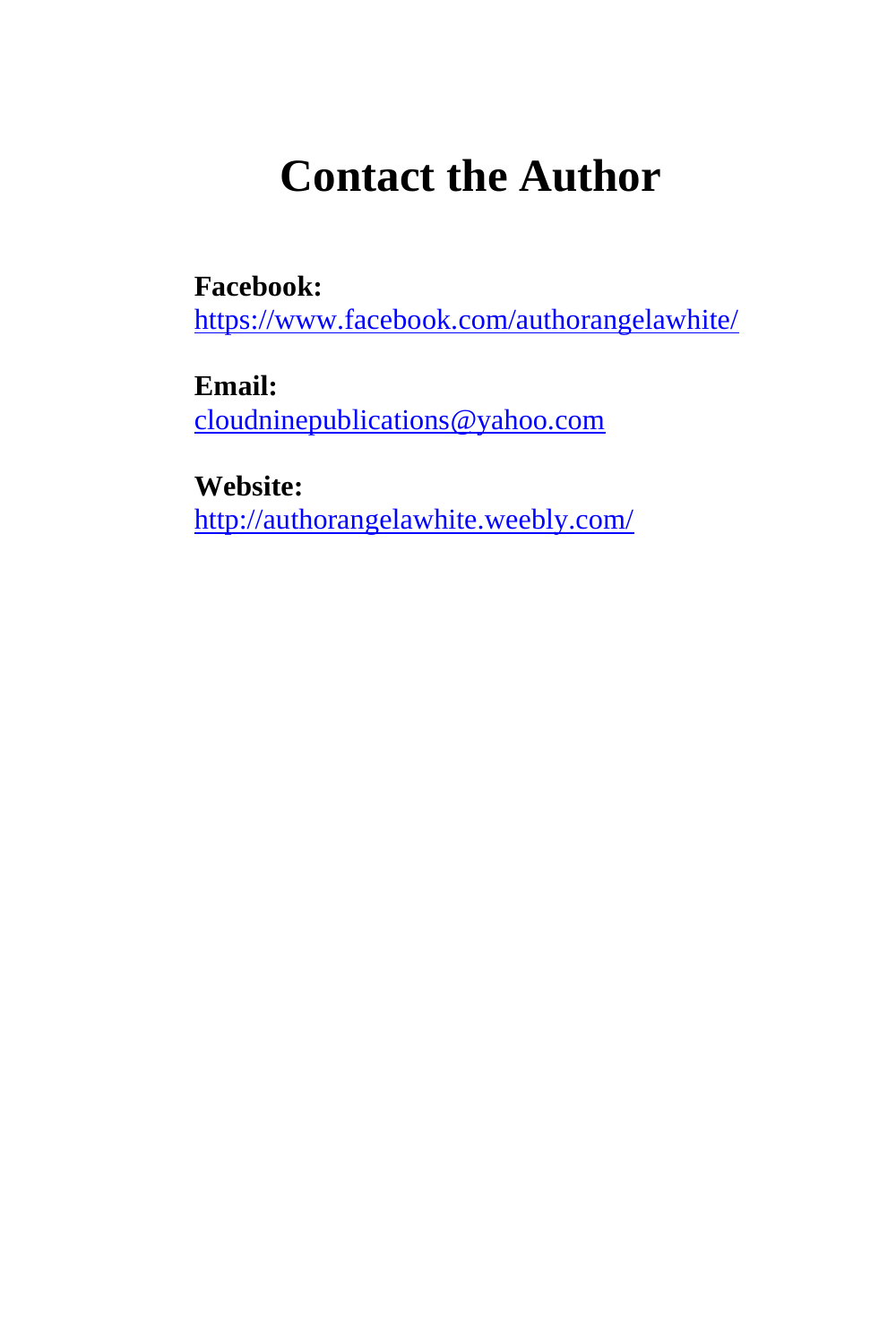# Contact the Author

**Facebook:**
https://www.facebook.com/authorangelawhite/

**Email:**
cloudninepublications@yahoo.com

**Website:**
http://authorangelawhite.weebly.com/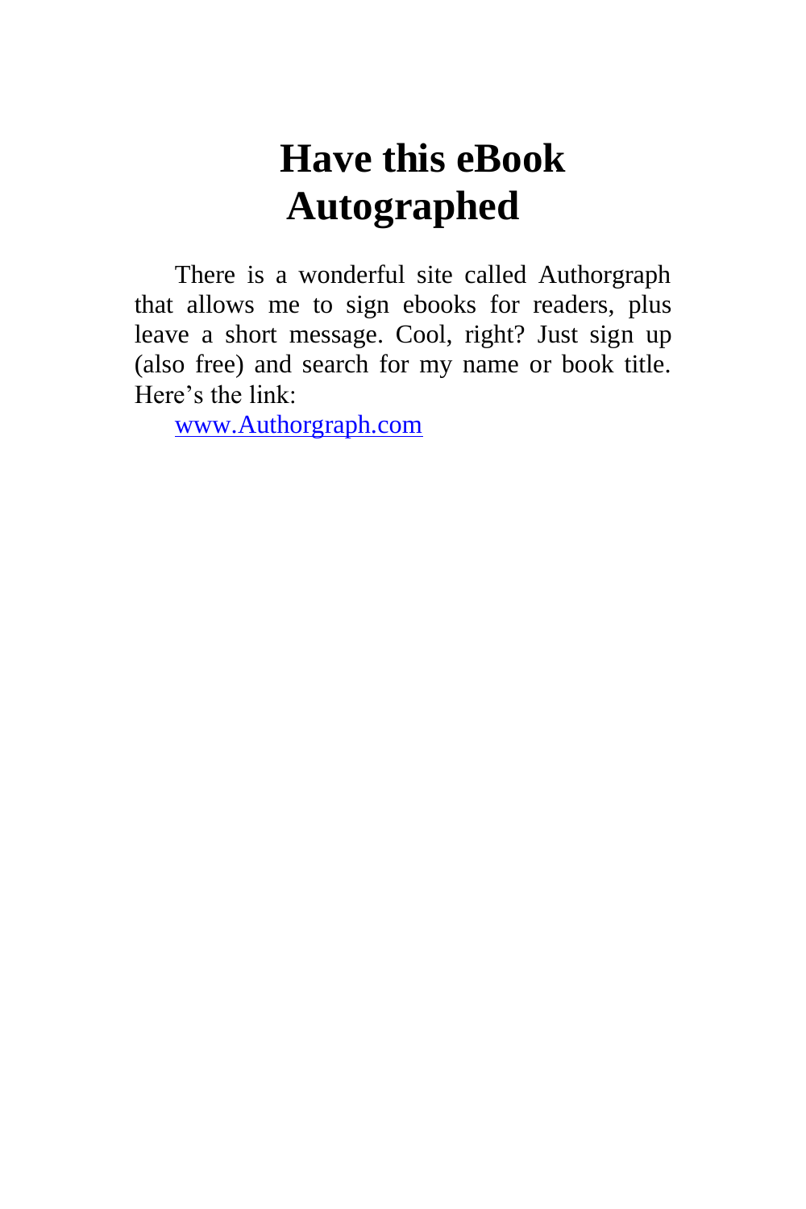# Have this eBook Autographed

There is a wonderful site called Authorgraph that allows me to sign ebooks for readers, plus leave a short message. Cool, right? Just sign up (also free) and search for my name or book title. Here’s the link:

www.Authorgraph.com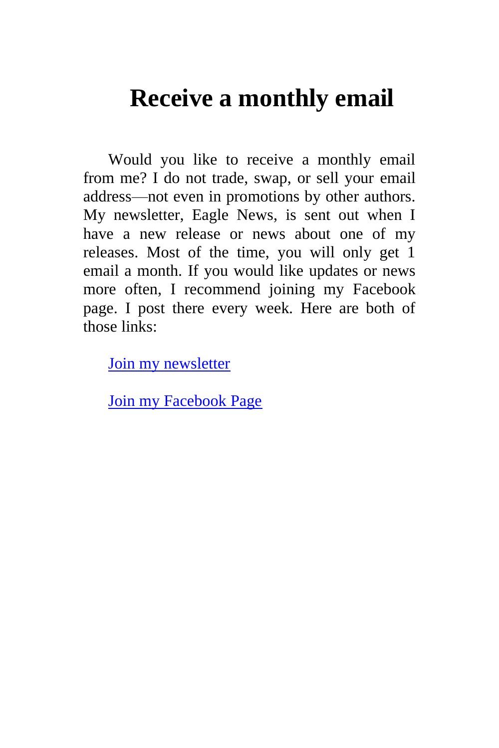# Receive a monthly email

Would you like to receive a monthly email from me? I do not trade, swap, or sell your email address—not even in promotions by other authors. My newsletter, Eagle News, is sent out when I have a new release or news about one of my releases. Most of the time, you will only get 1 email a month. If you would like updates or news more often, I recommend joining my Facebook page. I post there every week. Here are both of those links:

Join my newsletter

Join my Facebook Page